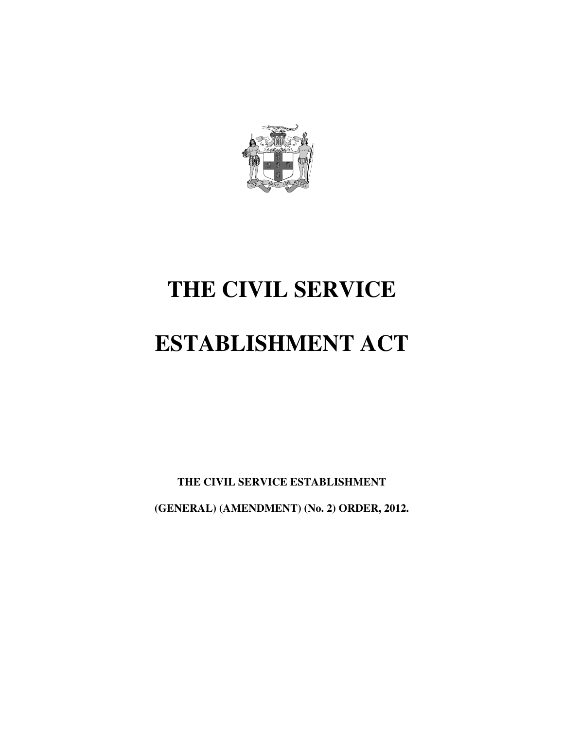# THE CIVIL SERVICE

# ESTABLISHMENT ACT

**THE CIVIL SERVICE ESTABLISHMENT**

**(GENERAL) (AMENDMENT) (No. 2) ORDER, 2012.**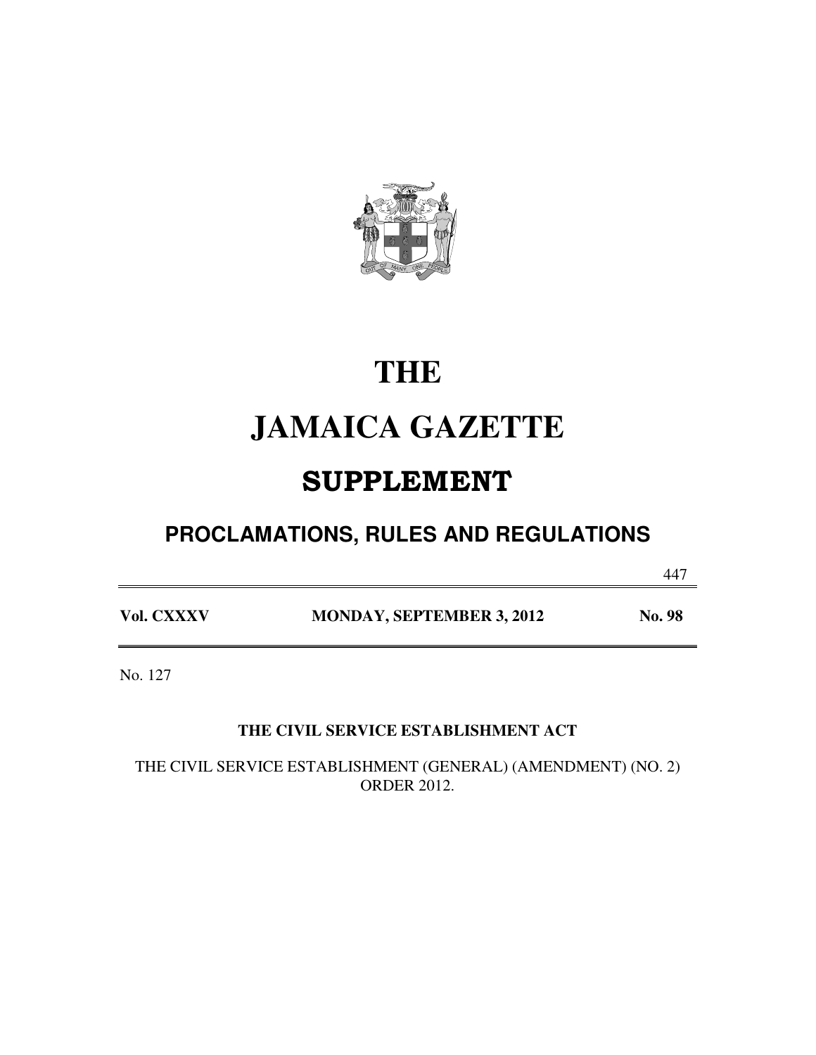# THE

# JAMAICA GAZETTE

## SUPPLEMENT

### PROCLAMATIONS, RULES AND REGULATIONS

**Vol. CXXXV** **MONDAY, SEPTEMBER 3, 2012** **No. 98**

No. 127

**THE CIVIL SERVICE ESTABLISHMENT ACT**

THE CIVIL SERVICE ESTABLISHMENT (GENERAL) (AMENDMENT) (NO. 2) ORDER 2012.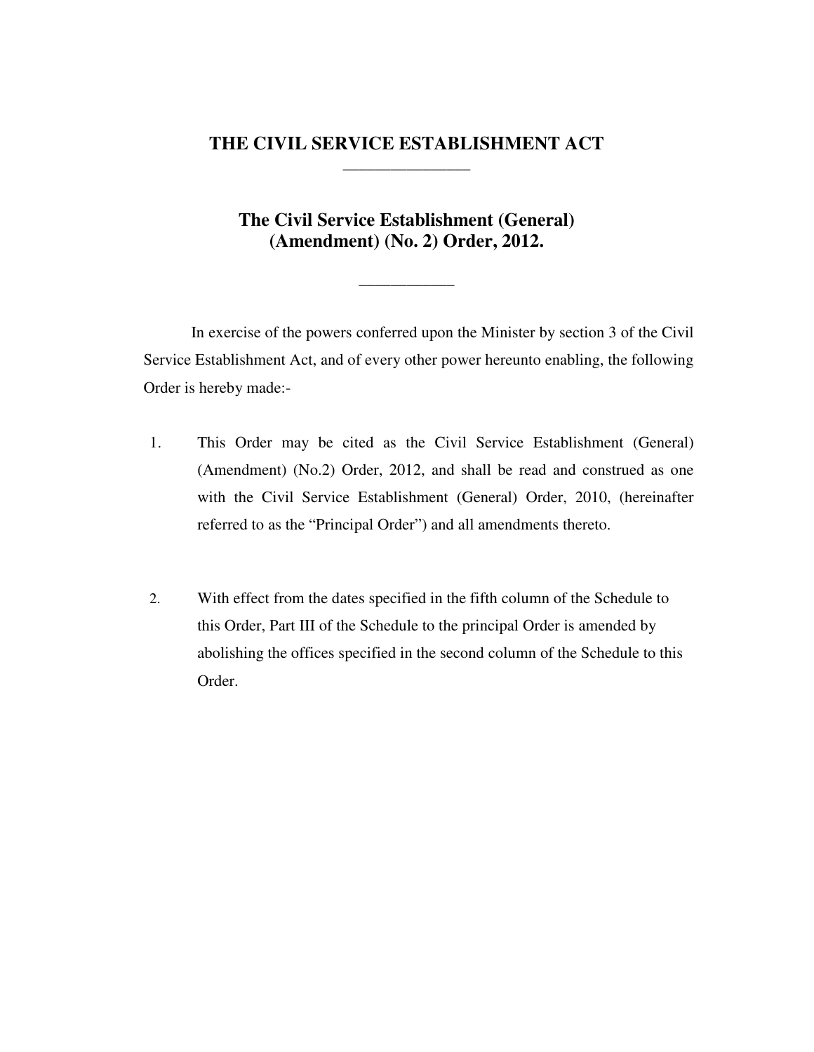# THE CIVIL SERVICE ESTABLISHMENT ACT

## The Civil Service Establishment (General) (Amendment) (No. 2) Order, 2012.

In exercise of the powers conferred upon the Minister by section 3 of the Civil Service Establishment Act, and of every other power hereunto enabling, the following Order is hereby made:-

1. This Order may be cited as the Civil Service Establishment (General) (Amendment) (No.2) Order, 2012, and shall be read and construed as one with the Civil Service Establishment (General) Order, 2010, (hereinafter referred to as the "Principal Order") and all amendments thereto.

2. With effect from the dates specified in the fifth column of the Schedule to this Order, Part III of the Schedule to the principal Order is amended by abolishing the offices specified in the second column of the Schedule to this Order.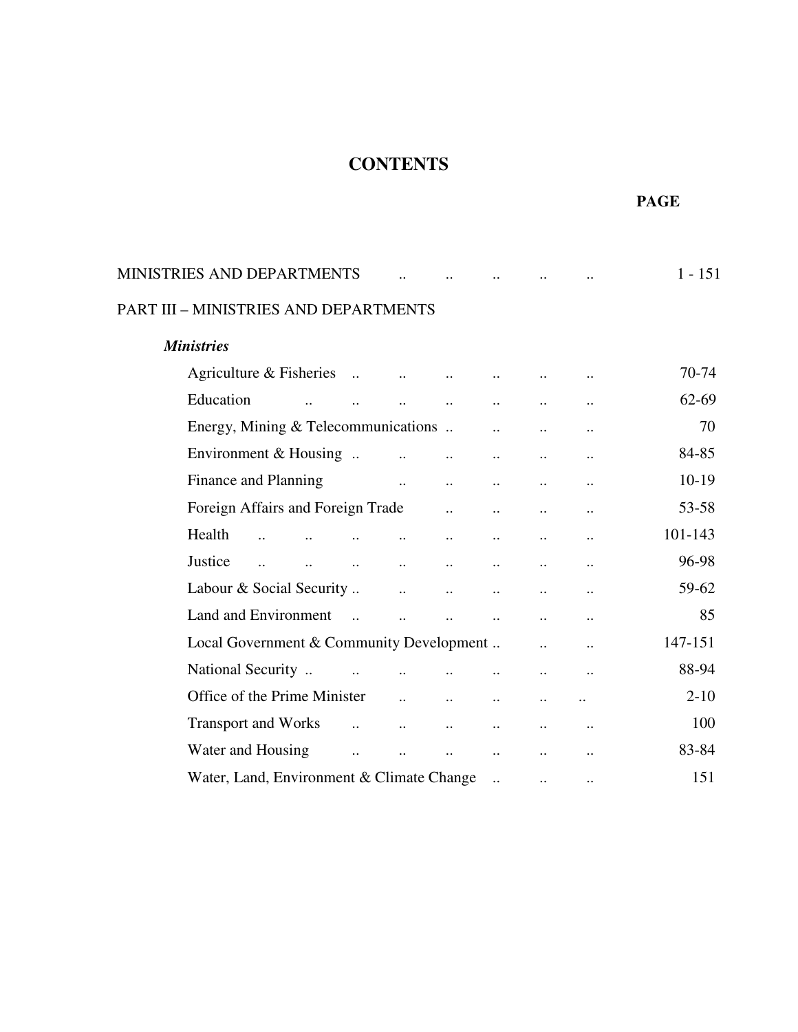# CONTENTS

| | PAGE |
|---|---|
| MINISTRIES AND DEPARTMENTS .. .. .. .. .. | 1 - 151 |
| PART III – MINISTRIES AND DEPARTMENTS | |
| ***Ministries*** | |
| Agriculture & Fisheries .. .. .. .. .. .. | 70-74 |
| Education .. .. .. .. .. .. .. | 62-69 |
| Energy, Mining & Telecommunications .. .. .. .. | 70 |
| Environment & Housing .. .. .. .. .. .. | 84-85 |
| Finance and Planning .. .. .. .. .. | 10-19 |
| Foreign Affairs and Foreign Trade .. .. .. .. | 53-58 |
| Health .. .. .. .. .. .. .. .. | 101-143 |
| Justice .. .. .. .. .. .. .. .. | 96-98 |
| Labour & Social Security .. .. .. .. .. .. | 59-62 |
| Land and Environment .. .. .. .. .. .. | 85 |
| Local Government & Community Development .. .. .. | 147-151 |
| National Security .. .. .. .. .. .. .. | 88-94 |
| Office of the Prime Minister .. .. .. .. .. | 2-10 |
| Transport and Works .. .. .. .. .. .. | 100 |
| Water and Housing .. .. .. .. .. .. | 83-84 |
| Water, Land, Environment & Climate Change .. .. .. | 151 |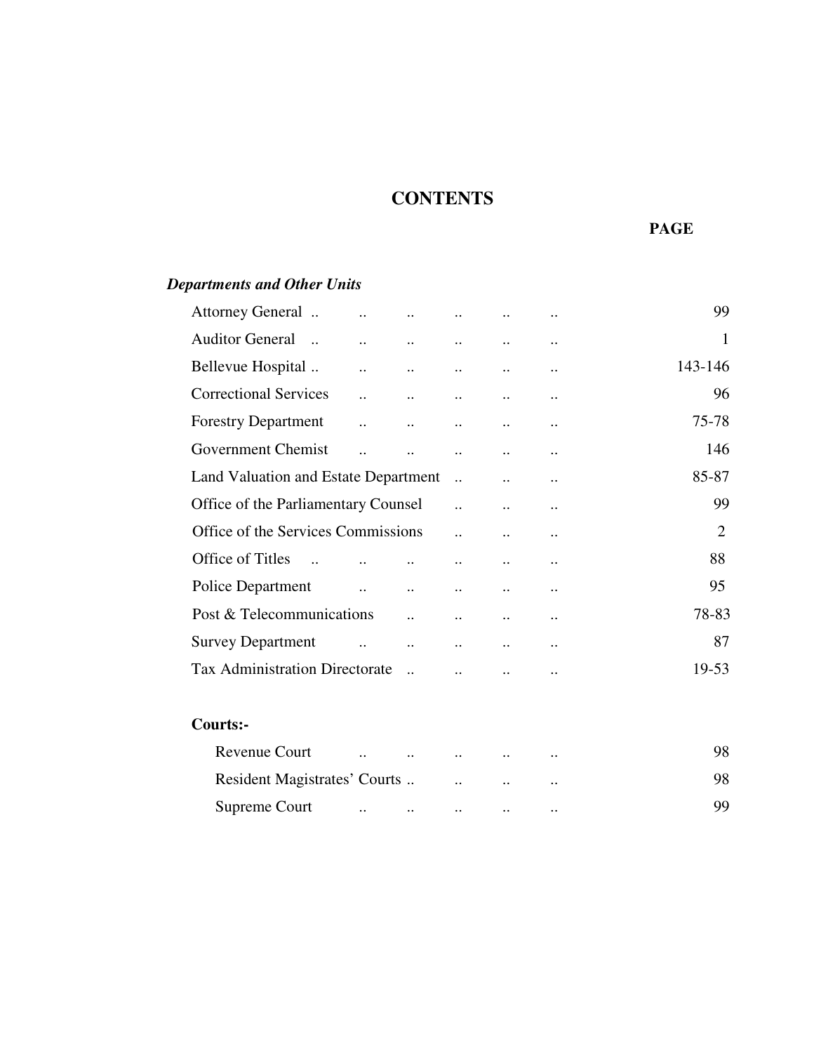# CONTENTS

| | PAGE |
|---|---|
| ***Departments and Other Units*** | |
| Attorney General | 99 |
| Auditor General | 1 |
| Bellevue Hospital | 143-146 |
| Correctional Services | 96 |
| Forestry Department | 75-78 |
| Government Chemist | 146 |
| Land Valuation and Estate Department | 85-87 |
| Office of the Parliamentary Counsel | 99 |
| Office of the Services Commissions | 2 |
| Office of Titles | 88 |
| Police Department | 95 |
| Post & Telecommunications | 78-83 |
| Survey Department | 87 |
| Tax Administration Directorate | 19-53 |
| **Courts:-** | |
| Revenue Court | 98 |
| Resident Magistrates' Courts | 98 |
| Supreme Court | 99 |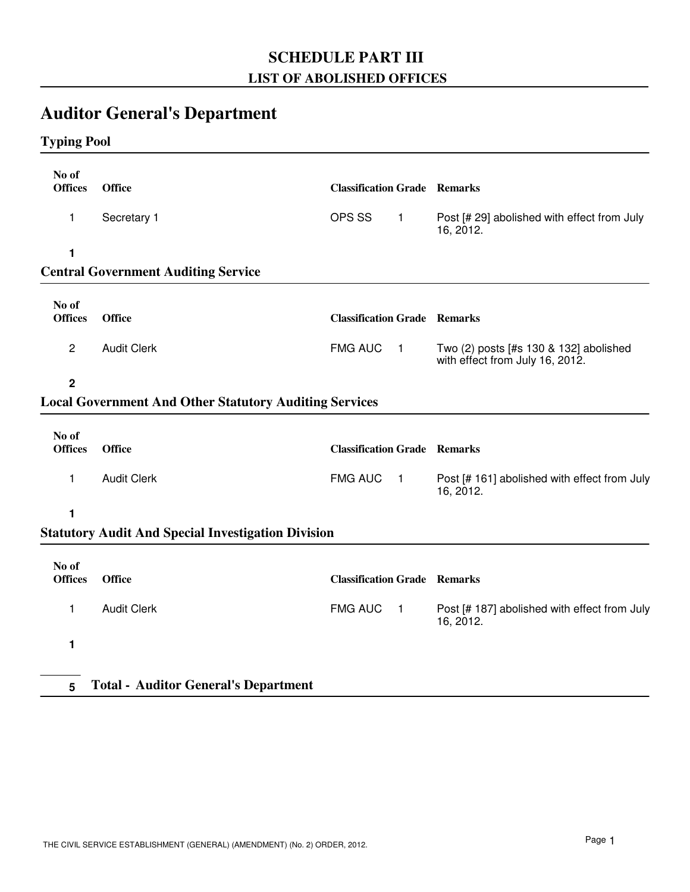# SCHEDULE PART III

## LIST OF ABOLISHED OFFICES

## Auditor General's Department

### Typing Pool

| No of Offices | Office | Classification | Grade | Remarks |
|---|---|---|---|---|
| 1 | Secretary 1 | OPS SS | 1 | Post [# 29] abolished with effect from July 16, 2012. |
| **1** | | | | |

### Central Government Auditing Service

| No of Offices | Office | Classification | Grade | Remarks |
|---|---|---|---|---|
| 2 | Audit Clerk | FMG AUC | 1 | Two (2) posts [#s 130 & 132] abolished with effect from July 16, 2012. |
| **2** | | | | |

### Local Government And Other Statutory Auditing Services

| No of Offices | Office | Classification | Grade | Remarks |
|---|---|---|---|---|
| 1 | Audit Clerk | FMG AUC | 1 | Post [# 161] abolished with effect from July 16, 2012. |
| **1** | | | | |

### Statutory Audit And Special Investigation Division

| No of Offices | Office | Classification | Grade | Remarks |
|---|---|---|---|---|
| 1 | Audit Clerk | FMG AUC | 1 | Post [# 187] abolished with effect from July 16, 2012. |
| **1** | | | | |

**5 Total - Auditor General's Department**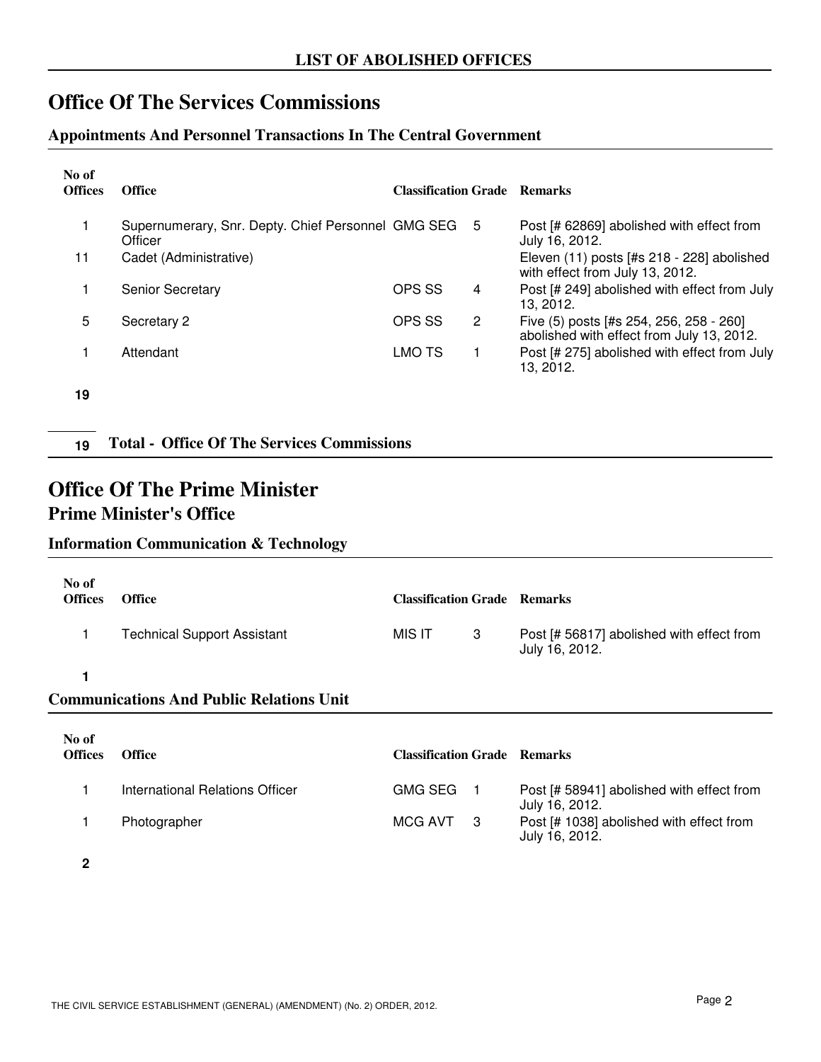**LIST OF ABOLISHED OFFICES**

# Office Of The Services Commissions

### Appointments And Personnel Transactions In The Central Government

| No of Offices | Office | Classification | Grade | Remarks |
|---|---|---|---|---|
| 1 | Supernumerary, Snr. Depty. Chief Personnel Officer | GMG SEG | 5 | Post [# 62869] abolished with effect from July 16, 2012. |
| 11 | Cadet (Administrative) | | | Eleven (11) posts [#s 218 - 228] abolished with effect from July 13, 2012. |
| 1 | Senior Secretary | OPS SS | 4 | Post [# 249] abolished with effect from July 13, 2012. |
| 5 | Secretary 2 | OPS SS | 2 | Five (5) posts [#s 254, 256, 258 - 260] abolished with effect from July 13, 2012. |
| 1 | Attendant | LMO TS | 1 | Post [# 275] abolished with effect from July 13, 2012. |
| **19** | | | | |

**19 Total - Office Of The Services Commissions**

# Office Of The Prime Minister

## Prime Minister's Office

### Information Communication & Technology

| No of Offices | Office | Classification | Grade | Remarks |
|---|---|---|---|---|
| 1 | Technical Support Assistant | MIS IT | 3 | Post [# 56817] abolished with effect from July 16, 2012. |
| **1** | | | | |

### Communications And Public Relations Unit

| No of Offices | Office | Classification | Grade | Remarks |
|---|---|---|---|---|
| 1 | International Relations Officer | GMG SEG | 1 | Post [# 58941] abolished with effect from July 16, 2012. |
| 1 | Photographer | MCG AVT | 3 | Post [# 1038] abolished with effect from July 16, 2012. |
| **2** | | | | |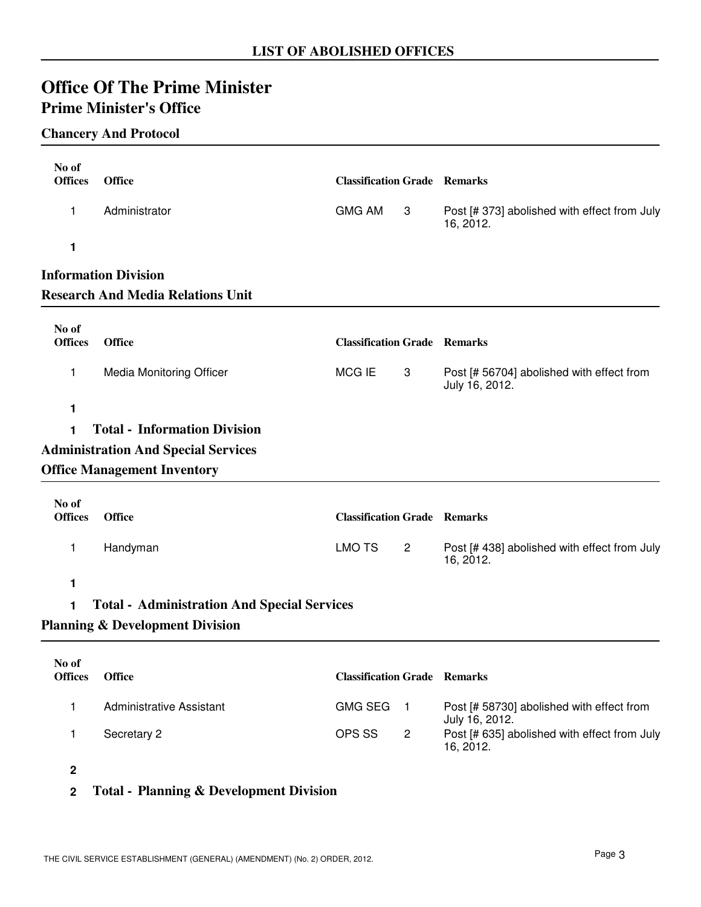## LIST OF ABOLISHED OFFICES

# Office Of The Prime Minister

## Prime Minister's Office

### Chancery And Protocol

| No of Offices | Office | Classification | Grade | Remarks |
|---|---|---|---|---|
| 1 | Administrator | GMG AM | 3 | Post [# 373] abolished with effect from July 16, 2012. |
| **1** | | | | |

### Information Division

### Research And Media Relations Unit

| No of Offices | Office | Classification | Grade | Remarks |
|---|---|---|---|---|
| 1 | Media Monitoring Officer | MCG IE | 3 | Post [# 56704] abolished with effect from July 16, 2012. |
| **1** | | | | |

**1 Total - Information Division**

### Administration And Special Services

### Office Management Inventory

| No of Offices | Office | Classification | Grade | Remarks |
|---|---|---|---|---|
| 1 | Handyman | LMO TS | 2 | Post [# 438] abolished with effect from July 16, 2012. |
| **1** | | | | |

**1 Total - Administration And Special Services**

### Planning & Development Division

| No of Offices | Office | Classification | Grade | Remarks |
|---|---|---|---|---|
| 1 | Administrative Assistant | GMG SEG | 1 | Post [# 58730] abolished with effect from July 16, 2012. |
| 1 | Secretary 2 | OPS SS | 2 | Post [# 635] abolished with effect from July 16, 2012. |
| **2** | | | | |

**2 Total - Planning & Development Division**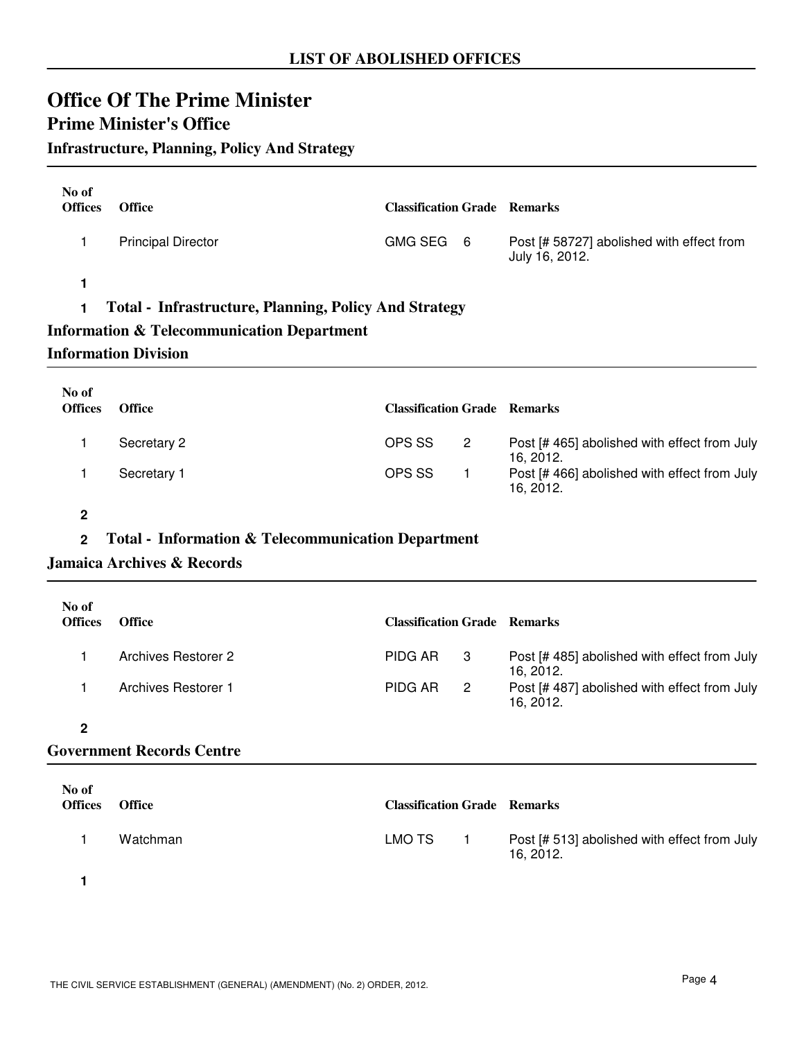## LIST OF ABOLISHED OFFICES

# Office Of The Prime Minister

## Prime Minister's Office

### Infrastructure, Planning, Policy And Strategy

| No of Offices | Office | Classification | Grade | Remarks |
|---|---|---|---|---|
| 1 | Principal Director | GMG SEG | 6 | Post [# 58727] abolished with effect from July 16, 2012. |
| **1** | | | | |

**1 Total - Infrastructure, Planning, Policy And Strategy**

### Information & Telecommunication Department

### Information Division

| No of Offices | Office | Classification | Grade | Remarks |
|---|---|---|---|---|
| 1 | Secretary 2 | OPS SS | 2 | Post [# 465] abolished with effect from July 16, 2012. |
| 1 | Secretary 1 | OPS SS | 1 | Post [# 466] abolished with effect from July 16, 2012. |
| **2** | | | | |

**2 Total - Information & Telecommunication Department**

### Jamaica Archives & Records

| No of Offices | Office | Classification | Grade | Remarks |
|---|---|---|---|---|
| 1 | Archives Restorer 2 | PIDG AR | 3 | Post [# 485] abolished with effect from July 16, 2012. |
| 1 | Archives Restorer 1 | PIDG AR | 2 | Post [# 487] abolished with effect from July 16, 2012. |
| **2** | | | | |

### Government Records Centre

| No of Offices | Office | Classification | Grade | Remarks |
|---|---|---|---|---|
| 1 | Watchman | LMO TS | 1 | Post [# 513] abolished with effect from July 16, 2012. |
| **1** | | | | |

THE CIVIL SERVICE ESTABLISHMENT (GENERAL) (AMENDMENT) (No. 2) ORDER, 2012.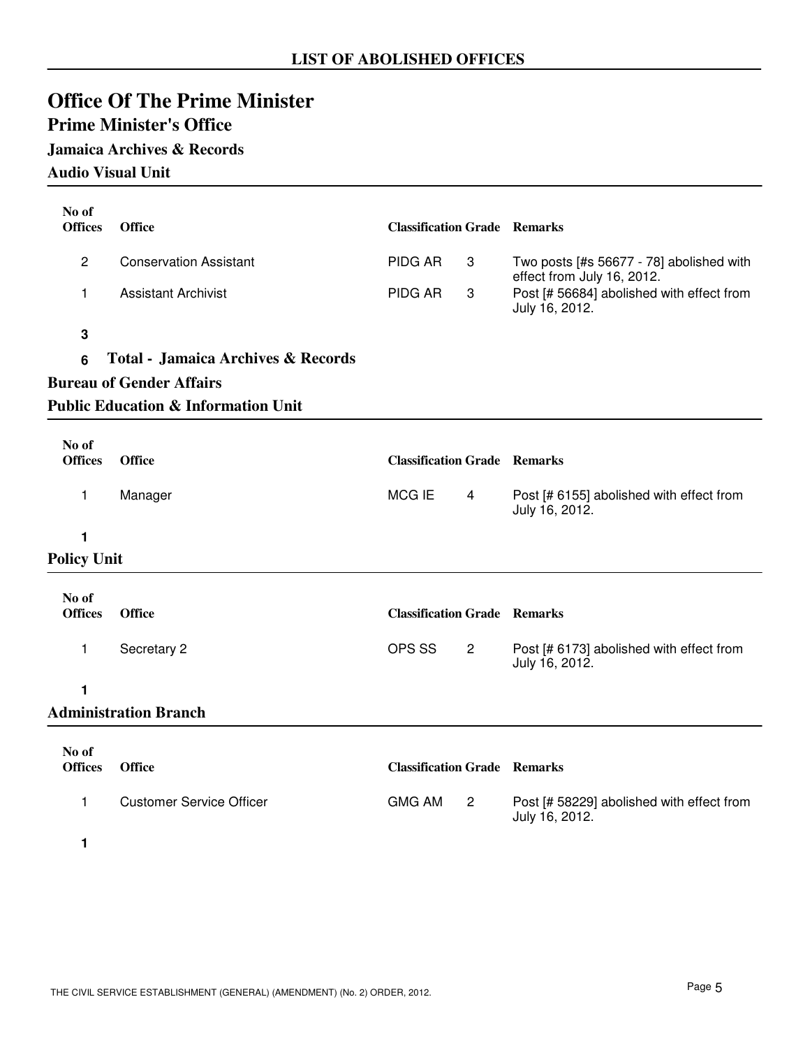## LIST OF ABOLISHED OFFICES

# Office Of The Prime Minister

## Prime Minister's Office

### Jamaica Archives & Records

### Audio Visual Unit

| No of Offices | Office | Classification | Grade | Remarks |
|---|---|---|---|---|
| 2 | Conservation Assistant | PIDG AR | 3 | Two posts [#s 56677 - 78] abolished with effect from July 16, 2012. |
| 1 | Assistant Archivist | PIDG AR | 3 | Post [# 56684] abolished with effect from July 16, 2012. |
| **3** | | | | |

**6 Total - Jamaica Archives & Records**

### Bureau of Gender Affairs

### Public Education & Information Unit

| No of Offices | Office | Classification | Grade | Remarks |
|---|---|---|---|---|
| 1 | Manager | MCG IE | 4 | Post [# 6155] abolished with effect from July 16, 2012. |
| **1** | | | | |

### Policy Unit

| No of Offices | Office | Classification | Grade | Remarks |
|---|---|---|---|---|
| 1 | Secretary 2 | OPS SS | 2 | Post [# 6173] abolished with effect from July 16, 2012. |
| **1** | | | | |

### Administration Branch

| No of Offices | Office | Classification | Grade | Remarks |
|---|---|---|---|---|
| 1 | Customer Service Officer | GMG AM | 2 | Post [# 58229] abolished with effect from July 16, 2012. |
| **1** | | | | |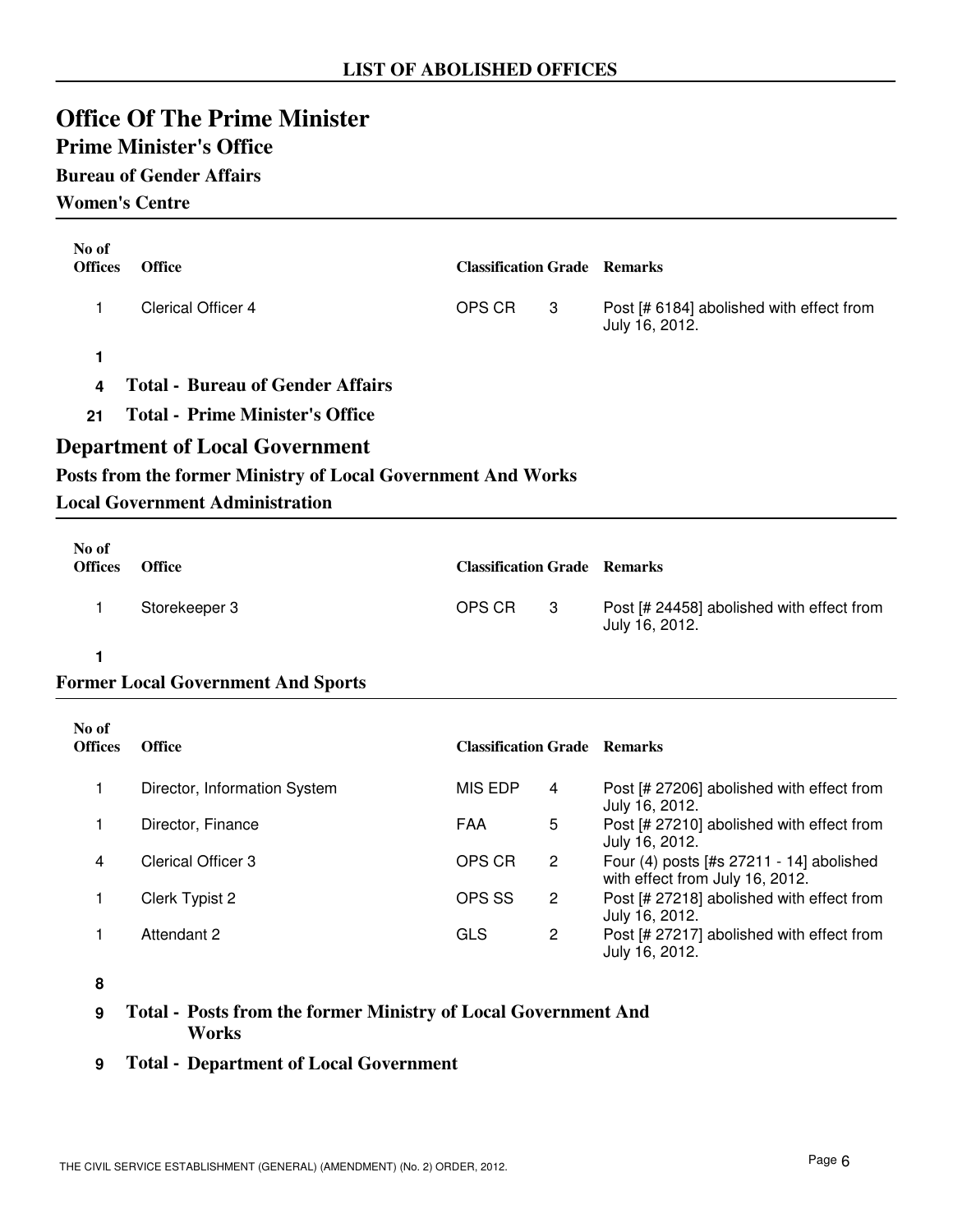# LIST OF ABOLISHED OFFICES

## Office Of The Prime Minister

### Prime Minister's Office

#### Bureau of Gender Affairs

#### Women's Centre

| No of Offices | Office | Classification | Grade | Remarks |
|---|---|---|---|---|
| 1 | Clerical Officer 4 | OPS CR | 3 | Post [# 6184] abolished with effect from July 16, 2012. |
| **1** | | | | |

**4 Total - Bureau of Gender Affairs**

**21 Total - Prime Minister's Office**

## Department of Local Government

### Posts from the former Ministry of Local Government And Works

#### Local Government Administration

| No of Offices | Office | Classification | Grade | Remarks |
|---|---|---|---|---|
| 1 | Storekeeper 3 | OPS CR | 3 | Post [# 24458] abolished with effect from July 16, 2012. |
| **1** | | | | |

#### Former Local Government And Sports

| No of Offices | Office | Classification | Grade | Remarks |
|---|---|---|---|---|
| 1 | Director, Information System | MIS EDP | 4 | Post [# 27206] abolished with effect from July 16, 2012. |
| 1 | Director, Finance | FAA | 5 | Post [# 27210] abolished with effect from July 16, 2012. |
| 4 | Clerical Officer 3 | OPS CR | 2 | Four (4) posts [#s 27211 - 14] abolished with effect from July 16, 2012. |
| 1 | Clerk Typist 2 | OPS SS | 2 | Post [# 27218] abolished with effect from July 16, 2012. |
| 1 | Attendant 2 | GLS | 2 | Post [# 27217] abolished with effect from July 16, 2012. |
| **8** | | | | |

**9 Total - Posts from the former Ministry of Local Government And Works**

**9 Total - Department of Local Government**

THE CIVIL SERVICE ESTABLISHMENT (GENERAL) (AMENDMENT) (No. 2) ORDER, 2012.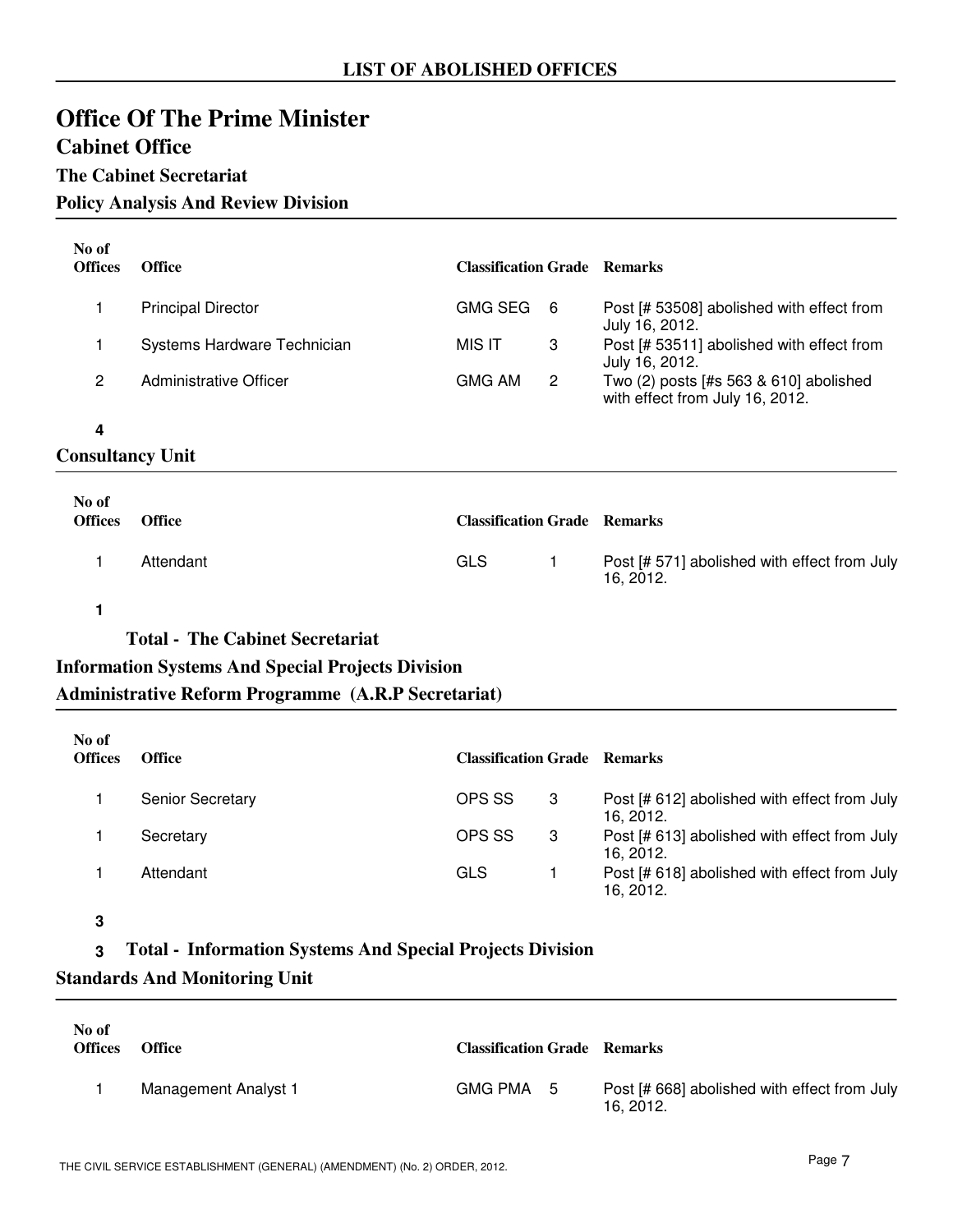## LIST OF ABOLISHED OFFICES

# Office Of The Prime Minister

## Cabinet Office

### The Cabinet Secretariat

#### Policy Analysis And Review Division

| No of Offices | Office | Classification | Grade | Remarks |
|---|---|---|---|---|
| 1 | Principal Director | GMG SEG | 6 | Post [# 53508] abolished with effect from July 16, 2012. |
| 1 | Systems Hardware Technician | MIS IT | 3 | Post [# 53511] abolished with effect from July 16, 2012. |
| 2 | Administrative Officer | GMG AM | 2 | Two (2) posts [#s 563 & 610] abolished with effect from July 16, 2012. |

**4**

#### Consultancy Unit

| No of Offices | Office | Classification | Grade | Remarks |
|---|---|---|---|---|
| 1 | Attendant | GLS | 1 | Post [# 571] abolished with effect from July 16, 2012. |

**1**

**Total - The Cabinet Secretariat**

#### Information Systems And Special Projects Division

#### Administrative Reform Programme (A.R.P Secretariat)

| No of Offices | Office | Classification | Grade | Remarks |
|---|---|---|---|---|
| 1 | Senior Secretary | OPS SS | 3 | Post [# 612] abolished with effect from July 16, 2012. |
| 1 | Secretary | OPS SS | 3 | Post [# 613] abolished with effect from July 16, 2012. |
| 1 | Attendant | GLS | 1 | Post [# 618] abolished with effect from July 16, 2012. |

**3**

**3 Total - Information Systems And Special Projects Division**

#### Standards And Monitoring Unit

| No of Offices | Office | Classification | Grade | Remarks |
|---|---|---|---|---|
| 1 | Management Analyst 1 | GMG PMA | 5 | Post [# 668] abolished with effect from July 16, 2012. |

THE CIVIL SERVICE ESTABLISHMENT (GENERAL) (AMENDMENT) (No. 2) ORDER, 2012.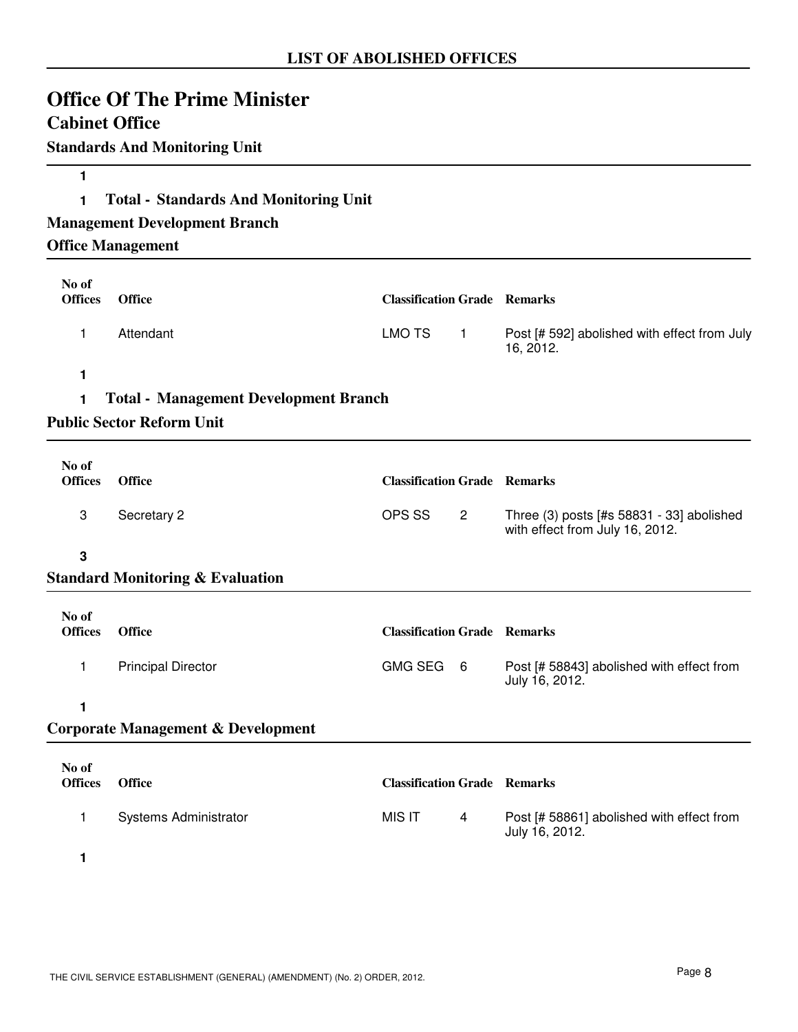## LIST OF ABOLISHED OFFICES

# Office Of The Prime Minister

## Cabinet Office

### Standards And Monitoring Unit

**1**

**1 Total - Standards And Monitoring Unit**

### Management Development Branch

### Office Management

| No of Offices | Office | Classification | Grade | Remarks |
|---|---|---|---|---|
| 1 | Attendant | LMO TS | 1 | Post [# 592] abolished with effect from July 16, 2012. |

**1**

**1 Total - Management Development Branch**

### Public Sector Reform Unit

| No of Offices | Office | Classification | Grade | Remarks |
|---|---|---|---|---|
| 3 | Secretary 2 | OPS SS | 2 | Three (3) posts [#s 58831 - 33] abolished with effect from July 16, 2012. |

**3**

### Standard Monitoring & Evaluation

| No of Offices | Office | Classification | Grade | Remarks |
|---|---|---|---|---|
| 1 | Principal Director | GMG SEG | 6 | Post [# 58843] abolished with effect from July 16, 2012. |

**1**

### Corporate Management & Development

| No of Offices | Office | Classification | Grade | Remarks |
|---|---|---|---|---|
| 1 | Systems Administrator | MIS IT | 4 | Post [# 58861] abolished with effect from July 16, 2012. |

**1**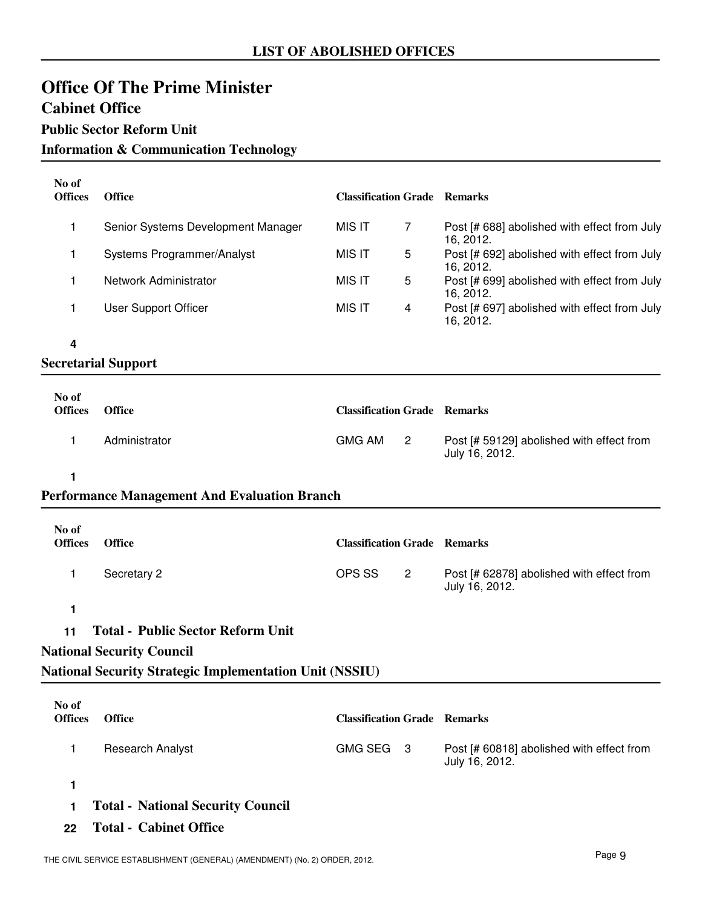## LIST OF ABOLISHED OFFICES

# Office Of The Prime Minister

## Cabinet Office

### Public Sector Reform Unit

### Information & Communication Technology

| No of Offices | Office | Classification | Grade | Remarks |
|---|---|---|---|---|
| 1 | Senior Systems Development Manager | MIS IT | 7 | Post [# 688] abolished with effect from July 16, 2012. |
| 1 | Systems Programmer/Analyst | MIS IT | 5 | Post [# 692] abolished with effect from July 16, 2012. |
| 1 | Network Administrator | MIS IT | 5 | Post [# 699] abolished with effect from July 16, 2012. |
| 1 | User Support Officer | MIS IT | 4 | Post [# 697] abolished with effect from July 16, 2012. |
| **4** | | | | |

### Secretarial Support

| No of Offices | Office | Classification | Grade | Remarks |
|---|---|---|---|---|
| 1 | Administrator | GMG AM | 2 | Post [# 59129] abolished with effect from July 16, 2012. |
| **1** | | | | |

### Performance Management And Evaluation Branch

| No of Offices | Office | Classification | Grade | Remarks |
|---|---|---|---|---|
| 1 | Secretary 2 | OPS SS | 2 | Post [# 62878] abolished with effect from July 16, 2012. |
| **1** | | | | |

**11 Total - Public Sector Reform Unit**

### National Security Council

### National Security Strategic Implementation Unit (NSSIU)

| No of Offices | Office | Classification | Grade | Remarks |
|---|---|---|---|---|
| 1 | Research Analyst | GMG SEG | 3 | Post [# 60818] abolished with effect from July 16, 2012. |
| **1** | | | | |

**1 Total - National Security Council**

**22 Total - Cabinet Office**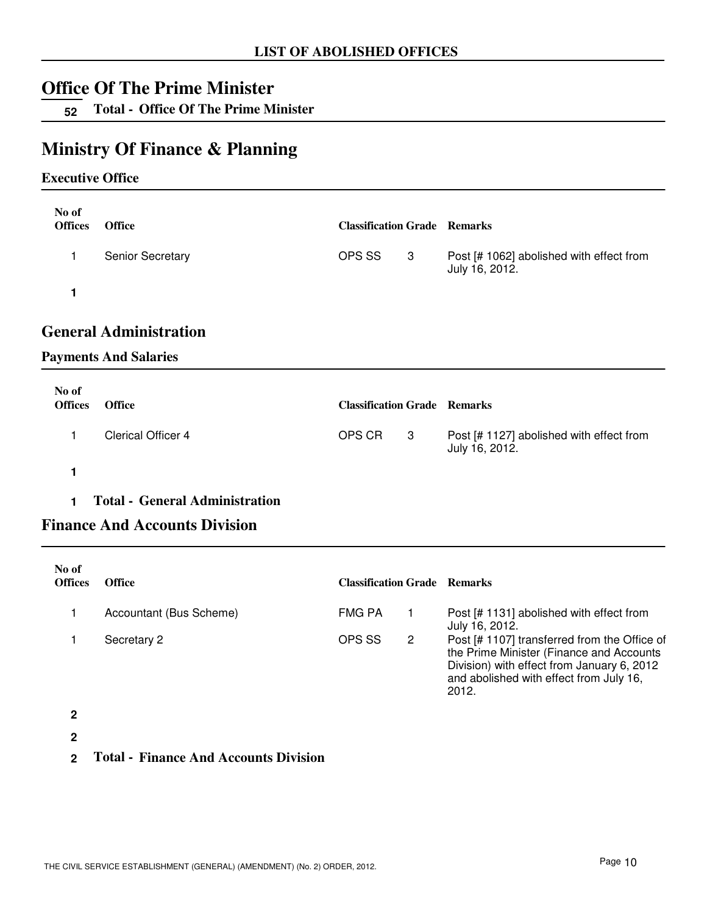# LIST OF ABOLISHED OFFICES

## Office Of The Prime Minister

**52 Total - Office Of The Prime Minister**

## Ministry Of Finance & Planning

### Executive Office

| No of Offices | Office | Classification | Grade | Remarks |
|---|---|---|---|---|
| 1 | Senior Secretary | OPS SS | 3 | Post [# 1062] abolished with effect from July 16, 2012. |
| **1** | | | | |

## General Administration

### Payments And Salaries

| No of Offices | Office | Classification | Grade | Remarks |
|---|---|---|---|---|
| 1 | Clerical Officer 4 | OPS CR | 3 | Post [# 1127] abolished with effect from July 16, 2012. |
| **1** | | | | |

**1 Total - General Administration**

## Finance And Accounts Division

| No of Offices | Office | Classification | Grade | Remarks |
|---|---|---|---|---|
| 1 | Accountant (Bus Scheme) | FMG PA | 1 | Post [# 1131] abolished with effect from July 16, 2012. |
| 1 | Secretary 2 | OPS SS | 2 | Post [# 1107] transferred from the Office of the Prime Minister (Finance and Accounts Division) with effect from January 6, 2012 and abolished with effect from July 16, 2012. |
| **2** | | | | |

**2**

**2 Total - Finance And Accounts Division**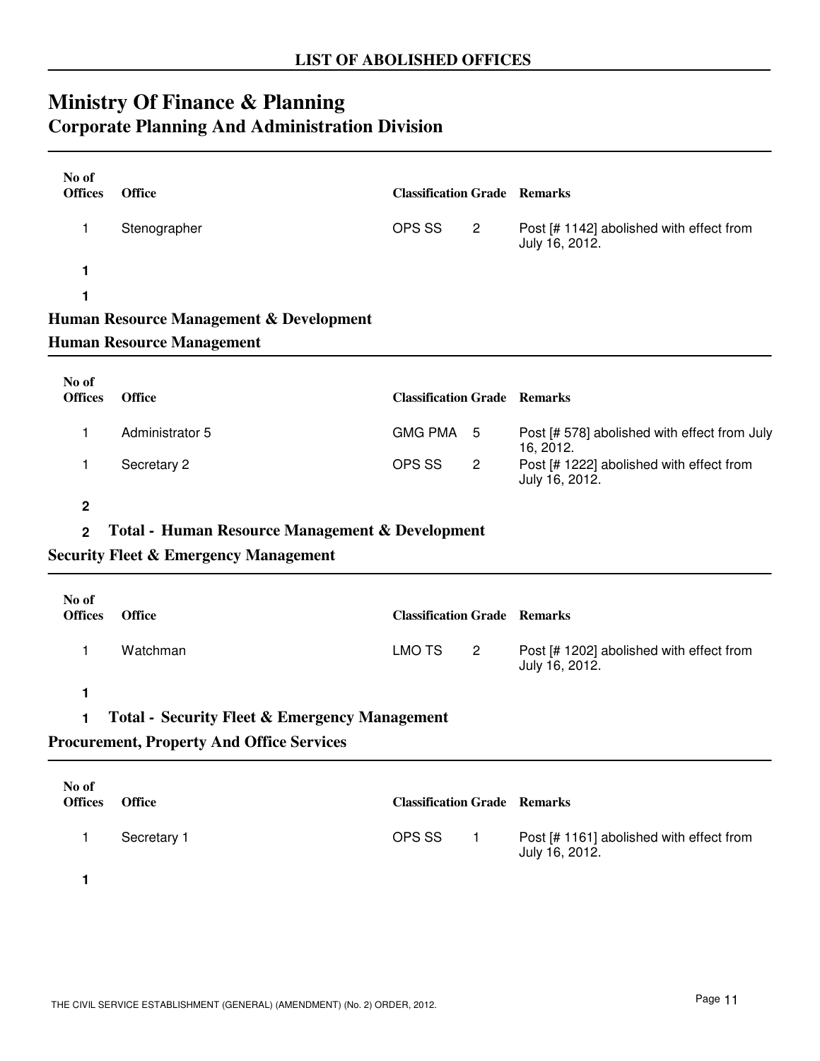## LIST OF ABOLISHED OFFICES

# Ministry Of Finance & Planning

## Corporate Planning And Administration Division

| No of Offices | Office | Classification | Grade | Remarks |
|---|---|---|---|---|
| 1 | Stenographer | OPS SS | 2 | Post [# 1142] abolished with effect from July 16, 2012. |
| **1** | | | | |

**1**

### Human Resource Management & Development

### Human Resource Management

| No of Offices | Office | Classification | Grade | Remarks |
|---|---|---|---|---|
| 1 | Administrator 5 | GMG PMA | 5 | Post [# 578] abolished with effect from July 16, 2012. |
| 1 | Secretary 2 | OPS SS | 2 | Post [# 1222] abolished with effect from July 16, 2012. |
| **2** | | | | |

**2 Total - Human Resource Management & Development**

### Security Fleet & Emergency Management

| No of Offices | Office | Classification | Grade | Remarks |
|---|---|---|---|---|
| 1 | Watchman | LMO TS | 2 | Post [# 1202] abolished with effect from July 16, 2012. |
| **1** | | | | |

**1 Total - Security Fleet & Emergency Management**

### Procurement, Property And Office Services

| No of Offices | Office | Classification | Grade | Remarks |
|---|---|---|---|---|
| 1 | Secretary 1 | OPS SS | 1 | Post [# 1161] abolished with effect from July 16, 2012. |
| **1** | | | | |

THE CIVIL SERVICE ESTABLISHMENT (GENERAL) (AMENDMENT) (No. 2) ORDER, 2012.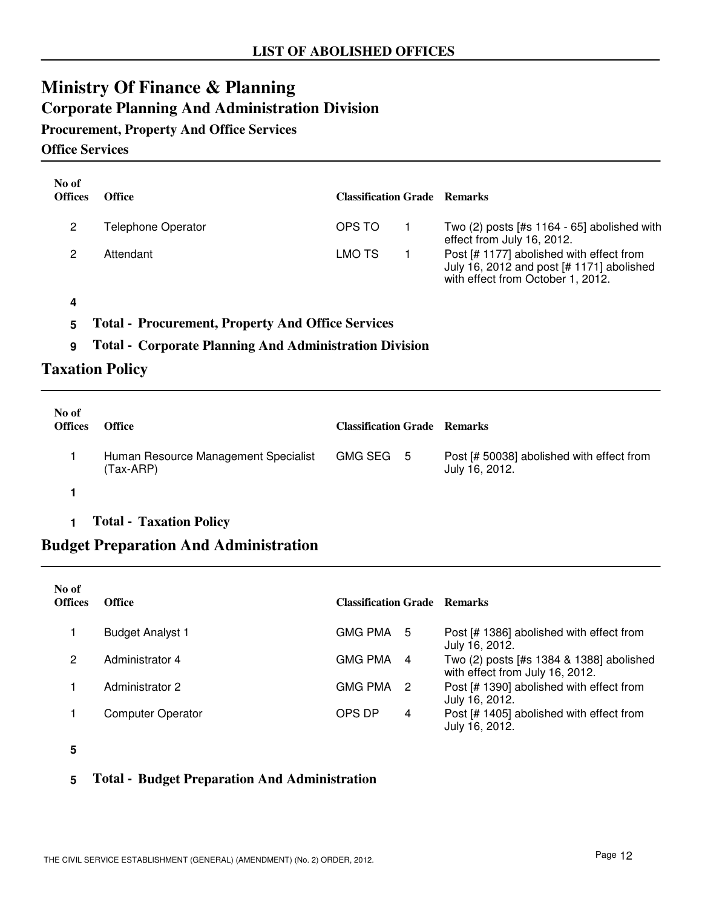**LIST OF ABOLISHED OFFICES**

# Ministry Of Finance & Planning

## Corporate Planning And Administration Division

### Procurement, Property And Office Services

#### Office Services

| No of Offices | Office | Classification | Grade | Remarks |
|---|---|---|---|---|
| 2 | Telephone Operator | OPS TO | 1 | Two (2) posts [#s 1164 - 65] abolished with effect from July 16, 2012. |
| 2 | Attendant | LMO TS | 1 | Post [# 1177] abolished with effect from July 16, 2012 and post [# 1171] abolished with effect from October 1, 2012. |
| **4** | | | | |

**5 Total - Procurement, Property And Office Services**

**9 Total - Corporate Planning And Administration Division**

## Taxation Policy

| No of Offices | Office | Classification | Grade | Remarks |
|---|---|---|---|---|
| 1 | Human Resource Management Specialist (Tax-ARP) | GMG SEG | 5 | Post [# 50038] abolished with effect from July 16, 2012. |
| **1** | | | | |

**1 Total - Taxation Policy**

## Budget Preparation And Administration

| No of Offices | Office | Classification | Grade | Remarks |
|---|---|---|---|---|
| 1 | Budget Analyst 1 | GMG PMA | 5 | Post [# 1386] abolished with effect from July 16, 2012. |
| 2 | Administrator 4 | GMG PMA | 4 | Two (2) posts [#s 1384 & 1388] abolished with effect from July 16, 2012. |
| 1 | Administrator 2 | GMG PMA | 2 | Post [# 1390] abolished with effect from July 16, 2012. |
| 1 | Computer Operator | OPS DP | 4 | Post [# 1405] abolished with effect from July 16, 2012. |
| **5** | | | | |

**5 Total - Budget Preparation And Administration**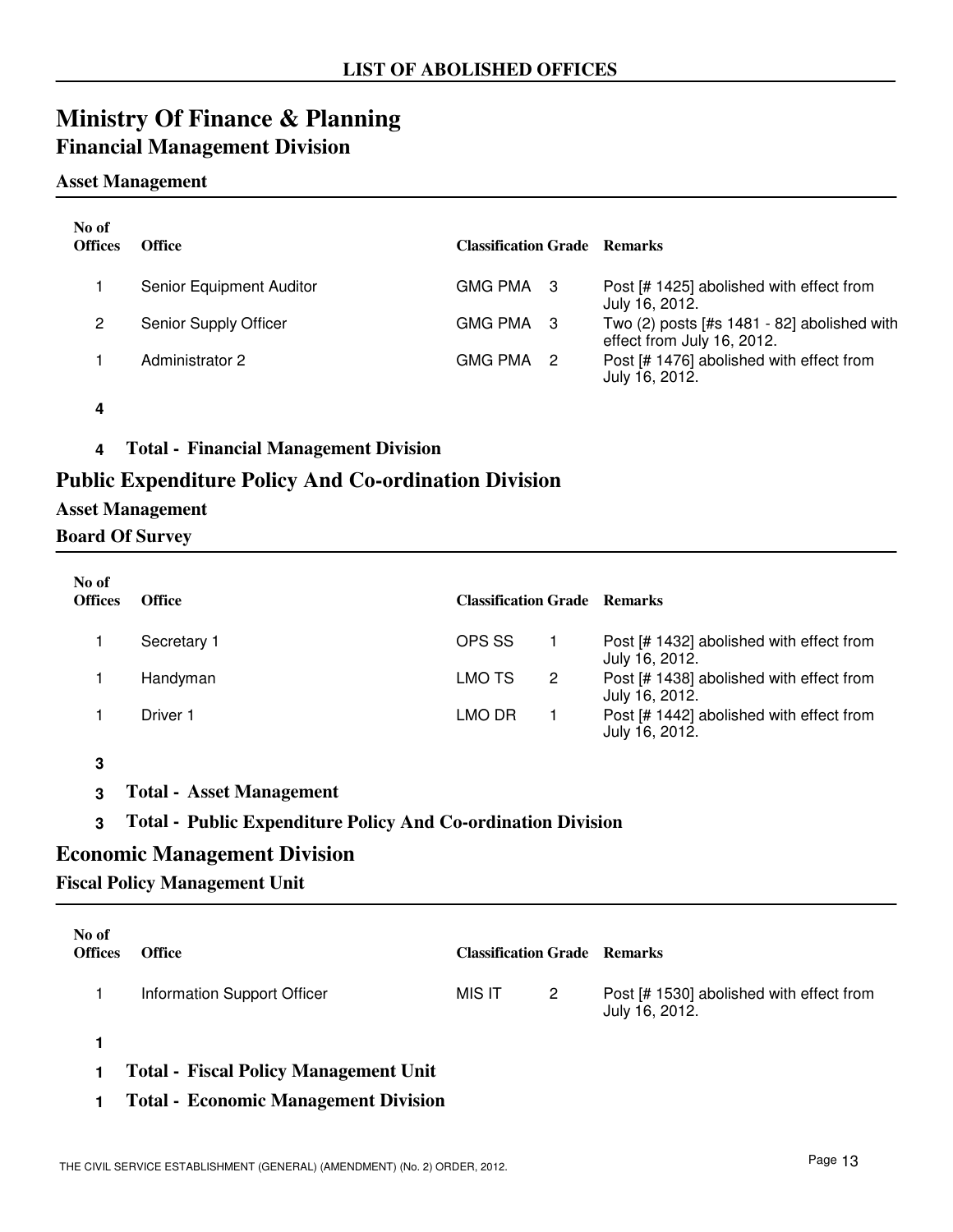**LIST OF ABOLISHED OFFICES**

# Ministry Of Finance & Planning

## Financial Management Division

### Asset Management

| No of Offices | Office | Classification | Grade | Remarks |
|---|---|---|---|---|
| 1 | Senior Equipment Auditor | GMG PMA | 3 | Post [# 1425] abolished with effect from July 16, 2012. |
| 2 | Senior Supply Officer | GMG PMA | 3 | Two (2) posts [#s 1481 - 82] abolished with effect from July 16, 2012. |
| 1 | Administrator 2 | GMG PMA | 2 | Post [# 1476] abolished with effect from July 16, 2012. |
| **4** | | | | |

**4 Total - Financial Management Division**

## Public Expenditure Policy And Co-ordination Division

### Asset Management

### Board Of Survey

| No of Offices | Office | Classification | Grade | Remarks |
|---|---|---|---|---|
| 1 | Secretary 1 | OPS SS | 1 | Post [# 1432] abolished with effect from July 16, 2012. |
| 1 | Handyman | LMO TS | 2 | Post [# 1438] abolished with effect from July 16, 2012. |
| 1 | Driver 1 | LMO DR | 1 | Post [# 1442] abolished with effect from July 16, 2012. |
| **3** | | | | |

**3 Total - Asset Management**

**3 Total - Public Expenditure Policy And Co-ordination Division**

## Economic Management Division

### Fiscal Policy Management Unit

| No of Offices | Office | Classification | Grade | Remarks |
|---|---|---|---|---|
| 1 | Information Support Officer | MIS IT | 2 | Post [# 1530] abolished with effect from July 16, 2012. |
| **1** | | | | |

**1 Total - Fiscal Policy Management Unit**

**1 Total - Economic Management Division**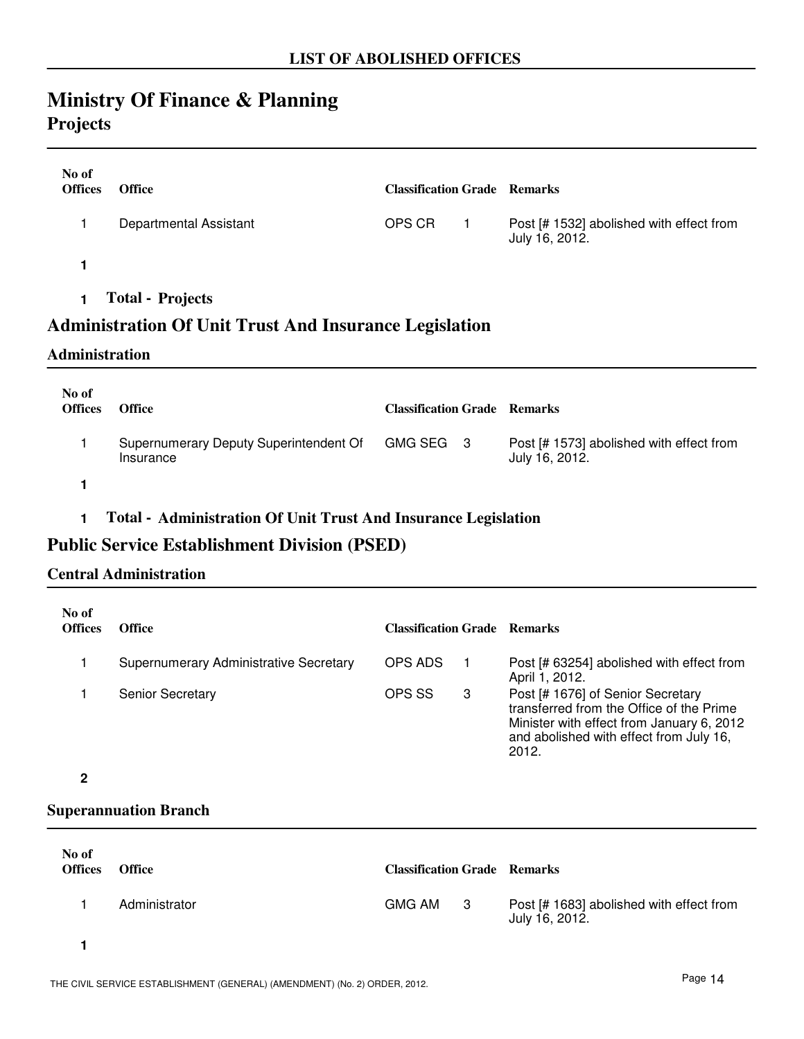**LIST OF ABOLISHED OFFICES**

# Ministry Of Finance & Planning

## Projects

| No of Offices | Office | Classification | Grade | Remarks |
|---|---|---|---|---|
| 1 | Departmental Assistant | OPS CR | 1 | Post [# 1532] abolished with effect from July 16, 2012. |
| **1** | | | | |

**1 Total - Projects**

## Administration Of Unit Trust And Insurance Legislation

### Administration

| No of Offices | Office | Classification | Grade | Remarks |
|---|---|---|---|---|
| 1 | Supernumerary Deputy Superintendent Of Insurance | GMG SEG | 3 | Post [# 1573] abolished with effect from July 16, 2012. |
| **1** | | | | |

**1 Total - Administration Of Unit Trust And Insurance Legislation**

## Public Service Establishment Division (PSED)

### Central Administration

| No of Offices | Office | Classification | Grade | Remarks |
|---|---|---|---|---|
| 1 | Supernumerary Administrative Secretary | OPS ADS | 1 | Post [# 63254] abolished with effect from April 1, 2012. |
| 1 | Senior Secretary | OPS SS | 3 | Post [# 1676] of Senior Secretary transferred from the Office of the Prime Minister with effect from January 6, 2012 and abolished with effect from July 16, 2012. |
| **2** | | | | |

### Superannuation Branch

| No of Offices | Office | Classification | Grade | Remarks |
|---|---|---|---|---|
| 1 | Administrator | GMG AM | 3 | Post [# 1683] abolished with effect from July 16, 2012. |
| **1** | | | | |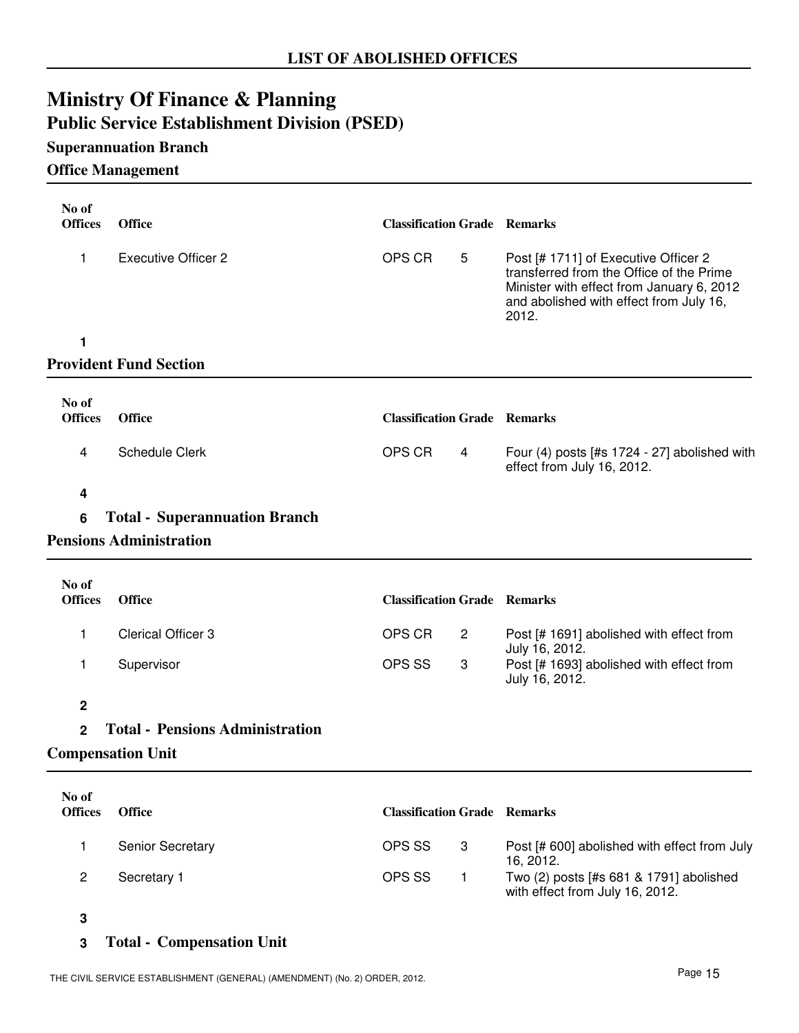## LIST OF ABOLISHED OFFICES

# Ministry Of Finance & Planning

## Public Service Establishment Division (PSED)

### Superannuation Branch

#### Office Management

| No of Offices | Office | Classification | Grade | Remarks |
|---|---|---|---|---|
| 1 | Executive Officer 2 | OPS CR | 5 | Post [# 1711] of Executive Officer 2 transferred from the Office of the Prime Minister with effect from January 6, 2012 and abolished with effect from July 16, 2012. |
| **1** | | | | |

#### Provident Fund Section

| No of Offices | Office | Classification | Grade | Remarks |
|---|---|---|---|---|
| 4 | Schedule Clerk | OPS CR | 4 | Four (4) posts [#s 1724 - 27] abolished with effect from July 16, 2012. |
| **4** | | | | |

**6 Total - Superannuation Branch**

#### Pensions Administration

| No of Offices | Office | Classification | Grade | Remarks |
|---|---|---|---|---|
| 1 | Clerical Officer 3 | OPS CR | 2 | Post [# 1691] abolished with effect from July 16, 2012. |
| 1 | Supervisor | OPS SS | 3 | Post [# 1693] abolished with effect from July 16, 2012. |
| **2** | | | | |

**2 Total - Pensions Administration**

#### Compensation Unit

| No of Offices | Office | Classification | Grade | Remarks |
|---|---|---|---|---|
| 1 | Senior Secretary | OPS SS | 3 | Post [# 600] abolished with effect from July 16, 2012. |
| 2 | Secretary 1 | OPS SS | 1 | Two (2) posts [#s 681 & 1791] abolished with effect from July 16, 2012. |
| **3** | | | | |

**3 Total - Compensation Unit**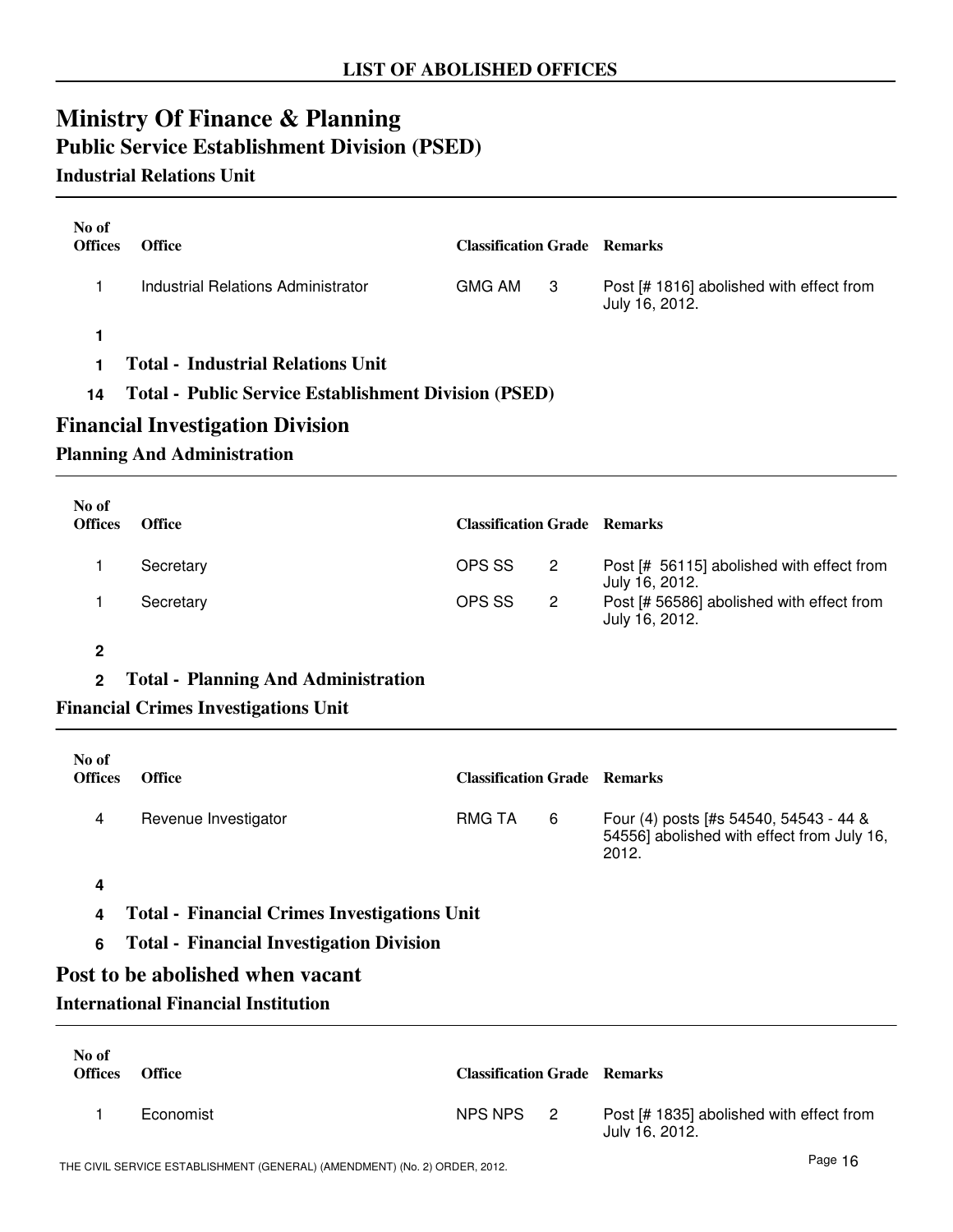## LIST OF ABOLISHED OFFICES

# Ministry Of Finance & Planning

## Public Service Establishment Division (PSED)

### Industrial Relations Unit

| No of Offices | Office | Classification | Grade | Remarks |
|---|---|---|---|---|
| 1 | Industrial Relations Administrator | GMG AM | 3 | Post [# 1816] abolished with effect from July 16, 2012. |
| **1** | | | | |

**1 Total - Industrial Relations Unit**

**14 Total - Public Service Establishment Division (PSED)**

## Financial Investigation Division

### Planning And Administration

| No of Offices | Office | Classification | Grade | Remarks |
|---|---|---|---|---|
| 1 | Secretary | OPS SS | 2 | Post [# 56115] abolished with effect from July 16, 2012. |
| 1 | Secretary | OPS SS | 2 | Post [# 56586] abolished with effect from July 16, 2012. |
| **2** | | | | |

**2 Total - Planning And Administration**

### Financial Crimes Investigations Unit

| No of Offices | Office | Classification | Grade | Remarks |
|---|---|---|---|---|
| 4 | Revenue Investigator | RMG TA | 6 | Four (4) posts [#s 54540, 54543 - 44 & 54556] abolished with effect from July 16, 2012. |
| **4** | | | | |

**4 Total - Financial Crimes Investigations Unit**

**6 Total - Financial Investigation Division**

## Post to be abolished when vacant

### International Financial Institution

| No of Offices | Office | Classification | Grade | Remarks |
|---|---|---|---|---|
| 1 | Economist | NPS NPS | 2 | Post [# 1835] abolished with effect from July 16, 2012. |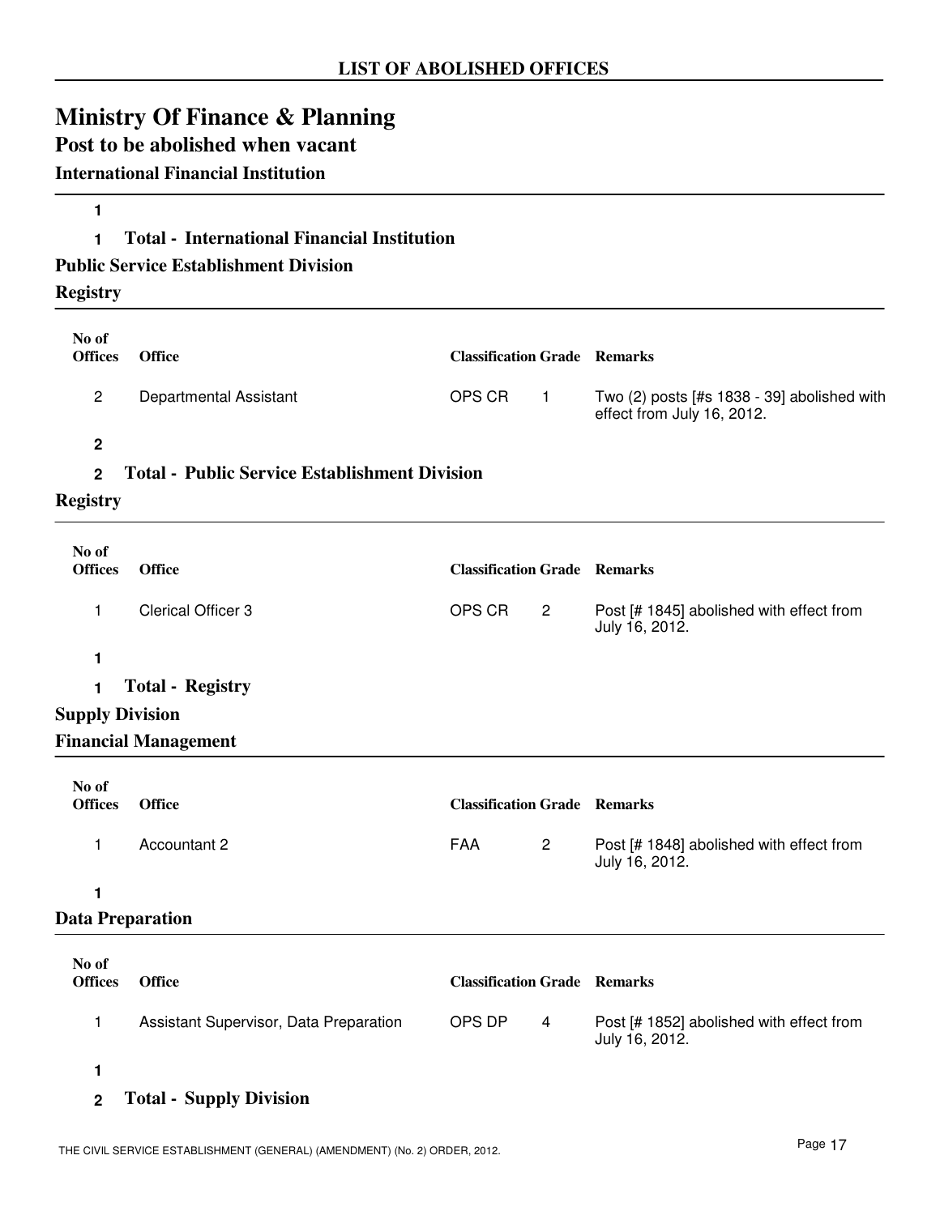## LIST OF ABOLISHED OFFICES

# Ministry Of Finance & Planning

## Post to be abolished when vacant

### International Financial Institution

**1**

**1 Total - International Financial Institution**

### Public Service Establishment Division

### Registry

| No of Offices | Office | Classification | Grade | Remarks |
|---|---|---|---|---|
| 2 | Departmental Assistant | OPS CR | 1 | Two (2) posts [#s 1838 - 39] abolished with effect from July 16, 2012. |

**2**

**2 Total - Public Service Establishment Division**

### Registry

| No of Offices | Office | Classification | Grade | Remarks |
|---|---|---|---|---|
| 1 | Clerical Officer 3 | OPS CR | 2 | Post [# 1845] abolished with effect from July 16, 2012. |

**1**

**1 Total - Registry**

### Supply Division

### Financial Management

| No of Offices | Office | Classification | Grade | Remarks |
|---|---|---|---|---|
| 1 | Accountant 2 | FAA | 2 | Post [# 1848] abolished with effect from July 16, 2012. |

**1**

### Data Preparation

| No of Offices | Office | Classification | Grade | Remarks |
|---|---|---|---|---|
| 1 | Assistant Supervisor, Data Preparation | OPS DP | 4 | Post [# 1852] abolished with effect from July 16, 2012. |

**1**

**2 Total - Supply Division**

THE CIVIL SERVICE ESTABLISHMENT (GENERAL) (AMENDMENT) (No. 2) ORDER, 2012.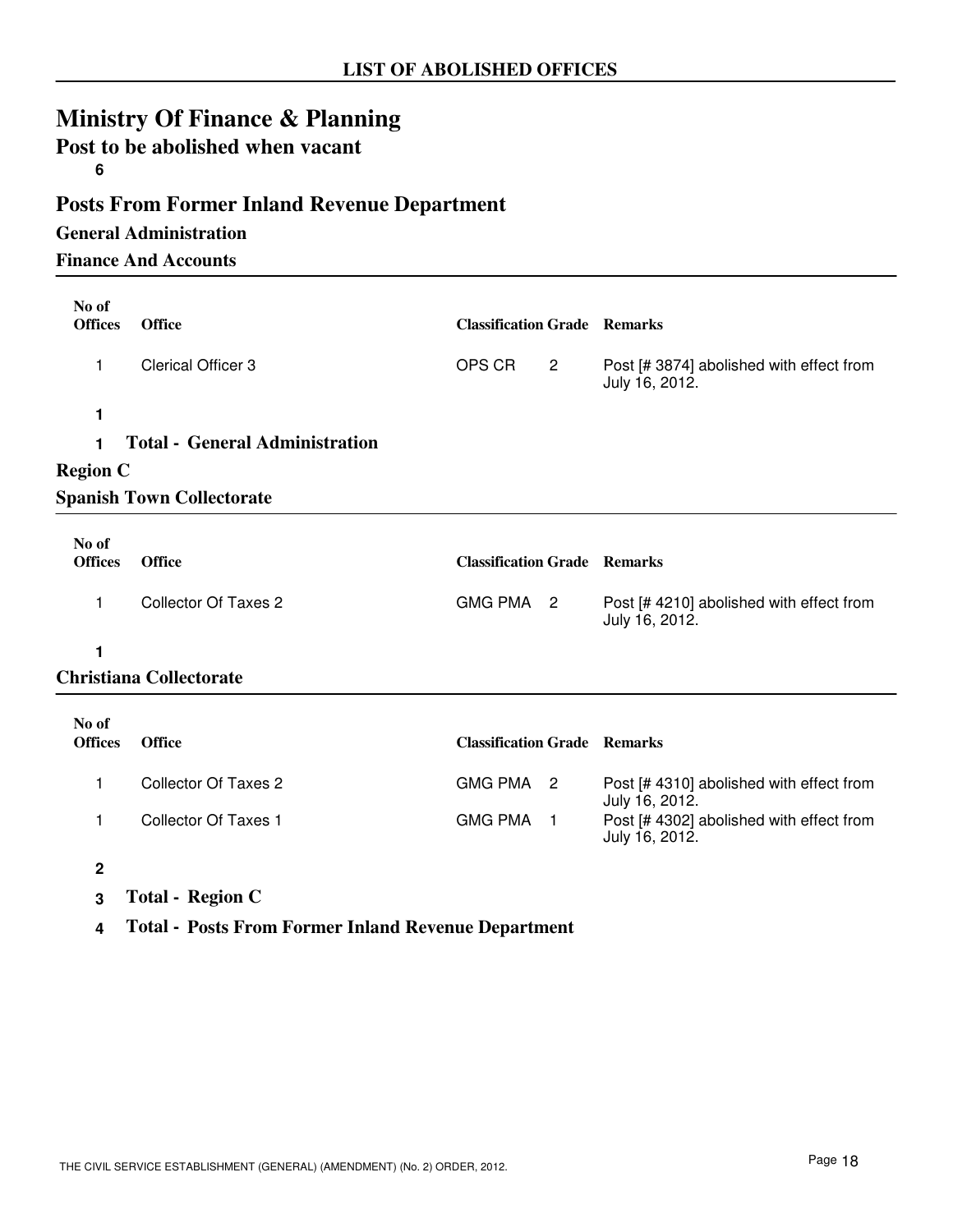# LIST OF ABOLISHED OFFICES

## Ministry Of Finance & Planning

### Post to be abolished when vacant

**6**

## Posts From Former Inland Revenue Department

### General Administration

#### Finance And Accounts

| No of Offices | Office | Classification | Grade | Remarks |
|---|---|---|---|---|
| 1 | Clerical Officer 3 | OPS CR | 2 | Post [# 3874] abolished with effect from July 16, 2012. |

**1**

**1 Total - General Administration**

### Region C

#### Spanish Town Collectorate

| No of Offices | Office | Classification | Grade | Remarks |
|---|---|---|---|---|
| 1 | Collector Of Taxes 2 | GMG PMA | 2 | Post [# 4210] abolished with effect from July 16, 2012. |

**1**

#### Christiana Collectorate

| No of Offices | Office | Classification | Grade | Remarks |
|---|---|---|---|---|
| 1 | Collector Of Taxes 2 | GMG PMA | 2 | Post [# 4310] abolished with effect from July 16, 2012. |
| 1 | Collector Of Taxes 1 | GMG PMA | 1 | Post [# 4302] abolished with effect from July 16, 2012. |

**2**

**3 Total - Region C**

**4 Total - Posts From Former Inland Revenue Department**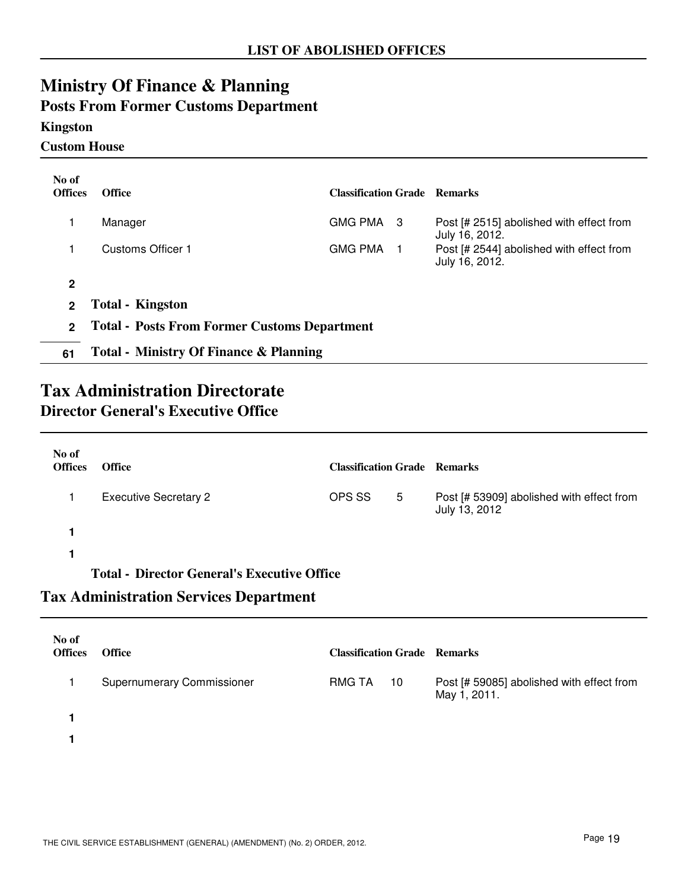## LIST OF ABOLISHED OFFICES

# Ministry Of Finance & Planning

## Posts From Former Customs Department

### Kingston

### Custom House

| No of Offices | Office | Classification | Grade | Remarks |
|---|---|---|---|---|
| 1 | Manager | GMG PMA | 3 | Post [# 2515] abolished with effect from July 16, 2012. |
| 1 | Customs Officer 1 | GMG PMA | 1 | Post [# 2544] abolished with effect from July 16, 2012. |
| **2** | | | | |
| **2** | **Total - Kingston** | | | |
| **2** | **Total - Posts From Former Customs Department** | | | |
| **61** | **Total - Ministry Of Finance & Planning** | | | |

# Tax Administration Directorate

## Director General's Executive Office

| No of Offices | Office | Classification | Grade | Remarks |
|---|---|---|---|---|
| 1 | Executive Secretary 2 | OPS SS | 5 | Post [# 53909] abolished with effect from July 13, 2012 |
| **1** | | | | |
| **1** | | | | |
| | **Total - Director General's Executive Office** | | | |

## Tax Administration Services Department

| No of Offices | Office | Classification | Grade | Remarks |
|---|---|---|---|---|
| 1 | Supernumerary Commissioner | RMG TA | 10 | Post [# 59085] abolished with effect from May 1, 2011. |
| **1** | | | | |
| **1** | | | | |

THE CIVIL SERVICE ESTABLISHMENT (GENERAL) (AMENDMENT) (No. 2) ORDER, 2012.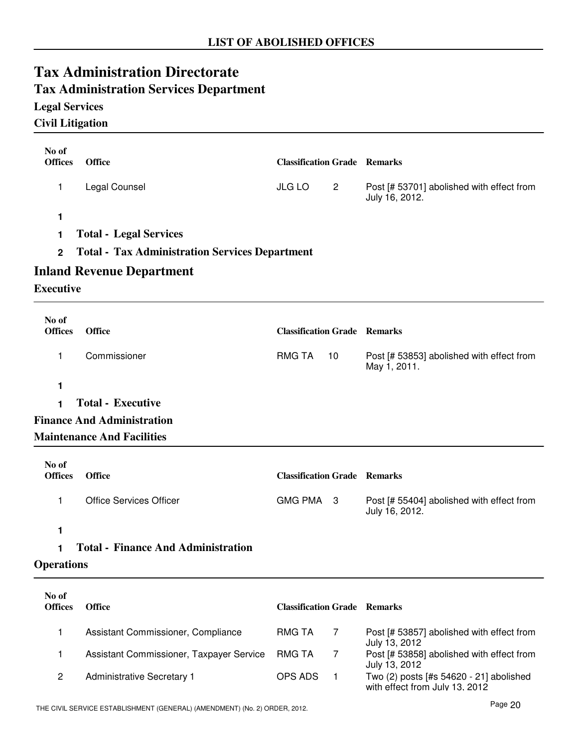**LIST OF ABOLISHED OFFICES**

# Tax Administration Directorate

## Tax Administration Services Department

### Legal Services

#### Civil Litigation

| No of Offices | Office | Classification | Grade | Remarks |
|---|---|---|---|---|
| 1 | Legal Counsel | JLG LO | 2 | Post [# 53701] abolished with effect from July 16, 2012. |
| **1** | | | | |

**1 Total - Legal Services**

**2 Total - Tax Administration Services Department**

## Inland Revenue Department

### Executive

| No of Offices | Office | Classification | Grade | Remarks |
|---|---|---|---|---|
| 1 | Commissioner | RMG TA | 10 | Post [# 53853] abolished with effect from May 1, 2011. |
| **1** | | | | |

**1 Total - Executive**

### Finance And Administration

#### Maintenance And Facilities

| No of Offices | Office | Classification | Grade | Remarks |
|---|---|---|---|---|
| 1 | Office Services Officer | GMG PMA | 3 | Post [# 55404] abolished with effect from July 16, 2012. |
| **1** | | | | |

**1 Total - Finance And Administration**

### Operations

| No of Offices | Office | Classification | Grade | Remarks |
|---|---|---|---|---|
| 1 | Assistant Commissioner, Compliance | RMG TA | 7 | Post [# 53857] abolished with effect from July 13, 2012 |
| 1 | Assistant Commissioner, Taxpayer Service | RMG TA | 7 | Post [# 53858] abolished with effect from July 13, 2012 |
| 2 | Administrative Secretary 1 | OPS ADS | 1 | Two (2) posts [#s 54620 - 21] abolished with effect from July 13, 2012 |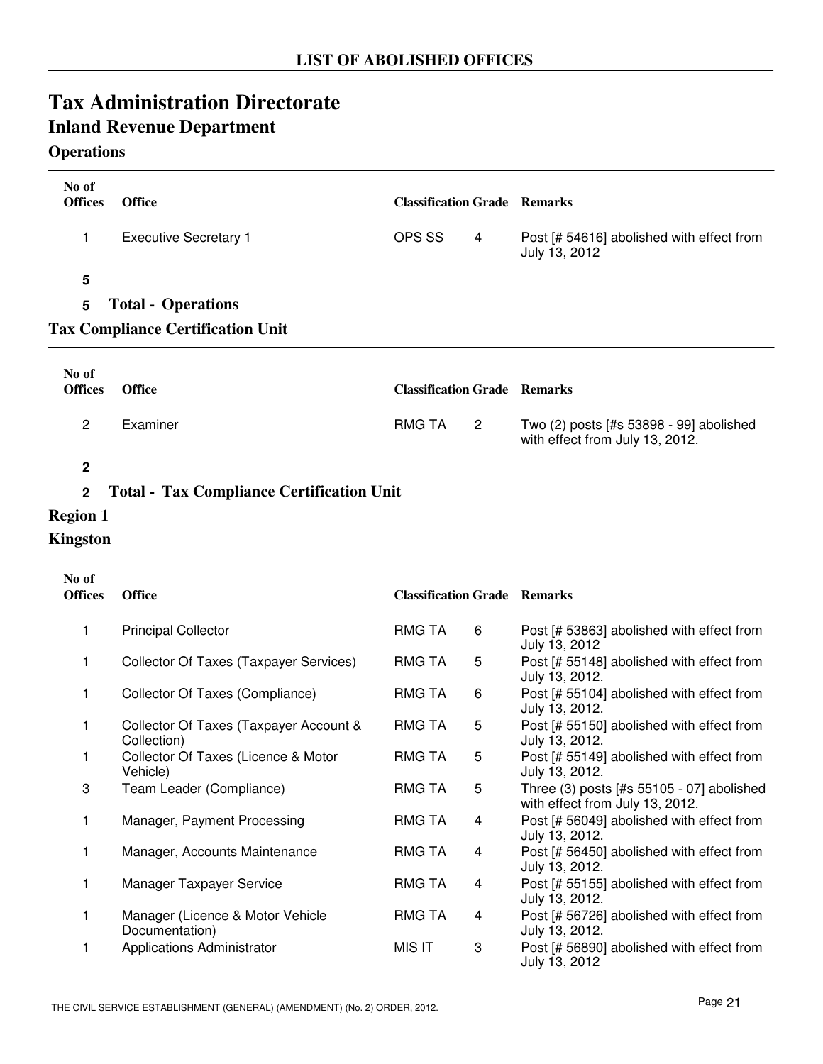## LIST OF ABOLISHED OFFICES

# Tax Administration Directorate

## Inland Revenue Department

### Operations

| No of Offices | Office | Classification | Grade | Remarks |
|---|---|---|---|---|
| 1 | Executive Secretary 1 | OPS SS | 4 | Post [# 54616] abolished with effect from July 13, 2012 |
| **5** | | | | |
| **5** | **Total - Operations** | | | |

### Tax Compliance Certification Unit

| No of Offices | Office | Classification | Grade | Remarks |
|---|---|---|---|---|
| 2 | Examiner | RMG TA | 2 | Two (2) posts [#s 53898 - 99] abolished with effect from July 13, 2012. |
| **2** | | | | |
| **2** | **Total - Tax Compliance Certification Unit** | | | |

### Region 1

### Kingston

| No of Offices | Office | Classification | Grade | Remarks |
|---|---|---|---|---|
| 1 | Principal Collector | RMG TA | 6 | Post [# 53863] abolished with effect from July 13, 2012 |
| 1 | Collector Of Taxes (Taxpayer Services) | RMG TA | 5 | Post [# 55148] abolished with effect from July 13, 2012. |
| 1 | Collector Of Taxes (Compliance) | RMG TA | 6 | Post [# 55104] abolished with effect from July 13, 2012. |
| 1 | Collector Of Taxes (Taxpayer Account & Collection) | RMG TA | 5 | Post [# 55150] abolished with effect from July 13, 2012. |
| 1 | Collector Of Taxes (Licence & Motor Vehicle) | RMG TA | 5 | Post [# 55149] abolished with effect from July 13, 2012. |
| 3 | Team Leader (Compliance) | RMG TA | 5 | Three (3) posts [#s 55105 - 07] abolished with effect from July 13, 2012. |
| 1 | Manager, Payment Processing | RMG TA | 4 | Post [# 56049] abolished with effect from July 13, 2012. |
| 1 | Manager, Accounts Maintenance | RMG TA | 4 | Post [# 56450] abolished with effect from July 13, 2012. |
| 1 | Manager Taxpayer Service | RMG TA | 4 | Post [# 55155] abolished with effect from July 13, 2012. |
| 1 | Manager (Licence & Motor Vehicle Documentation) | RMG TA | 4 | Post [# 56726] abolished with effect from July 13, 2012. |
| 1 | Applications Administrator | MIS IT | 3 | Post [# 56890] abolished with effect from July 13, 2012 |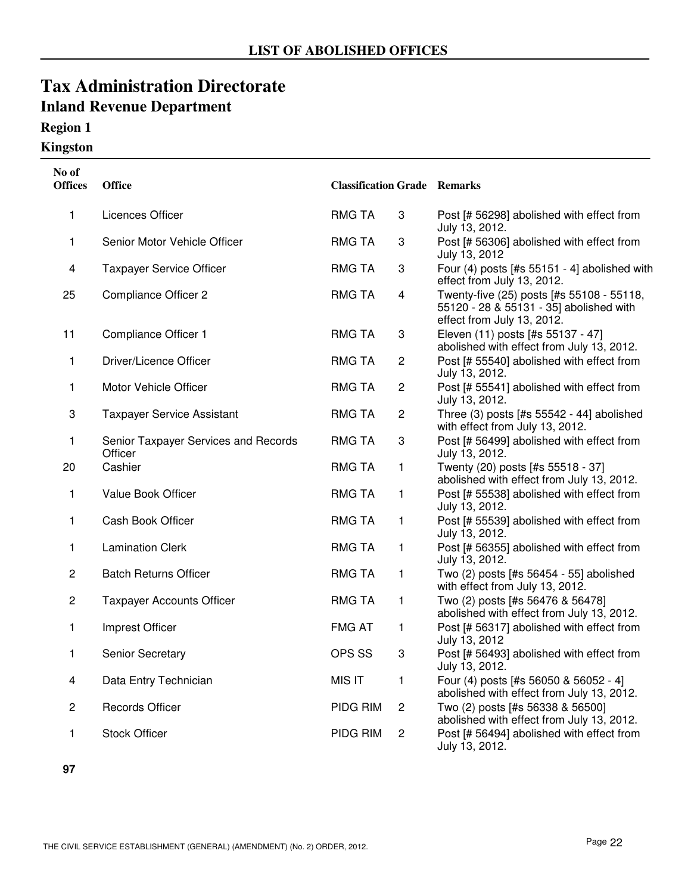## LIST OF ABOLISHED OFFICES

# Tax Administration Directorate

## Inland Revenue Department

### Region 1

### Kingston

| No of Offices | Office | Classification | Grade | Remarks |
|---|---|---|---|---|
| 1 | Licences Officer | RMG TA | 3 | Post [# 56298] abolished with effect from July 13, 2012. |
| 1 | Senior Motor Vehicle Officer | RMG TA | 3 | Post [# 56306] abolished with effect from July 13, 2012 |
| 4 | Taxpayer Service Officer | RMG TA | 3 | Four (4) posts [#s 55151 - 4] abolished with effect from July 13, 2012. |
| 25 | Compliance Officer 2 | RMG TA | 4 | Twenty-five (25) posts [#s 55108 - 55118, 55120 - 28 & 55131 - 35] abolished with effect from July 13, 2012. |
| 11 | Compliance Officer 1 | RMG TA | 3 | Eleven (11) posts [#s 55137 - 47] abolished with effect from July 13, 2012. |
| 1 | Driver/Licence Officer | RMG TA | 2 | Post [# 55540] abolished with effect from July 13, 2012. |
| 1 | Motor Vehicle Officer | RMG TA | 2 | Post [# 55541] abolished with effect from July 13, 2012. |
| 3 | Taxpayer Service Assistant | RMG TA | 2 | Three (3) posts [#s 55542 - 44] abolished with effect from July 13, 2012. |
| 1 | Senior Taxpayer Services and Records Officer | RMG TA | 3 | Post [# 56499] abolished with effect from July 13, 2012. |
| 20 | Cashier | RMG TA | 1 | Twenty (20) posts [#s 55518 - 37] abolished with effect from July 13, 2012. |
| 1 | Value Book Officer | RMG TA | 1 | Post [# 55538] abolished with effect from July 13, 2012. |
| 1 | Cash Book Officer | RMG TA | 1 | Post [# 55539] abolished with effect from July 13, 2012. |
| 1 | Lamination Clerk | RMG TA | 1 | Post [# 56355] abolished with effect from July 13, 2012. |
| 2 | Batch Returns Officer | RMG TA | 1 | Two (2) posts [#s 56454 - 55] abolished with effect from July 13, 2012. |
| 2 | Taxpayer Accounts Officer | RMG TA | 1 | Two (2) posts [#s 56476 & 56478] abolished with effect from July 13, 2012. |
| 1 | Imprest Officer | FMG AT | 1 | Post [# 56317] abolished with effect from July 13, 2012 |
| 1 | Senior Secretary | OPS SS | 3 | Post [# 56493] abolished with effect from July 13, 2012. |
| 4 | Data Entry Technician | MIS IT | 1 | Four (4) posts [#s 56050 & 56052 - 4] abolished with effect from July 13, 2012. |
| 2 | Records Officer | PIDG RIM | 2 | Two (2) posts [#s 56338 & 56500] abolished with effect from July 13, 2012. |
| 1 | Stock Officer | PIDG RIM | 2 | Post [# 56494] abolished with effect from July 13, 2012. |
| **97** | | | | |

THE CIVIL SERVICE ESTABLISHMENT (GENERAL) (AMENDMENT) (No. 2) ORDER, 2012.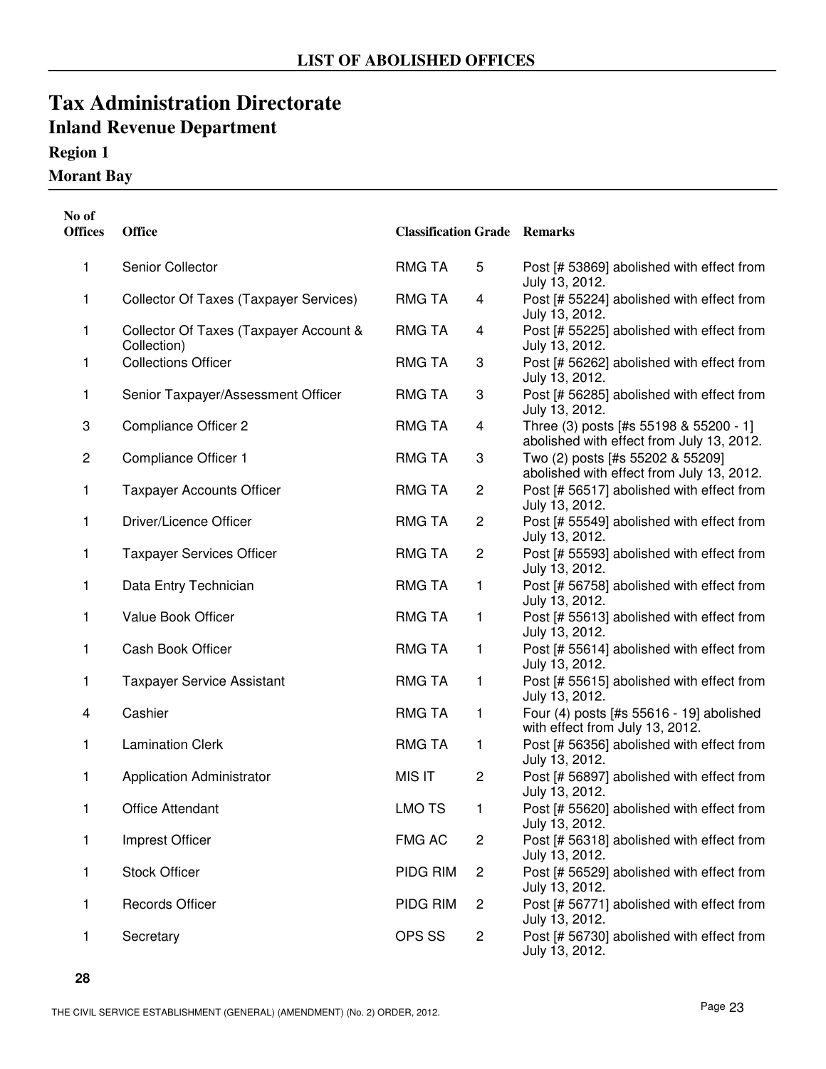## LIST OF ABOLISHED OFFICES

# Tax Administration Directorate

## Inland Revenue Department

### Region 1

### Morant Bay

| No of Offices | Office | Classification | Grade | Remarks |
|---|---|---|---|---|
| 1 | Senior Collector | RMG TA | 5 | Post [# 53869] abolished with effect from July 13, 2012. |
| 1 | Collector Of Taxes (Taxpayer Services) | RMG TA | 4 | Post [# 55224] abolished with effect from July 13, 2012. |
| 1 | Collector Of Taxes (Taxpayer Account & Collection) | RMG TA | 4 | Post [# 55225] abolished with effect from July 13, 2012. |
| 1 | Collections Officer | RMG TA | 3 | Post [# 56262] abolished with effect from July 13, 2012. |
| 1 | Senior Taxpayer/Assessment Officer | RMG TA | 3 | Post [# 56285] abolished with effect from July 13, 2012. |
| 3 | Compliance Officer 2 | RMG TA | 4 | Three (3) posts [#s 55198 & 55200 - 1] abolished with effect from July 13, 2012. |
| 2 | Compliance Officer 1 | RMG TA | 3 | Two (2) posts [#s 55202 & 55209] abolished with effect from July 13, 2012. |
| 1 | Taxpayer Accounts Officer | RMG TA | 2 | Post [# 56517] abolished with effect from July 13, 2012. |
| 1 | Driver/Licence Officer | RMG TA | 2 | Post [# 55549] abolished with effect from July 13, 2012. |
| 1 | Taxpayer Services Officer | RMG TA | 2 | Post [# 55593] abolished with effect from July 13, 2012. |
| 1 | Data Entry Technician | RMG TA | 1 | Post [# 56758] abolished with effect from July 13, 2012. |
| 1 | Value Book Officer | RMG TA | 1 | Post [# 55613] abolished with effect from July 13, 2012. |
| 1 | Cash Book Officer | RMG TA | 1 | Post [# 55614] abolished with effect from July 13, 2012. |
| 1 | Taxpayer Service Assistant | RMG TA | 1 | Post [# 55615] abolished with effect from July 13, 2012. |
| 4 | Cashier | RMG TA | 1 | Four (4) posts [#s 55616 - 19] abolished with effect from July 13, 2012. |
| 1 | Lamination Clerk | RMG TA | 1 | Post [# 56356] abolished with effect from July 13, 2012. |
| 1 | Application Administrator | MIS IT | 2 | Post [# 56897] abolished with effect from July 13, 2012. |
| 1 | Office Attendant | LMO TS | 1 | Post [# 55620] abolished with effect from July 13, 2012. |
| 1 | Imprest Officer | FMG AC | 2 | Post [# 56318] abolished with effect from July 13, 2012. |
| 1 | Stock Officer | PIDG RIM | 2 | Post [# 56529] abolished with effect from July 13, 2012. |
| 1 | Records Officer | PIDG RIM | 2 | Post [# 56771] abolished with effect from July 13, 2012. |
| 1 | Secretary | OPS SS | 2 | Post [# 56730] abolished with effect from July 13, 2012. |

**28**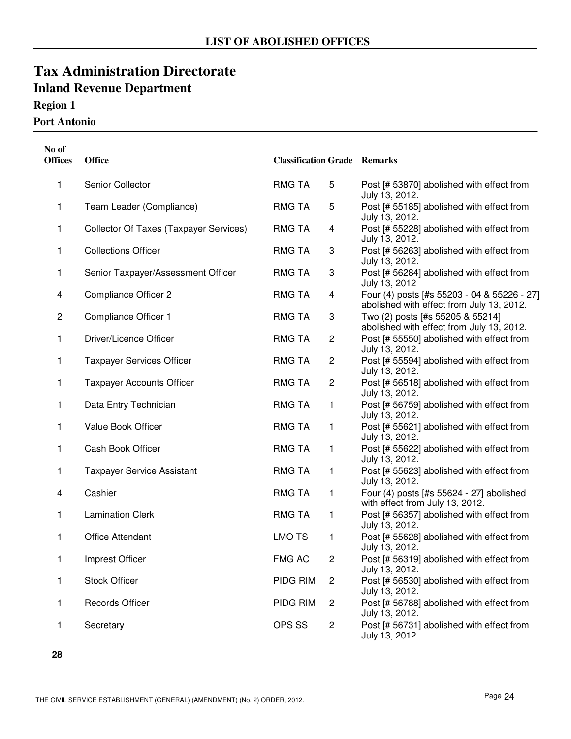# Tax Administration Directorate

## Inland Revenue Department

### Region 1

### Port Antonio

| No of Offices | Office | Classification | Grade | Remarks |
|---|---|---|---|---|
| 1 | Senior Collector | RMG TA | 5 | Post [# 53870] abolished with effect from July 13, 2012. |
| 1 | Team Leader (Compliance) | RMG TA | 5 | Post [# 55185] abolished with effect from July 13, 2012. |
| 1 | Collector Of Taxes (Taxpayer Services) | RMG TA | 4 | Post [# 55228] abolished with effect from July 13, 2012. |
| 1 | Collections Officer | RMG TA | 3 | Post [# 56263] abolished with effect from July 13, 2012. |
| 1 | Senior Taxpayer/Assessment Officer | RMG TA | 3 | Post [# 56284] abolished with effect from July 13, 2012 |
| 4 | Compliance Officer 2 | RMG TA | 4 | Four (4) posts [#s 55203 - 04 & 55226 - 27] abolished with effect from July 13, 2012. |
| 2 | Compliance Officer 1 | RMG TA | 3 | Two (2) posts [#s 55205 & 55214] abolished with effect from July 13, 2012. |
| 1 | Driver/Licence Officer | RMG TA | 2 | Post [# 55550] abolished with effect from July 13, 2012. |
| 1 | Taxpayer Services Officer | RMG TA | 2 | Post [# 55594] abolished with effect from July 13, 2012. |
| 1 | Taxpayer Accounts Officer | RMG TA | 2 | Post [# 56518] abolished with effect from July 13, 2012. |
| 1 | Data Entry Technician | RMG TA | 1 | Post [# 56759] abolished with effect from July 13, 2012. |
| 1 | Value Book Officer | RMG TA | 1 | Post [# 55621] abolished with effect from July 13, 2012. |
| 1 | Cash Book Officer | RMG TA | 1 | Post [# 55622] abolished with effect from July 13, 2012. |
| 1 | Taxpayer Service Assistant | RMG TA | 1 | Post [# 55623] abolished with effect from July 13, 2012. |
| 4 | Cashier | RMG TA | 1 | Four (4) posts [#s 55624 - 27] abolished with effect from July 13, 2012. |
| 1 | Lamination Clerk | RMG TA | 1 | Post [# 56357] abolished with effect from July 13, 2012. |
| 1 | Office Attendant | LMO TS | 1 | Post [# 55628] abolished with effect from July 13, 2012. |
| 1 | Imprest Officer | FMG AC | 2 | Post [# 56319] abolished with effect from July 13, 2012. |
| 1 | Stock Officer | PIDG RIM | 2 | Post [# 56530] abolished with effect from July 13, 2012. |
| 1 | Records Officer | PIDG RIM | 2 | Post [# 56788] abolished with effect from July 13, 2012. |
| 1 | Secretary | OPS SS | 2 | Post [# 56731] abolished with effect from July 13, 2012. |
| **28** | | | | |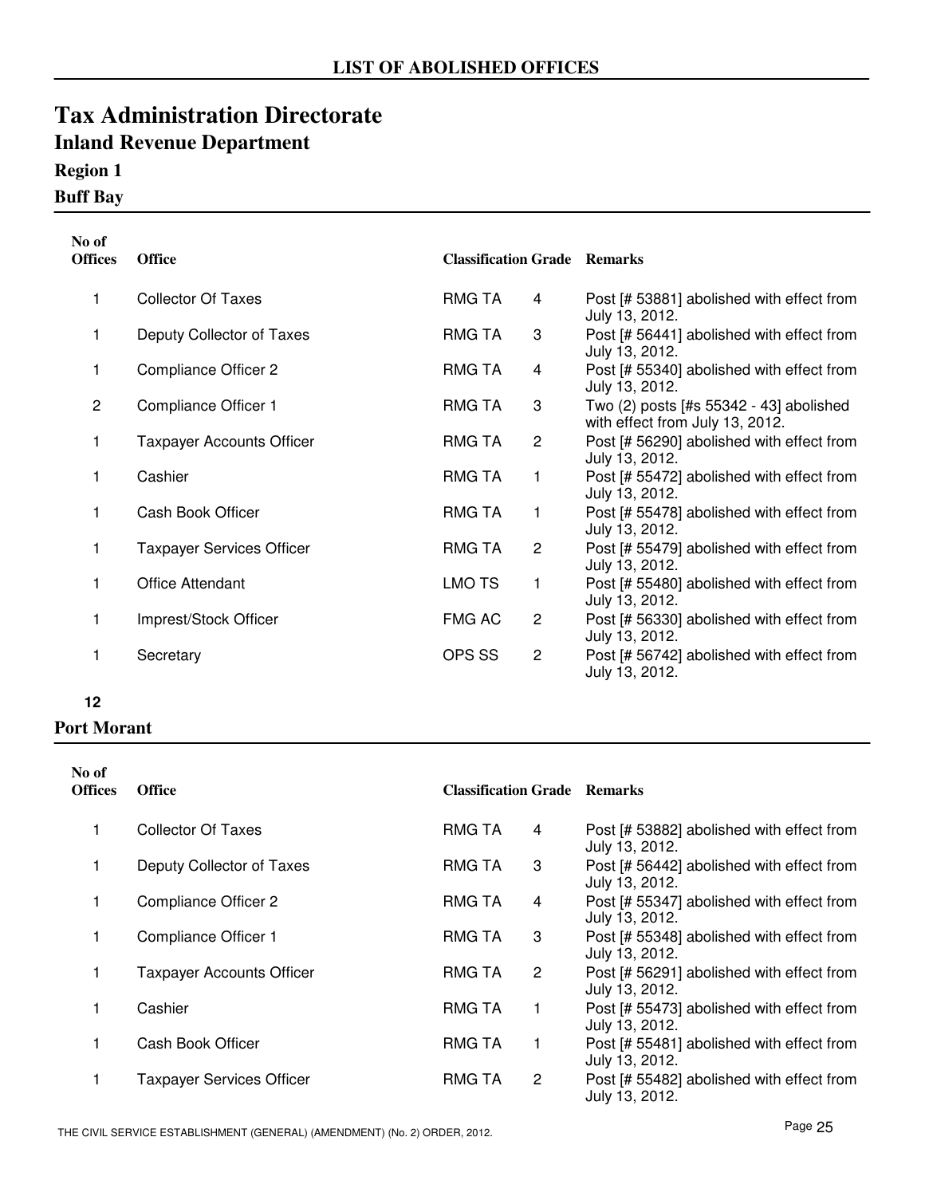## LIST OF ABOLISHED OFFICES

# Tax Administration Directorate

## Inland Revenue Department

### Region 1

### Buff Bay

| No of Offices | Office | Classification | Grade | Remarks |
|---|---|---|---|---|
| 1 | Collector Of Taxes | RMG TA | 4 | Post [# 53881] abolished with effect from July 13, 2012. |
| 1 | Deputy Collector of Taxes | RMG TA | 3 | Post [# 56441] abolished with effect from July 13, 2012. |
| 1 | Compliance Officer 2 | RMG TA | 4 | Post [# 55340] abolished with effect from July 13, 2012. |
| 2 | Compliance Officer 1 | RMG TA | 3 | Two (2) posts [#s 55342 - 43] abolished with effect from July 13, 2012. |
| 1 | Taxpayer Accounts Officer | RMG TA | 2 | Post [# 56290] abolished with effect from July 13, 2012. |
| 1 | Cashier | RMG TA | 1 | Post [# 55472] abolished with effect from July 13, 2012. |
| 1 | Cash Book Officer | RMG TA | 1 | Post [# 55478] abolished with effect from July 13, 2012. |
| 1 | Taxpayer Services Officer | RMG TA | 2 | Post [# 55479] abolished with effect from July 13, 2012. |
| 1 | Office Attendant | LMO TS | 1 | Post [# 55480] abolished with effect from July 13, 2012. |
| 1 | Imprest/Stock Officer | FMG AC | 2 | Post [# 56330] abolished with effect from July 13, 2012. |
| 1 | Secretary | OPS SS | 2 | Post [# 56742] abolished with effect from July 13, 2012. |
| **12** | | | | |

### Port Morant

| No of Offices | Office | Classification | Grade | Remarks |
|---|---|---|---|---|
| 1 | Collector Of Taxes | RMG TA | 4 | Post [# 53882] abolished with effect from July 13, 2012. |
| 1 | Deputy Collector of Taxes | RMG TA | 3 | Post [# 56442] abolished with effect from July 13, 2012. |
| 1 | Compliance Officer 2 | RMG TA | 4 | Post [# 55347] abolished with effect from July 13, 2012. |
| 1 | Compliance Officer 1 | RMG TA | 3 | Post [# 55348] abolished with effect from July 13, 2012. |
| 1 | Taxpayer Accounts Officer | RMG TA | 2 | Post [# 56291] abolished with effect from July 13, 2012. |
| 1 | Cashier | RMG TA | 1 | Post [# 55473] abolished with effect from July 13, 2012. |
| 1 | Cash Book Officer | RMG TA | 1 | Post [# 55481] abolished with effect from July 13, 2012. |
| 1 | Taxpayer Services Officer | RMG TA | 2 | Post [# 55482] abolished with effect from July 13, 2012. |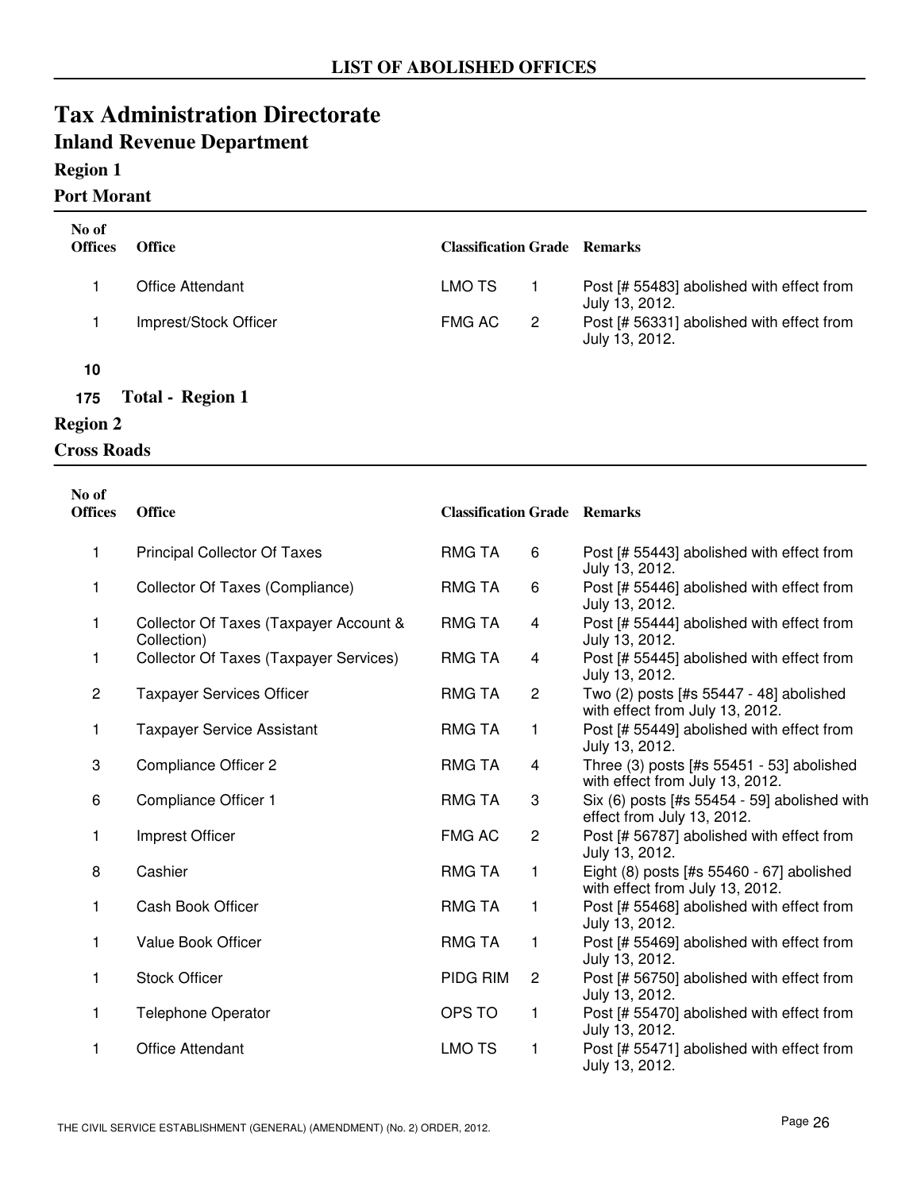# LIST OF ABOLISHED OFFICES

## Tax Administration Directorate

### Inland Revenue Department

#### Region 1

#### Port Morant

| No of Offices | Office | Classification | Grade | Remarks |
|---|---|---|---|---|
| 1 | Office Attendant | LMO TS | 1 | Post [# 55483] abolished with effect from July 13, 2012. |
| 1 | Imprest/Stock Officer | FMG AC | 2 | Post [# 56331] abolished with effect from July 13, 2012. |
| 10 | | | | |

**175 Total - Region 1**

#### Region 2

#### Cross Roads

| No of Offices | Office | Classification | Grade | Remarks |
|---|---|---|---|---|
| 1 | Principal Collector Of Taxes | RMG TA | 6 | Post [# 55443] abolished with effect from July 13, 2012. |
| 1 | Collector Of Taxes (Compliance) | RMG TA | 6 | Post [# 55446] abolished with effect from July 13, 2012. |
| 1 | Collector Of Taxes (Taxpayer Account & Collection) | RMG TA | 4 | Post [# 55444] abolished with effect from July 13, 2012. |
| 1 | Collector Of Taxes (Taxpayer Services) | RMG TA | 4 | Post [# 55445] abolished with effect from July 13, 2012. |
| 2 | Taxpayer Services Officer | RMG TA | 2 | Two (2) posts [#s 55447 - 48] abolished with effect from July 13, 2012. |
| 1 | Taxpayer Service Assistant | RMG TA | 1 | Post [# 55449] abolished with effect from July 13, 2012. |
| 3 | Compliance Officer 2 | RMG TA | 4 | Three (3) posts [#s 55451 - 53] abolished with effect from July 13, 2012. |
| 6 | Compliance Officer 1 | RMG TA | 3 | Six (6) posts [#s 55454 - 59] abolished with effect from July 13, 2012. |
| 1 | Imprest Officer | FMG AC | 2 | Post [# 56787] abolished with effect from July 13, 2012. |
| 8 | Cashier | RMG TA | 1 | Eight (8) posts [#s 55460 - 67] abolished with effect from July 13, 2012. |
| 1 | Cash Book Officer | RMG TA | 1 | Post [# 55468] abolished with effect from July 13, 2012. |
| 1 | Value Book Officer | RMG TA | 1 | Post [# 55469] abolished with effect from July 13, 2012. |
| 1 | Stock Officer | PIDG RIM | 2 | Post [# 56750] abolished with effect from July 13, 2012. |
| 1 | Telephone Operator | OPS TO | 1 | Post [# 55470] abolished with effect from July 13, 2012. |
| 1 | Office Attendant | LMO TS | 1 | Post [# 55471] abolished with effect from July 13, 2012. |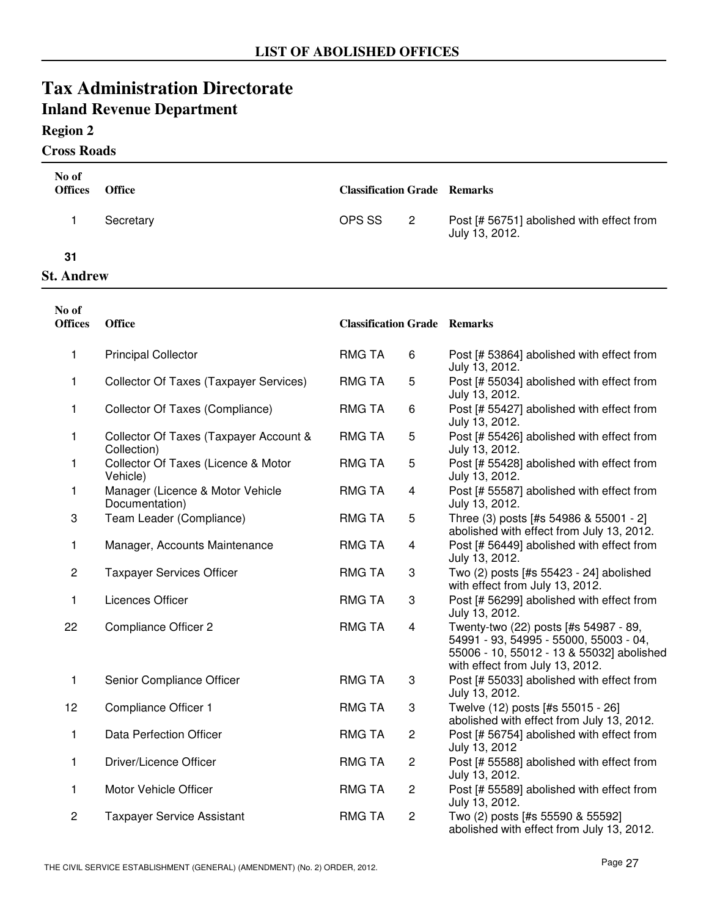## LIST OF ABOLISHED OFFICES

# Tax Administration Directorate

## Inland Revenue Department

### Region 2

### Cross Roads

| No of Offices | Office | Classification | Grade | Remarks |
|---|---|---|---|---|
| 1 | Secretary | OPS SS | 2 | Post [# 56751] abolished with effect from July 13, 2012. |
| **31** | | | | |

### St. Andrew

| No of Offices | Office | Classification | Grade | Remarks |
|---|---|---|---|---|
| 1 | Principal Collector | RMG TA | 6 | Post [# 53864] abolished with effect from July 13, 2012. |
| 1 | Collector Of Taxes (Taxpayer Services) | RMG TA | 5 | Post [# 55034] abolished with effect from July 13, 2012. |
| 1 | Collector Of Taxes (Compliance) | RMG TA | 6 | Post [# 55427] abolished with effect from July 13, 2012. |
| 1 | Collector Of Taxes (Taxpayer Account & Collection) | RMG TA | 5 | Post [# 55426] abolished with effect from July 13, 2012. |
| 1 | Collector Of Taxes (Licence & Motor Vehicle) | RMG TA | 5 | Post [# 55428] abolished with effect from July 13, 2012. |
| 1 | Manager (Licence & Motor Vehicle Documentation) | RMG TA | 4 | Post [# 55587] abolished with effect from July 13, 2012. |
| 3 | Team Leader (Compliance) | RMG TA | 5 | Three (3) posts [#s 54986 & 55001 - 2] abolished with effect from July 13, 2012. |
| 1 | Manager, Accounts Maintenance | RMG TA | 4 | Post [# 56449] abolished with effect from July 13, 2012. |
| 2 | Taxpayer Services Officer | RMG TA | 3 | Two (2) posts [#s 55423 - 24] abolished with effect from July 13, 2012. |
| 1 | Licences Officer | RMG TA | 3 | Post [# 56299] abolished with effect from July 13, 2012. |
| 22 | Compliance Officer 2 | RMG TA | 4 | Twenty-two (22) posts [#s 54987 - 89, 54991 - 93, 54995 - 55000, 55003 - 04, 55006 - 10, 55012 - 13 & 55032] abolished with effect from July 13, 2012. |
| 1 | Senior Compliance Officer | RMG TA | 3 | Post [# 55033] abolished with effect from July 13, 2012. |
| 12 | Compliance Officer 1 | RMG TA | 3 | Twelve (12) posts [#s 55015 - 26] abolished with effect from July 13, 2012. |
| 1 | Data Perfection Officer | RMG TA | 2 | Post [# 56754] abolished with effect from July 13, 2012 |
| 1 | Driver/Licence Officer | RMG TA | 2 | Post [# 55588] abolished with effect from July 13, 2012. |
| 1 | Motor Vehicle Officer | RMG TA | 2 | Post [# 55589] abolished with effect from July 13, 2012. |
| 2 | Taxpayer Service Assistant | RMG TA | 2 | Two (2) posts [#s 55590 & 55592] abolished with effect from July 13, 2012. |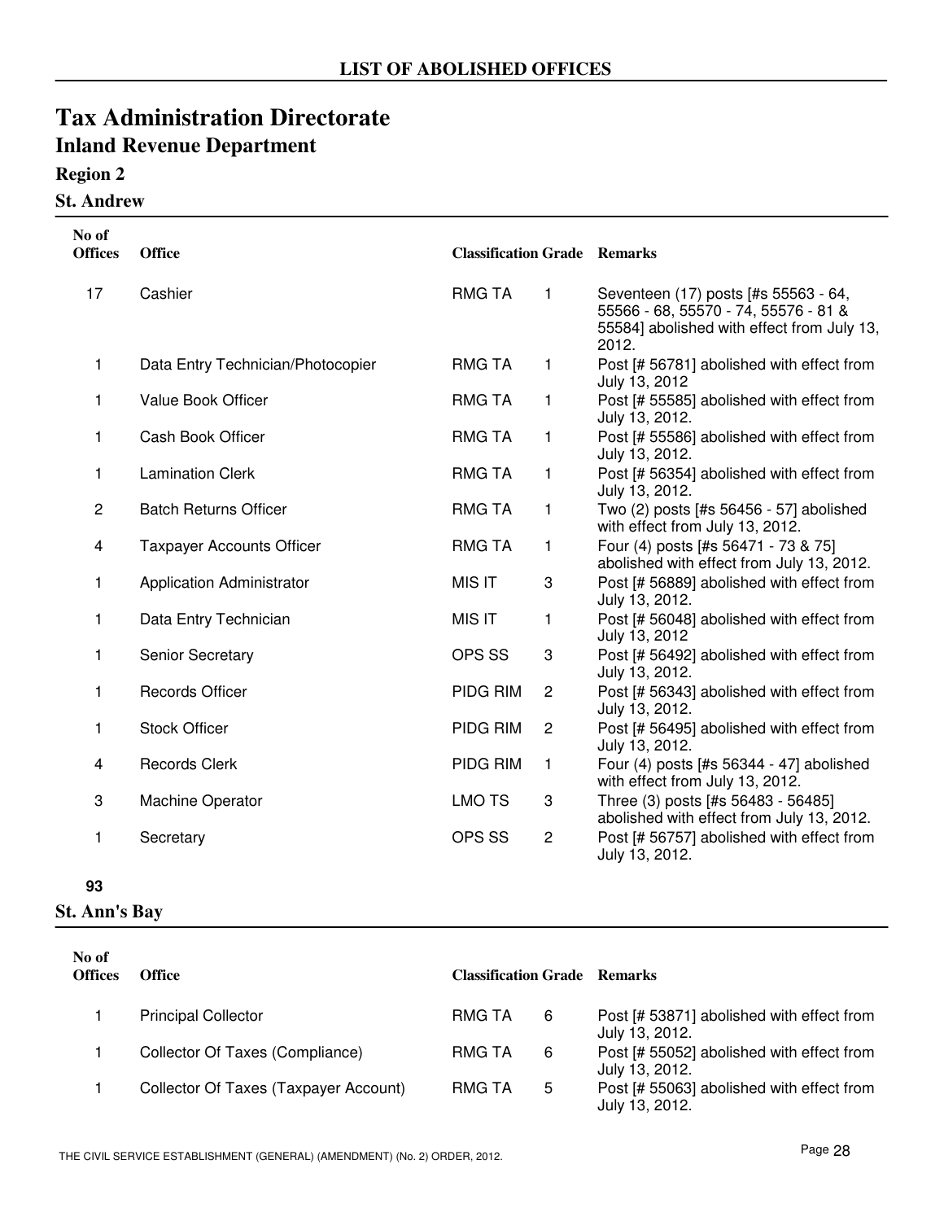## LIST OF ABOLISHED OFFICES

# Tax Administration Directorate

## Inland Revenue Department

### Region 2

### St. Andrew

| No of Offices | Office | Classification | Grade | Remarks |
|---|---|---|---|---|
| 17 | Cashier | RMG TA | 1 | Seventeen (17) posts [#s 55563 - 64, 55566 - 68, 55570 - 74, 55576 - 81 & 55584] abolished with effect from July 13, 2012. |
| 1 | Data Entry Technician/Photocopier | RMG TA | 1 | Post [# 56781] abolished with effect from July 13, 2012 |
| 1 | Value Book Officer | RMG TA | 1 | Post [# 55585] abolished with effect from July 13, 2012. |
| 1 | Cash Book Officer | RMG TA | 1 | Post [# 55586] abolished with effect from July 13, 2012. |
| 1 | Lamination Clerk | RMG TA | 1 | Post [# 56354] abolished with effect from July 13, 2012. |
| 2 | Batch Returns Officer | RMG TA | 1 | Two (2) posts [#s 56456 - 57] abolished with effect from July 13, 2012. |
| 4 | Taxpayer Accounts Officer | RMG TA | 1 | Four (4) posts [#s 56471 - 73 & 75] abolished with effect from July 13, 2012. |
| 1 | Application Administrator | MIS IT | 3 | Post [# 56889] abolished with effect from July 13, 2012. |
| 1 | Data Entry Technician | MIS IT | 1 | Post [# 56048] abolished with effect from July 13, 2012 |
| 1 | Senior Secretary | OPS SS | 3 | Post [# 56492] abolished with effect from July 13, 2012. |
| 1 | Records Officer | PIDG RIM | 2 | Post [# 56343] abolished with effect from July 13, 2012. |
| 1 | Stock Officer | PIDG RIM | 2 | Post [# 56495] abolished with effect from July 13, 2012. |
| 4 | Records Clerk | PIDG RIM | 1 | Four (4) posts [#s 56344 - 47] abolished with effect from July 13, 2012. |
| 3 | Machine Operator | LMO TS | 3 | Three (3) posts [#s 56483 - 56485] abolished with effect from July 13, 2012. |
| 1 | Secretary | OPS SS | 2 | Post [# 56757] abolished with effect from July 13, 2012. |

**93**

### St. Ann's Bay

| No of Offices | Office | Classification | Grade | Remarks |
|---|---|---|---|---|
| 1 | Principal Collector | RMG TA | 6 | Post [# 53871] abolished with effect from July 13, 2012. |
| 1 | Collector Of Taxes (Compliance) | RMG TA | 6 | Post [# 55052] abolished with effect from July 13, 2012. |
| 1 | Collector Of Taxes (Taxpayer Account) | RMG TA | 5 | Post [# 55063] abolished with effect from July 13, 2012. |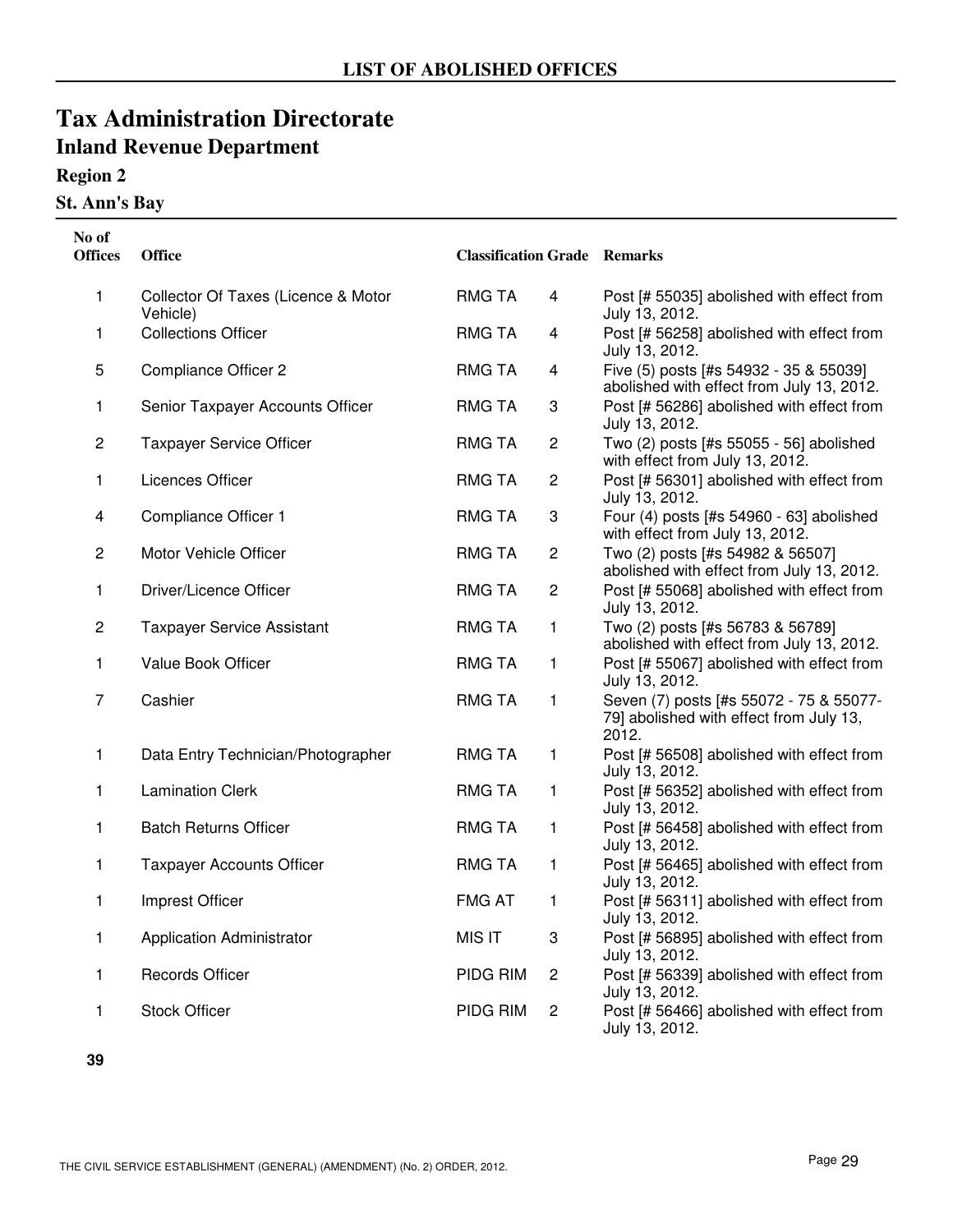# LIST OF ABOLISHED OFFICES

## Tax Administration Directorate

### Inland Revenue Department

**Region 2**

**St. Ann's Bay**

| No of Offices | Office | Classification | Grade | Remarks |
|---|---|---|---|---|
| 1 | Collector Of Taxes (Licence & Motor Vehicle) | RMG TA | 4 | Post [# 55035] abolished with effect from July 13, 2012. |
| 1 | Collections Officer | RMG TA | 4 | Post [# 56258] abolished with effect from July 13, 2012. |
| 5 | Compliance Officer 2 | RMG TA | 4 | Five (5) posts [#s 54932 - 35 & 55039] abolished with effect from July 13, 2012. |
| 1 | Senior Taxpayer Accounts Officer | RMG TA | 3 | Post [# 56286] abolished with effect from July 13, 2012. |
| 2 | Taxpayer Service Officer | RMG TA | 2 | Two (2) posts [#s 55055 - 56] abolished with effect from July 13, 2012. |
| 1 | Licences Officer | RMG TA | 2 | Post [# 56301] abolished with effect from July 13, 2012. |
| 4 | Compliance Officer 1 | RMG TA | 3 | Four (4) posts [#s 54960 - 63] abolished with effect from July 13, 2012. |
| 2 | Motor Vehicle Officer | RMG TA | 2 | Two (2) posts [#s 54982 & 56507] abolished with effect from July 13, 2012. |
| 1 | Driver/Licence Officer | RMG TA | 2 | Post [# 55068] abolished with effect from July 13, 2012. |
| 2 | Taxpayer Service Assistant | RMG TA | 1 | Two (2) posts [#s 56783 & 56789] abolished with effect from July 13, 2012. |
| 1 | Value Book Officer | RMG TA | 1 | Post [# 55067] abolished with effect from July 13, 2012. |
| 7 | Cashier | RMG TA | 1 | Seven (7) posts [#s 55072 - 75 & 55077-79] abolished with effect from July 13, 2012. |
| 1 | Data Entry Technician/Photographer | RMG TA | 1 | Post [# 56508] abolished with effect from July 13, 2012. |
| 1 | Lamination Clerk | RMG TA | 1 | Post [# 56352] abolished with effect from July 13, 2012. |
| 1 | Batch Returns Officer | RMG TA | 1 | Post [# 56458] abolished with effect from July 13, 2012. |
| 1 | Taxpayer Accounts Officer | RMG TA | 1 | Post [# 56465] abolished with effect from July 13, 2012. |
| 1 | Imprest Officer | FMG AT | 1 | Post [# 56311] abolished with effect from July 13, 2012. |
| 1 | Application Administrator | MIS IT | 3 | Post [# 56895] abolished with effect from July 13, 2012. |
| 1 | Records Officer | PIDG RIM | 2 | Post [# 56339] abolished with effect from July 13, 2012. |
| 1 | Stock Officer | PIDG RIM | 2 | Post [# 56466] abolished with effect from July 13, 2012. |
| **39** | | | | |

THE CIVIL SERVICE ESTABLISHMENT (GENERAL) (AMENDMENT) (No. 2) ORDER, 2012.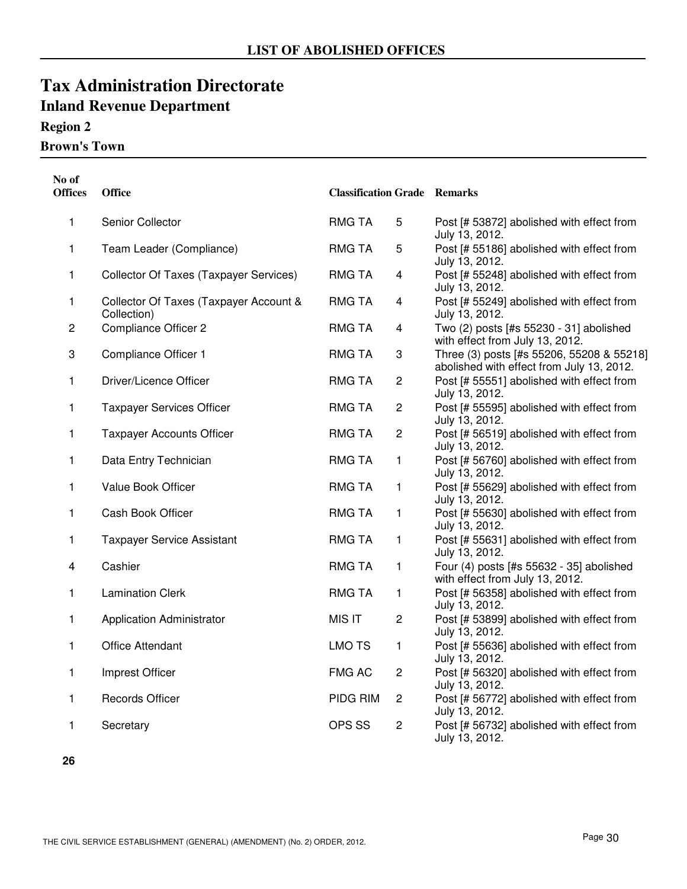## LIST OF ABOLISHED OFFICES

# Tax Administration Directorate

## Inland Revenue Department

### Region 2

### Brown's Town

| No of Offices | Office | Classification | Grade | Remarks |
|---|---|---|---|---|
| 1 | Senior Collector | RMG TA | 5 | Post [# 53872] abolished with effect from July 13, 2012. |
| 1 | Team Leader (Compliance) | RMG TA | 5 | Post [# 55186] abolished with effect from July 13, 2012. |
| 1 | Collector Of Taxes (Taxpayer Services) | RMG TA | 4 | Post [# 55248] abolished with effect from July 13, 2012. |
| 1 | Collector Of Taxes (Taxpayer Account & Collection) | RMG TA | 4 | Post [# 55249] abolished with effect from July 13, 2012. |
| 2 | Compliance Officer 2 | RMG TA | 4 | Two (2) posts [#s 55230 - 31] abolished with effect from July 13, 2012. |
| 3 | Compliance Officer 1 | RMG TA | 3 | Three (3) posts [#s 55206, 55208 & 55218] abolished with effect from July 13, 2012. |
| 1 | Driver/Licence Officer | RMG TA | 2 | Post [# 55551] abolished with effect from July 13, 2012. |
| 1 | Taxpayer Services Officer | RMG TA | 2 | Post [# 55595] abolished with effect from July 13, 2012. |
| 1 | Taxpayer Accounts Officer | RMG TA | 2 | Post [# 56519] abolished with effect from July 13, 2012. |
| 1 | Data Entry Technician | RMG TA | 1 | Post [# 56760] abolished with effect from July 13, 2012. |
| 1 | Value Book Officer | RMG TA | 1 | Post [# 55629] abolished with effect from July 13, 2012. |
| 1 | Cash Book Officer | RMG TA | 1 | Post [# 55630] abolished with effect from July 13, 2012. |
| 1 | Taxpayer Service Assistant | RMG TA | 1 | Post [# 55631] abolished with effect from July 13, 2012. |
| 4 | Cashier | RMG TA | 1 | Four (4) posts [#s 55632 - 35] abolished with effect from July 13, 2012. |
| 1 | Lamination Clerk | RMG TA | 1 | Post [# 56358] abolished with effect from July 13, 2012. |
| 1 | Application Administrator | MIS IT | 2 | Post [# 53899] abolished with effect from July 13, 2012. |
| 1 | Office Attendant | LMO TS | 1 | Post [# 55636] abolished with effect from July 13, 2012. |
| 1 | Imprest Officer | FMG AC | 2 | Post [# 56320] abolished with effect from July 13, 2012. |
| 1 | Records Officer | PIDG RIM | 2 | Post [# 56772] abolished with effect from July 13, 2012. |
| 1 | Secretary | OPS SS | 2 | Post [# 56732] abolished with effect from July 13, 2012. |

**26**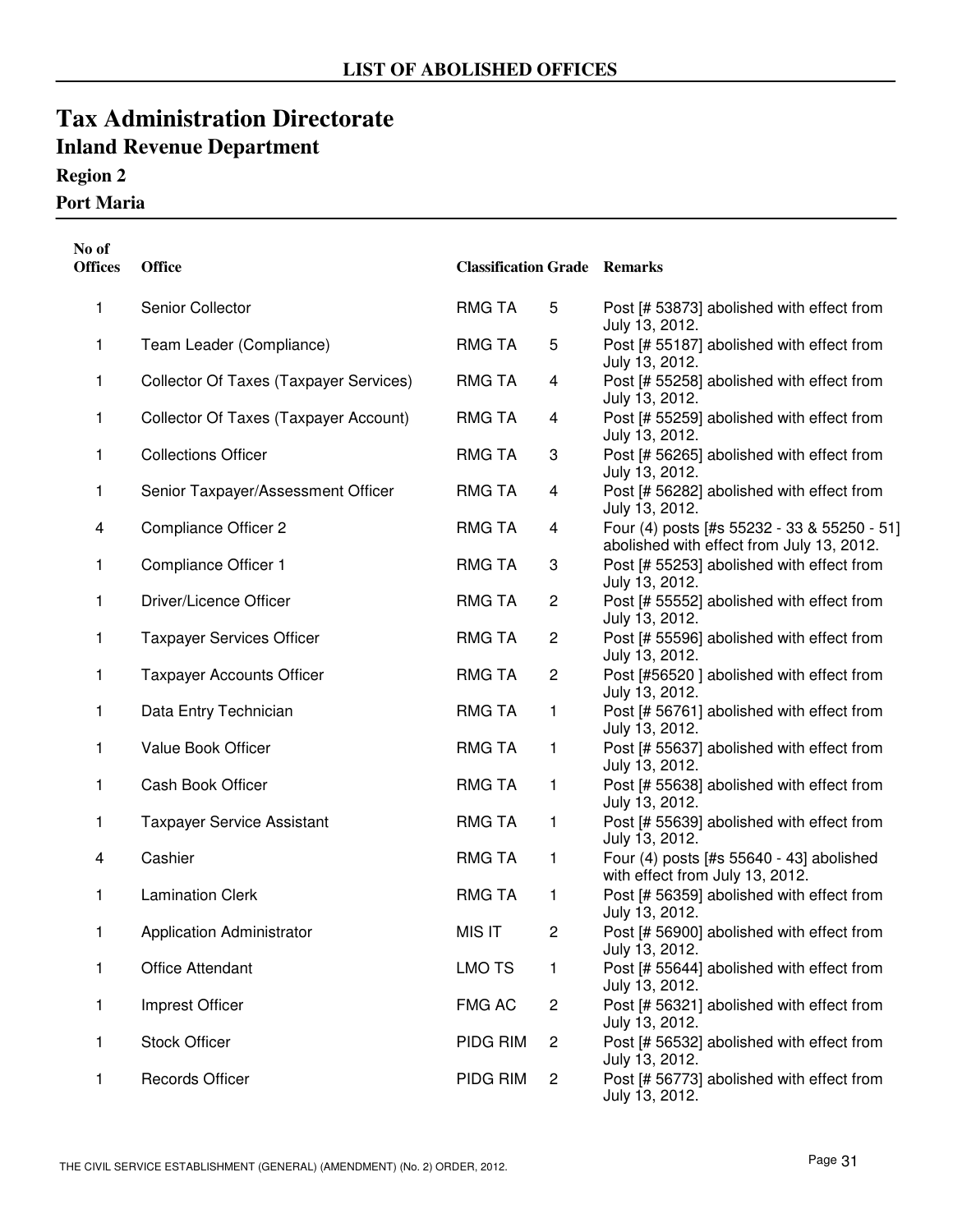# LIST OF ABOLISHED OFFICES

# Tax Administration Directorate

## Inland Revenue Department

### Region 2

### Port Maria

| No of Offices | Office | Classification | Grade | Remarks |
|---|---|---|---|---|
| 1 | Senior Collector | RMG TA | 5 | Post [# 53873] abolished with effect from July 13, 2012. |
| 1 | Team Leader (Compliance) | RMG TA | 5 | Post [# 55187] abolished with effect from July 13, 2012. |
| 1 | Collector Of Taxes (Taxpayer Services) | RMG TA | 4 | Post [# 55258] abolished with effect from July 13, 2012. |
| 1 | Collector Of Taxes (Taxpayer Account) | RMG TA | 4 | Post [# 55259] abolished with effect from July 13, 2012. |
| 1 | Collections Officer | RMG TA | 3 | Post [# 56265] abolished with effect from July 13, 2012. |
| 1 | Senior Taxpayer/Assessment Officer | RMG TA | 4 | Post [# 56282] abolished with effect from July 13, 2012. |
| 4 | Compliance Officer 2 | RMG TA | 4 | Four (4) posts [#s 55232 - 33 & 55250 - 51] abolished with effect from July 13, 2012. |
| 1 | Compliance Officer 1 | RMG TA | 3 | Post [# 55253] abolished with effect from July 13, 2012. |
| 1 | Driver/Licence Officer | RMG TA | 2 | Post [# 55552] abolished with effect from July 13, 2012. |
| 1 | Taxpayer Services Officer | RMG TA | 2 | Post [# 55596] abolished with effect from July 13, 2012. |
| 1 | Taxpayer Accounts Officer | RMG TA | 2 | Post [#56520 ] abolished with effect from July 13, 2012. |
| 1 | Data Entry Technician | RMG TA | 1 | Post [# 56761] abolished with effect from July 13, 2012. |
| 1 | Value Book Officer | RMG TA | 1 | Post [# 55637] abolished with effect from July 13, 2012. |
| 1 | Cash Book Officer | RMG TA | 1 | Post [# 55638] abolished with effect from July 13, 2012. |
| 1 | Taxpayer Service Assistant | RMG TA | 1 | Post [# 55639] abolished with effect from July 13, 2012. |
| 4 | Cashier | RMG TA | 1 | Four (4) posts [#s 55640 - 43] abolished with effect from July 13, 2012. |
| 1 | Lamination Clerk | RMG TA | 1 | Post [# 56359] abolished with effect from July 13, 2012. |
| 1 | Application Administrator | MIS IT | 2 | Post [# 56900] abolished with effect from July 13, 2012. |
| 1 | Office Attendant | LMO TS | 1 | Post [# 55644] abolished with effect from July 13, 2012. |
| 1 | Imprest Officer | FMG AC | 2 | Post [# 56321] abolished with effect from July 13, 2012. |
| 1 | Stock Officer | PIDG RIM | 2 | Post [# 56532] abolished with effect from July 13, 2012. |
| 1 | Records Officer | PIDG RIM | 2 | Post [# 56773] abolished with effect from July 13, 2012. |

THE CIVIL SERVICE ESTABLISHMENT (GENERAL) (AMENDMENT) (No. 2) ORDER, 2012.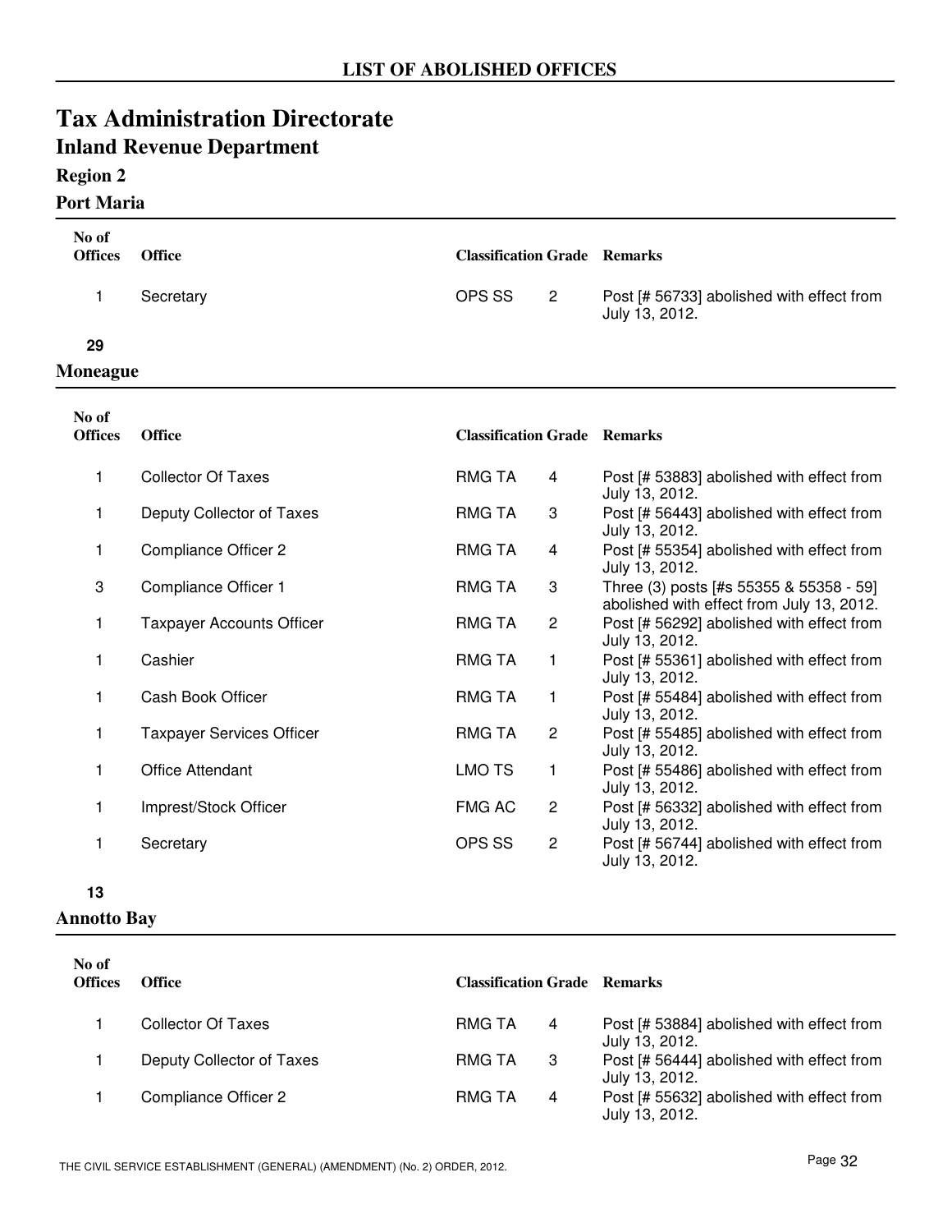# LIST OF ABOLISHED OFFICES

# Tax Administration Directorate

## Inland Revenue Department

### Region 2

### Port Maria

| No of Offices | Office | Classification | Grade | Remarks |
|---|---|---|---|---|
| 1 | Secretary | OPS SS | 2 | Post [# 56733] abolished with effect from July 13, 2012. |

**29**

### Moneague

| No of Offices | Office | Classification | Grade | Remarks |
|---|---|---|---|---|
| 1 | Collector Of Taxes | RMG TA | 4 | Post [# 53883] abolished with effect from July 13, 2012. |
| 1 | Deputy Collector of Taxes | RMG TA | 3 | Post [# 56443] abolished with effect from July 13, 2012. |
| 1 | Compliance Officer 2 | RMG TA | 4 | Post [# 55354] abolished with effect from July 13, 2012. |
| 3 | Compliance Officer 1 | RMG TA | 3 | Three (3) posts [#s 55355 & 55358 - 59] abolished with effect from July 13, 2012. |
| 1 | Taxpayer Accounts Officer | RMG TA | 2 | Post [# 56292] abolished with effect from July 13, 2012. |
| 1 | Cashier | RMG TA | 1 | Post [# 55361] abolished with effect from July 13, 2012. |
| 1 | Cash Book Officer | RMG TA | 1 | Post [# 55484] abolished with effect from July 13, 2012. |
| 1 | Taxpayer Services Officer | RMG TA | 2 | Post [# 55485] abolished with effect from July 13, 2012. |
| 1 | Office Attendant | LMO TS | 1 | Post [# 55486] abolished with effect from July 13, 2012. |
| 1 | Imprest/Stock Officer | FMG AC | 2 | Post [# 56332] abolished with effect from July 13, 2012. |
| 1 | Secretary | OPS SS | 2 | Post [# 56744] abolished with effect from July 13, 2012. |

**13**

### Annotto Bay

| No of Offices | Office | Classification | Grade | Remarks |
|---|---|---|---|---|
| 1 | Collector Of Taxes | RMG TA | 4 | Post [# 53884] abolished with effect from July 13, 2012. |
| 1 | Deputy Collector of Taxes | RMG TA | 3 | Post [# 56444] abolished with effect from July 13, 2012. |
| 1 | Compliance Officer 2 | RMG TA | 4 | Post [# 55632] abolished with effect from July 13, 2012. |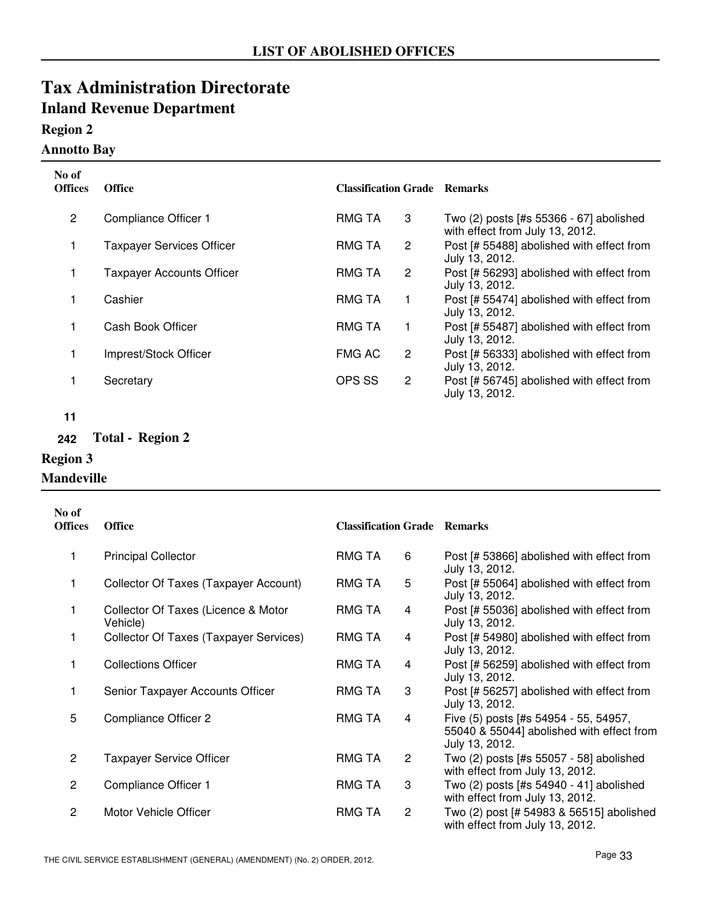# LIST OF ABOLISHED OFFICES

## Tax Administration Directorate

### Inland Revenue Department

#### Region 2

#### Annotto Bay

| No of Offices | Office | Classification | Grade | Remarks |
|---|---|---|---|---|
| 2 | Compliance Officer 1 | RMG TA | 3 | Two (2) posts [#s 55366 - 67] abolished with effect from July 13, 2012. |
| 1 | Taxpayer Services Officer | RMG TA | 2 | Post [# 55488] abolished with effect from July 13, 2012. |
| 1 | Taxpayer Accounts Officer | RMG TA | 2 | Post [# 56293] abolished with effect from July 13, 2012. |
| 1 | Cashier | RMG TA | 1 | Post [# 55474] abolished with effect from July 13, 2012. |
| 1 | Cash Book Officer | RMG TA | 1 | Post [# 55487] abolished with effect from July 13, 2012. |
| 1 | Imprest/Stock Officer | FMG AC | 2 | Post [# 56333] abolished with effect from July 13, 2012. |
| 1 | Secretary | OPS SS | 2 | Post [# 56745] abolished with effect from July 13, 2012. |

**11**

**242 Total - Region 2**

#### Region 3

#### Mandeville

| No of Offices | Office | Classification | Grade | Remarks |
|---|---|---|---|---|
| 1 | Principal Collector | RMG TA | 6 | Post [# 53866] abolished with effect from July 13, 2012. |
| 1 | Collector Of Taxes (Taxpayer Account) | RMG TA | 5 | Post [# 55064] abolished with effect from July 13, 2012. |
| 1 | Collector Of Taxes (Licence & Motor Vehicle) | RMG TA | 4 | Post [# 55036] abolished with effect from July 13, 2012. |
| 1 | Collector Of Taxes (Taxpayer Services) | RMG TA | 4 | Post [# 54980] abolished with effect from July 13, 2012. |
| 1 | Collections Officer | RMG TA | 4 | Post [# 56259] abolished with effect from July 13, 2012. |
| 1 | Senior Taxpayer Accounts Officer | RMG TA | 3 | Post [# 56257] abolished with effect from July 13, 2012. |
| 5 | Compliance Officer 2 | RMG TA | 4 | Five (5) posts [#s 54954 - 55, 54957, 55040 & 55044] abolished with effect from July 13, 2012. |
| 2 | Taxpayer Service Officer | RMG TA | 2 | Two (2) posts [#s 55057 - 58] abolished with effect from July 13, 2012. |
| 2 | Compliance Officer 1 | RMG TA | 3 | Two (2) posts [#s 54940 - 41] abolished with effect from July 13, 2012. |
| 2 | Motor Vehicle Officer | RMG TA | 2 | Two (2) post [# 54983 & 56515] abolished with effect from July 13, 2012. |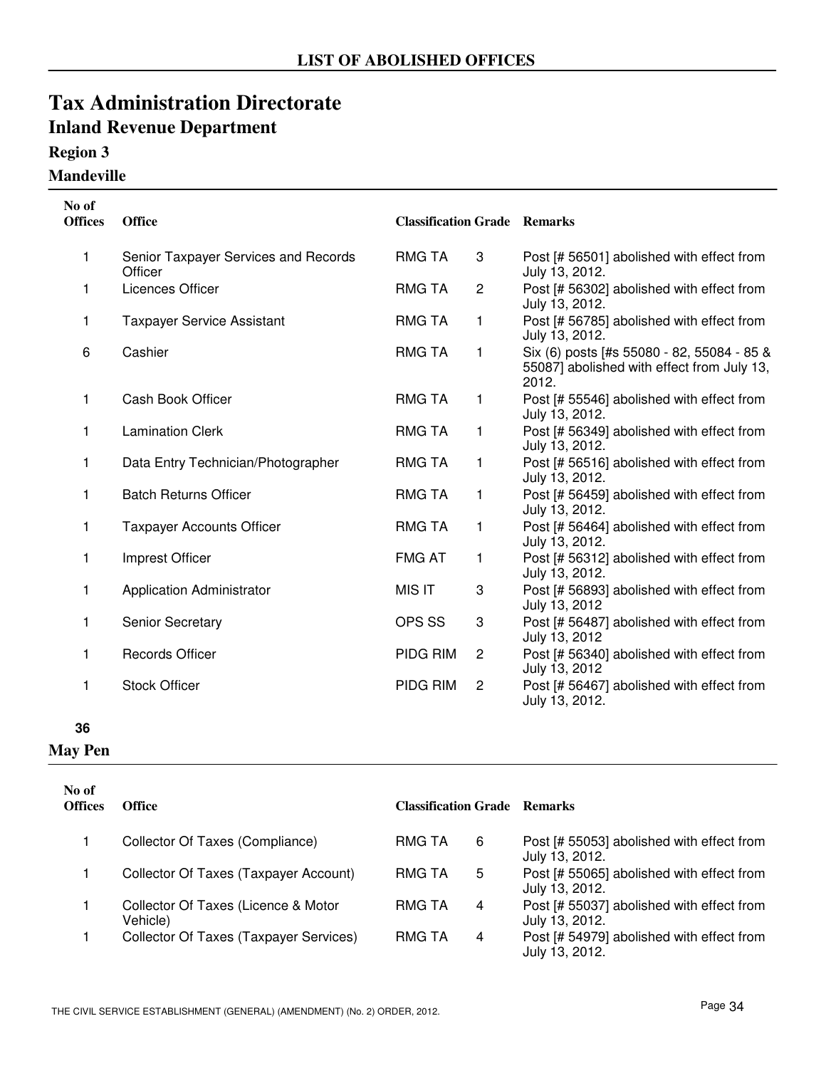## LIST OF ABOLISHED OFFICES

# Tax Administration Directorate

## Inland Revenue Department

### Region 3

### Mandeville

| No of Offices | Office | Classification | Grade | Remarks |
|---|---|---|---|---|
| 1 | Senior Taxpayer Services and Records Officer | RMG TA | 3 | Post [# 56501] abolished with effect from July 13, 2012. |
| 1 | Licences Officer | RMG TA | 2 | Post [# 56302] abolished with effect from July 13, 2012. |
| 1 | Taxpayer Service Assistant | RMG TA | 1 | Post [# 56785] abolished with effect from July 13, 2012. |
| 6 | Cashier | RMG TA | 1 | Six (6) posts [#s 55080 - 82, 55084 - 85 & 55087] abolished with effect from July 13, 2012. |
| 1 | Cash Book Officer | RMG TA | 1 | Post [# 55546] abolished with effect from July 13, 2012. |
| 1 | Lamination Clerk | RMG TA | 1 | Post [# 56349] abolished with effect from July 13, 2012. |
| 1 | Data Entry Technician/Photographer | RMG TA | 1 | Post [# 56516] abolished with effect from July 13, 2012. |
| 1 | Batch Returns Officer | RMG TA | 1 | Post [# 56459] abolished with effect from July 13, 2012. |
| 1 | Taxpayer Accounts Officer | RMG TA | 1 | Post [# 56464] abolished with effect from July 13, 2012. |
| 1 | Imprest Officer | FMG AT | 1 | Post [# 56312] abolished with effect from July 13, 2012. |
| 1 | Application Administrator | MIS IT | 3 | Post [# 56893] abolished with effect from July 13, 2012 |
| 1 | Senior Secretary | OPS SS | 3 | Post [# 56487] abolished with effect from July 13, 2012 |
| 1 | Records Officer | PIDG RIM | 2 | Post [# 56340] abolished with effect from July 13, 2012 |
| 1 | Stock Officer | PIDG RIM | 2 | Post [# 56467] abolished with effect from July 13, 2012. |

**36**

### May Pen

| No of Offices | Office | Classification | Grade | Remarks |
|---|---|---|---|---|
| 1 | Collector Of Taxes (Compliance) | RMG TA | 6 | Post [# 55053] abolished with effect from July 13, 2012. |
| 1 | Collector Of Taxes (Taxpayer Account) | RMG TA | 5 | Post [# 55065] abolished with effect from July 13, 2012. |
| 1 | Collector Of Taxes (Licence & Motor Vehicle) | RMG TA | 4 | Post [# 55037] abolished with effect from July 13, 2012. |
| 1 | Collector Of Taxes (Taxpayer Services) | RMG TA | 4 | Post [# 54979] abolished with effect from July 13, 2012. |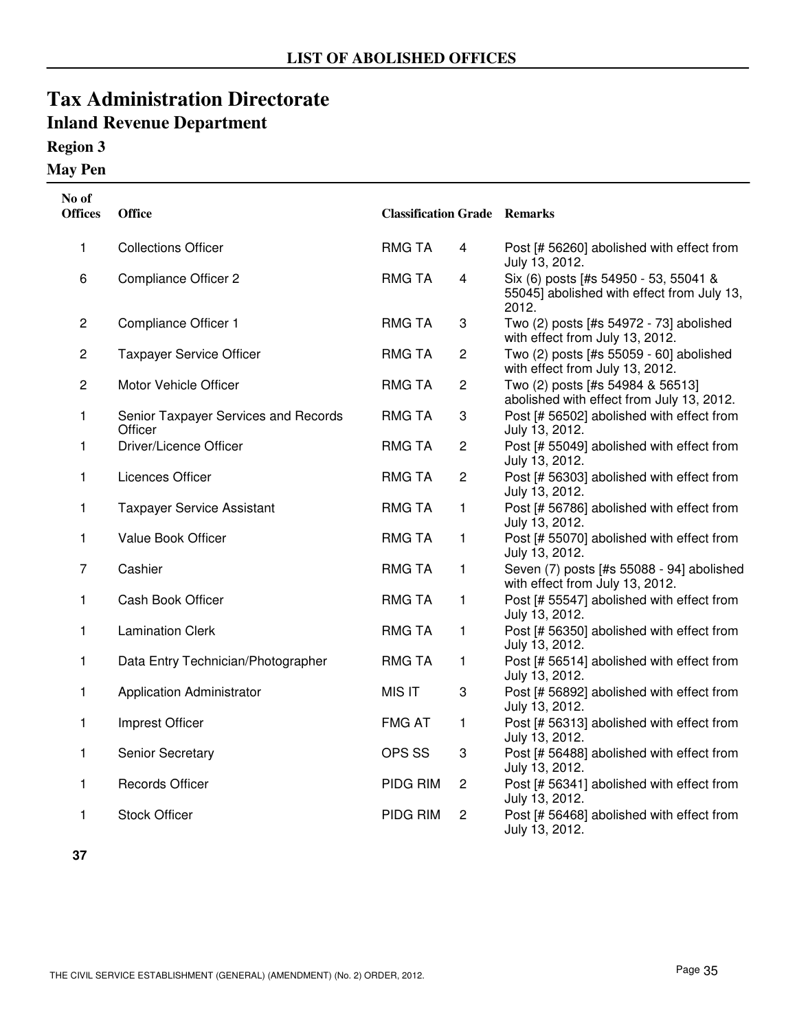## LIST OF ABOLISHED OFFICES

# Tax Administration Directorate

## Inland Revenue Department

### Region 3

### May Pen

| No of Offices | Office | Classification | Grade | Remarks |
|---|---|---|---|---|
| 1 | Collections Officer | RMG TA | 4 | Post [# 56260] abolished with effect from July 13, 2012. |
| 6 | Compliance Officer 2 | RMG TA | 4 | Six (6) posts [#s 54950 - 53, 55041 & 55045] abolished with effect from July 13, 2012. |
| 2 | Compliance Officer 1 | RMG TA | 3 | Two (2) posts [#s 54972 - 73] abolished with effect from July 13, 2012. |
| 2 | Taxpayer Service Officer | RMG TA | 2 | Two (2) posts [#s 55059 - 60] abolished with effect from July 13, 2012. |
| 2 | Motor Vehicle Officer | RMG TA | 2 | Two (2) posts [#s 54984 & 56513] abolished with effect from July 13, 2012. |
| 1 | Senior Taxpayer Services and Records Officer | RMG TA | 3 | Post [# 56502] abolished with effect from July 13, 2012. |
| 1 | Driver/Licence Officer | RMG TA | 2 | Post [# 55049] abolished with effect from July 13, 2012. |
| 1 | Licences Officer | RMG TA | 2 | Post [# 56303] abolished with effect from July 13, 2012. |
| 1 | Taxpayer Service Assistant | RMG TA | 1 | Post [# 56786] abolished with effect from July 13, 2012. |
| 1 | Value Book Officer | RMG TA | 1 | Post [# 55070] abolished with effect from July 13, 2012. |
| 7 | Cashier | RMG TA | 1 | Seven (7) posts [#s 55088 - 94] abolished with effect from July 13, 2012. |
| 1 | Cash Book Officer | RMG TA | 1 | Post [# 55547] abolished with effect from July 13, 2012. |
| 1 | Lamination Clerk | RMG TA | 1 | Post [# 56350] abolished with effect from July 13, 2012. |
| 1 | Data Entry Technician/Photographer | RMG TA | 1 | Post [# 56514] abolished with effect from July 13, 2012. |
| 1 | Application Administrator | MIS IT | 3 | Post [# 56892] abolished with effect from July 13, 2012. |
| 1 | Imprest Officer | FMG AT | 1 | Post [# 56313] abolished with effect from July 13, 2012. |
| 1 | Senior Secretary | OPS SS | 3 | Post [# 56488] abolished with effect from July 13, 2012. |
| 1 | Records Officer | PIDG RIM | 2 | Post [# 56341] abolished with effect from July 13, 2012. |
| 1 | Stock Officer | PIDG RIM | 2 | Post [# 56468] abolished with effect from July 13, 2012. |
| **37** | | | | |

THE CIVIL SERVICE ESTABLISHMENT (GENERAL) (AMENDMENT) (No. 2) ORDER, 2012.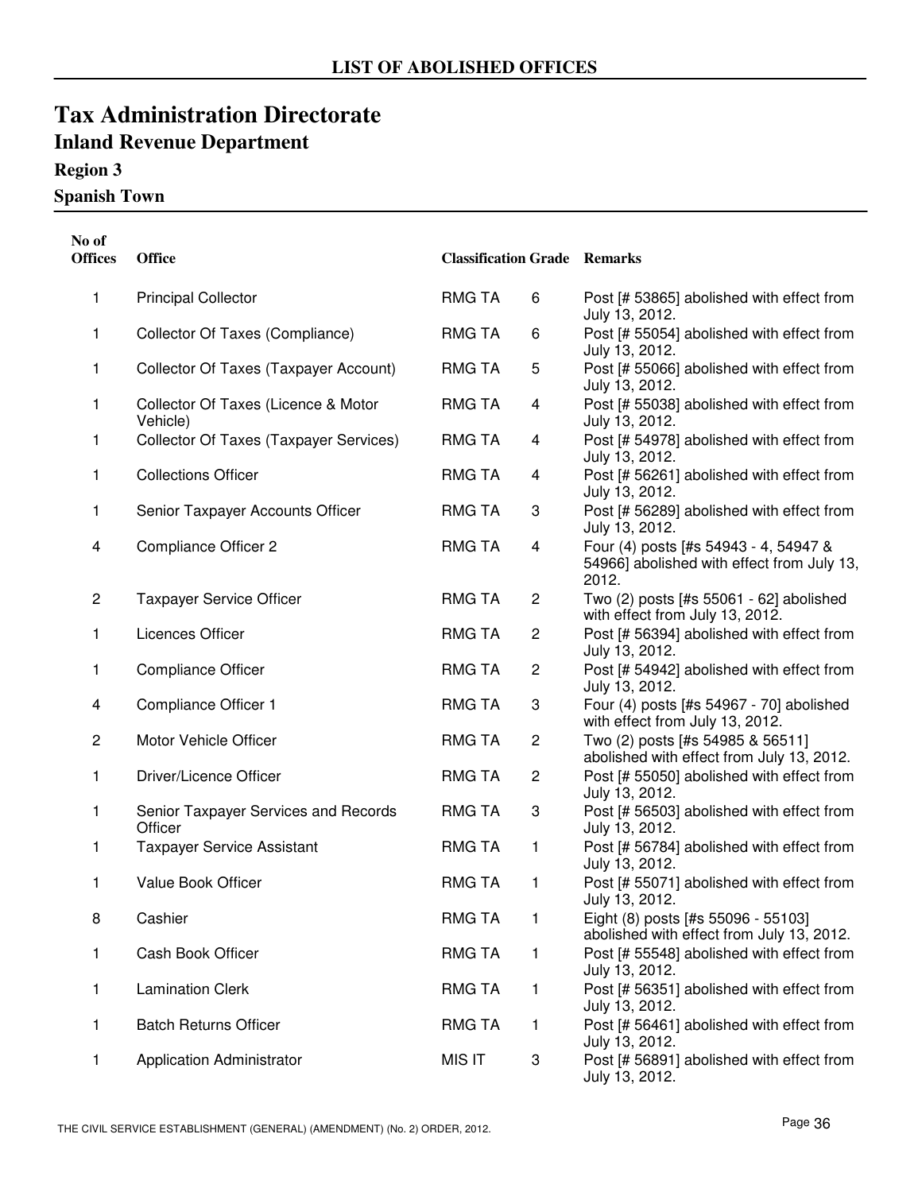## LIST OF ABOLISHED OFFICES

# Tax Administration Directorate

## Inland Revenue Department

### Region 3

### Spanish Town

| No of Offices | Office | Classification | Grade | Remarks |
|---|---|---|---|---|
| 1 | Principal Collector | RMG TA | 6 | Post [# 53865] abolished with effect from July 13, 2012. |
| 1 | Collector Of Taxes (Compliance) | RMG TA | 6 | Post [# 55054] abolished with effect from July 13, 2012. |
| 1 | Collector Of Taxes (Taxpayer Account) | RMG TA | 5 | Post [# 55066] abolished with effect from July 13, 2012. |
| 1 | Collector Of Taxes (Licence & Motor Vehicle) | RMG TA | 4 | Post [# 55038] abolished with effect from July 13, 2012. |
| 1 | Collector Of Taxes (Taxpayer Services) | RMG TA | 4 | Post [# 54978] abolished with effect from July 13, 2012. |
| 1 | Collections Officer | RMG TA | 4 | Post [# 56261] abolished with effect from July 13, 2012. |
| 1 | Senior Taxpayer Accounts Officer | RMG TA | 3 | Post [# 56289] abolished with effect from July 13, 2012. |
| 4 | Compliance Officer 2 | RMG TA | 4 | Four (4) posts [#s 54943 - 4, 54947 & 54966] abolished with effect from July 13, 2012. |
| 2 | Taxpayer Service Officer | RMG TA | 2 | Two (2) posts [#s 55061 - 62] abolished with effect from July 13, 2012. |
| 1 | Licences Officer | RMG TA | 2 | Post [# 56394] abolished with effect from July 13, 2012. |
| 1 | Compliance Officer | RMG TA | 2 | Post [# 54942] abolished with effect from July 13, 2012. |
| 4 | Compliance Officer 1 | RMG TA | 3 | Four (4) posts [#s 54967 - 70] abolished with effect from July 13, 2012. |
| 2 | Motor Vehicle Officer | RMG TA | 2 | Two (2) posts [#s 54985 & 56511] abolished with effect from July 13, 2012. |
| 1 | Driver/Licence Officer | RMG TA | 2 | Post [# 55050] abolished with effect from July 13, 2012. |
| 1 | Senior Taxpayer Services and Records Officer | RMG TA | 3 | Post [# 56503] abolished with effect from July 13, 2012. |
| 1 | Taxpayer Service Assistant | RMG TA | 1 | Post [# 56784] abolished with effect from July 13, 2012. |
| 1 | Value Book Officer | RMG TA | 1 | Post [# 55071] abolished with effect from July 13, 2012. |
| 8 | Cashier | RMG TA | 1 | Eight (8) posts [#s 55096 - 55103] abolished with effect from July 13, 2012. |
| 1 | Cash Book Officer | RMG TA | 1 | Post [# 55548] abolished with effect from July 13, 2012. |
| 1 | Lamination Clerk | RMG TA | 1 | Post [# 56351] abolished with effect from July 13, 2012. |
| 1 | Batch Returns Officer | RMG TA | 1 | Post [# 56461] abolished with effect from July 13, 2012. |
| 1 | Application Administrator | MIS IT | 3 | Post [# 56891] abolished with effect from July 13, 2012. |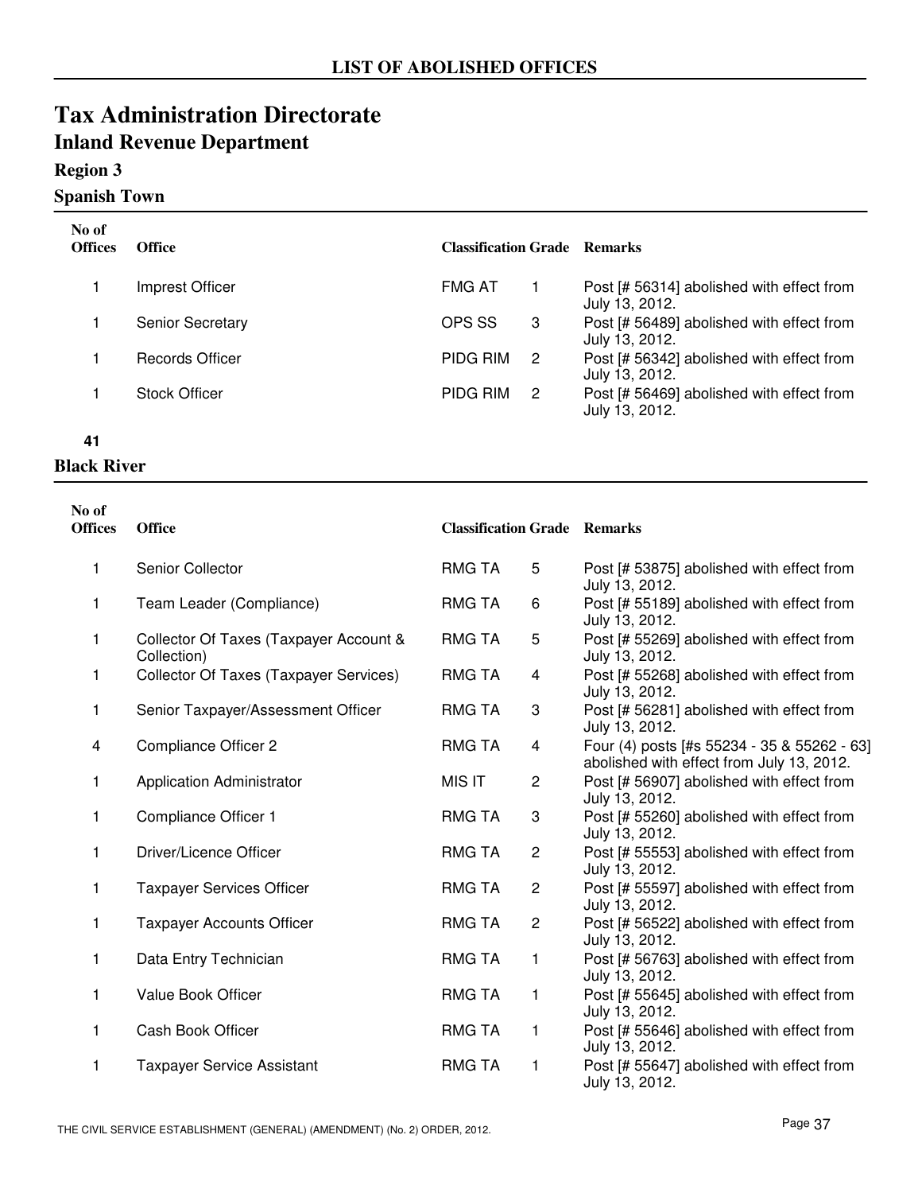## LIST OF ABOLISHED OFFICES

# Tax Administration Directorate

## Inland Revenue Department

### Region 3

### Spanish Town

| No of Offices | Office | Classification | Grade | Remarks |
|---|---|---|---|---|
| 1 | Imprest Officer | FMG AT | 1 | Post [# 56314] abolished with effect from July 13, 2012. |
| 1 | Senior Secretary | OPS SS | 3 | Post [# 56489] abolished with effect from July 13, 2012. |
| 1 | Records Officer | PIDG RIM | 2 | Post [# 56342] abolished with effect from July 13, 2012. |
| 1 | Stock Officer | PIDG RIM | 2 | Post [# 56469] abolished with effect from July 13, 2012. |
| **41** | | | | |

### Black River

| No of Offices | Office | Classification | Grade | Remarks |
|---|---|---|---|---|
| 1 | Senior Collector | RMG TA | 5 | Post [# 53875] abolished with effect from July 13, 2012. |
| 1 | Team Leader (Compliance) | RMG TA | 6 | Post [# 55189] abolished with effect from July 13, 2012. |
| 1 | Collector Of Taxes (Taxpayer Account & Collection) | RMG TA | 5 | Post [# 55269] abolished with effect from July 13, 2012. |
| 1 | Collector Of Taxes (Taxpayer Services) | RMG TA | 4 | Post [# 55268] abolished with effect from July 13, 2012. |
| 1 | Senior Taxpayer/Assessment Officer | RMG TA | 3 | Post [# 56281] abolished with effect from July 13, 2012. |
| 4 | Compliance Officer 2 | RMG TA | 4 | Four (4) posts [#s 55234 - 35 & 55262 - 63] abolished with effect from July 13, 2012. |
| 1 | Application Administrator | MIS IT | 2 | Post [# 56907] abolished with effect from July 13, 2012. |
| 1 | Compliance Officer 1 | RMG TA | 3 | Post [# 55260] abolished with effect from July 13, 2012. |
| 1 | Driver/Licence Officer | RMG TA | 2 | Post [# 55553] abolished with effect from July 13, 2012. |
| 1 | Taxpayer Services Officer | RMG TA | 2 | Post [# 55597] abolished with effect from July 13, 2012. |
| 1 | Taxpayer Accounts Officer | RMG TA | 2 | Post [# 56522] abolished with effect from July 13, 2012. |
| 1 | Data Entry Technician | RMG TA | 1 | Post [# 56763] abolished with effect from July 13, 2012. |
| 1 | Value Book Officer | RMG TA | 1 | Post [# 55645] abolished with effect from July 13, 2012. |
| 1 | Cash Book Officer | RMG TA | 1 | Post [# 55646] abolished with effect from July 13, 2012. |
| 1 | Taxpayer Service Assistant | RMG TA | 1 | Post [# 55647] abolished with effect from July 13, 2012. |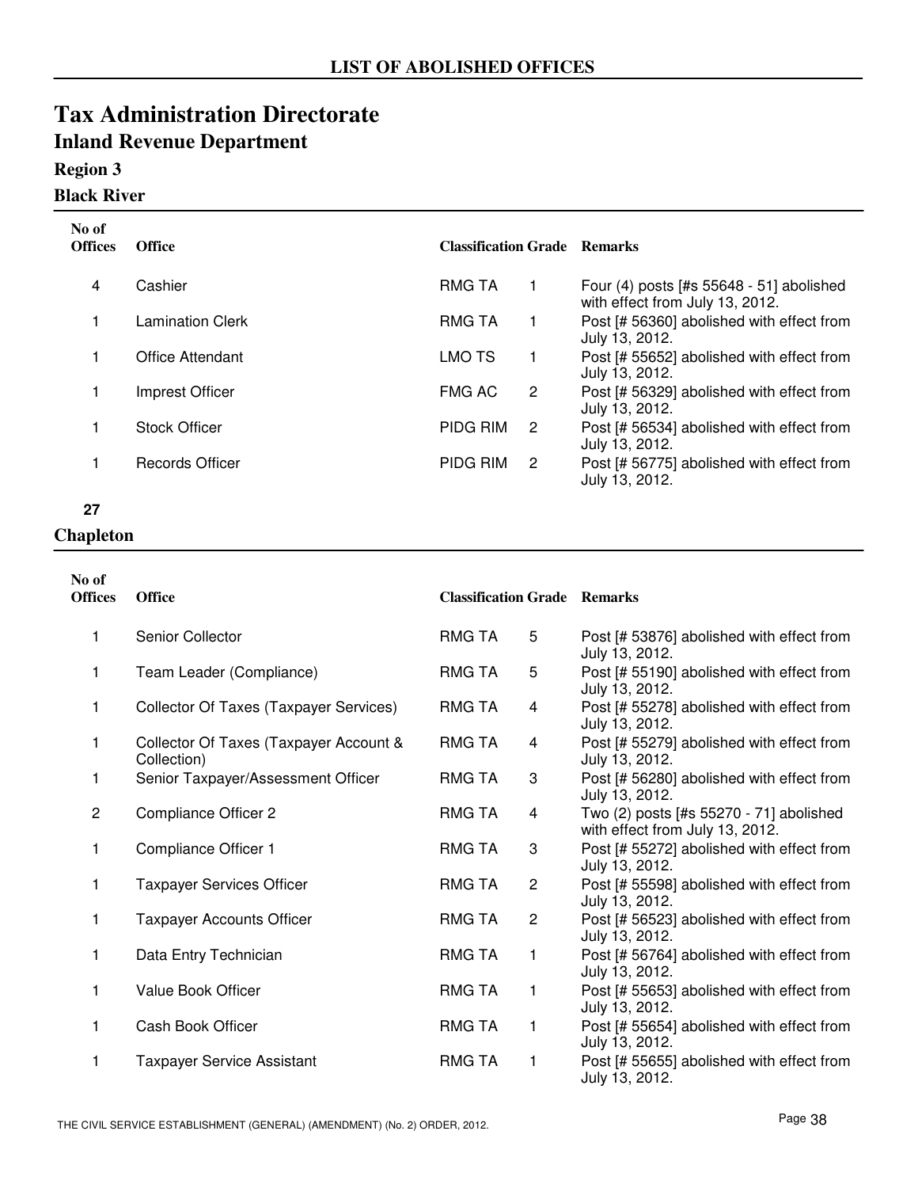## LIST OF ABOLISHED OFFICES

# Tax Administration Directorate

## Inland Revenue Department

### Region 3

### Black River

| No of Offices | Office | Classification | Grade | Remarks |
|---|---|---|---|---|
| 4 | Cashier | RMG TA | 1 | Four (4) posts [#s 55648 - 51] abolished with effect from July 13, 2012. |
| 1 | Lamination Clerk | RMG TA | 1 | Post [# 56360] abolished with effect from July 13, 2012. |
| 1 | Office Attendant | LMO TS | 1 | Post [# 55652] abolished with effect from July 13, 2012. |
| 1 | Imprest Officer | FMG AC | 2 | Post [# 56329] abolished with effect from July 13, 2012. |
| 1 | Stock Officer | PIDG RIM | 2 | Post [# 56534] abolished with effect from July 13, 2012. |
| 1 | Records Officer | PIDG RIM | 2 | Post [# 56775] abolished with effect from July 13, 2012. |

**27**

### Chapleton

| No of Offices | Office | Classification | Grade | Remarks |
|---|---|---|---|---|
| 1 | Senior Collector | RMG TA | 5 | Post [# 53876] abolished with effect from July 13, 2012. |
| 1 | Team Leader (Compliance) | RMG TA | 5 | Post [# 55190] abolished with effect from July 13, 2012. |
| 1 | Collector Of Taxes (Taxpayer Services) | RMG TA | 4 | Post [# 55278] abolished with effect from July 13, 2012. |
| 1 | Collector Of Taxes (Taxpayer Account & Collection) | RMG TA | 4 | Post [# 55279] abolished with effect from July 13, 2012. |
| 1 | Senior Taxpayer/Assessment Officer | RMG TA | 3 | Post [# 56280] abolished with effect from July 13, 2012. |
| 2 | Compliance Officer 2 | RMG TA | 4 | Two (2) posts [#s 55270 - 71] abolished with effect from July 13, 2012. |
| 1 | Compliance Officer 1 | RMG TA | 3 | Post [# 55272] abolished with effect from July 13, 2012. |
| 1 | Taxpayer Services Officer | RMG TA | 2 | Post [# 55598] abolished with effect from July 13, 2012. |
| 1 | Taxpayer Accounts Officer | RMG TA | 2 | Post [# 56523] abolished with effect from July 13, 2012. |
| 1 | Data Entry Technician | RMG TA | 1 | Post [# 56764] abolished with effect from July 13, 2012. |
| 1 | Value Book Officer | RMG TA | 1 | Post [# 55653] abolished with effect from July 13, 2012. |
| 1 | Cash Book Officer | RMG TA | 1 | Post [# 55654] abolished with effect from July 13, 2012. |
| 1 | Taxpayer Service Assistant | RMG TA | 1 | Post [# 55655] abolished with effect from July 13, 2012. |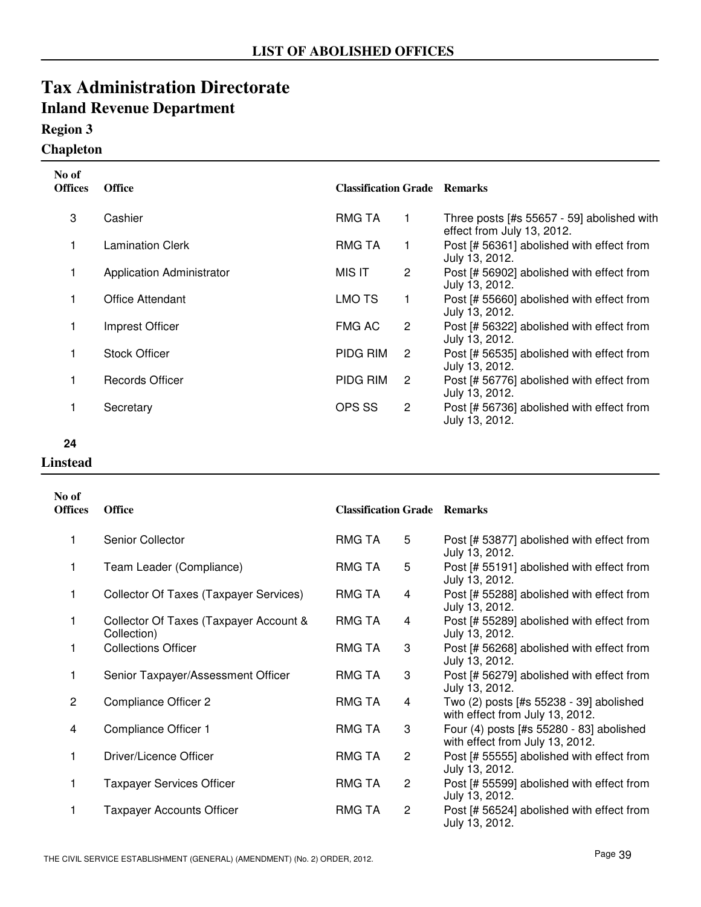## LIST OF ABOLISHED OFFICES

# Tax Administration Directorate

## Inland Revenue Department

### Region 3

### Chapleton

| No of Offices | Office | Classification | Grade | Remarks |
|---|---|---|---|---|
| 3 | Cashier | RMG TA | 1 | Three posts [#s 55657 - 59] abolished with effect from July 13, 2012. |
| 1 | Lamination Clerk | RMG TA | 1 | Post [# 56361] abolished with effect from July 13, 2012. |
| 1 | Application Administrator | MIS IT | 2 | Post [# 56902] abolished with effect from July 13, 2012. |
| 1 | Office Attendant | LMO TS | 1 | Post [# 55660] abolished with effect from July 13, 2012. |
| 1 | Imprest Officer | FMG AC | 2 | Post [# 56322] abolished with effect from July 13, 2012. |
| 1 | Stock Officer | PIDG RIM | 2 | Post [# 56535] abolished with effect from July 13, 2012. |
| 1 | Records Officer | PIDG RIM | 2 | Post [# 56776] abolished with effect from July 13, 2012. |
| 1 | Secretary | OPS SS | 2 | Post [# 56736] abolished with effect from July 13, 2012. |
| **24** | | | | |

### Linstead

| No of Offices | Office | Classification | Grade | Remarks |
|---|---|---|---|---|
| 1 | Senior Collector | RMG TA | 5 | Post [# 53877] abolished with effect from July 13, 2012. |
| 1 | Team Leader (Compliance) | RMG TA | 5 | Post [# 55191] abolished with effect from July 13, 2012. |
| 1 | Collector Of Taxes (Taxpayer Services) | RMG TA | 4 | Post [# 55288] abolished with effect from July 13, 2012. |
| 1 | Collector Of Taxes (Taxpayer Account & Collection) | RMG TA | 4 | Post [# 55289] abolished with effect from July 13, 2012. |
| 1 | Collections Officer | RMG TA | 3 | Post [# 56268] abolished with effect from July 13, 2012. |
| 1 | Senior Taxpayer/Assessment Officer | RMG TA | 3 | Post [# 56279] abolished with effect from July 13, 2012. |
| 2 | Compliance Officer 2 | RMG TA | 4 | Two (2) posts [#s 55238 - 39] abolished with effect from July 13, 2012. |
| 4 | Compliance Officer 1 | RMG TA | 3 | Four (4) posts [#s 55280 - 83] abolished with effect from July 13, 2012. |
| 1 | Driver/Licence Officer | RMG TA | 2 | Post [# 55555] abolished with effect from July 13, 2012. |
| 1 | Taxpayer Services Officer | RMG TA | 2 | Post [# 55599] abolished with effect from July 13, 2012. |
| 1 | Taxpayer Accounts Officer | RMG TA | 2 | Post [# 56524] abolished with effect from July 13, 2012. |

THE CIVIL SERVICE ESTABLISHMENT (GENERAL) (AMENDMENT) (No. 2) ORDER, 2012.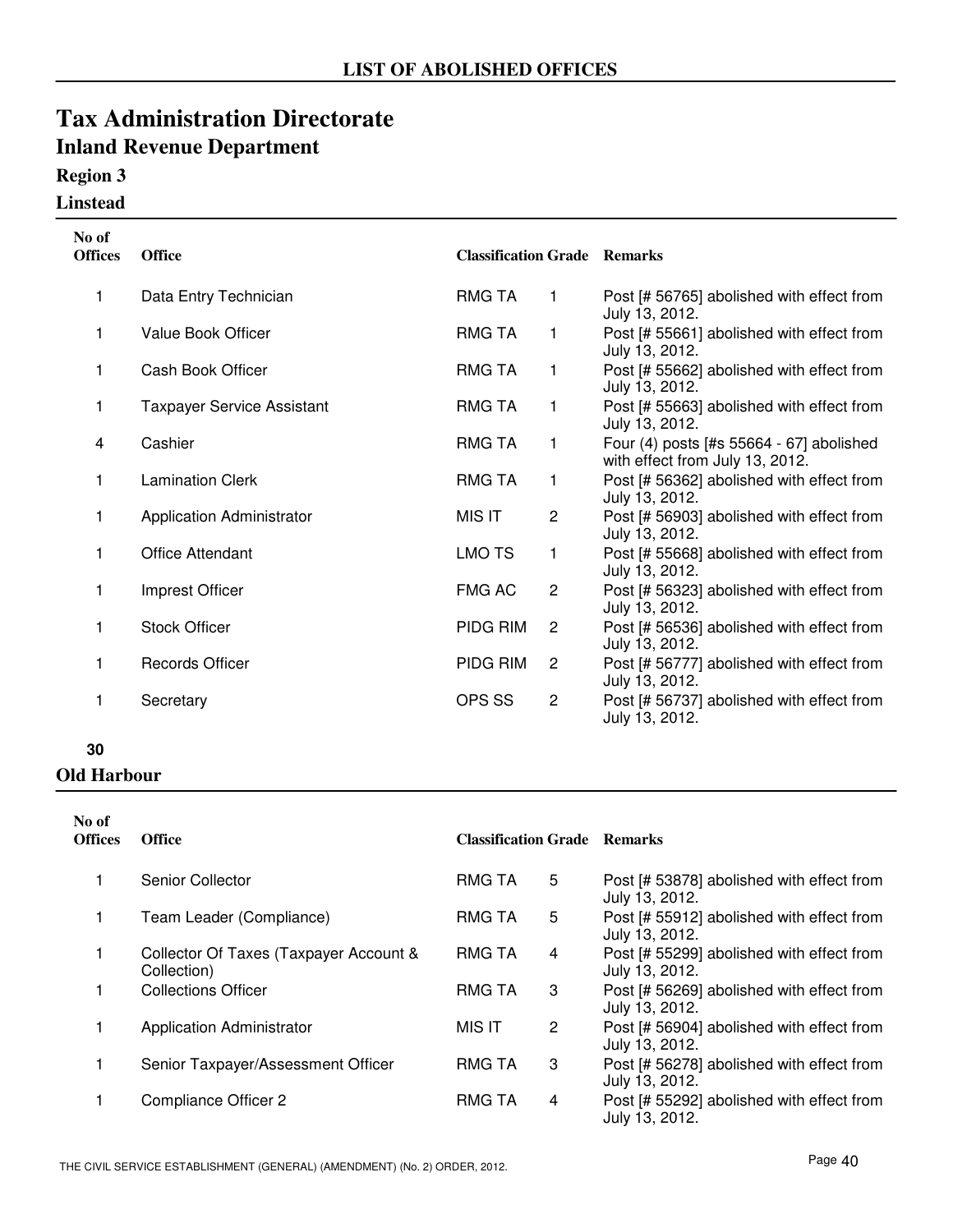## LIST OF ABOLISHED OFFICES

# Tax Administration Directorate

## Inland Revenue Department

### Region 3

### Linstead

| No of Offices | Office | Classification | Grade | Remarks |
|---|---|---|---|---|
| 1 | Data Entry Technician | RMG TA | 1 | Post [# 56765] abolished with effect from July 13, 2012. |
| 1 | Value Book Officer | RMG TA | 1 | Post [# 55661] abolished with effect from July 13, 2012. |
| 1 | Cash Book Officer | RMG TA | 1 | Post [# 55662] abolished with effect from July 13, 2012. |
| 1 | Taxpayer Service Assistant | RMG TA | 1 | Post [# 55663] abolished with effect from July 13, 2012. |
| 4 | Cashier | RMG TA | 1 | Four (4) posts [#s 55664 - 67] abolished with effect from July 13, 2012. |
| 1 | Lamination Clerk | RMG TA | 1 | Post [# 56362] abolished with effect from July 13, 2012. |
| 1 | Application Administrator | MIS IT | 2 | Post [# 56903] abolished with effect from July 13, 2012. |
| 1 | Office Attendant | LMO TS | 1 | Post [# 55668] abolished with effect from July 13, 2012. |
| 1 | Imprest Officer | FMG AC | 2 | Post [# 56323] abolished with effect from July 13, 2012. |
| 1 | Stock Officer | PIDG RIM | 2 | Post [# 56536] abolished with effect from July 13, 2012. |
| 1 | Records Officer | PIDG RIM | 2 | Post [# 56777] abolished with effect from July 13, 2012. |
| 1 | Secretary | OPS SS | 2 | Post [# 56737] abolished with effect from July 13, 2012. |

**30**

### Old Harbour

| No of Offices | Office | Classification | Grade | Remarks |
|---|---|---|---|---|
| 1 | Senior Collector | RMG TA | 5 | Post [# 53878] abolished with effect from July 13, 2012. |
| 1 | Team Leader (Compliance) | RMG TA | 5 | Post [# 55912] abolished with effect from July 13, 2012. |
| 1 | Collector Of Taxes (Taxpayer Account & Collection) | RMG TA | 4 | Post [# 55299] abolished with effect from July 13, 2012. |
| 1 | Collections Officer | RMG TA | 3 | Post [# 56269] abolished with effect from July 13, 2012. |
| 1 | Application Administrator | MIS IT | 2 | Post [# 56904] abolished with effect from July 13, 2012. |
| 1 | Senior Taxpayer/Assessment Officer | RMG TA | 3 | Post [# 56278] abolished with effect from July 13, 2012. |
| 1 | Compliance Officer 2 | RMG TA | 4 | Post [# 55292] abolished with effect from July 13, 2012. |

THE CIVIL SERVICE ESTABLISHMENT (GENERAL) (AMENDMENT) (No. 2) ORDER, 2012.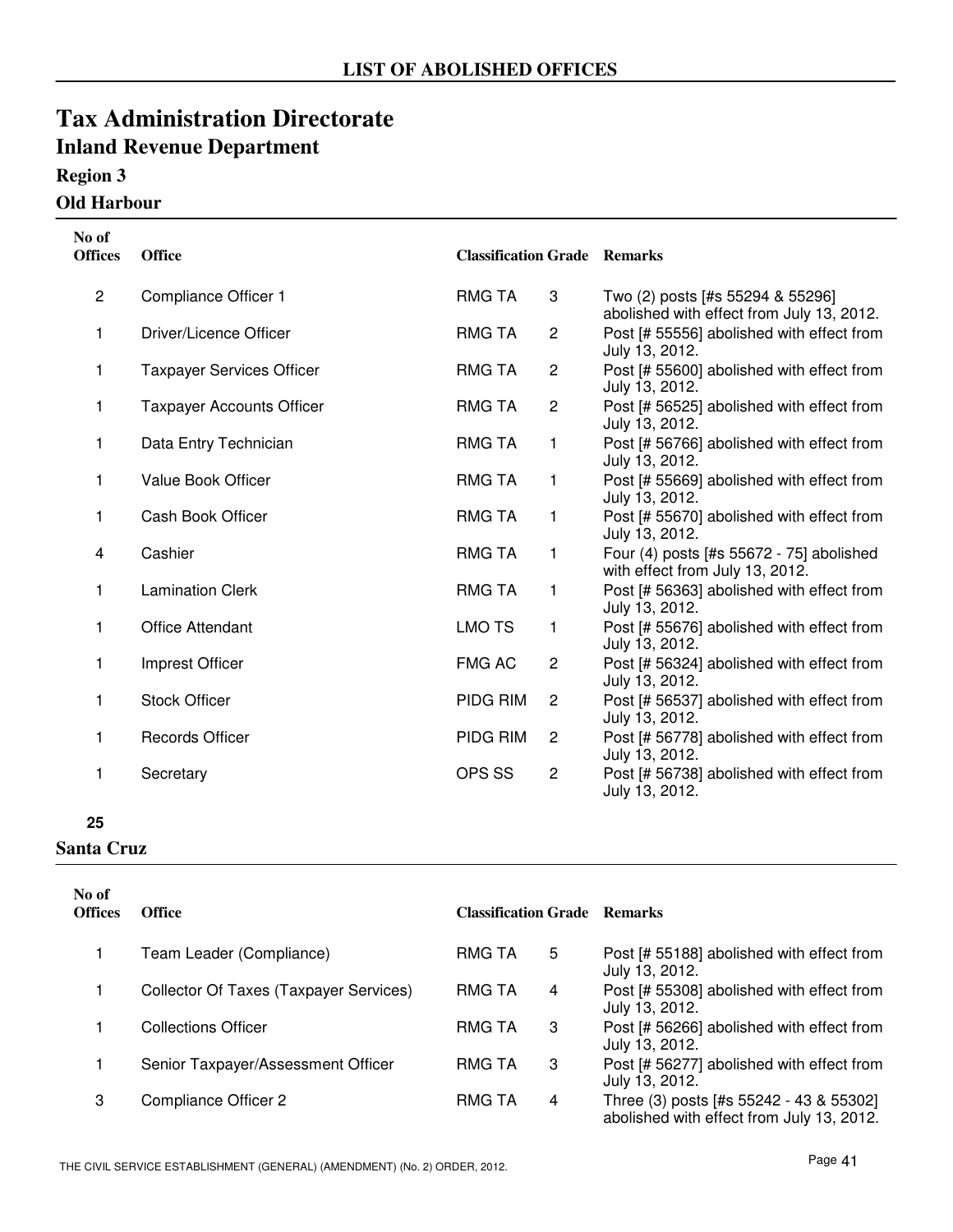## LIST OF ABOLISHED OFFICES

# Tax Administration Directorate

## Inland Revenue Department

### Region 3

### Old Harbour

| No of Offices | Office | Classification | Grade | Remarks |
|---|---|---|---|---|
| 2 | Compliance Officer 1 | RMG TA | 3 | Two (2) posts [#s 55294 & 55296] abolished with effect from July 13, 2012. |
| 1 | Driver/Licence Officer | RMG TA | 2 | Post [# 55556] abolished with effect from July 13, 2012. |
| 1 | Taxpayer Services Officer | RMG TA | 2 | Post [# 55600] abolished with effect from July 13, 2012. |
| 1 | Taxpayer Accounts Officer | RMG TA | 2 | Post [# 56525] abolished with effect from July 13, 2012. |
| 1 | Data Entry Technician | RMG TA | 1 | Post [# 56766] abolished with effect from July 13, 2012. |
| 1 | Value Book Officer | RMG TA | 1 | Post [# 55669] abolished with effect from July 13, 2012. |
| 1 | Cash Book Officer | RMG TA | 1 | Post [# 55670] abolished with effect from July 13, 2012. |
| 4 | Cashier | RMG TA | 1 | Four (4) posts [#s 55672 - 75] abolished with effect from July 13, 2012. |
| 1 | Lamination Clerk | RMG TA | 1 | Post [# 56363] abolished with effect from July 13, 2012. |
| 1 | Office Attendant | LMO TS | 1 | Post [# 55676] abolished with effect from July 13, 2012. |
| 1 | Imprest Officer | FMG AC | 2 | Post [# 56324] abolished with effect from July 13, 2012. |
| 1 | Stock Officer | PIDG RIM | 2 | Post [# 56537] abolished with effect from July 13, 2012. |
| 1 | Records Officer | PIDG RIM | 2 | Post [# 56778] abolished with effect from July 13, 2012. |
| 1 | Secretary | OPS SS | 2 | Post [# 56738] abolished with effect from July 13, 2012. |
| **25** | | | | |

### Santa Cruz

| No of Offices | Office | Classification | Grade | Remarks |
|---|---|---|---|---|
| 1 | Team Leader (Compliance) | RMG TA | 5 | Post [# 55188] abolished with effect from July 13, 2012. |
| 1 | Collector Of Taxes (Taxpayer Services) | RMG TA | 4 | Post [# 55308] abolished with effect from July 13, 2012. |
| 1 | Collections Officer | RMG TA | 3 | Post [# 56266] abolished with effect from July 13, 2012. |
| 1 | Senior Taxpayer/Assessment Officer | RMG TA | 3 | Post [# 56277] abolished with effect from July 13, 2012. |
| 3 | Compliance Officer 2 | RMG TA | 4 | Three (3) posts [#s 55242 - 43 & 55302] abolished with effect from July 13, 2012. |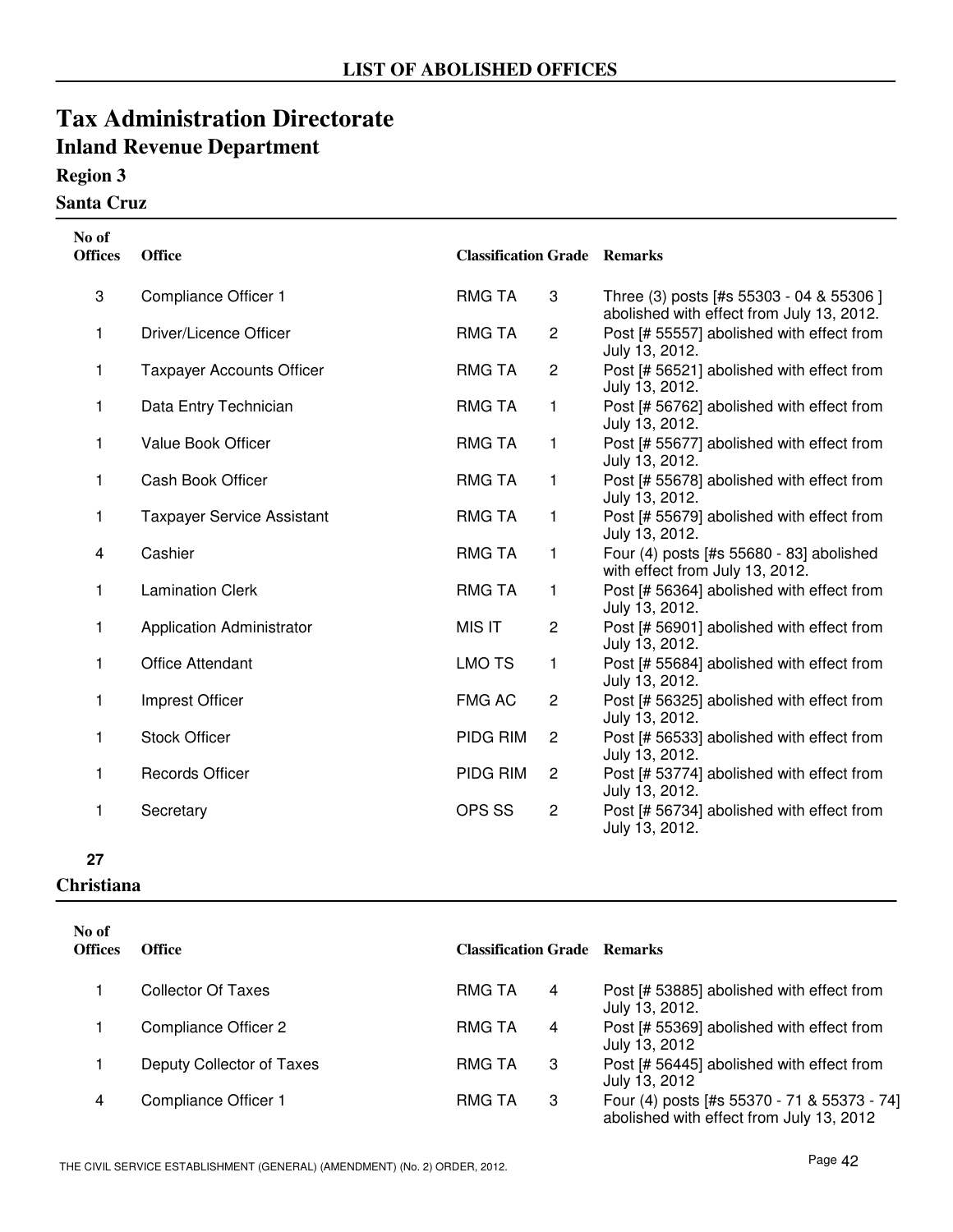# LIST OF ABOLISHED OFFICES

# Tax Administration Directorate

## Inland Revenue Department

### Region 3

### Santa Cruz

| No of Offices | Office | Classification | Grade | Remarks |
|---|---|---|---|---|
| 3 | Compliance Officer 1 | RMG TA | 3 | Three (3) posts [#s 55303 - 04 & 55306 ] abolished with effect from July 13, 2012. |
| 1 | Driver/Licence Officer | RMG TA | 2 | Post [# 55557] abolished with effect from July 13, 2012. |
| 1 | Taxpayer Accounts Officer | RMG TA | 2 | Post [# 56521] abolished with effect from July 13, 2012. |
| 1 | Data Entry Technician | RMG TA | 1 | Post [# 56762] abolished with effect from July 13, 2012. |
| 1 | Value Book Officer | RMG TA | 1 | Post [# 55677] abolished with effect from July 13, 2012. |
| 1 | Cash Book Officer | RMG TA | 1 | Post [# 55678] abolished with effect from July 13, 2012. |
| 1 | Taxpayer Service Assistant | RMG TA | 1 | Post [# 55679] abolished with effect from July 13, 2012. |
| 4 | Cashier | RMG TA | 1 | Four (4) posts [#s 55680 - 83] abolished with effect from July 13, 2012. |
| 1 | Lamination Clerk | RMG TA | 1 | Post [# 56364] abolished with effect from July 13, 2012. |
| 1 | Application Administrator | MIS IT | 2 | Post [# 56901] abolished with effect from July 13, 2012. |
| 1 | Office Attendant | LMO TS | 1 | Post [# 55684] abolished with effect from July 13, 2012. |
| 1 | Imprest Officer | FMG AC | 2 | Post [# 56325] abolished with effect from July 13, 2012. |
| 1 | Stock Officer | PIDG RIM | 2 | Post [# 56533] abolished with effect from July 13, 2012. |
| 1 | Records Officer | PIDG RIM | 2 | Post [# 53774] abolished with effect from July 13, 2012. |
| 1 | Secretary | OPS SS | 2 | Post [# 56734] abolished with effect from July 13, 2012. |

**27**

### Christiana

| No of Offices | Office | Classification | Grade | Remarks |
|---|---|---|---|---|
| 1 | Collector Of Taxes | RMG TA | 4 | Post [# 53885] abolished with effect from July 13, 2012. |
| 1 | Compliance Officer 2 | RMG TA | 4 | Post [# 55369] abolished with effect from July 13, 2012 |
| 1 | Deputy Collector of Taxes | RMG TA | 3 | Post [# 56445] abolished with effect from July 13, 2012 |
| 4 | Compliance Officer 1 | RMG TA | 3 | Four (4) posts [#s 55370 - 71 & 55373 - 74] abolished with effect from July 13, 2012 |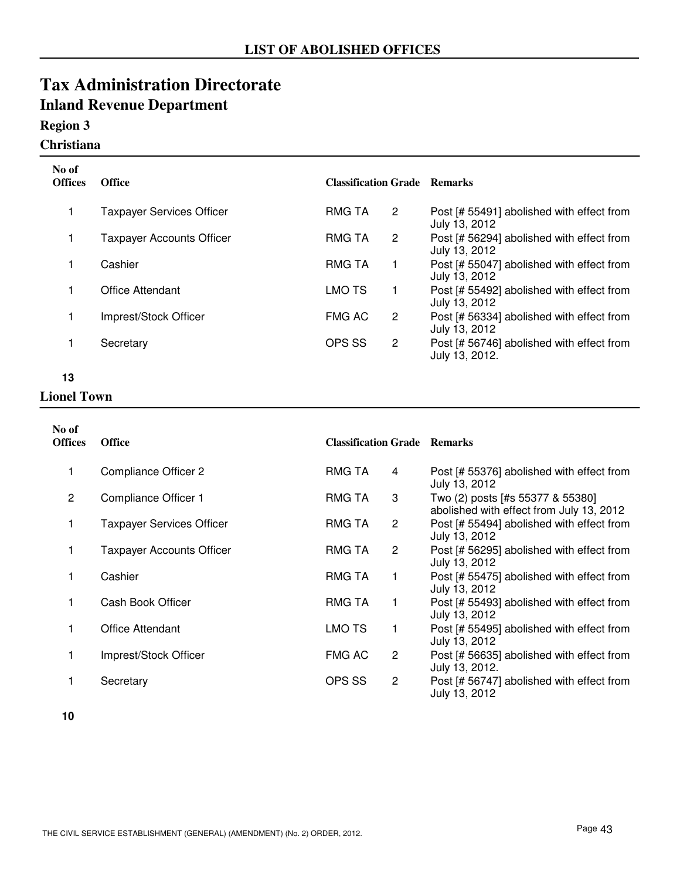## LIST OF ABOLISHED OFFICES

# Tax Administration Directorate

## Inland Revenue Department

### Region 3

### Christiana

| No of Offices | Office | Classification | Grade | Remarks |
|---|---|---|---|---|
| 1 | Taxpayer Services Officer | RMG TA | 2 | Post [# 55491] abolished with effect from July 13, 2012 |
| 1 | Taxpayer Accounts Officer | RMG TA | 2 | Post [# 56294] abolished with effect from July 13, 2012 |
| 1 | Cashier | RMG TA | 1 | Post [# 55047] abolished with effect from July 13, 2012 |
| 1 | Office Attendant | LMO TS | 1 | Post [# 55492] abolished with effect from July 13, 2012 |
| 1 | Imprest/Stock Officer | FMG AC | 2 | Post [# 56334] abolished with effect from July 13, 2012 |
| 1 | Secretary | OPS SS | 2 | Post [# 56746] abolished with effect from July 13, 2012. |
| **13** | | | | |

### Lionel Town

| No of Offices | Office | Classification | Grade | Remarks |
|---|---|---|---|---|
| 1 | Compliance Officer 2 | RMG TA | 4 | Post [# 55376] abolished with effect from July 13, 2012 |
| 2 | Compliance Officer 1 | RMG TA | 3 | Two (2) posts [#s 55377 & 55380] abolished with effect from July 13, 2012 |
| 1 | Taxpayer Services Officer | RMG TA | 2 | Post [# 55494] abolished with effect from July 13, 2012 |
| 1 | Taxpayer Accounts Officer | RMG TA | 2 | Post [# 56295] abolished with effect from July 13, 2012 |
| 1 | Cashier | RMG TA | 1 | Post [# 55475] abolished with effect from July 13, 2012 |
| 1 | Cash Book Officer | RMG TA | 1 | Post [# 55493] abolished with effect from July 13, 2012 |
| 1 | Office Attendant | LMO TS | 1 | Post [# 55495] abolished with effect from July 13, 2012 |
| 1 | Imprest/Stock Officer | FMG AC | 2 | Post [# 56635] abolished with effect from July 13, 2012. |
| 1 | Secretary | OPS SS | 2 | Post [# 56747] abolished with effect from July 13, 2012 |
| **10** | | | | |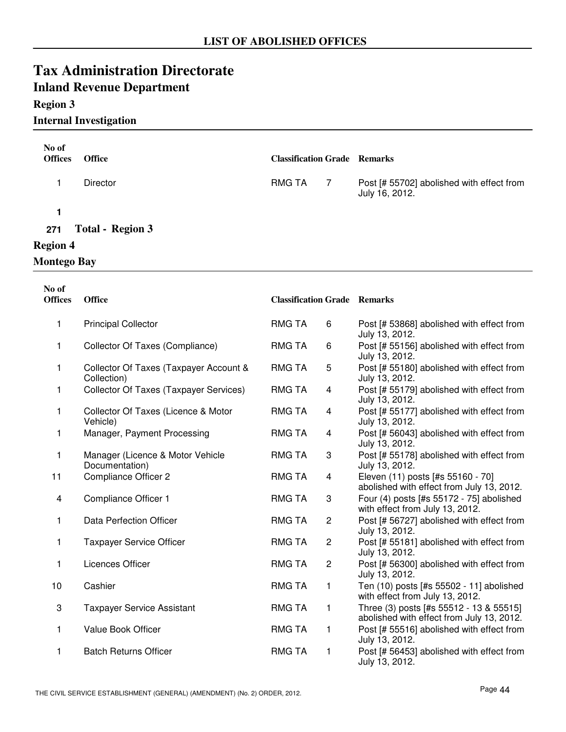# LIST OF ABOLISHED OFFICES

# Tax Administration Directorate

## Inland Revenue Department

### Region 3

### Internal Investigation

| No of Offices | Office | Classification | Grade | Remarks |
|---|---|---|---|---|
| 1 | Director | RMG TA | 7 | Post [# 55702] abolished with effect from July 16, 2012. |
| **1** | | | | |

**271** **Total - Region 3**

### Region 4

### Montego Bay

| No of Offices | Office | Classification | Grade | Remarks |
|---|---|---|---|---|
| 1 | Principal Collector | RMG TA | 6 | Post [# 53868] abolished with effect from July 13, 2012. |
| 1 | Collector Of Taxes (Compliance) | RMG TA | 6 | Post [# 55156] abolished with effect from July 13, 2012. |
| 1 | Collector Of Taxes (Taxpayer Account & Collection) | RMG TA | 5 | Post [# 55180] abolished with effect from July 13, 2012. |
| 1 | Collector Of Taxes (Taxpayer Services) | RMG TA | 4 | Post [# 55179] abolished with effect from July 13, 2012. |
| 1 | Collector Of Taxes (Licence & Motor Vehicle) | RMG TA | 4 | Post [# 55177] abolished with effect from July 13, 2012. |
| 1 | Manager, Payment Processing | RMG TA | 4 | Post [# 56043] abolished with effect from July 13, 2012. |
| 1 | Manager (Licence & Motor Vehicle Documentation) | RMG TA | 3 | Post [# 55178] abolished with effect from July 13, 2012. |
| 11 | Compliance Officer 2 | RMG TA | 4 | Eleven (11) posts [#s 55160 - 70] abolished with effect from July 13, 2012. |
| 4 | Compliance Officer 1 | RMG TA | 3 | Four (4) posts [#s 55172 - 75] abolished with effect from July 13, 2012. |
| 1 | Data Perfection Officer | RMG TA | 2 | Post [# 56727] abolished with effect from July 13, 2012. |
| 1 | Taxpayer Service Officer | RMG TA | 2 | Post [# 55181] abolished with effect from July 13, 2012. |
| 1 | Licences Officer | RMG TA | 2 | Post [# 56300] abolished with effect from July 13, 2012. |
| 10 | Cashier | RMG TA | 1 | Ten (10) posts [#s 55502 - 11] abolished with effect from July 13, 2012. |
| 3 | Taxpayer Service Assistant | RMG TA | 1 | Three (3) posts [#s 55512 - 13 & 55515] abolished with effect from July 13, 2012. |
| 1 | Value Book Officer | RMG TA | 1 | Post [# 55516] abolished with effect from July 13, 2012. |
| 1 | Batch Returns Officer | RMG TA | 1 | Post [# 56453] abolished with effect from July 13, 2012. |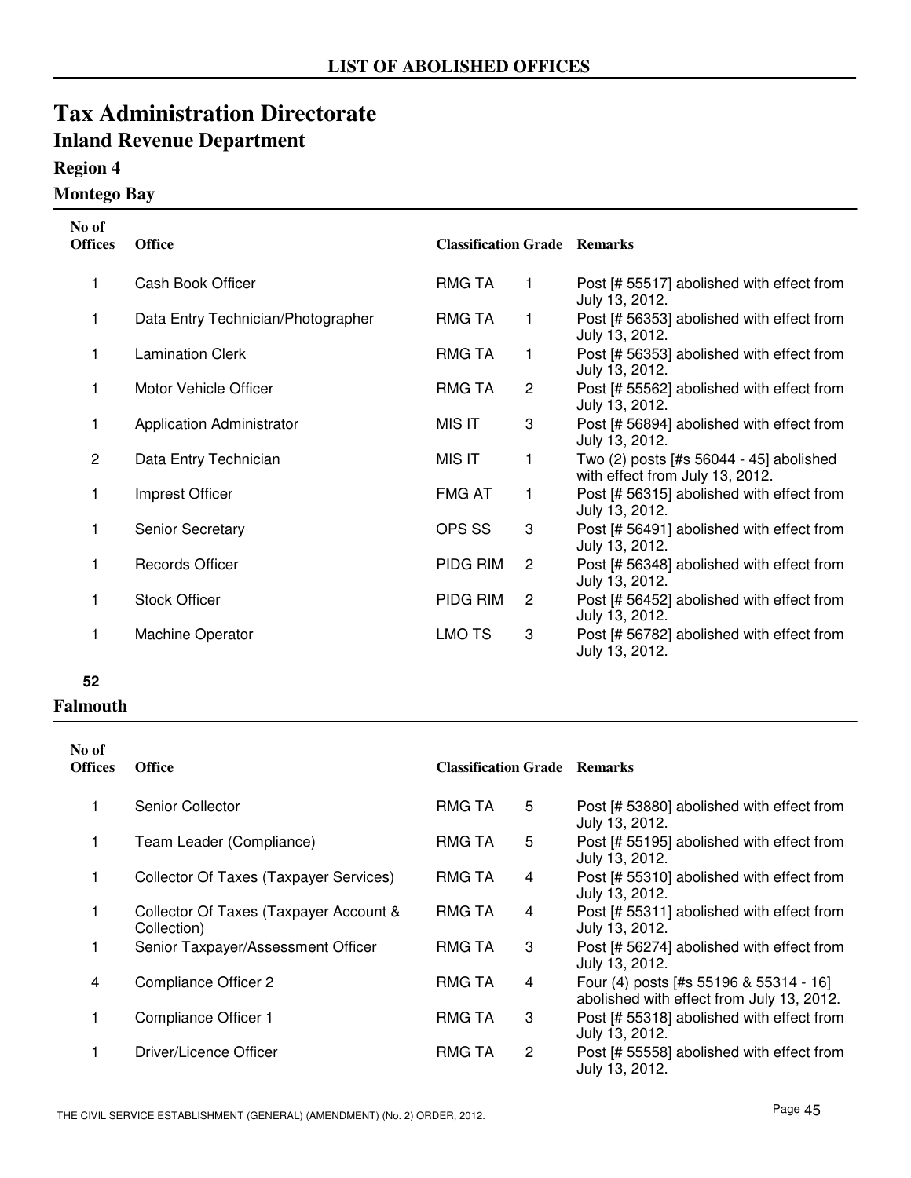## LIST OF ABOLISHED OFFICES

# Tax Administration Directorate

## Inland Revenue Department

### Region 4

### Montego Bay

| No of Offices | Office | Classification | Grade | Remarks |
|---|---|---|---|---|
| 1 | Cash Book Officer | RMG TA | 1 | Post [# 55517] abolished with effect from July 13, 2012. |
| 1 | Data Entry Technician/Photographer | RMG TA | 1 | Post [# 56353] abolished with effect from July 13, 2012. |
| 1 | Lamination Clerk | RMG TA | 1 | Post [# 56353] abolished with effect from July 13, 2012. |
| 1 | Motor Vehicle Officer | RMG TA | 2 | Post [# 55562] abolished with effect from July 13, 2012. |
| 1 | Application Administrator | MIS IT | 3 | Post [# 56894] abolished with effect from July 13, 2012. |
| 2 | Data Entry Technician | MIS IT | 1 | Two (2) posts [#s 56044 - 45] abolished with effect from July 13, 2012. |
| 1 | Imprest Officer | FMG AT | 1 | Post [# 56315] abolished with effect from July 13, 2012. |
| 1 | Senior Secretary | OPS SS | 3 | Post [# 56491] abolished with effect from July 13, 2012. |
| 1 | Records Officer | PIDG RIM | 2 | Post [# 56348] abolished with effect from July 13, 2012. |
| 1 | Stock Officer | PIDG RIM | 2 | Post [# 56452] abolished with effect from July 13, 2012. |
| 1 | Machine Operator | LMO TS | 3 | Post [# 56782] abolished with effect from July 13, 2012. |
| **52** | | | | |

### Falmouth

| No of Offices | Office | Classification | Grade | Remarks |
|---|---|---|---|---|
| 1 | Senior Collector | RMG TA | 5 | Post [# 53880] abolished with effect from July 13, 2012. |
| 1 | Team Leader (Compliance) | RMG TA | 5 | Post [# 55195] abolished with effect from July 13, 2012. |
| 1 | Collector Of Taxes (Taxpayer Services) | RMG TA | 4 | Post [# 55310] abolished with effect from July 13, 2012. |
| 1 | Collector Of Taxes (Taxpayer Account & Collection) | RMG TA | 4 | Post [# 55311] abolished with effect from July 13, 2012. |
| 1 | Senior Taxpayer/Assessment Officer | RMG TA | 3 | Post [# 56274] abolished with effect from July 13, 2012. |
| 4 | Compliance Officer 2 | RMG TA | 4 | Four (4) posts [#s 55196 & 55314 - 16] abolished with effect from July 13, 2012. |
| 1 | Compliance Officer 1 | RMG TA | 3 | Post [# 55318] abolished with effect from July 13, 2012. |
| 1 | Driver/Licence Officer | RMG TA | 2 | Post [# 55558] abolished with effect from July 13, 2012. |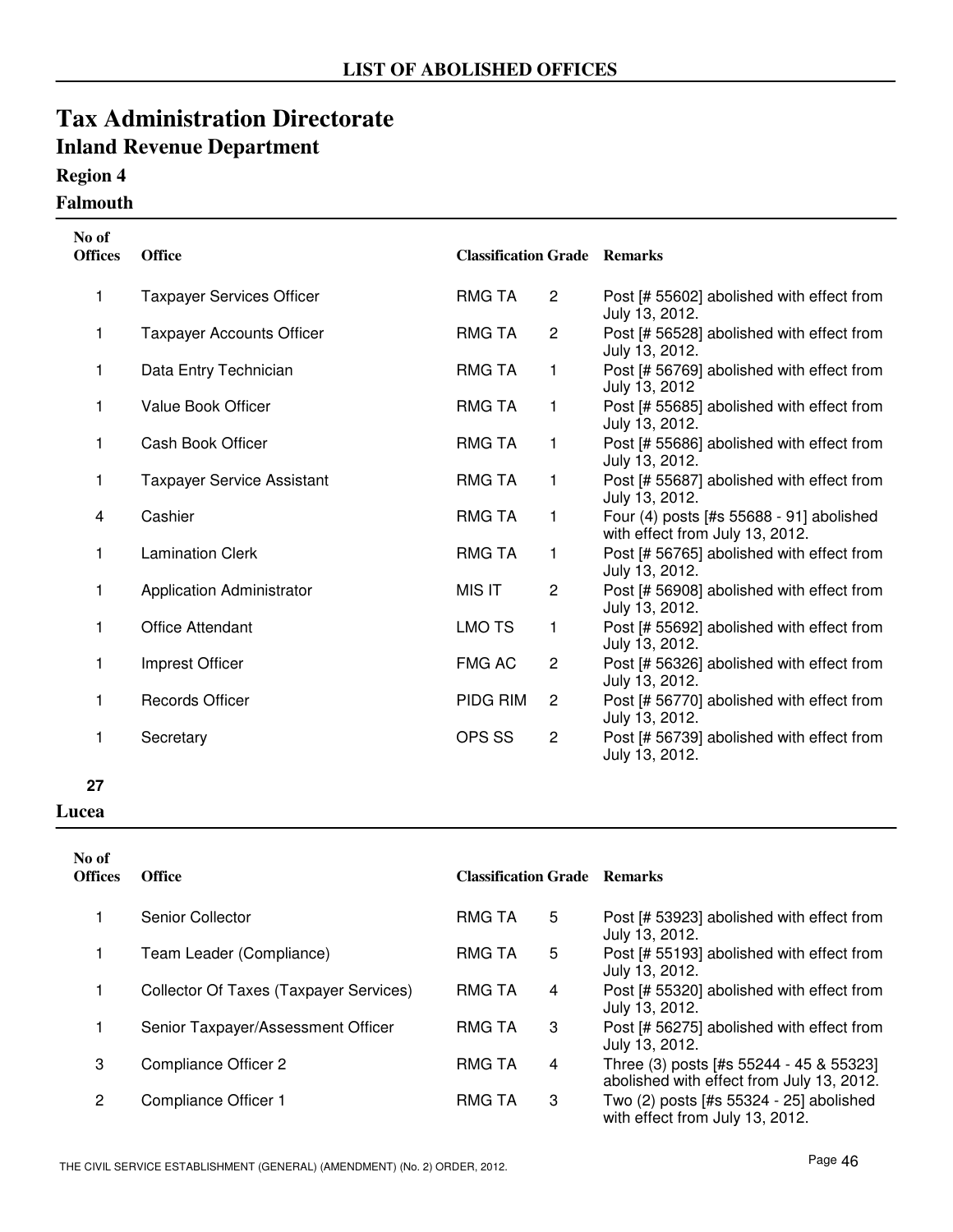# LIST OF ABOLISHED OFFICES

# Tax Administration Directorate

## Inland Revenue Department

### Region 4

### Falmouth

| No of Offices | Office | Classification | Grade | Remarks |
|---|---|---|---|---|
| 1 | Taxpayer Services Officer | RMG TA | 2 | Post [# 55602] abolished with effect from July 13, 2012. |
| 1 | Taxpayer Accounts Officer | RMG TA | 2 | Post [# 56528] abolished with effect from July 13, 2012. |
| 1 | Data Entry Technician | RMG TA | 1 | Post [# 56769] abolished with effect from July 13, 2012 |
| 1 | Value Book Officer | RMG TA | 1 | Post [# 55685] abolished with effect from July 13, 2012. |
| 1 | Cash Book Officer | RMG TA | 1 | Post [# 55686] abolished with effect from July 13, 2012. |
| 1 | Taxpayer Service Assistant | RMG TA | 1 | Post [# 55687] abolished with effect from July 13, 2012. |
| 4 | Cashier | RMG TA | 1 | Four (4) posts [#s 55688 - 91] abolished with effect from July 13, 2012. |
| 1 | Lamination Clerk | RMG TA | 1 | Post [# 56765] abolished with effect from July 13, 2012. |
| 1 | Application Administrator | MIS IT | 2 | Post [# 56908] abolished with effect from July 13, 2012. |
| 1 | Office Attendant | LMO TS | 1 | Post [# 55692] abolished with effect from July 13, 2012. |
| 1 | Imprest Officer | FMG AC | 2 | Post [# 56326] abolished with effect from July 13, 2012. |
| 1 | Records Officer | PIDG RIM | 2 | Post [# 56770] abolished with effect from July 13, 2012. |
| 1 | Secretary | OPS SS | 2 | Post [# 56739] abolished with effect from July 13, 2012. |

**27**

### Lucea

| No of Offices | Office | Classification | Grade | Remarks |
|---|---|---|---|---|
| 1 | Senior Collector | RMG TA | 5 | Post [# 53923] abolished with effect from July 13, 2012. |
| 1 | Team Leader (Compliance) | RMG TA | 5 | Post [# 55193] abolished with effect from July 13, 2012. |
| 1 | Collector Of Taxes (Taxpayer Services) | RMG TA | 4 | Post [# 55320] abolished with effect from July 13, 2012. |
| 1 | Senior Taxpayer/Assessment Officer | RMG TA | 3 | Post [# 56275] abolished with effect from July 13, 2012. |
| 3 | Compliance Officer 2 | RMG TA | 4 | Three (3) posts [#s 55244 - 45 & 55323] abolished with effect from July 13, 2012. |
| 2 | Compliance Officer 1 | RMG TA | 3 | Two (2) posts [#s 55324 - 25] abolished with effect from July 13, 2012. |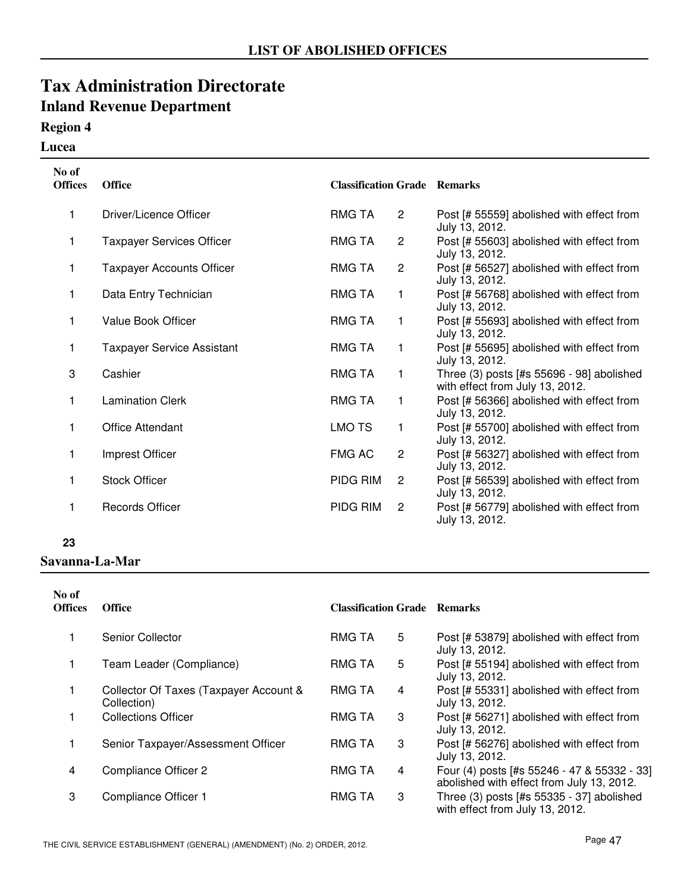## LIST OF ABOLISHED OFFICES

# Tax Administration Directorate

## Inland Revenue Department

### Region 4

### Lucea

| No of Offices | Office | Classification | Grade | Remarks |
|---|---|---|---|---|
| 1 | Driver/Licence Officer | RMG TA | 2 | Post [# 55559] abolished with effect from July 13, 2012. |
| 1 | Taxpayer Services Officer | RMG TA | 2 | Post [# 55603] abolished with effect from July 13, 2012. |
| 1 | Taxpayer Accounts Officer | RMG TA | 2 | Post [# 56527] abolished with effect from July 13, 2012. |
| 1 | Data Entry Technician | RMG TA | 1 | Post [# 56768] abolished with effect from July 13, 2012. |
| 1 | Value Book Officer | RMG TA | 1 | Post [# 55693] abolished with effect from July 13, 2012. |
| 1 | Taxpayer Service Assistant | RMG TA | 1 | Post [# 55695] abolished with effect from July 13, 2012. |
| 3 | Cashier | RMG TA | 1 | Three (3) posts [#s 55696 - 98] abolished with effect from July 13, 2012. |
| 1 | Lamination Clerk | RMG TA | 1 | Post [# 56366] abolished with effect from July 13, 2012. |
| 1 | Office Attendant | LMO TS | 1 | Post [# 55700] abolished with effect from July 13, 2012. |
| 1 | Imprest Officer | FMG AC | 2 | Post [# 56327] abolished with effect from July 13, 2012. |
| 1 | Stock Officer | PIDG RIM | 2 | Post [# 56539] abolished with effect from July 13, 2012. |
| 1 | Records Officer | PIDG RIM | 2 | Post [# 56779] abolished with effect from July 13, 2012. |

**23**

### Savanna-La-Mar

| No of Offices | Office | Classification | Grade | Remarks |
|---|---|---|---|---|
| 1 | Senior Collector | RMG TA | 5 | Post [# 53879] abolished with effect from July 13, 2012. |
| 1 | Team Leader (Compliance) | RMG TA | 5 | Post [# 55194] abolished with effect from July 13, 2012. |
| 1 | Collector Of Taxes (Taxpayer Account & Collection) | RMG TA | 4 | Post [# 55331] abolished with effect from July 13, 2012. |
| 1 | Collections Officer | RMG TA | 3 | Post [# 56271] abolished with effect from July 13, 2012. |
| 1 | Senior Taxpayer/Assessment Officer | RMG TA | 3 | Post [# 56276] abolished with effect from July 13, 2012. |
| 4 | Compliance Officer 2 | RMG TA | 4 | Four (4) posts [#s 55246 - 47 & 55332 - 33] abolished with effect from July 13, 2012. |
| 3 | Compliance Officer 1 | RMG TA | 3 | Three (3) posts [#s 55335 - 37] abolished with effect from July 13, 2012. |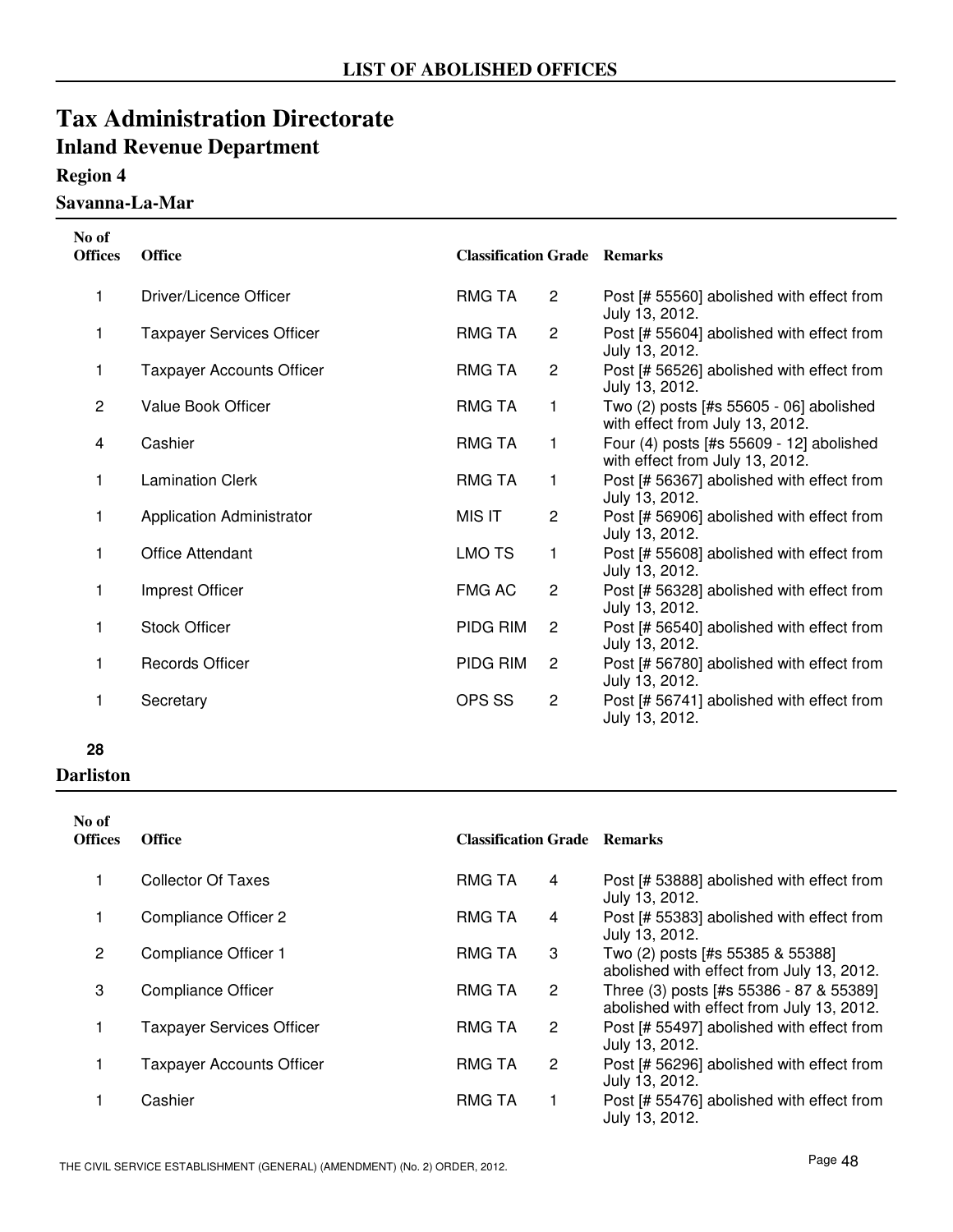## LIST OF ABOLISHED OFFICES

# Tax Administration Directorate

## Inland Revenue Department

### Region 4

### Savanna-La-Mar

| No of Offices | Office | Classification | Grade | Remarks |
|---|---|---|---|---|
| 1 | Driver/Licence Officer | RMG TA | 2 | Post [# 55560] abolished with effect from July 13, 2012. |
| 1 | Taxpayer Services Officer | RMG TA | 2 | Post [# 55604] abolished with effect from July 13, 2012. |
| 1 | Taxpayer Accounts Officer | RMG TA | 2 | Post [# 56526] abolished with effect from July 13, 2012. |
| 2 | Value Book Officer | RMG TA | 1 | Two (2) posts [#s 55605 - 06] abolished with effect from July 13, 2012. |
| 4 | Cashier | RMG TA | 1 | Four (4) posts [#s 55609 - 12] abolished with effect from July 13, 2012. |
| 1 | Lamination Clerk | RMG TA | 1 | Post [# 56367] abolished with effect from July 13, 2012. |
| 1 | Application Administrator | MIS IT | 2 | Post [# 56906] abolished with effect from July 13, 2012. |
| 1 | Office Attendant | LMO TS | 1 | Post [# 55608] abolished with effect from July 13, 2012. |
| 1 | Imprest Officer | FMG AC | 2 | Post [# 56328] abolished with effect from July 13, 2012. |
| 1 | Stock Officer | PIDG RIM | 2 | Post [# 56540] abolished with effect from July 13, 2012. |
| 1 | Records Officer | PIDG RIM | 2 | Post [# 56780] abolished with effect from July 13, 2012. |
| 1 | Secretary | OPS SS | 2 | Post [# 56741] abolished with effect from July 13, 2012. |

**28**

### Darliston

| No of Offices | Office | Classification | Grade | Remarks |
|---|---|---|---|---|
| 1 | Collector Of Taxes | RMG TA | 4 | Post [# 53888] abolished with effect from July 13, 2012. |
| 1 | Compliance Officer 2 | RMG TA | 4 | Post [# 55383] abolished with effect from July 13, 2012. |
| 2 | Compliance Officer 1 | RMG TA | 3 | Two (2) posts [#s 55385 & 55388] abolished with effect from July 13, 2012. |
| 3 | Compliance Officer | RMG TA | 2 | Three (3) posts [#s 55386 - 87 & 55389] abolished with effect from July 13, 2012. |
| 1 | Taxpayer Services Officer | RMG TA | 2 | Post [# 55497] abolished with effect from July 13, 2012. |
| 1 | Taxpayer Accounts Officer | RMG TA | 2 | Post [# 56296] abolished with effect from July 13, 2012. |
| 1 | Cashier | RMG TA | 1 | Post [# 55476] abolished with effect from July 13, 2012. |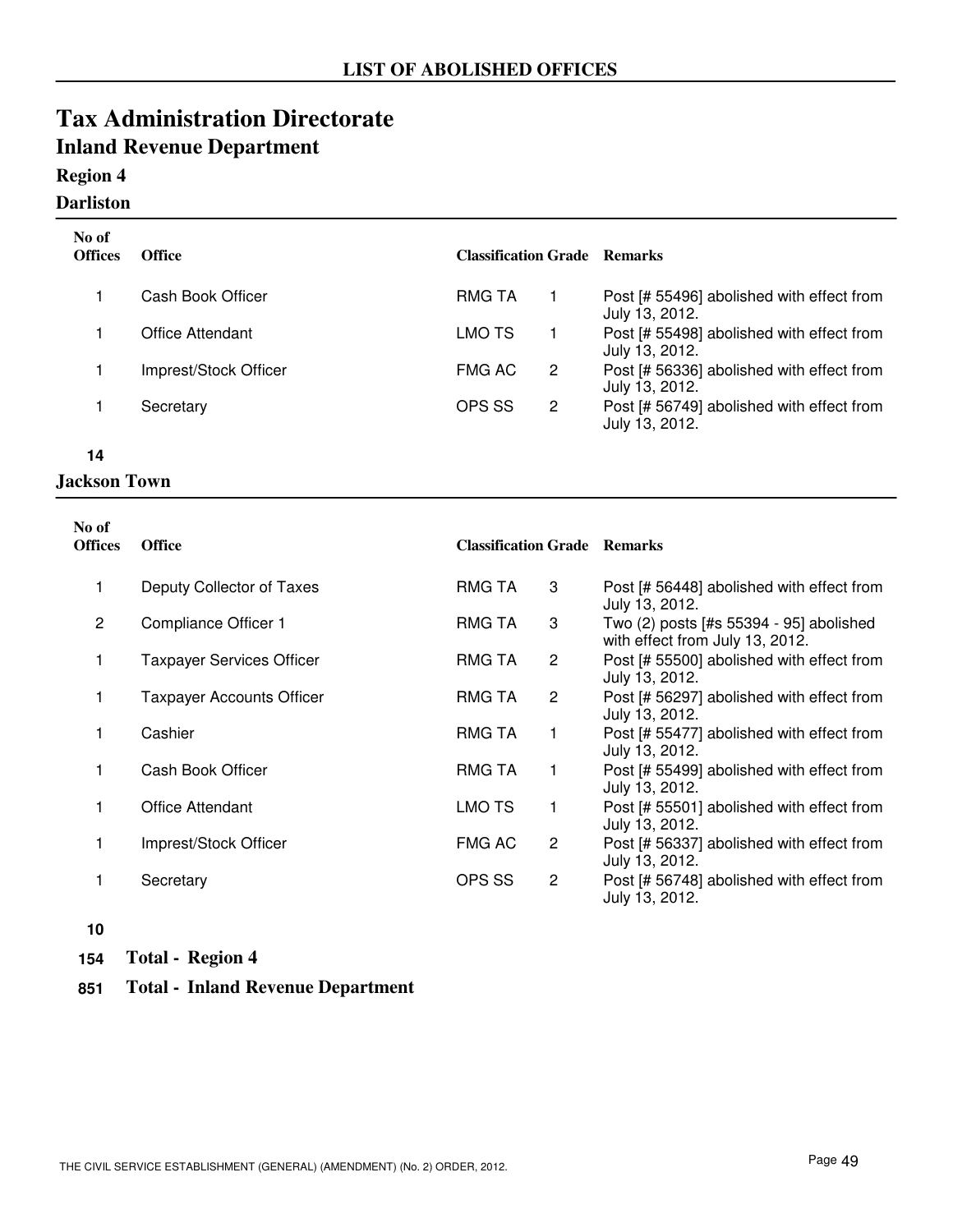## LIST OF ABOLISHED OFFICES

# Tax Administration Directorate

## Inland Revenue Department

### Region 4

### Darliston

| No of Offices | Office | Classification | Grade | Remarks |
|---|---|---|---|---|
| 1 | Cash Book Officer | RMG TA | 1 | Post [# 55496] abolished with effect from July 13, 2012. |
| 1 | Office Attendant | LMO TS | 1 | Post [# 55498] abolished with effect from July 13, 2012. |
| 1 | Imprest/Stock Officer | FMG AC | 2 | Post [# 56336] abolished with effect from July 13, 2012. |
| 1 | Secretary | OPS SS | 2 | Post [# 56749] abolished with effect from July 13, 2012. |

**14**

### Jackson Town

| No of Offices | Office | Classification | Grade | Remarks |
|---|---|---|---|---|
| 1 | Deputy Collector of Taxes | RMG TA | 3 | Post [# 56448] abolished with effect from July 13, 2012. |
| 2 | Compliance Officer 1 | RMG TA | 3 | Two (2) posts [#s 55394 - 95] abolished with effect from July 13, 2012. |
| 1 | Taxpayer Services Officer | RMG TA | 2 | Post [# 55500] abolished with effect from July 13, 2012. |
| 1 | Taxpayer Accounts Officer | RMG TA | 2 | Post [# 56297] abolished with effect from July 13, 2012. |
| 1 | Cashier | RMG TA | 1 | Post [# 55477] abolished with effect from July 13, 2012. |
| 1 | Cash Book Officer | RMG TA | 1 | Post [# 55499] abolished with effect from July 13, 2012. |
| 1 | Office Attendant | LMO TS | 1 | Post [# 55501] abolished with effect from July 13, 2012. |
| 1 | Imprest/Stock Officer | FMG AC | 2 | Post [# 56337] abolished with effect from July 13, 2012. |
| 1 | Secretary | OPS SS | 2 | Post [# 56748] abolished with effect from July 13, 2012. |

**10**

**154 Total - Region 4**

**851 Total - Inland Revenue Department**

THE CIVIL SERVICE ESTABLISHMENT (GENERAL) (AMENDMENT) (No. 2) ORDER, 2012.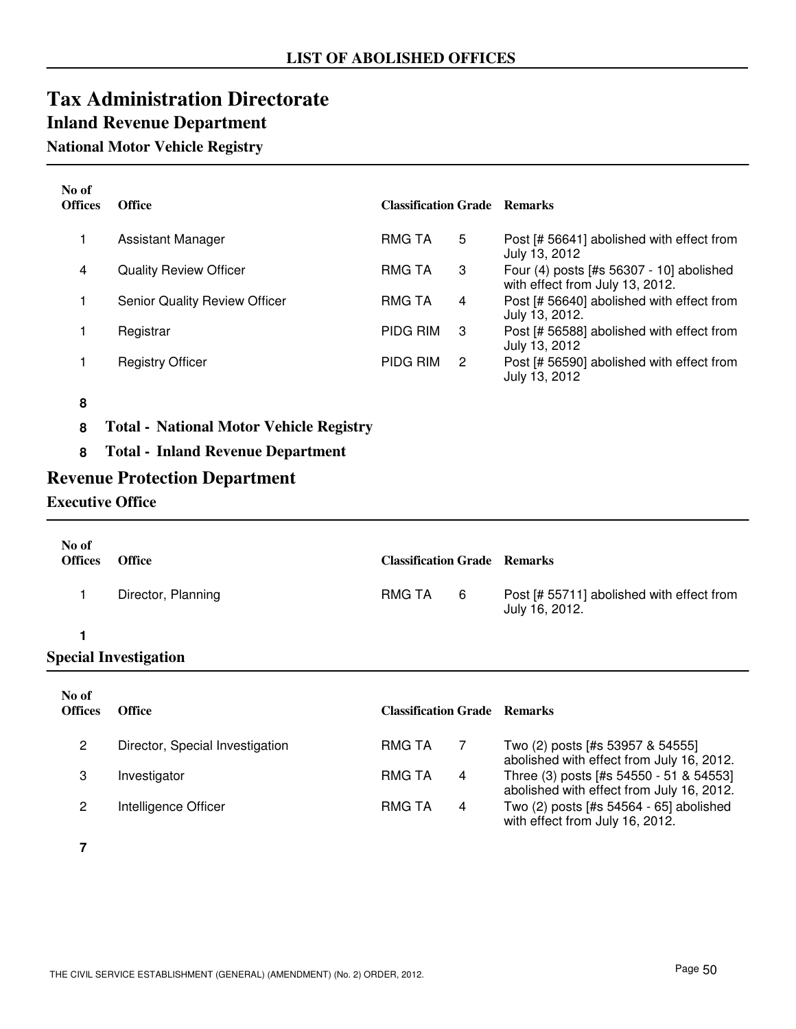## LIST OF ABOLISHED OFFICES

# Tax Administration Directorate

## Inland Revenue Department

### National Motor Vehicle Registry

| No of Offices | Office | Classification | Grade | Remarks |
|---|---|---|---|---|
| 1 | Assistant Manager | RMG TA | 5 | Post [# 56641] abolished with effect from July 13, 2012 |
| 4 | Quality Review Officer | RMG TA | 3 | Four (4) posts [#s 56307 - 10] abolished with effect from July 13, 2012. |
| 1 | Senior Quality Review Officer | RMG TA | 4 | Post [# 56640] abolished with effect from July 13, 2012. |
| 1 | Registrar | PIDG RIM | 3 | Post [# 56588] abolished with effect from July 13, 2012 |
| 1 | Registry Officer | PIDG RIM | 2 | Post [# 56590] abolished with effect from July 13, 2012 |

**8**

**8 Total - National Motor Vehicle Registry**

**8 Total - Inland Revenue Department**

## Revenue Protection Department

### Executive Office

| No of Offices | Office | Classification | Grade | Remarks |
|---|---|---|---|---|
| 1 | Director, Planning | RMG TA | 6 | Post [# 55711] abolished with effect from July 16, 2012. |

**1**

### Special Investigation

| No of Offices | Office | Classification | Grade | Remarks |
|---|---|---|---|---|
| 2 | Director, Special Investigation | RMG TA | 7 | Two (2) posts [#s 53957 & 54555] abolished with effect from July 16, 2012. |
| 3 | Investigator | RMG TA | 4 | Three (3) posts [#s 54550 - 51 & 54553] abolished with effect from July 16, 2012. |
| 2 | Intelligence Officer | RMG TA | 4 | Two (2) posts [#s 54564 - 65] abolished with effect from July 16, 2012. |

**7**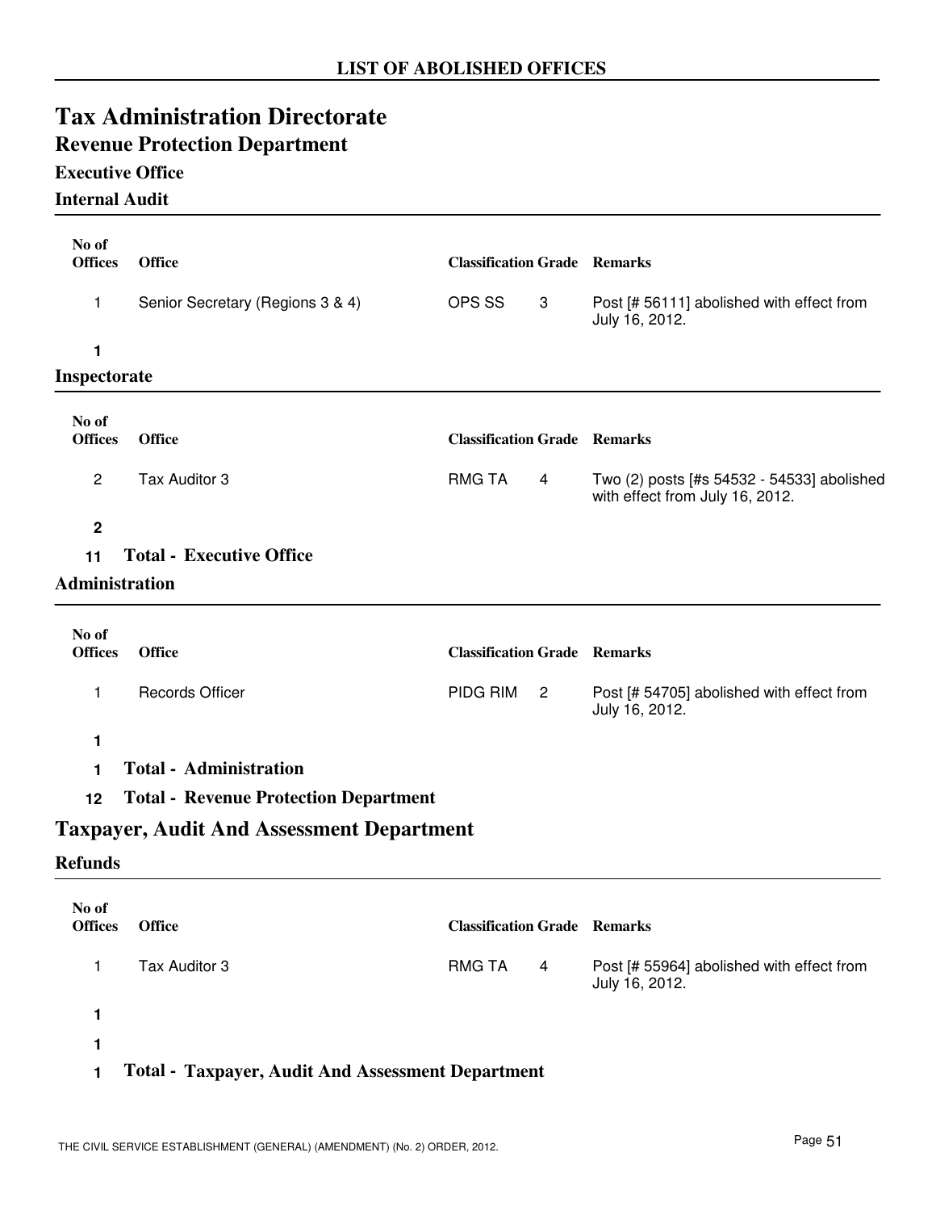## LIST OF ABOLISHED OFFICES

# Tax Administration Directorate

## Revenue Protection Department

### Executive Office

#### Internal Audit

| No of Offices | Office | Classification | Grade | Remarks |
|---|---|---|---|---|
| 1 | Senior Secretary (Regions 3 & 4) | OPS SS | 3 | Post [# 56111] abolished with effect from July 16, 2012. |
| **1** | | | | |

#### Inspectorate

| No of Offices | Office | Classification | Grade | Remarks |
|---|---|---|---|---|
| 2 | Tax Auditor 3 | RMG TA | 4 | Two (2) posts [#s 54532 - 54533] abolished with effect from July 16, 2012. |
| **2** | | | | |

**11 Total - Executive Office**

### Administration

| No of Offices | Office | Classification | Grade | Remarks |
|---|---|---|---|---|
| 1 | Records Officer | PIDG RIM | 2 | Post [# 54705] abolished with effect from July 16, 2012. |
| **1** | | | | |

**1 Total - Administration**

**12 Total - Revenue Protection Department**

## Taxpayer, Audit And Assessment Department

### Refunds

| No of Offices | Office | Classification | Grade | Remarks |
|---|---|---|---|---|
| 1 | Tax Auditor 3 | RMG TA | 4 | Post [# 55964] abolished with effect from July 16, 2012. |
| **1** | | | | |

**1**

**1 Total - Taxpayer, Audit And Assessment Department**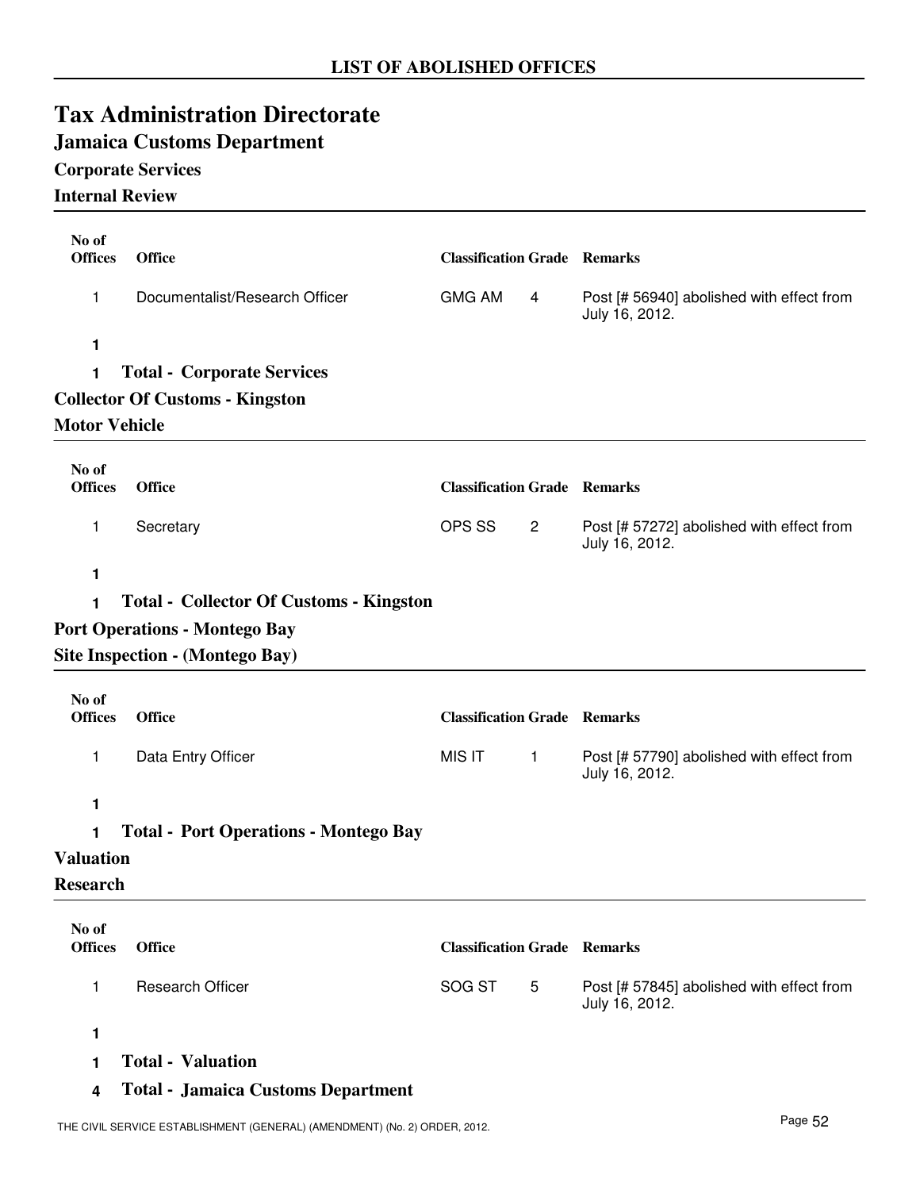## LIST OF ABOLISHED OFFICES

# Tax Administration Directorate

## Jamaica Customs Department

### Corporate Services

### Internal Review

| No of Offices | Office | Classification | Grade | Remarks |
|---|---|---|---|---|
| 1 | Documentalist/Research Officer | GMG AM | 4 | Post [# 56940] abolished with effect from July 16, 2012. |
| 1 | | | | |

**1 Total - Corporate Services**

### Collector Of Customs - Kingston

### Motor Vehicle

| No of Offices | Office | Classification | Grade | Remarks |
|---|---|---|---|---|
| 1 | Secretary | OPS SS | 2 | Post [# 57272] abolished with effect from July 16, 2012. |
| 1 | | | | |

**1 Total - Collector Of Customs - Kingston**

### Port Operations - Montego Bay

### Site Inspection - (Montego Bay)

| No of Offices | Office | Classification | Grade | Remarks |
|---|---|---|---|---|
| 1 | Data Entry Officer | MIS IT | 1 | Post [# 57790] abolished with effect from July 16, 2012. |
| 1 | | | | |

**1 Total - Port Operations - Montego Bay**

### Valuation

### Research

| No of Offices | Office | Classification | Grade | Remarks |
|---|---|---|---|---|
| 1 | Research Officer | SOG ST | 5 | Post [# 57845] abolished with effect from July 16, 2012. |
| 1 | | | | |

**1 Total - Valuation**

**4 Total - Jamaica Customs Department**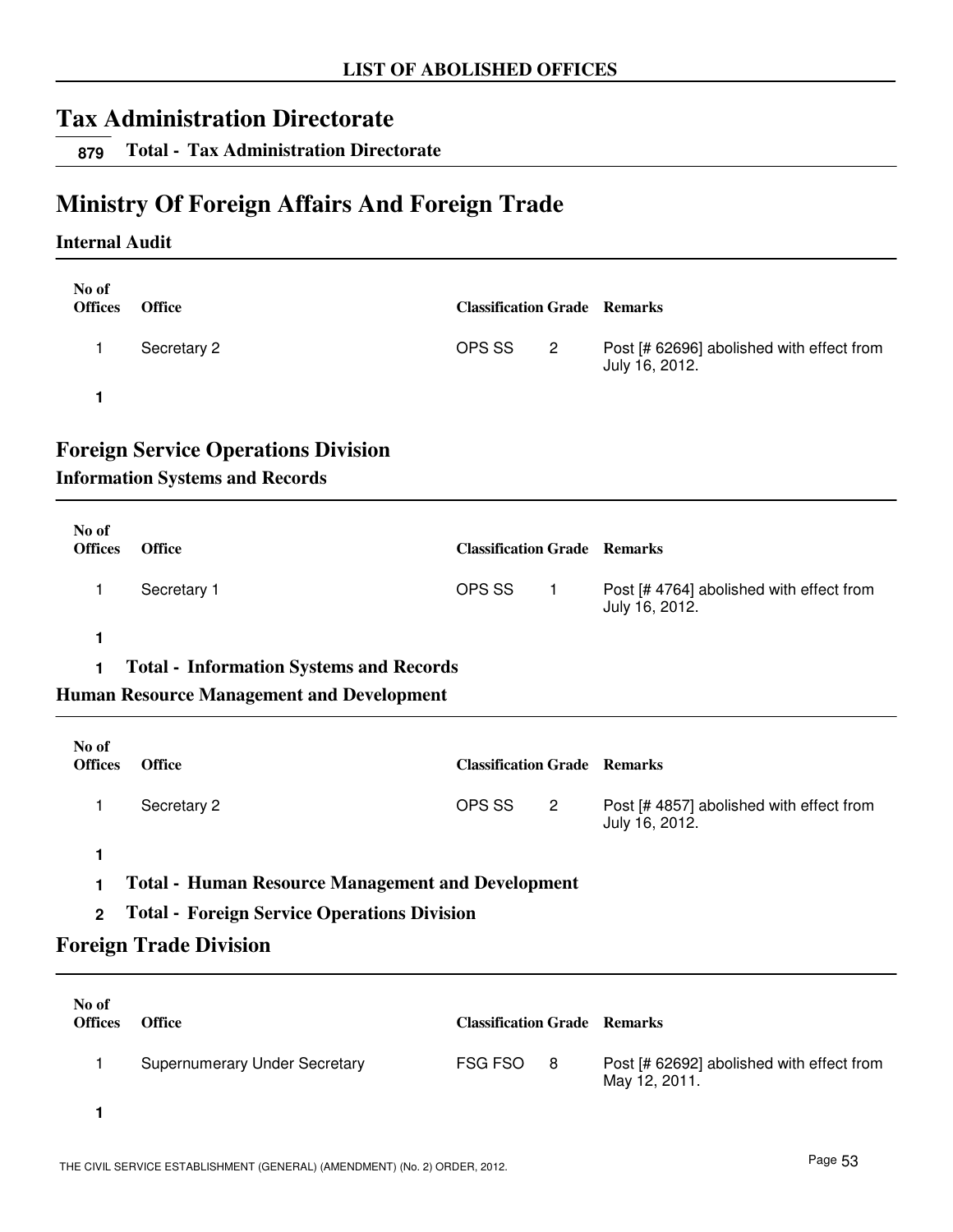## Tax Administration Directorate

**879 Total - Tax Administration Directorate**

# Ministry Of Foreign Affairs And Foreign Trade

### Internal Audit

| No of Offices | Office | Classification | Grade | Remarks |
|---|---|---|---|---|
| 1 | Secretary 2 | OPS SS | 2 | Post [# 62696] abolished with effect from July 16, 2012. |
| **1** | | | | |

## Foreign Service Operations Division

### Information Systems and Records

| No of Offices | Office | Classification | Grade | Remarks |
|---|---|---|---|---|
| 1 | Secretary 1 | OPS SS | 1 | Post [# 4764] abolished with effect from July 16, 2012. |
| **1** | | | | |

**1 Total - Information Systems and Records**

### Human Resource Management and Development

| No of Offices | Office | Classification | Grade | Remarks |
|---|---|---|---|---|
| 1 | Secretary 2 | OPS SS | 2 | Post [# 4857] abolished with effect from July 16, 2012. |
| **1** | | | | |

**1 Total - Human Resource Management and Development**

**2 Total - Foreign Service Operations Division**

## Foreign Trade Division

| No of Offices | Office | Classification | Grade | Remarks |
|---|---|---|---|---|
| 1 | Supernumerary Under Secretary | FSG FSO | 8 | Post [# 62692] abolished with effect from May 12, 2011. |
| **1** | | | | |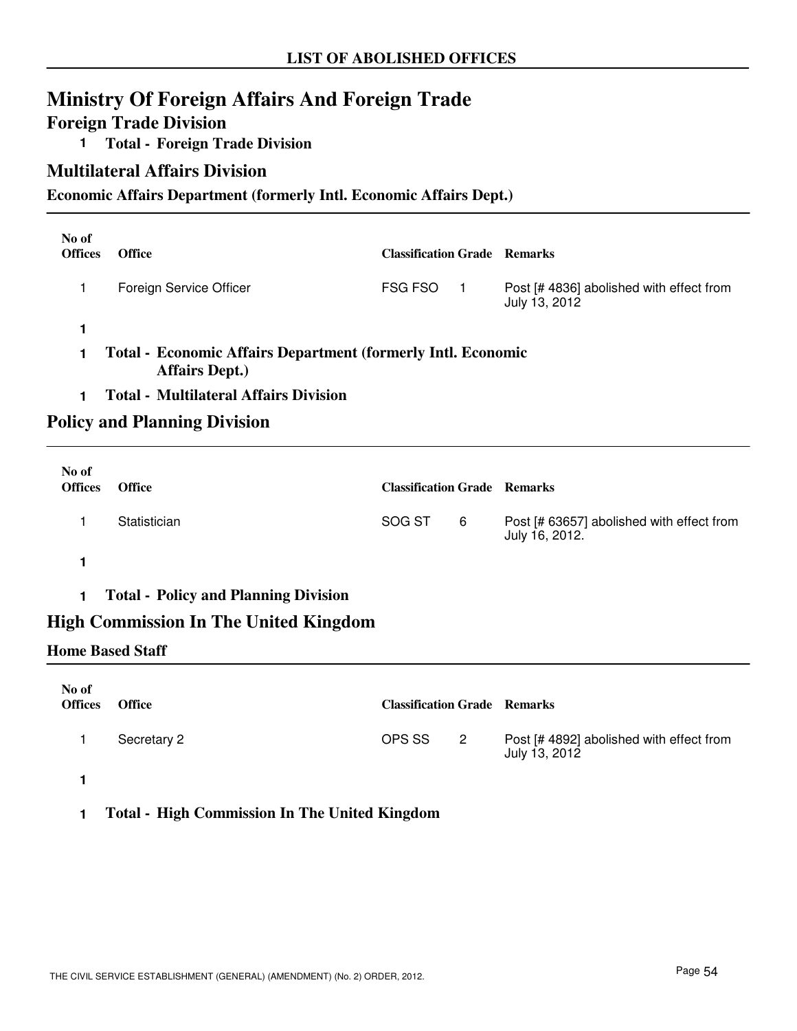## LIST OF ABOLISHED OFFICES

# Ministry Of Foreign Affairs And Foreign Trade

## Foreign Trade Division

**1 Total - Foreign Trade Division**

## Multilateral Affairs Division

### Economic Affairs Department (formerly Intl. Economic Affairs Dept.)

| No of Offices | Office | Classification | Grade | Remarks |
|---|---|---|---|---|
| 1 | Foreign Service Officer | FSG FSO | 1 | Post [# 4836] abolished with effect from July 13, 2012 |
| **1** | | | | |

**1 Total - Economic Affairs Department (formerly Intl. Economic Affairs Dept.)**

**1 Total - Multilateral Affairs Division**

## Policy and Planning Division

| No of Offices | Office | Classification | Grade | Remarks |
|---|---|---|---|---|
| 1 | Statistician | SOG ST | 6 | Post [# 63657] abolished with effect from July 16, 2012. |
| **1** | | | | |

**1 Total - Policy and Planning Division**

## High Commission In The United Kingdom

### Home Based Staff

| No of Offices | Office | Classification | Grade | Remarks |
|---|---|---|---|---|
| 1 | Secretary 2 | OPS SS | 2 | Post [# 4892] abolished with effect from July 13, 2012 |
| **1** | | | | |

**1 Total - High Commission In The United Kingdom**

THE CIVIL SERVICE ESTABLISHMENT (GENERAL) (AMENDMENT) (No. 2) ORDER, 2012.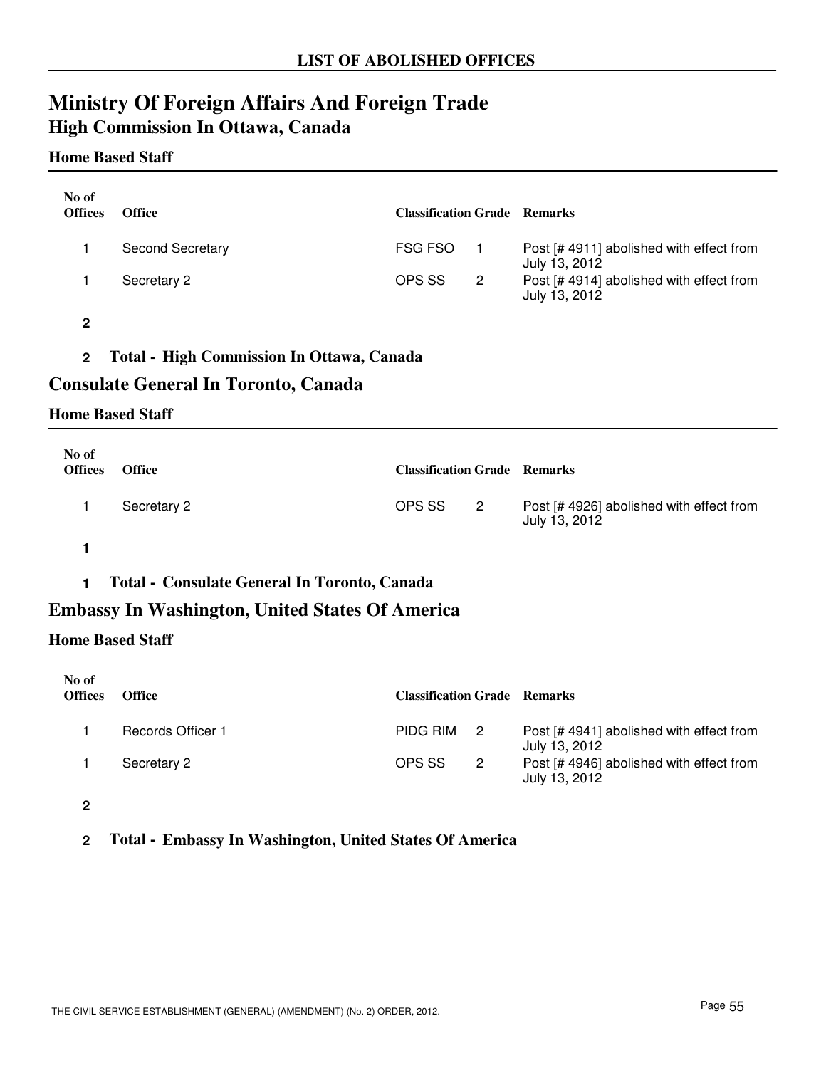## LIST OF ABOLISHED OFFICES

# Ministry Of Foreign Affairs And Foreign Trade

## High Commission In Ottawa, Canada

### Home Based Staff

| No of Offices | Office | Classification | Grade | Remarks |
|---|---|---|---|---|
| 1 | Second Secretary | FSG FSO | 1 | Post [# 4911] abolished with effect from July 13, 2012 |
| 1 | Secretary 2 | OPS SS | 2 | Post [# 4914] abolished with effect from July 13, 2012 |
| **2** | | | | |

**2 Total - High Commission In Ottawa, Canada**

## Consulate General In Toronto, Canada

### Home Based Staff

| No of Offices | Office | Classification | Grade | Remarks |
|---|---|---|---|---|
| 1 | Secretary 2 | OPS SS | 2 | Post [# 4926] abolished with effect from July 13, 2012 |
| **1** | | | | |

**1 Total - Consulate General In Toronto, Canada**

## Embassy In Washington, United States Of America

### Home Based Staff

| No of Offices | Office | Classification | Grade | Remarks |
|---|---|---|---|---|
| 1 | Records Officer 1 | PIDG RIM | 2 | Post [# 4941] abolished with effect from July 13, 2012 |
| 1 | Secretary 2 | OPS SS | 2 | Post [# 4946] abolished with effect from July 13, 2012 |
| **2** | | | | |

**2 Total - Embassy In Washington, United States Of America**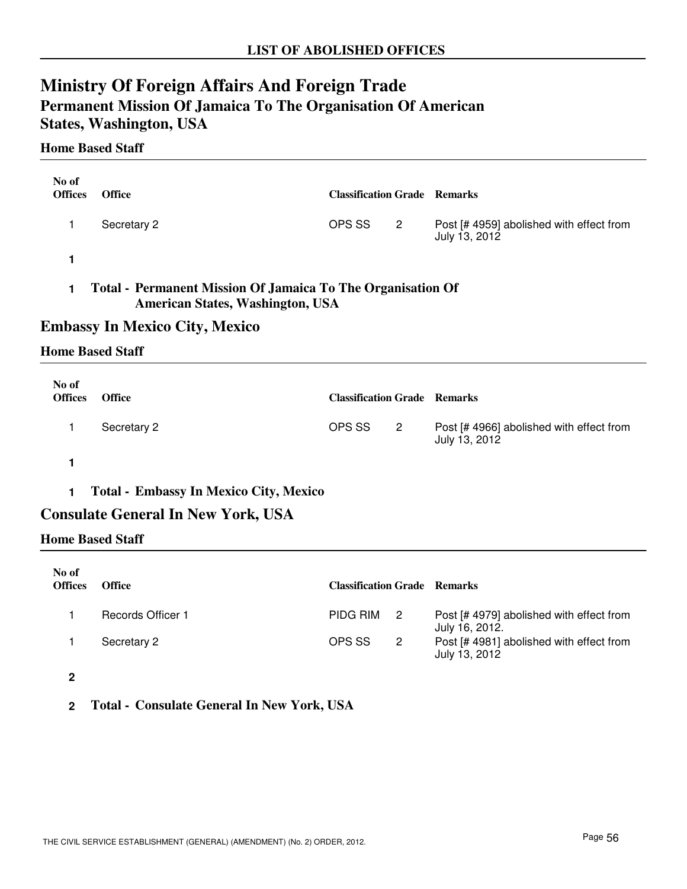# LIST OF ABOLISHED OFFICES

## Ministry Of Foreign Affairs And Foreign Trade

### Permanent Mission Of Jamaica To The Organisation Of American States, Washington, USA

#### Home Based Staff

| No of Offices | Office | Classification | Grade | Remarks |
|---|---|---|---|---|
| 1 | Secretary 2 | OPS SS | 2 | Post [# 4959] abolished with effect from July 13, 2012 |
| **1** | | | | |

**1 Total - Permanent Mission Of Jamaica To The Organisation Of American States, Washington, USA**

### Embassy In Mexico City, Mexico

#### Home Based Staff

| No of Offices | Office | Classification | Grade | Remarks |
|---|---|---|---|---|
| 1 | Secretary 2 | OPS SS | 2 | Post [# 4966] abolished with effect from July 13, 2012 |
| **1** | | | | |

**1 Total - Embassy In Mexico City, Mexico**

### Consulate General In New York, USA

#### Home Based Staff

| No of Offices | Office | Classification | Grade | Remarks |
|---|---|---|---|---|
| 1 | Records Officer 1 | PIDG RIM | 2 | Post [# 4979] abolished with effect from July 16, 2012. |
| 1 | Secretary 2 | OPS SS | 2 | Post [# 4981] abolished with effect from July 13, 2012 |
| **2** | | | | |

**2 Total - Consulate General In New York, USA**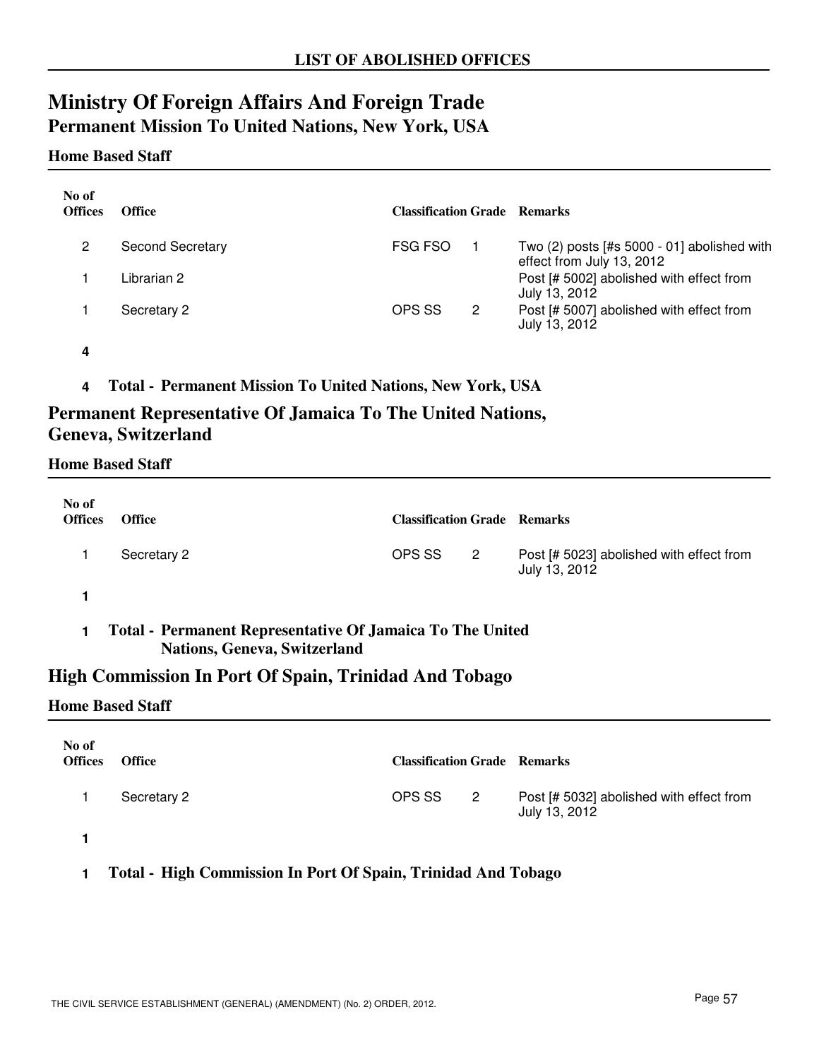**LIST OF ABOLISHED OFFICES**

# Ministry Of Foreign Affairs And Foreign Trade

## Permanent Mission To United Nations, New York, USA

### Home Based Staff

| No of Offices | Office | Classification | Grade | Remarks |
|---|---|---|---|---|
| 2 | Second Secretary | FSG FSO | 1 | Two (2) posts [#s 5000 - 01] abolished with effect from July 13, 2012 |
| 1 | Librarian 2 | | | Post [# 5002] abolished with effect from July 13, 2012 |
| 1 | Secretary 2 | OPS SS | 2 | Post [# 5007] abolished with effect from July 13, 2012 |
| **4** | | | | |

**4 Total - Permanent Mission To United Nations, New York, USA**

## Permanent Representative Of Jamaica To The United Nations, Geneva, Switzerland

### Home Based Staff

| No of Offices | Office | Classification | Grade | Remarks |
|---|---|---|---|---|
| 1 | Secretary 2 | OPS SS | 2 | Post [# 5023] abolished with effect from July 13, 2012 |
| **1** | | | | |

**1 Total - Permanent Representative Of Jamaica To The United Nations, Geneva, Switzerland**

## High Commission In Port Of Spain, Trinidad And Tobago

### Home Based Staff

| No of Offices | Office | Classification | Grade | Remarks |
|---|---|---|---|---|
| 1 | Secretary 2 | OPS SS | 2 | Post [# 5032] abolished with effect from July 13, 2012 |
| **1** | | | | |

**1 Total - High Commission In Port Of Spain, Trinidad And Tobago**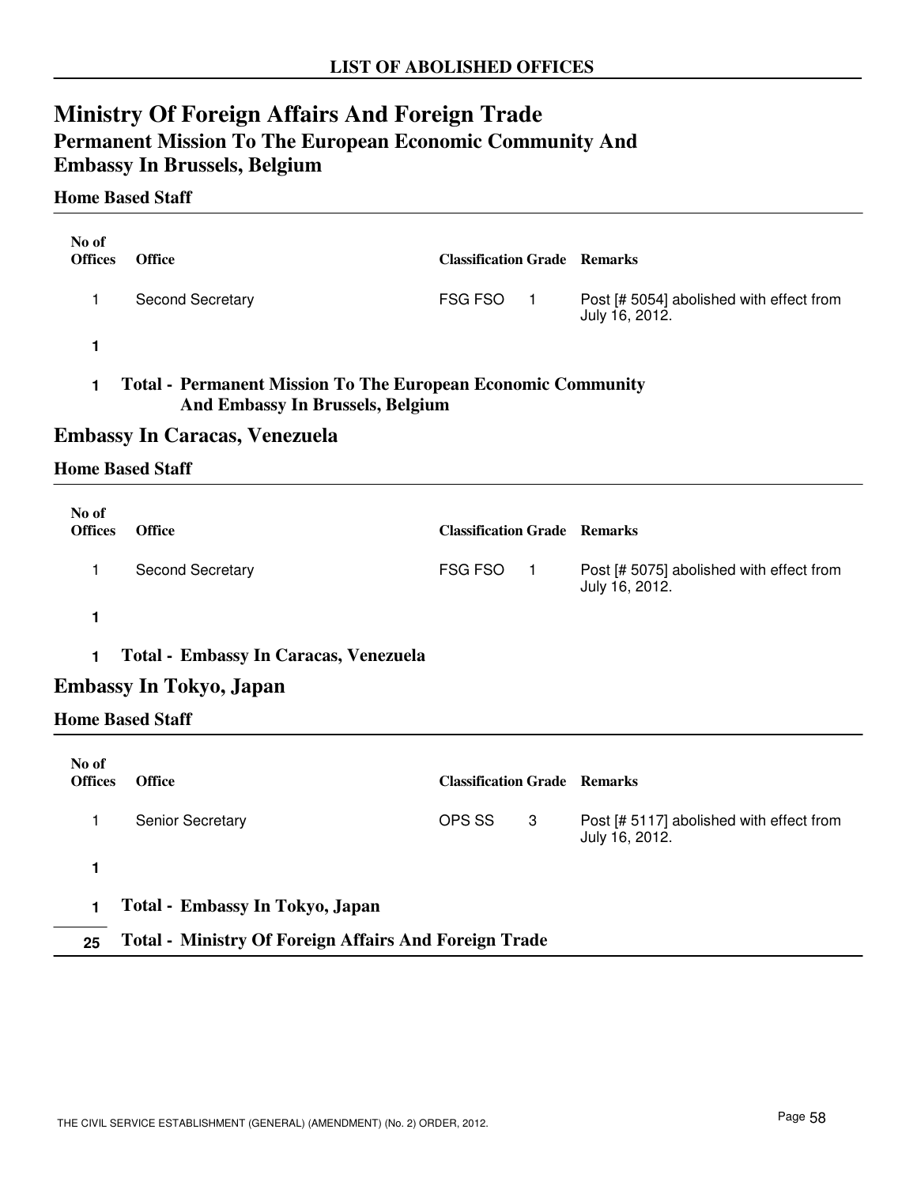# LIST OF ABOLISHED OFFICES

## Ministry Of Foreign Affairs And Foreign Trade

### Permanent Mission To The European Economic Community And Embassy In Brussels, Belgium

#### Home Based Staff

| No of Offices | Office | Classification | Grade | Remarks |
|---|---|---|---|---|
| 1 | Second Secretary | FSG FSO | 1 | Post [# 5054] abolished with effect from July 16, 2012. |
| **1** | | | | |

**1 Total - Permanent Mission To The European Economic Community And Embassy In Brussels, Belgium**

### Embassy In Caracas, Venezuela

#### Home Based Staff

| No of Offices | Office | Classification | Grade | Remarks |
|---|---|---|---|---|
| 1 | Second Secretary | FSG FSO | 1 | Post [# 5075] abolished with effect from July 16, 2012. |
| **1** | | | | |

**1 Total - Embassy In Caracas, Venezuela**

### Embassy In Tokyo, Japan

#### Home Based Staff

| No of Offices | Office | Classification | Grade | Remarks |
|---|---|---|---|---|
| 1 | Senior Secretary | OPS SS | 3 | Post [# 5117] abolished with effect from July 16, 2012. |
| **1** | | | | |

**1 Total - Embassy In Tokyo, Japan**

**25 Total - Ministry Of Foreign Affairs And Foreign Trade**

THE CIVIL SERVICE ESTABLISHMENT (GENERAL) (AMENDMENT) (No. 2) ORDER, 2012.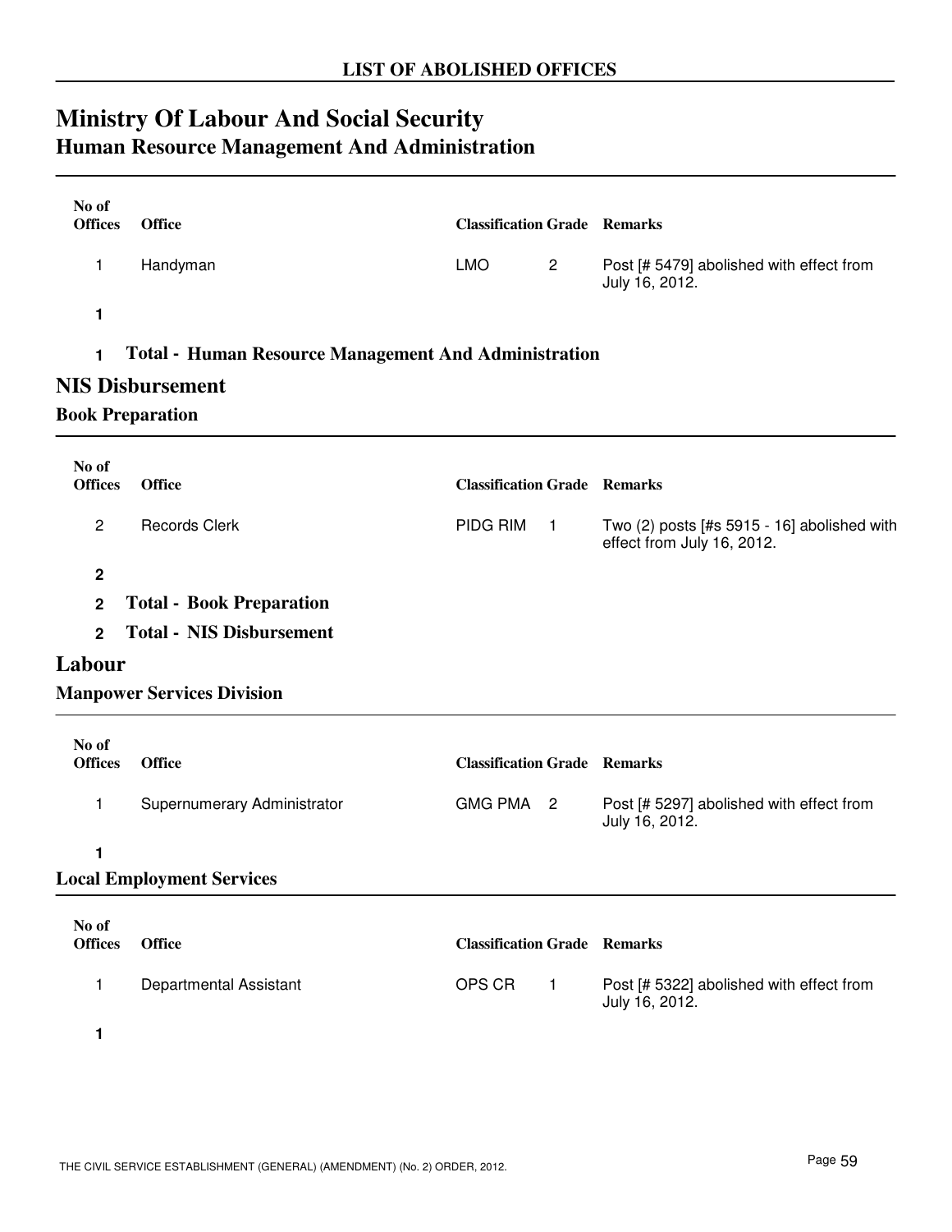## LIST OF ABOLISHED OFFICES

# Ministry Of Labour And Social Security

## Human Resource Management And Administration

| No of Offices | Office | Classification | Grade | Remarks |
|---|---|---|---|---|
| 1 | Handyman | LMO | 2 | Post [# 5479] abolished with effect from July 16, 2012. |
| **1** | | | | |

**1 Total - Human Resource Management And Administration**

## NIS Disbursement

### Book Preparation

| No of Offices | Office | Classification | Grade | Remarks |
|---|---|---|---|---|
| 2 | Records Clerk | PIDG RIM | 1 | Two (2) posts [#s 5915 - 16] abolished with effect from July 16, 2012. |
| **2** | | | | |

**2 Total - Book Preparation**

**2 Total - NIS Disbursement**

## Labour

### Manpower Services Division

| No of Offices | Office | Classification | Grade | Remarks |
|---|---|---|---|---|
| 1 | Supernumerary Administrator | GMG PMA | 2 | Post [# 5297] abolished with effect from July 16, 2012. |
| **1** | | | | |

### Local Employment Services

| No of Offices | Office | Classification | Grade | Remarks |
|---|---|---|---|---|
| 1 | Departmental Assistant | OPS CR | 1 | Post [# 5322] abolished with effect from July 16, 2012. |
| **1** | | | | |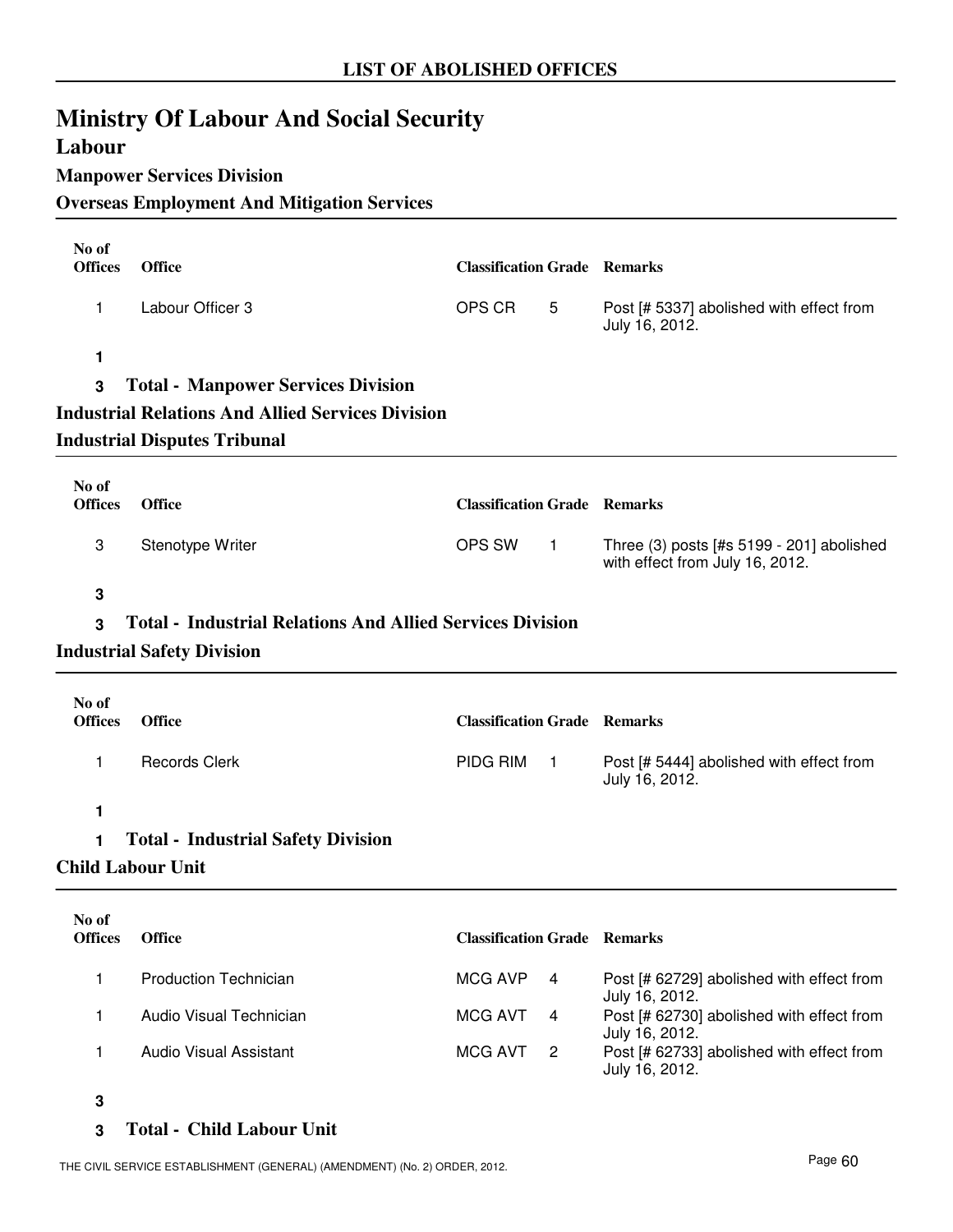## LIST OF ABOLISHED OFFICES

# Ministry Of Labour And Social Security

## Labour

### Manpower Services Division

### Overseas Employment And Mitigation Services

| No of Offices | Office | Classification | Grade | Remarks |
|---|---|---|---|---|
| 1 | Labour Officer 3 | OPS CR | 5 | Post [# 5337] abolished with effect from July 16, 2012. |

**1**

**3 Total - Manpower Services Division**

### Industrial Relations And Allied Services Division

### Industrial Disputes Tribunal

| No of Offices | Office | Classification | Grade | Remarks |
|---|---|---|---|---|
| 3 | Stenotype Writer | OPS SW | 1 | Three (3) posts [#s 5199 - 201] abolished with effect from July 16, 2012. |

**3**

**3 Total - Industrial Relations And Allied Services Division**

### Industrial Safety Division

| No of Offices | Office | Classification | Grade | Remarks |
|---|---|---|---|---|
| 1 | Records Clerk | PIDG RIM | 1 | Post [# 5444] abolished with effect from July 16, 2012. |

**1**

**1 Total - Industrial Safety Division**

### Child Labour Unit

| No of Offices | Office | Classification | Grade | Remarks |
|---|---|---|---|---|
| 1 | Production Technician | MCG AVP | 4 | Post [# 62729] abolished with effect from July 16, 2012. |
| 1 | Audio Visual Technician | MCG AVT | 4 | Post [# 62730] abolished with effect from July 16, 2012. |
| 1 | Audio Visual Assistant | MCG AVT | 2 | Post [# 62733] abolished with effect from July 16, 2012. |

**3**

**3 Total - Child Labour Unit**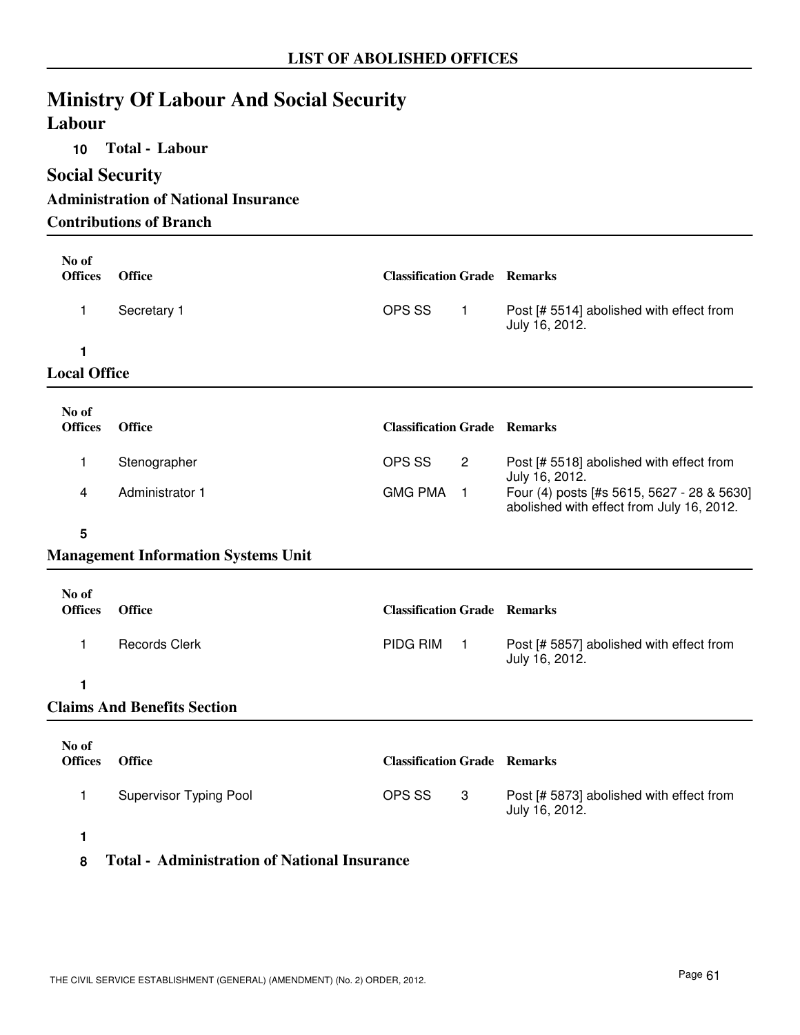## LIST OF ABOLISHED OFFICES

# Ministry Of Labour And Social Security

## Labour

**10 Total - Labour**

## Social Security

### Administration of National Insurance

### Contributions of Branch

| No of Offices | Office | Classification | Grade | Remarks |
|---|---|---|---|---|
| 1 | Secretary 1 | OPS SS | 1 | Post [# 5514] abolished with effect from July 16, 2012. |
| **1** | | | | |

### Local Office

| No of Offices | Office | Classification | Grade | Remarks |
|---|---|---|---|---|
| 1 | Stenographer | OPS SS | 2 | Post [# 5518] abolished with effect from July 16, 2012. |
| 4 | Administrator 1 | GMG PMA | 1 | Four (4) posts [#s 5615, 5627 - 28 & 5630] abolished with effect from July 16, 2012. |
| **5** | | | | |

### Management Information Systems Unit

| No of Offices | Office | Classification | Grade | Remarks |
|---|---|---|---|---|
| 1 | Records Clerk | PIDG RIM | 1 | Post [# 5857] abolished with effect from July 16, 2012. |
| **1** | | | | |

### Claims And Benefits Section

| No of Offices | Office | Classification | Grade | Remarks |
|---|---|---|---|---|
| 1 | Supervisor Typing Pool | OPS SS | 3 | Post [# 5873] abolished with effect from July 16, 2012. |
| **1** | | | | |

**8 Total - Administration of National Insurance**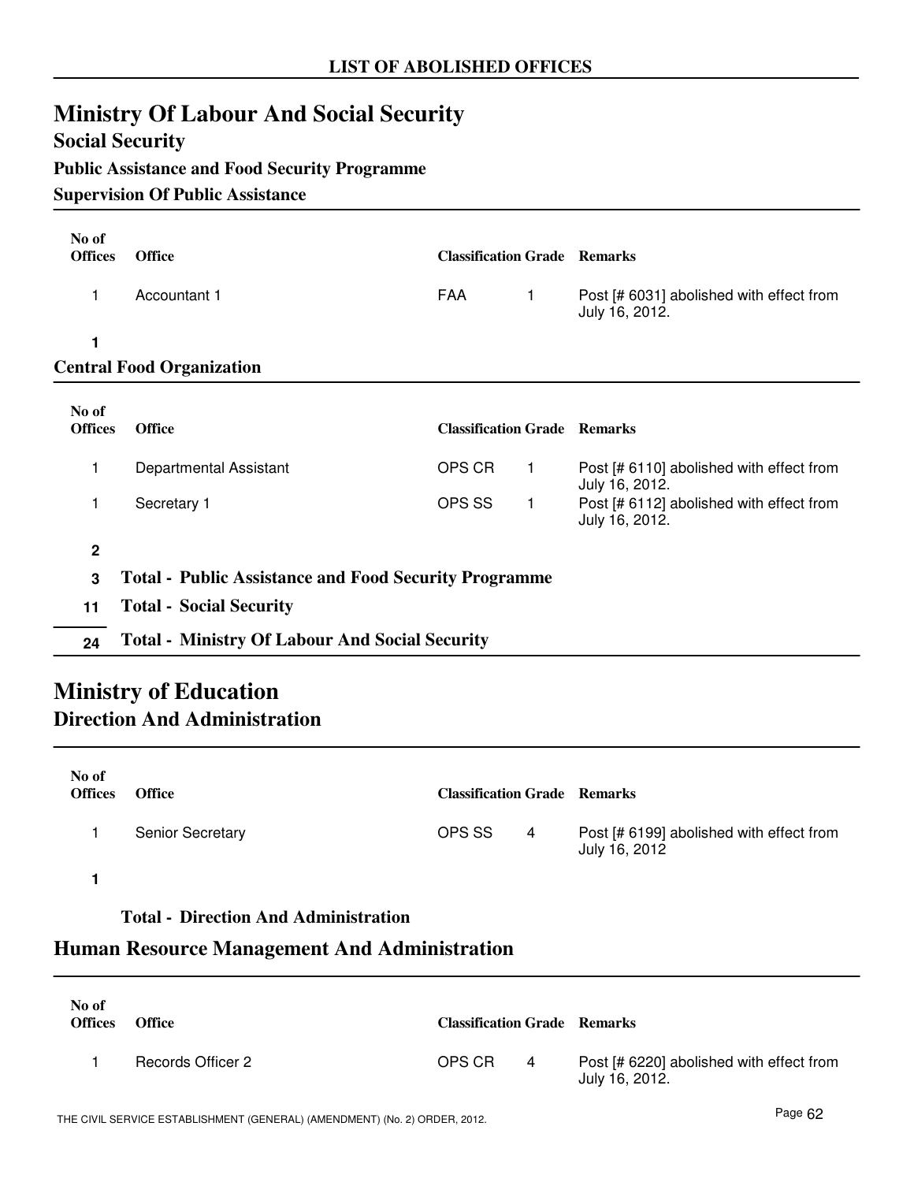**LIST OF ABOLISHED OFFICES**

# Ministry Of Labour And Social Security

## Social Security

### Public Assistance and Food Security Programme

### Supervision Of Public Assistance

| No of Offices | Office | Classification | Grade | Remarks |
|---|---|---|---|---|
| 1 | Accountant 1 | FAA | 1 | Post [# 6031] abolished with effect from July 16, 2012. |
| **1** | | | | |

### Central Food Organization

| No of Offices | Office | Classification | Grade | Remarks |
|---|---|---|---|---|
| 1 | Departmental Assistant | OPS CR | 1 | Post [# 6110] abolished with effect from July 16, 2012. |
| 1 | Secretary 1 | OPS SS | 1 | Post [# 6112] abolished with effect from July 16, 2012. |
| **2** | | | | |

| | |
|---|---|
| **3** | **Total - Public Assistance and Food Security Programme** |
| **11** | **Total - Social Security** |
| **24** | **Total - Ministry Of Labour And Social Security** |

# Ministry of Education

## Direction And Administration

| No of Offices | Office | Classification | Grade | Remarks |
|---|---|---|---|---|
| 1 | Senior Secretary | OPS SS | 4 | Post [# 6199] abolished with effect from July 16, 2012 |
| **1** | | | | |

**Total - Direction And Administration**

## Human Resource Management And Administration

| No of Offices | Office | Classification | Grade | Remarks |
|---|---|---|---|---|
| 1 | Records Officer 2 | OPS CR | 4 | Post [# 6220] abolished with effect from July 16, 2012. |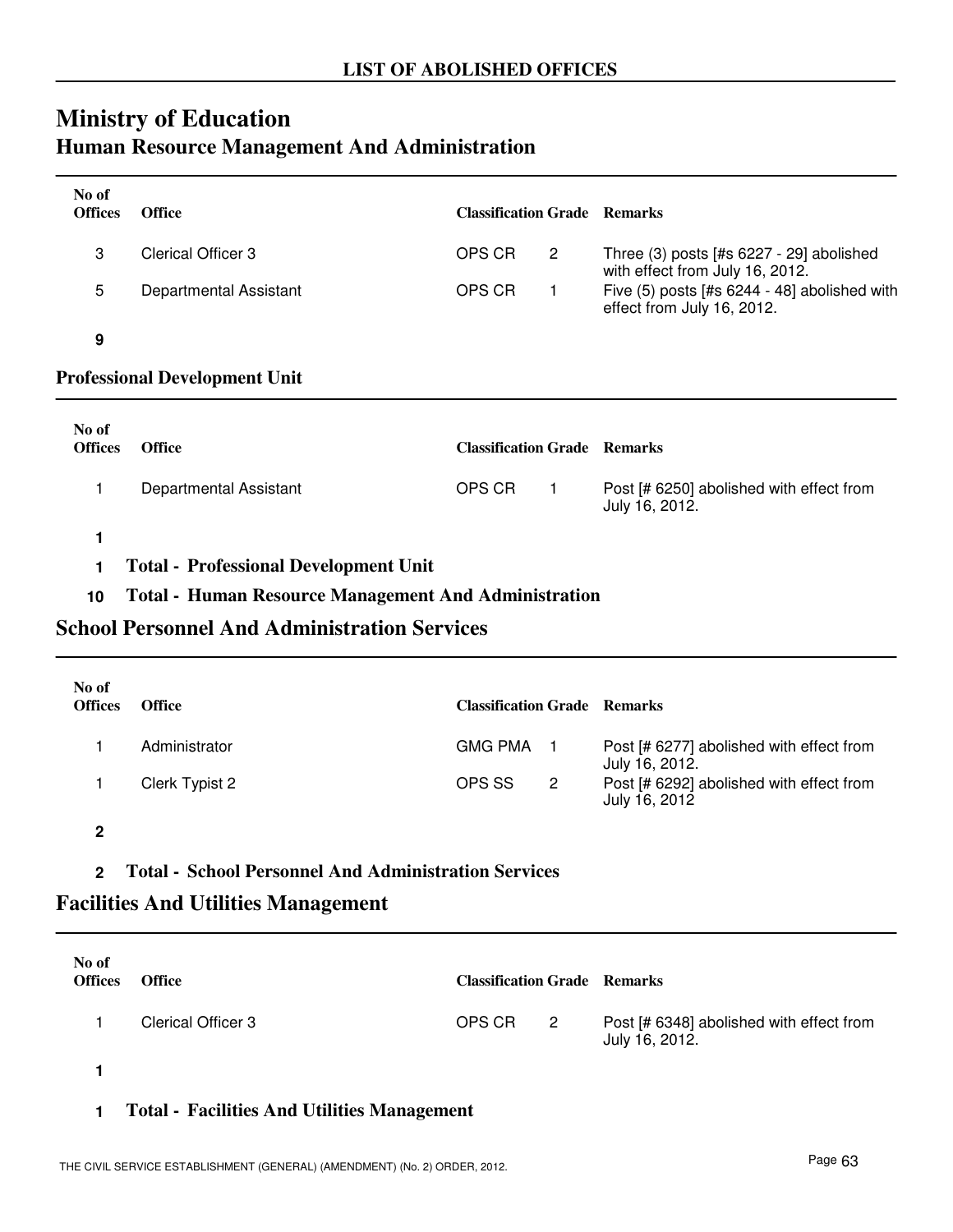## LIST OF ABOLISHED OFFICES

# Ministry of Education

## Human Resource Management And Administration

| No of Offices | Office | Classification | Grade | Remarks |
|---|---|---|---|---|
| 3 | Clerical Officer 3 | OPS CR | 2 | Three (3) posts [#s 6227 - 29] abolished with effect from July 16, 2012. |
| 5 | Departmental Assistant | OPS CR | 1 | Five (5) posts [#s 6244 - 48] abolished with effect from July 16, 2012. |
| **9** | | | | |

### Professional Development Unit

| No of Offices | Office | Classification | Grade | Remarks |
|---|---|---|---|---|
| 1 | Departmental Assistant | OPS CR | 1 | Post [# 6250] abolished with effect from July 16, 2012. |
| **1** | | | | |

**1 Total - Professional Development Unit**

**10 Total - Human Resource Management And Administration**

## School Personnel And Administration Services

| No of Offices | Office | Classification | Grade | Remarks |
|---|---|---|---|---|
| 1 | Administrator | GMG PMA | 1 | Post [# 6277] abolished with effect from July 16, 2012. |
| 1 | Clerk Typist 2 | OPS SS | 2 | Post [# 6292] abolished with effect from July 16, 2012 |
| **2** | | | | |

**2 Total - School Personnel And Administration Services**

## Facilities And Utilities Management

| No of Offices | Office | Classification | Grade | Remarks |
|---|---|---|---|---|
| 1 | Clerical Officer 3 | OPS CR | 2 | Post [# 6348] abolished with effect from July 16, 2012. |
| **1** | | | | |

**1 Total - Facilities And Utilities Management**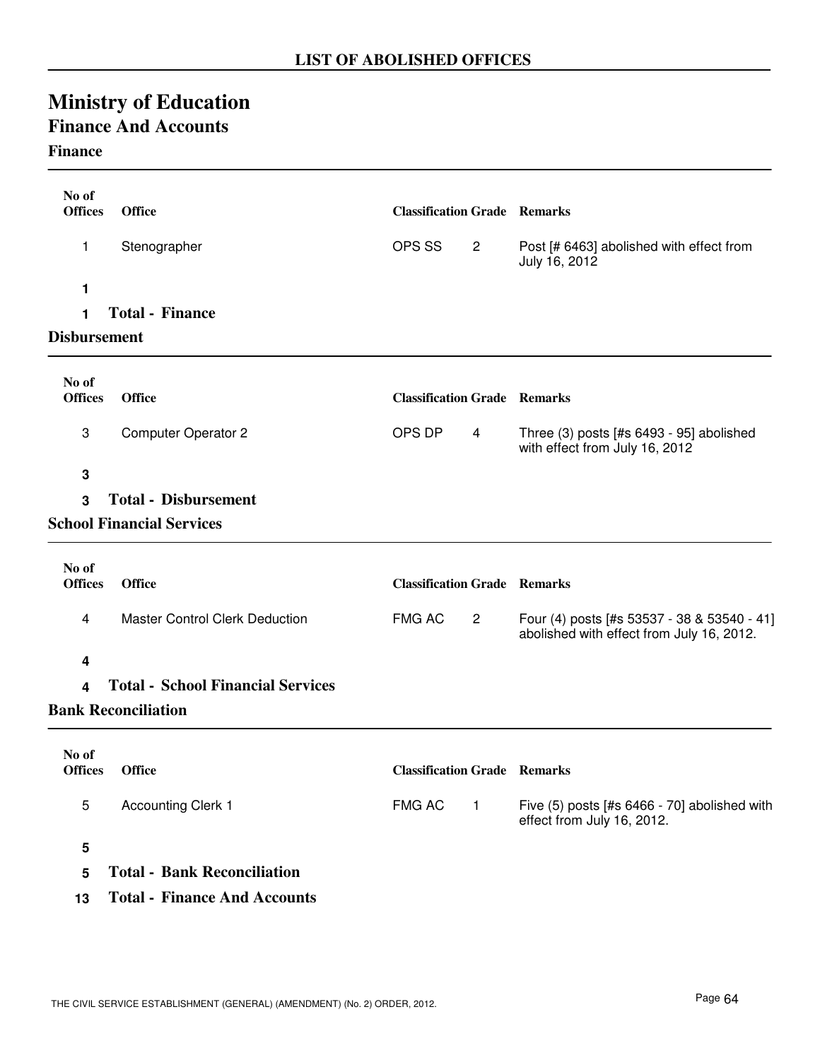## LIST OF ABOLISHED OFFICES

# Ministry of Education

## Finance And Accounts

### Finance

| No of Offices | Office | Classification | Grade | Remarks |
|---|---|---|---|---|
| 1 | Stenographer | OPS SS | 2 | Post [# 6463] abolished with effect from July 16, 2012 |
| **1** | | | | |
| **1** | **Total - Finance** | | | |

### Disbursement

| No of Offices | Office | Classification | Grade | Remarks |
|---|---|---|---|---|
| 3 | Computer Operator 2 | OPS DP | 4 | Three (3) posts [#s 6493 - 95] abolished with effect from July 16, 2012 |
| **3** | | | | |
| **3** | **Total - Disbursement** | | | |

### School Financial Services

| No of Offices | Office | Classification | Grade | Remarks |
|---|---|---|---|---|
| 4 | Master Control Clerk Deduction | FMG AC | 2 | Four (4) posts [#s 53537 - 38 & 53540 - 41] abolished with effect from July 16, 2012. |
| **4** | | | | |
| **4** | **Total - School Financial Services** | | | |

### Bank Reconciliation

| No of Offices | Office | Classification | Grade | Remarks |
|---|---|---|---|---|
| 5 | Accounting Clerk 1 | FMG AC | 1 | Five (5) posts [#s 6466 - 70] abolished with effect from July 16, 2012. |
| **5** | | | | |
| **5** | **Total - Bank Reconciliation** | | | |
| **13** | **Total - Finance And Accounts** | | | |

THE CIVIL SERVICE ESTABLISHMENT (GENERAL) (AMENDMENT) (No. 2) ORDER, 2012.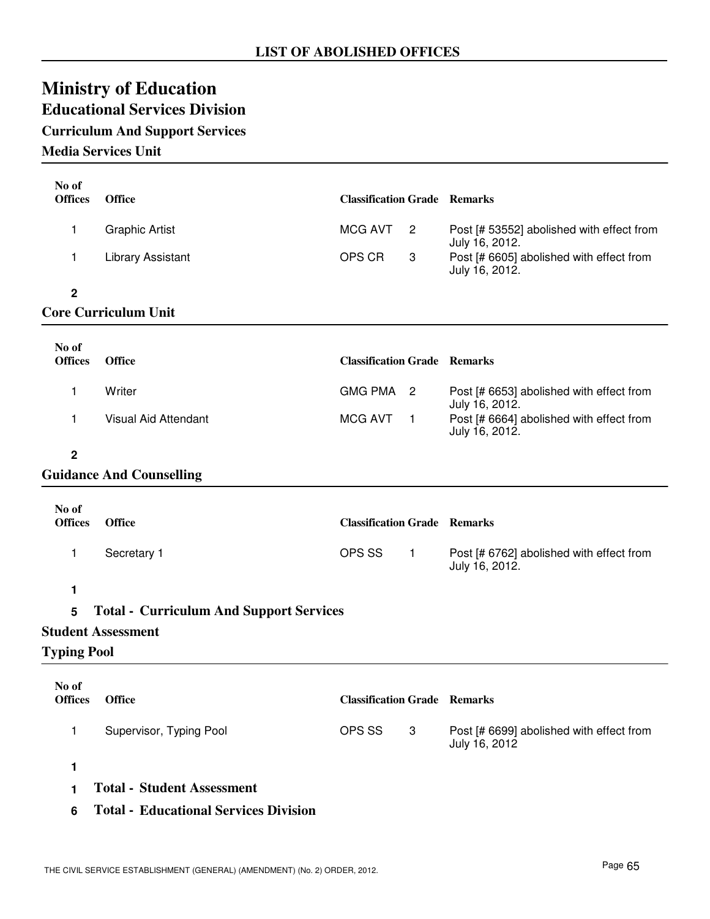## LIST OF ABOLISHED OFFICES

# Ministry of Education

## Educational Services Division

### Curriculum And Support Services

#### Media Services Unit

| No of Offices | Office | Classification | Grade | Remarks |
|---|---|---|---|---|
| 1 | Graphic Artist | MCG AVT | 2 | Post [# 53552] abolished with effect from July 16, 2012. |
| 1 | Library Assistant | OPS CR | 3 | Post [# 6605] abolished with effect from July 16, 2012. |
| **2** | | | | |

#### Core Curriculum Unit

| No of Offices | Office | Classification | Grade | Remarks |
|---|---|---|---|---|
| 1 | Writer | GMG PMA | 2 | Post [# 6653] abolished with effect from July 16, 2012. |
| 1 | Visual Aid Attendant | MCG AVT | 1 | Post [# 6664] abolished with effect from July 16, 2012. |
| **2** | | | | |

#### Guidance And Counselling

| No of Offices | Office | Classification | Grade | Remarks |
|---|---|---|---|---|
| 1 | Secretary 1 | OPS SS | 1 | Post [# 6762] abolished with effect from July 16, 2012. |
| **1** | | | | |

**5 Total - Curriculum And Support Services**

### Student Assessment

#### Typing Pool

| No of Offices | Office | Classification | Grade | Remarks |
|---|---|---|---|---|
| 1 | Supervisor, Typing Pool | OPS SS | 3 | Post [# 6699] abolished with effect from July 16, 2012 |
| **1** | | | | |

**1 Total - Student Assessment**

**6 Total - Educational Services Division**

THE CIVIL SERVICE ESTABLISHMENT (GENERAL) (AMENDMENT) (No. 2) ORDER, 2012.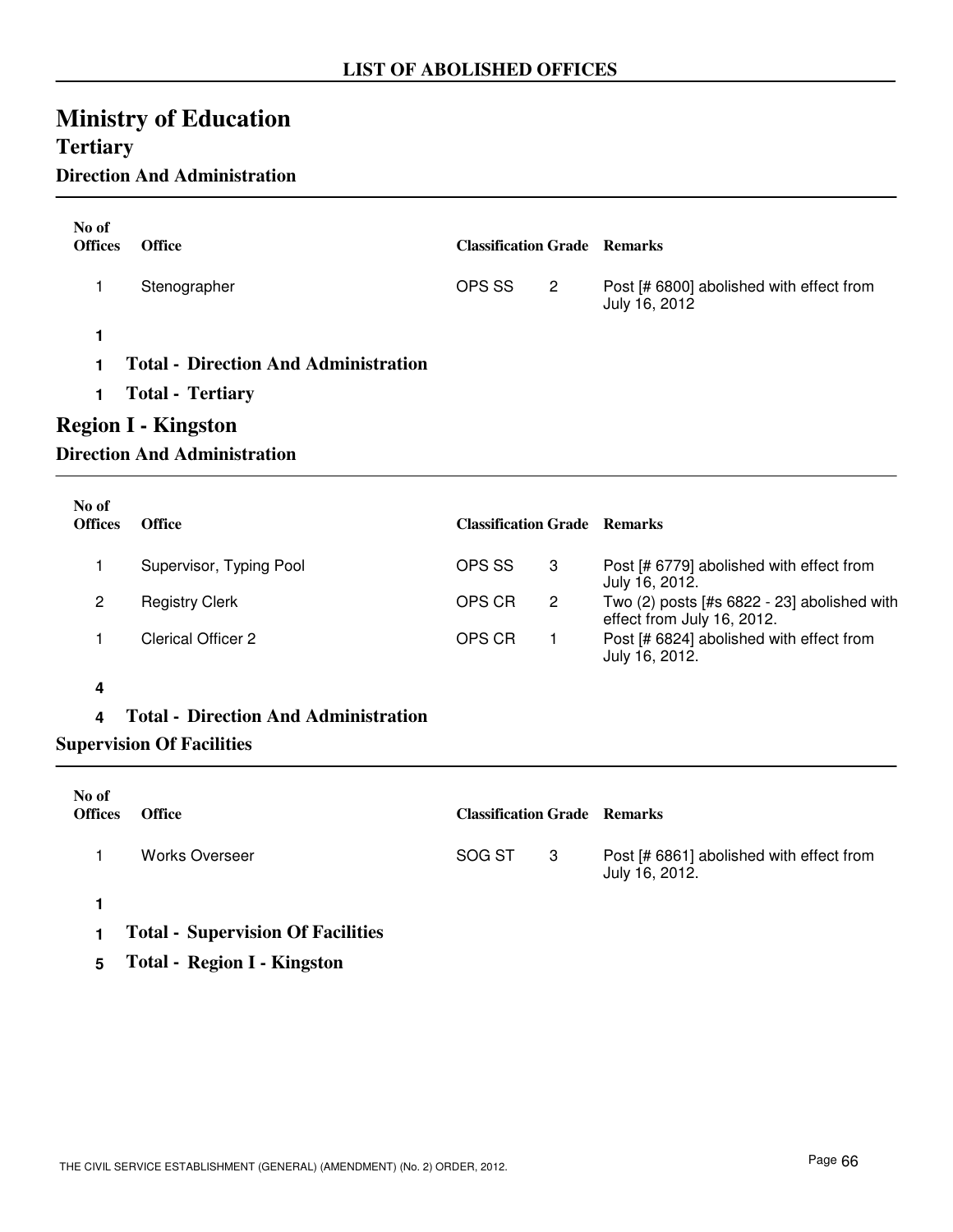## LIST OF ABOLISHED OFFICES

# Ministry of Education

## Tertiary

### Direction And Administration

| No of Offices | Office | Classification | Grade | Remarks |
|---|---|---|---|---|
| 1 | Stenographer | OPS SS | 2 | Post [# 6800] abolished with effect from July 16, 2012 |
| **1** | | | | |
| **1** | **Total - Direction And Administration** | | | |
| **1** | **Total - Tertiary** | | | |

## Region I - Kingston

### Direction And Administration

| No of Offices | Office | Classification | Grade | Remarks |
|---|---|---|---|---|
| 1 | Supervisor, Typing Pool | OPS SS | 3 | Post [# 6779] abolished with effect from July 16, 2012. |
| 2 | Registry Clerk | OPS CR | 2 | Two (2) posts [#s 6822 - 23] abolished with effect from July 16, 2012. |
| 1 | Clerical Officer 2 | OPS CR | 1 | Post [# 6824] abolished with effect from July 16, 2012. |
| **4** | | | | |
| **4** | **Total - Direction And Administration** | | | |

### Supervision Of Facilities

| No of Offices | Office | Classification | Grade | Remarks |
|---|---|---|---|---|
| 1 | Works Overseer | SOG ST | 3 | Post [# 6861] abolished with effect from July 16, 2012. |
| **1** | | | | |
| **1** | **Total - Supervision Of Facilities** | | | |
| **5** | **Total - Region I - Kingston** | | | |

THE CIVIL SERVICE ESTABLISHMENT (GENERAL) (AMENDMENT) (No. 2) ORDER, 2012.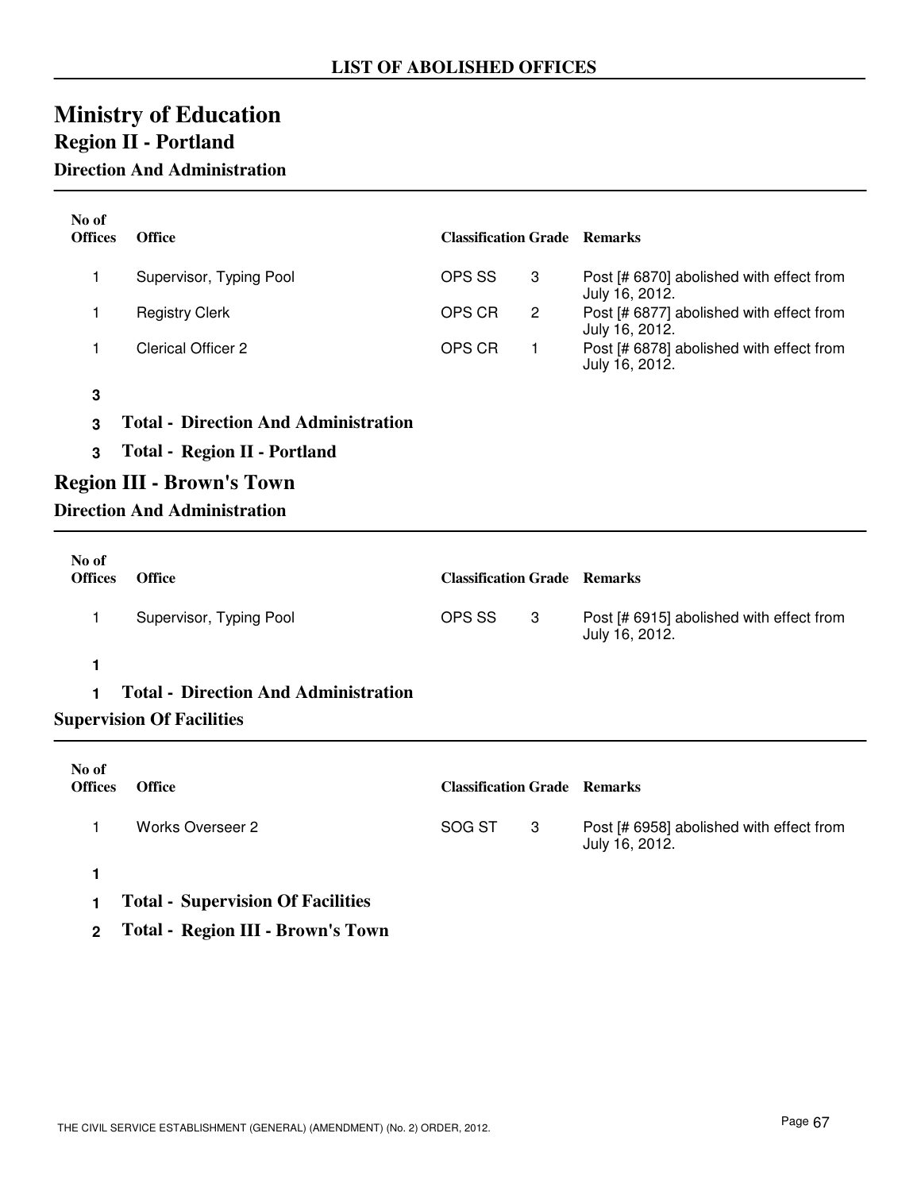## LIST OF ABOLISHED OFFICES

# Ministry of Education

## Region II - Portland

### Direction And Administration

| No of Offices | Office | Classification | Grade | Remarks |
|---|---|---|---|---|
| 1 | Supervisor, Typing Pool | OPS SS | 3 | Post [# 6870] abolished with effect from July 16, 2012. |
| 1 | Registry Clerk | OPS CR | 2 | Post [# 6877] abolished with effect from July 16, 2012. |
| 1 | Clerical Officer 2 | OPS CR | 1 | Post [# 6878] abolished with effect from July 16, 2012. |
| **3** | | | | |

**3 Total - Direction And Administration**

**3 Total - Region II - Portland**

## Region III - Brown's Town

### Direction And Administration

| No of Offices | Office | Classification | Grade | Remarks |
|---|---|---|---|---|
| 1 | Supervisor, Typing Pool | OPS SS | 3 | Post [# 6915] abolished with effect from July 16, 2012. |
| **1** | | | | |

**1 Total - Direction And Administration**

### Supervision Of Facilities

| No of Offices | Office | Classification | Grade | Remarks |
|---|---|---|---|---|
| 1 | Works Overseer 2 | SOG ST | 3 | Post [# 6958] abolished with effect from July 16, 2012. |
| **1** | | | | |

**1 Total - Supervision Of Facilities**

**2 Total - Region III - Brown's Town**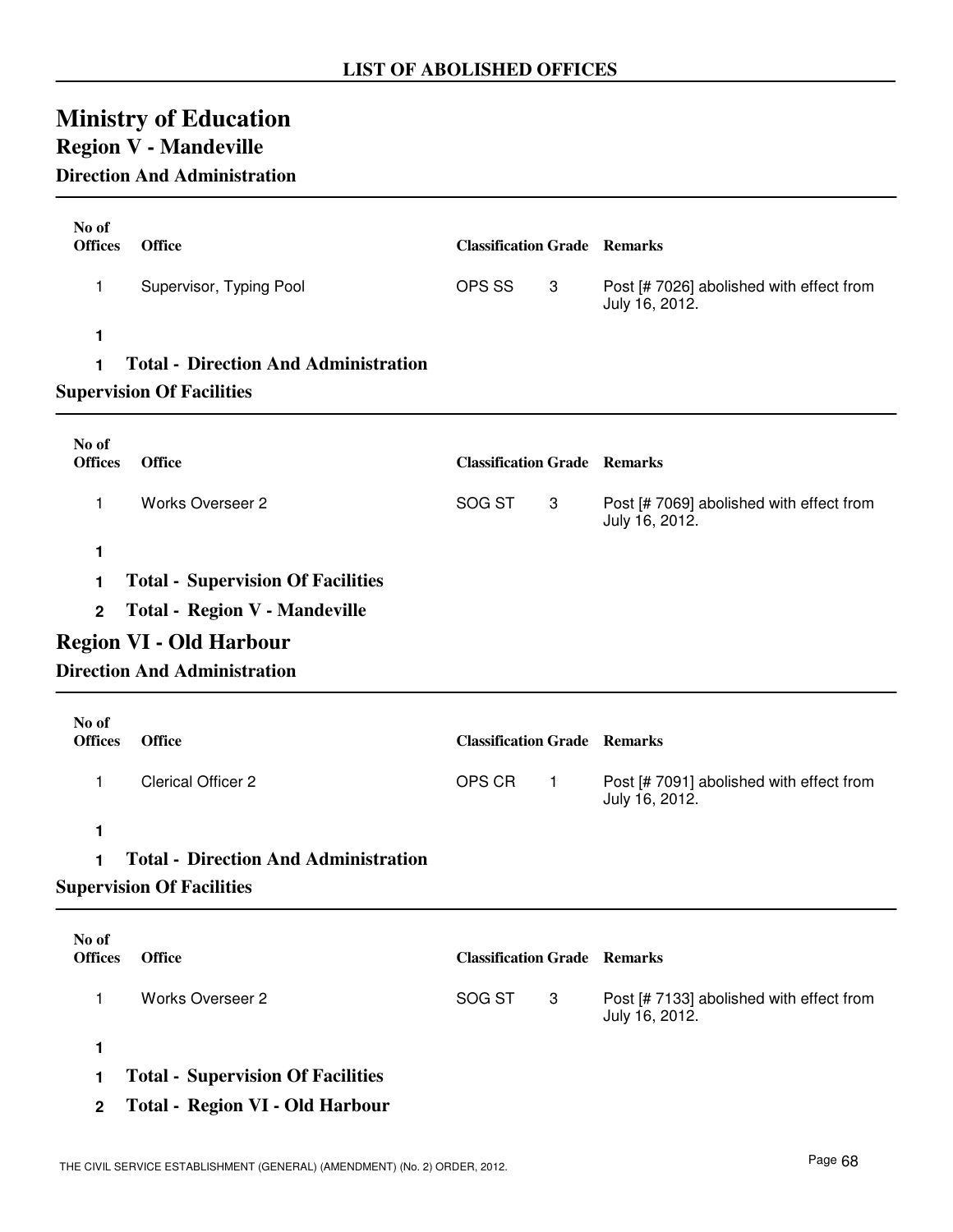LIST OF ABOLISHED OFFICES

# Ministry of Education

## Region V - Mandeville

### Direction And Administration

| No of Offices | Office | Classification | Grade | Remarks |
|---|---|---|---|---|
| 1 | Supervisor, Typing Pool | OPS SS | 3 | Post [# 7026] abolished with effect from July 16, 2012. |
| **1** | | | | |
| **1** | **Total - Direction And Administration** | | | |

### Supervision Of Facilities

| No of Offices | Office | Classification | Grade | Remarks |
|---|---|---|---|---|
| 1 | Works Overseer 2 | SOG ST | 3 | Post [# 7069] abolished with effect from July 16, 2012. |
| **1** | | | | |
| **1** | **Total - Supervision Of Facilities** | | | |
| **2** | **Total - Region V - Mandeville** | | | |

## Region VI - Old Harbour

### Direction And Administration

| No of Offices | Office | Classification | Grade | Remarks |
|---|---|---|---|---|
| 1 | Clerical Officer 2 | OPS CR | 1 | Post [# 7091] abolished with effect from July 16, 2012. |
| **1** | | | | |
| **1** | **Total - Direction And Administration** | | | |

### Supervision Of Facilities

| No of Offices | Office | Classification | Grade | Remarks |
|---|---|---|---|---|
| 1 | Works Overseer 2 | SOG ST | 3 | Post [# 7133] abolished with effect from July 16, 2012. |
| **1** | | | | |
| **1** | **Total - Supervision Of Facilities** | | | |
| **2** | **Total - Region VI - Old Harbour** | | | |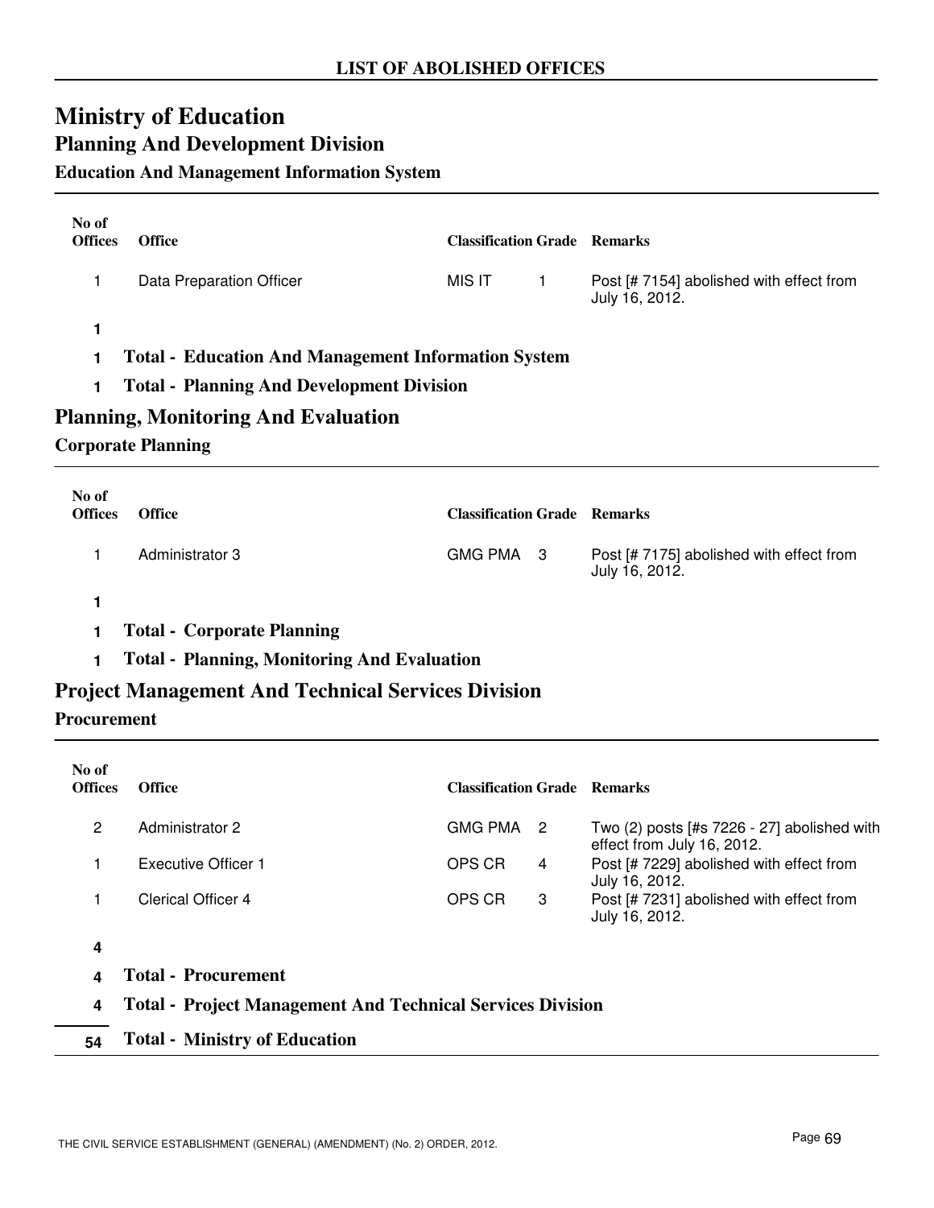# LIST OF ABOLISHED OFFICES

# Ministry of Education

## Planning And Development Division

### Education And Management Information System

| No of Offices | Office | Classification | Grade | Remarks |
|---|---|---|---|---|
| 1 | Data Preparation Officer | MIS IT | 1 | Post [# 7154] abolished with effect from July 16, 2012. |
| **1** | | | | |
| **1** | **Total - Education And Management Information System** | | | |
| **1** | **Total - Planning And Development Division** | | | |

## Planning, Monitoring And Evaluation

### Corporate Planning

| No of Offices | Office | Classification | Grade | Remarks |
|---|---|---|---|---|
| 1 | Administrator 3 | GMG PMA | 3 | Post [# 7175] abolished with effect from July 16, 2012. |
| **1** | | | | |
| **1** | **Total - Corporate Planning** | | | |
| **1** | **Total - Planning, Monitoring And Evaluation** | | | |

## Project Management And Technical Services Division

### Procurement

| No of Offices | Office | Classification | Grade | Remarks |
|---|---|---|---|---|
| 2 | Administrator 2 | GMG PMA | 2 | Two (2) posts [#s 7226 - 27] abolished with effect from July 16, 2012. |
| 1 | Executive Officer 1 | OPS CR | 4 | Post [# 7229] abolished with effect from July 16, 2012. |
| 1 | Clerical Officer 4 | OPS CR | 3 | Post [# 7231] abolished with effect from July 16, 2012. |
| **4** | | | | |
| **4** | **Total - Procurement** | | | |
| **4** | **Total - Project Management And Technical Services Division** | | | |
| **54** | **Total - Ministry of Education** | | | |

THE CIVIL SERVICE ESTABLISHMENT (GENERAL) (AMENDMENT) (No. 2) ORDER, 2012.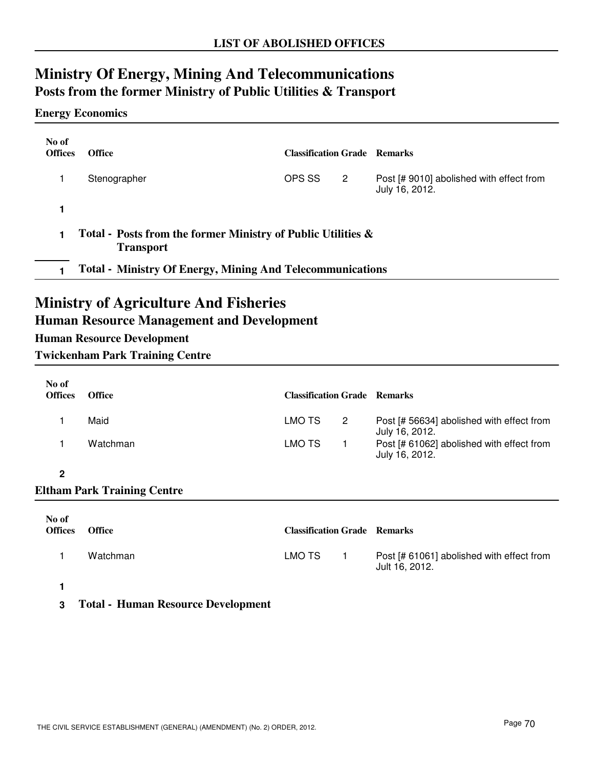**LIST OF ABOLISHED OFFICES**

# Ministry Of Energy, Mining And Telecommunications

## Posts from the former Ministry of Public Utilities & Transport

### Energy Economics

| No of Offices | Office | Classification | Grade | Remarks |
|---|---|---|---|---|
| 1 | Stenographer | OPS SS | 2 | Post [# 9010] abolished with effect from July 16, 2012. |
| **1** | | | | |

**1 Total - Posts from the former Ministry of Public Utilities & Transport**

**1 Total - Ministry Of Energy, Mining And Telecommunications**

# Ministry of Agriculture And Fisheries

## Human Resource Management and Development

### Human Resource Development

### Twickenham Park Training Centre

| No of Offices | Office | Classification | Grade | Remarks |
|---|---|---|---|---|
| 1 | Maid | LMO TS | 2 | Post [# 56634] abolished with effect from July 16, 2012. |
| 1 | Watchman | LMO TS | 1 | Post [# 61062] abolished with effect from July 16, 2012. |
| **2** | | | | |

### Eltham Park Training Centre

| No of Offices | Office | Classification | Grade | Remarks |
|---|---|---|---|---|
| 1 | Watchman | LMO TS | 1 | Post [# 61061] abolished with effect from Jult 16, 2012. |
| **1** | | | | |

**3 Total - Human Resource Development**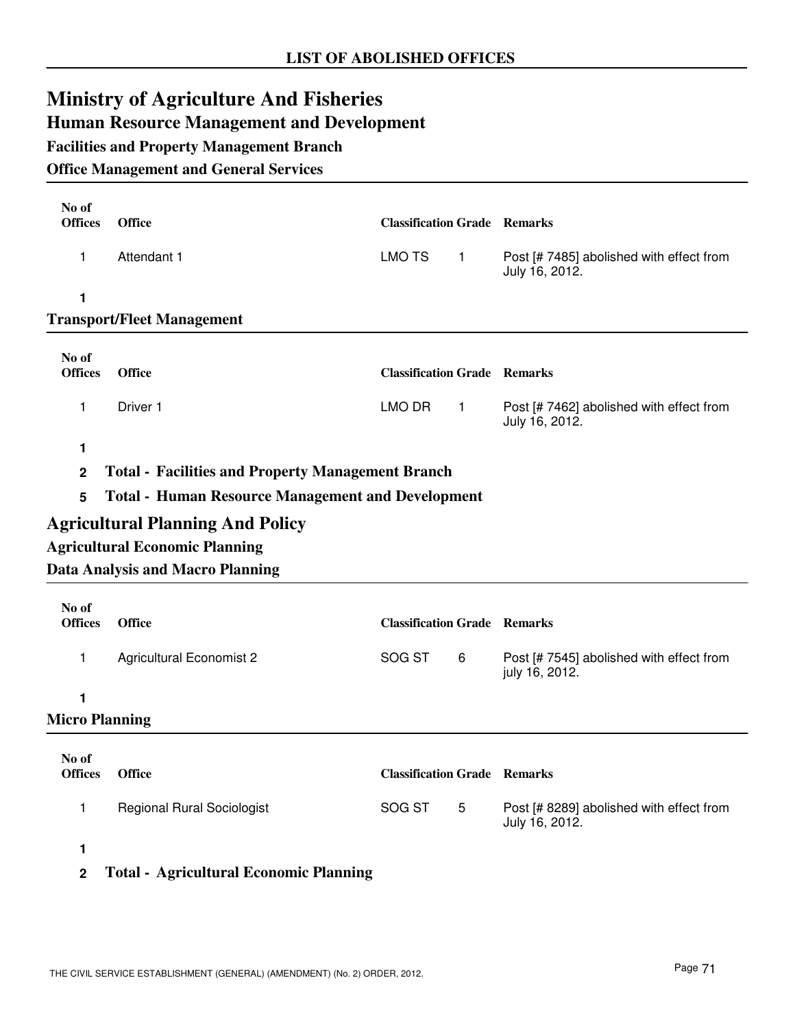## LIST OF ABOLISHED OFFICES

# Ministry of Agriculture And Fisheries

## Human Resource Management and Development

### Facilities and Property Management Branch

#### Office Management and General Services

| No of Offices | Office | Classification | Grade | Remarks |
|---|---|---|---|---|
| 1 | Attendant 1 | LMO TS | 1 | Post [# 7485] abolished with effect from July 16, 2012. |
| **1** | | | | |

#### Transport/Fleet Management

| No of Offices | Office | Classification | Grade | Remarks |
|---|---|---|---|---|
| 1 | Driver 1 | LMO DR | 1 | Post [# 7462] abolished with effect from July 16, 2012. |
| **1** | | | | |

**2 Total - Facilities and Property Management Branch**

**5 Total - Human Resource Management and Development**

## Agricultural Planning And Policy

### Agricultural Economic Planning

#### Data Analysis and Macro Planning

| No of Offices | Office | Classification | Grade | Remarks |
|---|---|---|---|---|
| 1 | Agricultural Economist 2 | SOG ST | 6 | Post [# 7545] abolished with effect from july 16, 2012. |
| **1** | | | | |

#### Micro Planning

| No of Offices | Office | Classification | Grade | Remarks |
|---|---|---|---|---|
| 1 | Regional Rural Sociologist | SOG ST | 5 | Post [# 8289] abolished with effect from July 16, 2012. |
| **1** | | | | |

**2 Total - Agricultural Economic Planning**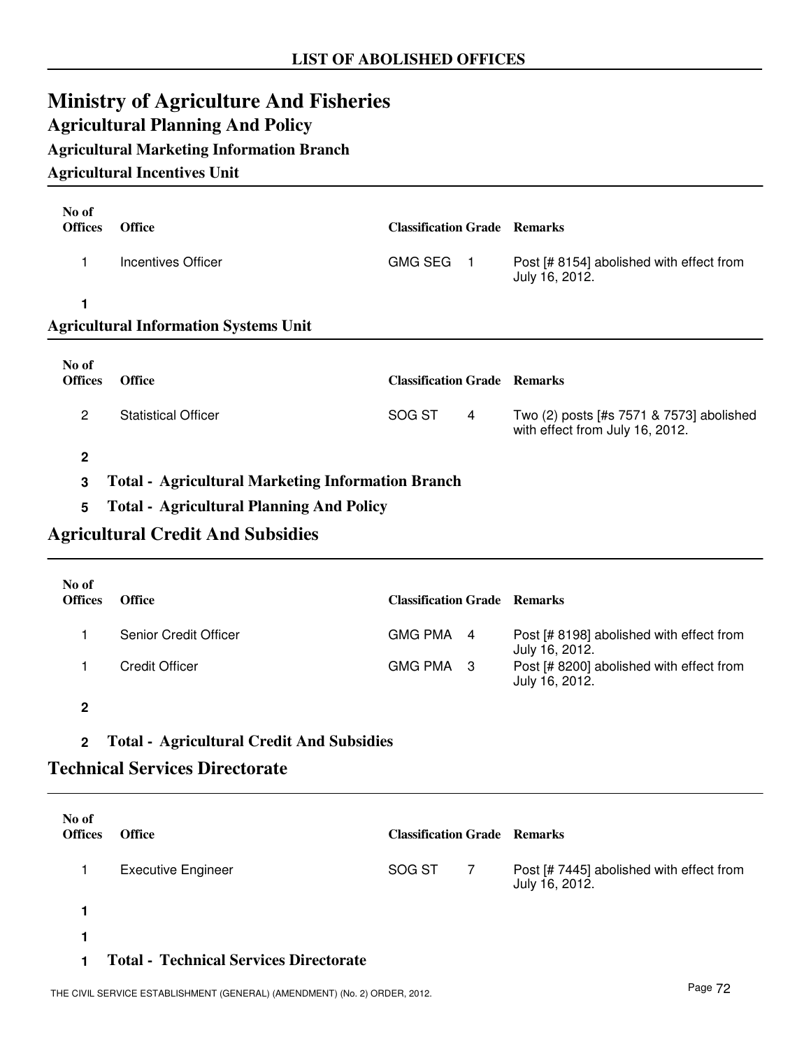LIST OF ABOLISHED OFFICES

# Ministry of Agriculture And Fisheries

## Agricultural Planning And Policy

### Agricultural Marketing Information Branch

### Agricultural Incentives Unit

| No of Offices | Office | Classification | Grade | Remarks |
|---|---|---|---|---|
| 1 | Incentives Officer | GMG SEG | 1 | Post [# 8154] abolished with effect from July 16, 2012. |
| **1** | | | | |

### Agricultural Information Systems Unit

| No of Offices | Office | Classification | Grade | Remarks |
|---|---|---|---|---|
| 2 | Statistical Officer | SOG ST | 4 | Two (2) posts [#s 7571 & 7573] abolished with effect from July 16, 2012. |
| **2** | | | | |

**3 Total - Agricultural Marketing Information Branch**

**5 Total - Agricultural Planning And Policy**

## Agricultural Credit And Subsidies

| No of Offices | Office | Classification | Grade | Remarks |
|---|---|---|---|---|
| 1 | Senior Credit Officer | GMG PMA | 4 | Post [# 8198] abolished with effect from July 16, 2012. |
| 1 | Credit Officer | GMG PMA | 3 | Post [# 8200] abolished with effect from July 16, 2012. |
| **2** | | | | |

**2 Total - Agricultural Credit And Subsidies**

## Technical Services Directorate

| No of Offices | Office | Classification | Grade | Remarks |
|---|---|---|---|---|
| 1 | Executive Engineer | SOG ST | 7 | Post [# 7445] abolished with effect from July 16, 2012. |
| **1** | | | | |
| **1** | | | | |

**1 Total - Technical Services Directorate**

THE CIVIL SERVICE ESTABLISHMENT (GENERAL) (AMENDMENT) (No. 2) ORDER, 2012.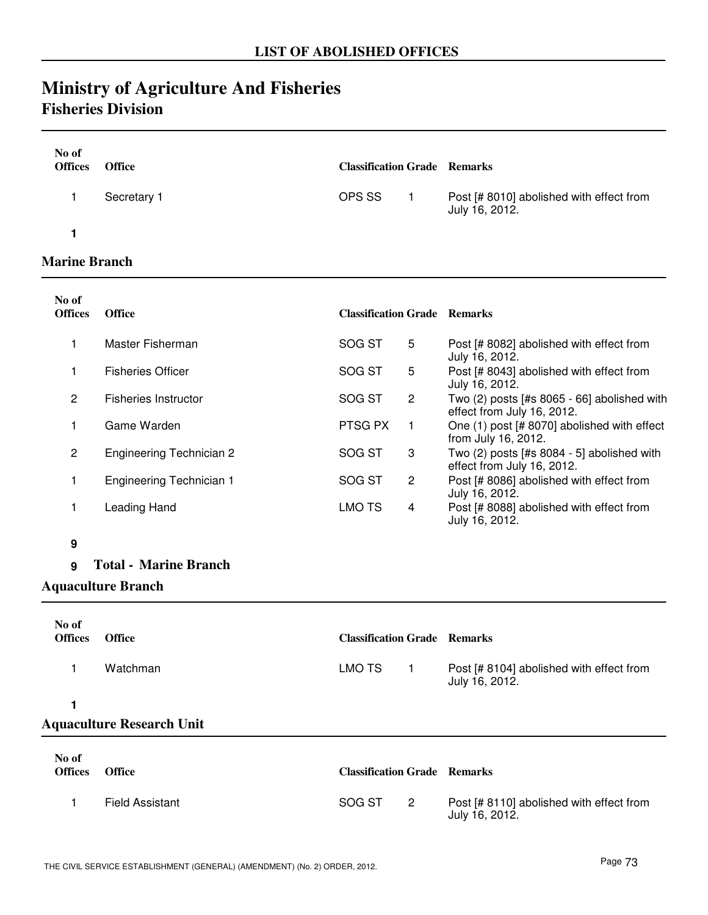# LIST OF ABOLISHED OFFICES

# Ministry of Agriculture And Fisheries

## Fisheries Division

| No of Offices | Office | Classification | Grade | Remarks |
|---|---|---|---|---|
| 1 | Secretary 1 | OPS SS | 1 | Post [# 8010] abolished with effect from July 16, 2012. |
| **1** | | | | |

### Marine Branch

| No of Offices | Office | Classification | Grade | Remarks |
|---|---|---|---|---|
| 1 | Master Fisherman | SOG ST | 5 | Post [# 8082] abolished with effect from July 16, 2012. |
| 1 | Fisheries Officer | SOG ST | 5 | Post [# 8043] abolished with effect from July 16, 2012. |
| 2 | Fisheries Instructor | SOG ST | 2 | Two (2) posts [#s 8065 - 66] abolished with effect from July 16, 2012. |
| 1 | Game Warden | PTSG PX | 1 | One (1) post [# 8070] abolished with effect from July 16, 2012. |
| 2 | Engineering Technician 2 | SOG ST | 3 | Two (2) posts [#s 8084 - 5] abolished with effect from July 16, 2012. |
| 1 | Engineering Technician 1 | SOG ST | 2 | Post [# 8086] abolished with effect from July 16, 2012. |
| 1 | Leading Hand | LMO TS | 4 | Post [# 8088] abolished with effect from July 16, 2012. |
| **9** | | | | |

**9 Total - Marine Branch**

### Aquaculture Branch

| No of Offices | Office | Classification | Grade | Remarks |
|---|---|---|---|---|
| 1 | Watchman | LMO TS | 1 | Post [# 8104] abolished with effect from July 16, 2012. |
| **1** | | | | |

### Aquaculture Research Unit

| No of Offices | Office | Classification | Grade | Remarks |
|---|---|---|---|---|
| 1 | Field Assistant | SOG ST | 2 | Post [# 8110] abolished with effect from July 16, 2012. |

THE CIVIL SERVICE ESTABLISHMENT (GENERAL) (AMENDMENT) (No. 2) ORDER, 2012.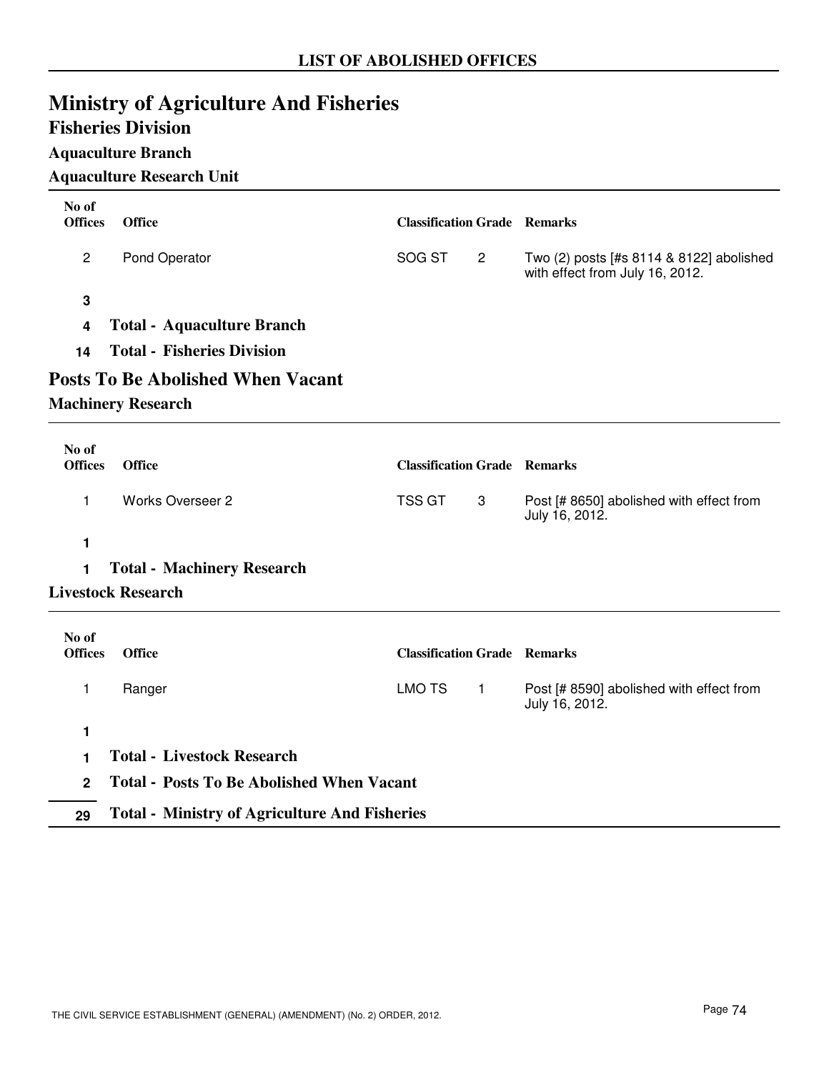## LIST OF ABOLISHED OFFICES

# Ministry of Agriculture And Fisheries

## Fisheries Division

### Aquaculture Branch

### Aquaculture Research Unit

| No of Offices | Office | Classification | Grade | Remarks |
|---|---|---|---|---|
| 2 | Pond Operator | SOG ST | 2 | Two (2) posts [#s 8114 & 8122] abolished with effect from July 16, 2012. |
| **3** | | | | |
| **4** | **Total - Aquaculture Branch** | | | |
| **14** | **Total - Fisheries Division** | | | |

## Posts To Be Abolished When Vacant

### Machinery Research

| No of Offices | Office | Classification | Grade | Remarks |
|---|---|---|---|---|
| 1 | Works Overseer 2 | TSS GT | 3 | Post [# 8650] abolished with effect from July 16, 2012. |
| **1** | | | | |
| **1** | **Total - Machinery Research** | | | |

### Livestock Research

| No of Offices | Office | Classification | Grade | Remarks |
|---|---|---|---|---|
| 1 | Ranger | LMO TS | 1 | Post [# 8590] abolished with effect from July 16, 2012. |
| **1** | | | | |
| **1** | **Total - Livestock Research** | | | |
| **2** | **Total - Posts To Be Abolished When Vacant** | | | |
| **29** | **Total - Ministry of Agriculture And Fisheries** | | | |

THE CIVIL SERVICE ESTABLISHMENT (GENERAL) (AMENDMENT) (No. 2) ORDER, 2012.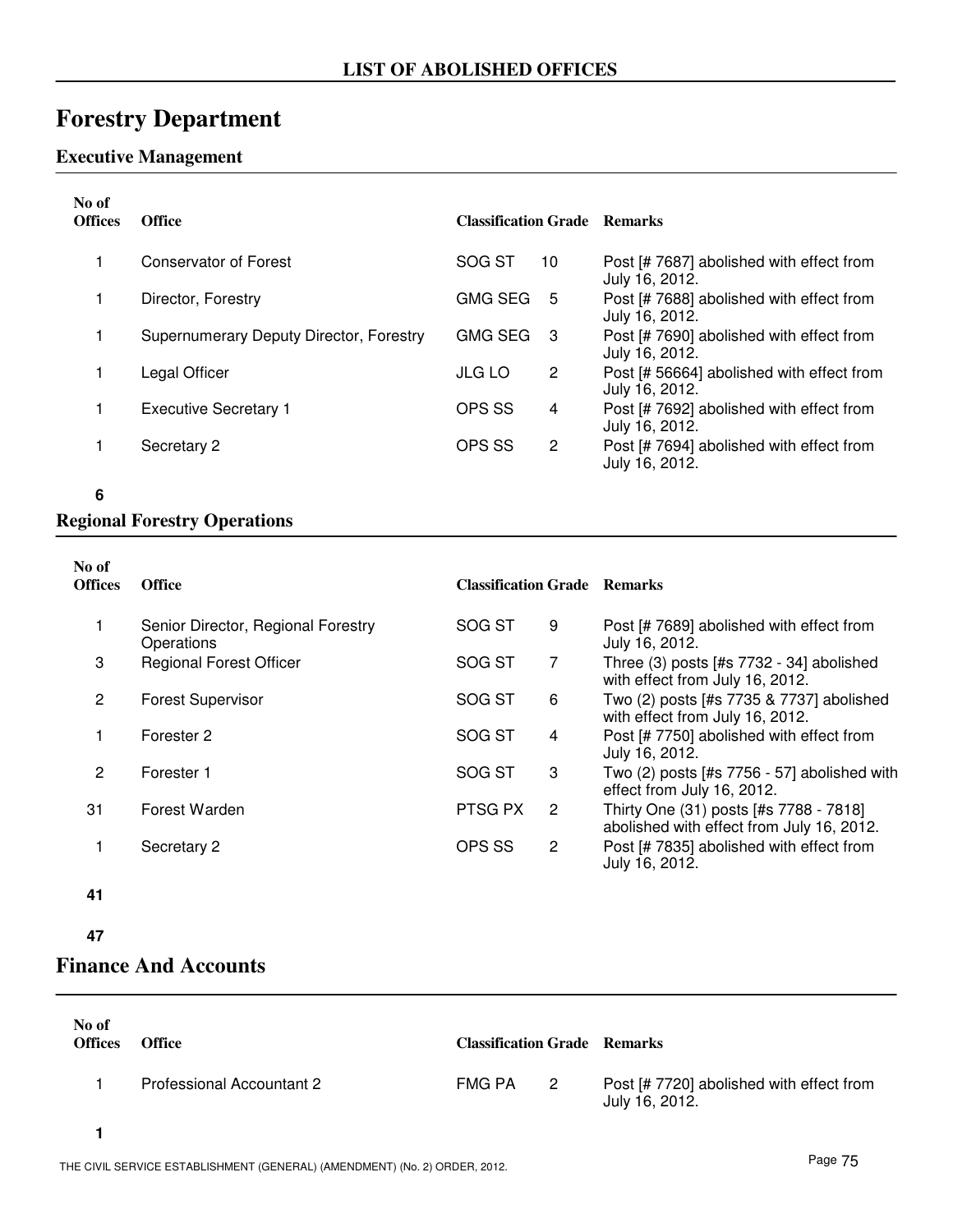## LIST OF ABOLISHED OFFICES

# Forestry Department

### Executive Management

| No of Offices | Office | Classification | Grade | Remarks |
|---|---|---|---|---|
| 1 | Conservator of Forest | SOG ST | 10 | Post [# 7687] abolished with effect from July 16, 2012. |
| 1 | Director, Forestry | GMG SEG | 5 | Post [# 7688] abolished with effect from July 16, 2012. |
| 1 | Supernumerary Deputy Director, Forestry | GMG SEG | 3 | Post [# 7690] abolished with effect from July 16, 2012. |
| 1 | Legal Officer | JLG LO | 2 | Post [# 56664] abolished with effect from July 16, 2012. |
| 1 | Executive Secretary 1 | OPS SS | 4 | Post [# 7692] abolished with effect from July 16, 2012. |
| 1 | Secretary 2 | OPS SS | 2 | Post [# 7694] abolished with effect from July 16, 2012. |
| **6** | | | | |

### Regional Forestry Operations

| No of Offices | Office | Classification | Grade | Remarks |
|---|---|---|---|---|
| 1 | Senior Director, Regional Forestry Operations | SOG ST | 9 | Post [# 7689] abolished with effect from July 16, 2012. |
| 3 | Regional Forest Officer | SOG ST | 7 | Three (3) posts [#s 7732 - 34] abolished with effect from July 16, 2012. |
| 2 | Forest Supervisor | SOG ST | 6 | Two (2) posts [#s 7735 & 7737] abolished with effect from July 16, 2012. |
| 1 | Forester 2 | SOG ST | 4 | Post [# 7750] abolished with effect from July 16, 2012. |
| 2 | Forester 1 | SOG ST | 3 | Two (2) posts [#s 7756 - 57] abolished with effect from July 16, 2012. |
| 31 | Forest Warden | PTSG PX | 2 | Thirty One (31) posts [#s 7788 - 7818] abolished with effect from July 16, 2012. |
| 1 | Secretary 2 | OPS SS | 2 | Post [# 7835] abolished with effect from July 16, 2012. |
| **41** | | | | |

**47**

# Finance And Accounts

| No of Offices | Office | Classification | Grade | Remarks |
|---|---|---|---|---|
| 1 | Professional Accountant 2 | FMG PA | 2 | Post [# 7720] abolished with effect from July 16, 2012. |
| **1** | | | | |

THE CIVIL SERVICE ESTABLISHMENT (GENERAL) (AMENDMENT) (No. 2) ORDER, 2012.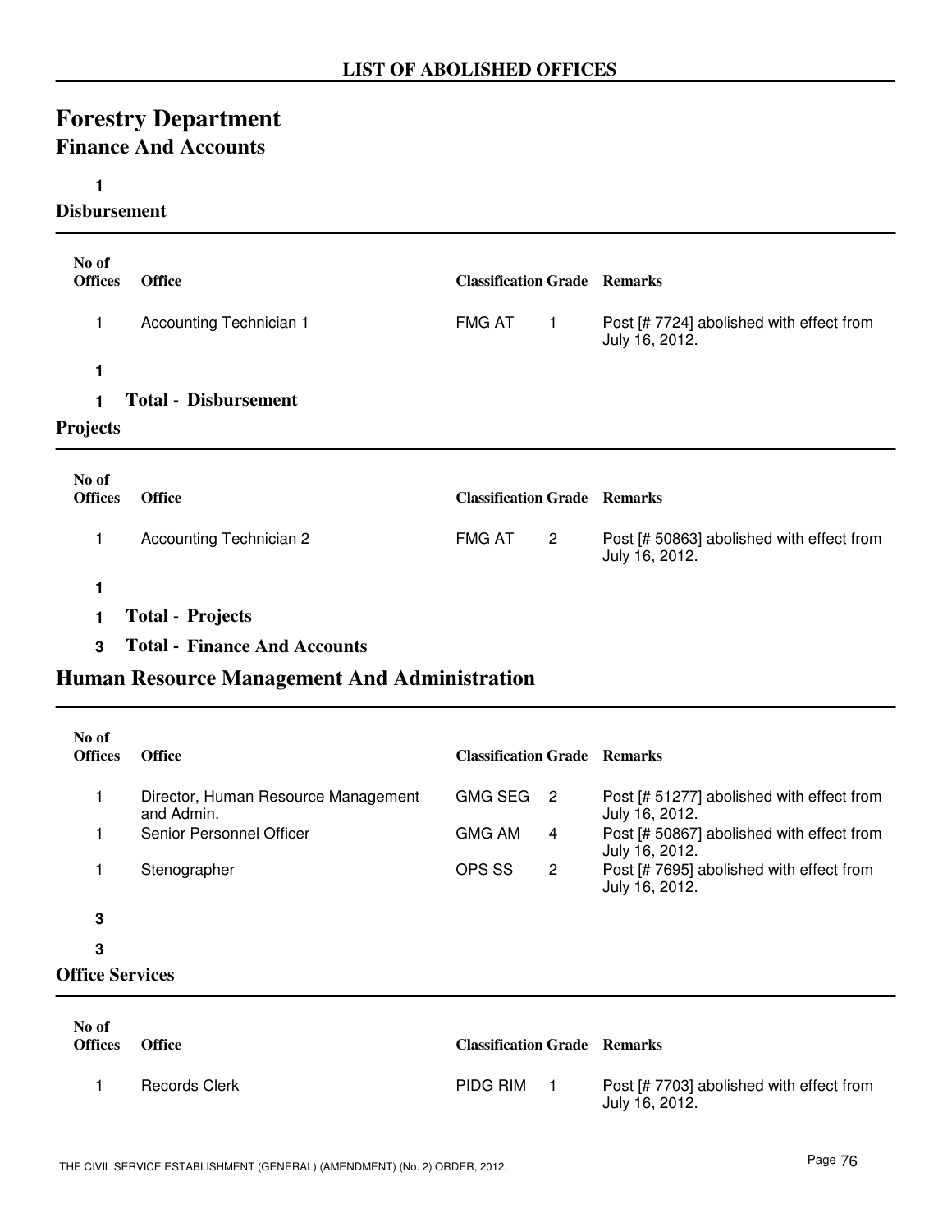# LIST OF ABOLISHED OFFICES

# Forestry Department

## Finance And Accounts

**1**

### Disbursement

| No of Offices | Office | Classification | Grade | Remarks |
|---|---|---|---|---|
| 1 | Accounting Technician 1 | FMG AT | 1 | Post [# 7724] abolished with effect from July 16, 2012. |

**1**

**1 Total - Disbursement**

### Projects

| No of Offices | Office | Classification | Grade | Remarks |
|---|---|---|---|---|
| 1 | Accounting Technician 2 | FMG AT | 2 | Post [# 50863] abolished with effect from July 16, 2012. |

**1**

**1 Total - Projects**

**3 Total - Finance And Accounts**

## Human Resource Management And Administration

| No of Offices | Office | Classification | Grade | Remarks |
|---|---|---|---|---|
| 1 | Director, Human Resource Management and Admin. | GMG SEG | 2 | Post [# 51277] abolished with effect from July 16, 2012. |
| 1 | Senior Personnel Officer | GMG AM | 4 | Post [# 50867] abolished with effect from July 16, 2012. |
| 1 | Stenographer | OPS SS | 2 | Post [# 7695] abolished with effect from July 16, 2012. |

**3**

**3**

### Office Services

| No of Offices | Office | Classification | Grade | Remarks |
|---|---|---|---|---|
| 1 | Records Clerk | PIDG RIM | 1 | Post [# 7703] abolished with effect from July 16, 2012. |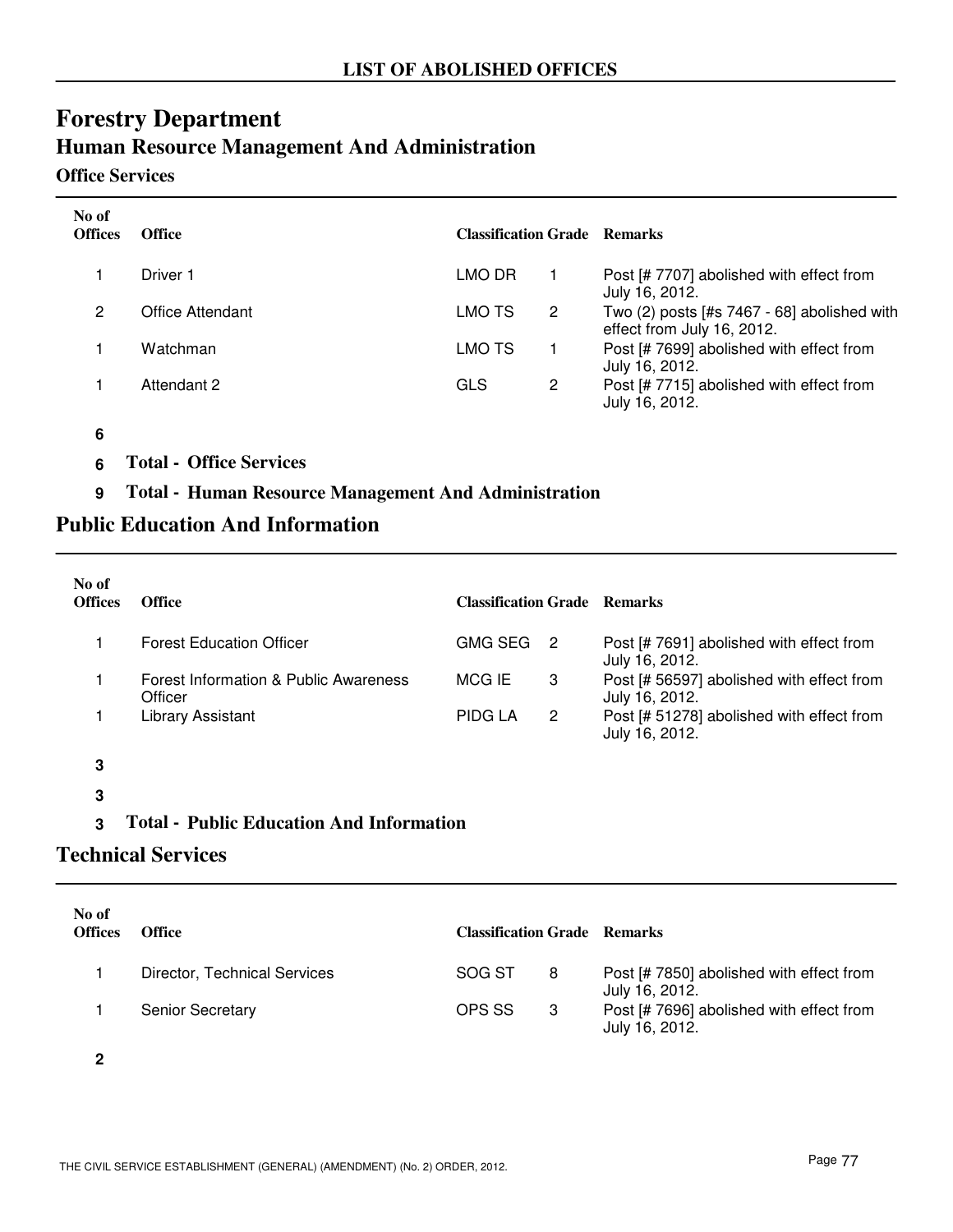## LIST OF ABOLISHED OFFICES

# Forestry Department

## Human Resource Management And Administration

### Office Services

| No of Offices | Office | Classification | Grade | Remarks |
|---|---|---|---|---|
| 1 | Driver 1 | LMO DR | 1 | Post [# 7707] abolished with effect from July 16, 2012. |
| 2 | Office Attendant | LMO TS | 2 | Two (2) posts [#s 7467 - 68] abolished with effect from July 16, 2012. |
| 1 | Watchman | LMO TS | 1 | Post [# 7699] abolished with effect from July 16, 2012. |
| 1 | Attendant 2 | GLS | 2 | Post [# 7715] abolished with effect from July 16, 2012. |
| **6** | | | | |

**6 Total - Office Services**

**9 Total - Human Resource Management And Administration**

## Public Education And Information

| No of Offices | Office | Classification | Grade | Remarks |
|---|---|---|---|---|
| 1 | Forest Education Officer | GMG SEG | 2 | Post [# 7691] abolished with effect from July 16, 2012. |
| 1 | Forest Information & Public Awareness Officer | MCG IE | 3 | Post [# 56597] abolished with effect from July 16, 2012. |
| 1 | Library Assistant | PIDG LA | 2 | Post [# 51278] abolished with effect from July 16, 2012. |
| **3** | | | | |

**3**

**3 Total - Public Education And Information**

## Technical Services

| No of Offices | Office | Classification | Grade | Remarks |
|---|---|---|---|---|
| 1 | Director, Technical Services | SOG ST | 8 | Post [# 7850] abolished with effect from July 16, 2012. |
| 1 | Senior Secretary | OPS SS | 3 | Post [# 7696] abolished with effect from July 16, 2012. |
| **2** | | | | |

THE CIVIL SERVICE ESTABLISHMENT (GENERAL) (AMENDMENT) (No. 2) ORDER, 2012.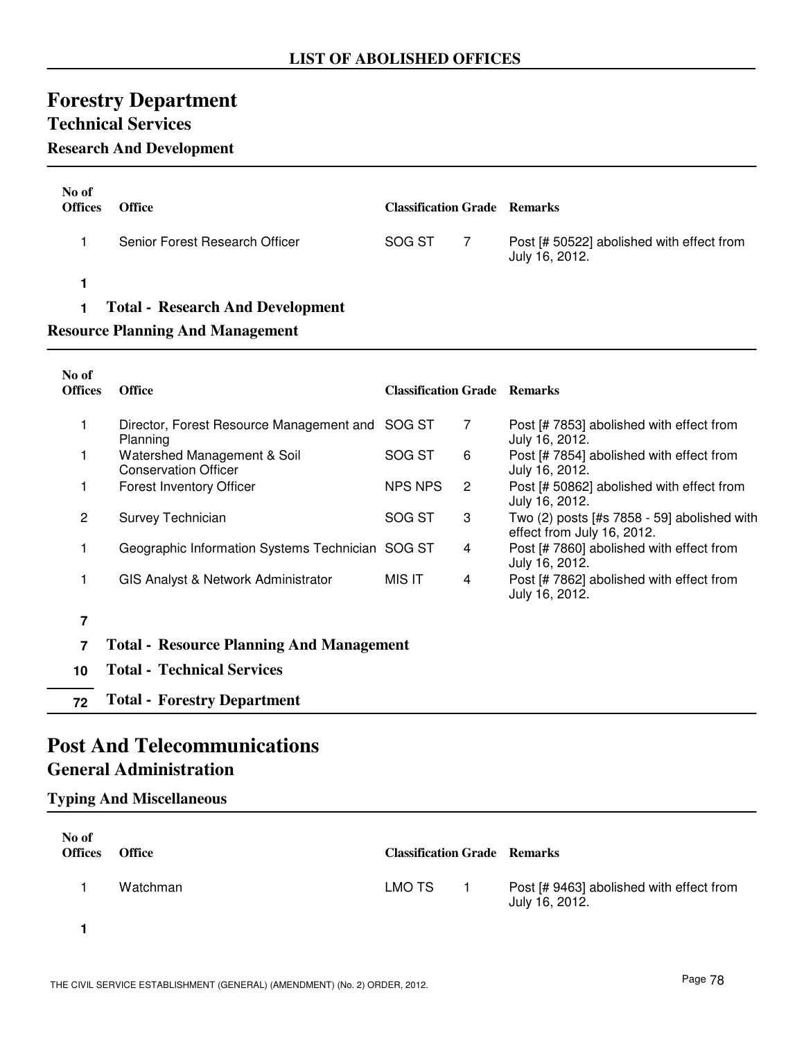**LIST OF ABOLISHED OFFICES**

# Forestry Department

## Technical Services

### Research And Development

| No of Offices | Office | Classification | Grade | Remarks |
|---|---|---|---|---|
| 1 | Senior Forest Research Officer | SOG ST | 7 | Post [# 50522] abolished with effect from July 16, 2012. |
| **1** | | | | |

**1 Total - Research And Development**

### Resource Planning And Management

| No of Offices | Office | Classification | Grade | Remarks |
|---|---|---|---|---|
| 1 | Director, Forest Resource Management and Planning | SOG ST | 7 | Post [# 7853] abolished with effect from July 16, 2012. |
| 1 | Watershed Management & Soil Conservation Officer | SOG ST | 6 | Post [# 7854] abolished with effect from July 16, 2012. |
| 1 | Forest Inventory Officer | NPS NPS | 2 | Post [# 50862] abolished with effect from July 16, 2012. |
| 2 | Survey Technician | SOG ST | 3 | Two (2) posts [#s 7858 - 59] abolished with effect from July 16, 2012. |
| 1 | Geographic Information Systems Technician | SOG ST | 4 | Post [# 7860] abolished with effect from July 16, 2012. |
| 1 | GIS Analyst & Network Administrator | MIS IT | 4 | Post [# 7862] abolished with effect from July 16, 2012. |
| **7** | | | | |

**7 Total - Resource Planning And Management**

**10 Total - Technical Services**

**72 Total - Forestry Department**

# Post And Telecommunications

## General Administration

### Typing And Miscellaneous

| No of Offices | Office | Classification | Grade | Remarks |
|---|---|---|---|---|
| 1 | Watchman | LMO TS | 1 | Post [# 9463] abolished with effect from July 16, 2012. |
| **1** | | | | |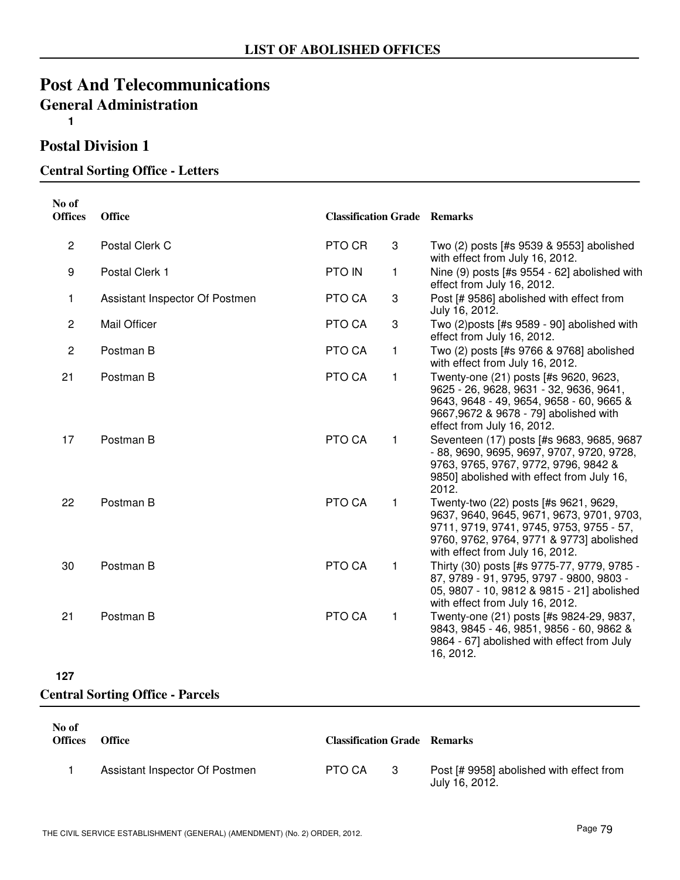## LIST OF ABOLISHED OFFICES

# Post And Telecommunications

## General Administration

**1**

## Postal Division 1

### Central Sorting Office - Letters

| No of Offices | Office | Classification | Grade | Remarks |
|---|---|---|---|---|
| 2 | Postal Clerk C | PTO CR | 3 | Two (2) posts [#s 9539 & 9553] abolished with effect from July 16, 2012. |
| 9 | Postal Clerk 1 | PTO IN | 1 | Nine (9) posts [#s 9554 - 62] abolished with effect from July 16, 2012. |
| 1 | Assistant Inspector Of Postmen | PTO CA | 3 | Post [# 9586] abolished with effect from July 16, 2012. |
| 2 | Mail Officer | PTO CA | 3 | Two (2)posts [#s 9589 - 90] abolished with effect from July 16, 2012. |
| 2 | Postman B | PTO CA | 1 | Two (2) posts [#s 9766 & 9768] abolished with effect from July 16, 2012. |
| 21 | Postman B | PTO CA | 1 | Twenty-one (21) posts [#s 9620, 9623, 9625 - 26, 9628, 9631 - 32, 9636, 9641, 9643, 9648 - 49, 9654, 9658 - 60, 9665 & 9667,9672 & 9678 - 79] abolished with effect from July 16, 2012. |
| 17 | Postman B | PTO CA | 1 | Seventeen (17) posts [#s 9683, 9685, 9687 - 88, 9690, 9695, 9697, 9707, 9720, 9728, 9763, 9765, 9767, 9772, 9796, 9842 & 9850] abolished with effect from July 16, 2012. |
| 22 | Postman B | PTO CA | 1 | Twenty-two (22) posts [#s 9621, 9629, 9637, 9640, 9645, 9671, 9673, 9701, 9703, 9711, 9719, 9741, 9745, 9753, 9755 - 57, 9760, 9762, 9764, 9771 & 9773] abolished with effect from July 16, 2012. |
| 30 | Postman B | PTO CA | 1 | Thirty (30) posts [#s 9775-77, 9779, 9785 - 87, 9789 - 91, 9795, 9797 - 9800, 9803 - 05, 9807 - 10, 9812 & 9815 - 21] abolished with effect from July 16, 2012. |
| 21 | Postman B | PTO CA | 1 | Twenty-one (21) posts [#s 9824-29, 9837, 9843, 9845 - 46, 9851, 9856 - 60, 9862 & 9864 - 67] abolished with effect from July 16, 2012. |

**127**

### Central Sorting Office - Parcels

| No of Offices | Office | Classification | Grade | Remarks |
|---|---|---|---|---|
| 1 | Assistant Inspector Of Postmen | PTO CA | 3 | Post [# 9958] abolished with effect from July 16, 2012. |

THE CIVIL SERVICE ESTABLISHMENT (GENERAL) (AMENDMENT) (No. 2) ORDER, 2012.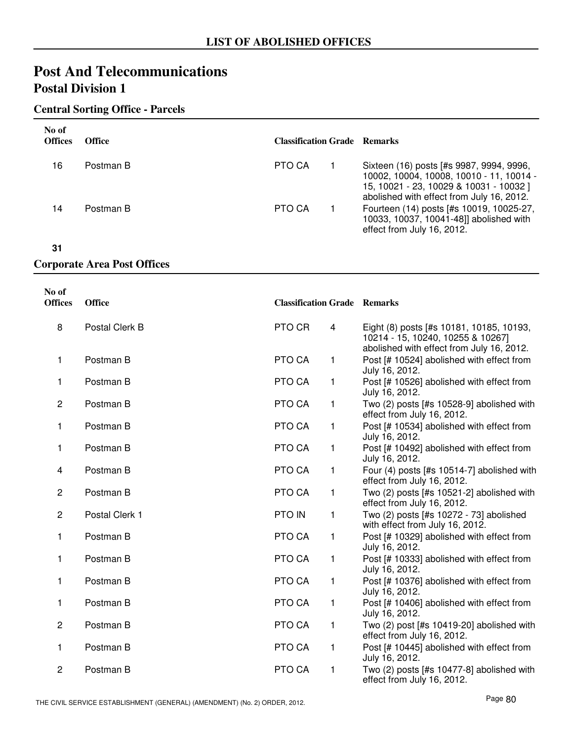# LIST OF ABOLISHED OFFICES

## Post And Telecommunications

### Postal Division 1

#### Central Sorting Office - Parcels

| No of Offices | Office | Classification | Grade | Remarks |
|---|---|---|---|---|
| 16 | Postman B | PTO CA | 1 | Sixteen (16) posts [#s 9987, 9994, 9996, 10002, 10004, 10008, 10010 - 11, 10014 - 15, 10021 - 23, 10029 & 10031 - 10032 ] abolished with effect from July 16, 2012. |
| 14 | Postman B | PTO CA | 1 | Fourteen (14) posts [#s 10019, 10025-27, 10033, 10037, 10041-48]] abolished with effect from July 16, 2012. |
| **31** | | | | |

#### Corporate Area Post Offices

| No of Offices | Office | Classification | Grade | Remarks |
|---|---|---|---|---|
| 8 | Postal Clerk B | PTO CR | 4 | Eight (8) posts [#s 10181, 10185, 10193, 10214 - 15, 10240, 10255 & 10267] abolished with effect from July 16, 2012. |
| 1 | Postman B | PTO CA | 1 | Post [# 10524] abolished with effect from July 16, 2012. |
| 1 | Postman B | PTO CA | 1 | Post [# 10526] abolished with effect from July 16, 2012. |
| 2 | Postman B | PTO CA | 1 | Two (2) posts [#s 10528-9] abolished with effect from July 16, 2012. |
| 1 | Postman B | PTO CA | 1 | Post [# 10534] abolished with effect from July 16, 2012. |
| 1 | Postman B | PTO CA | 1 | Post [# 10492] abolished with effect from July 16, 2012. |
| 4 | Postman B | PTO CA | 1 | Four (4) posts [#s 10514-7] abolished with effect from July 16, 2012. |
| 2 | Postman B | PTO CA | 1 | Two (2) posts [#s 10521-2] abolished with effect from July 16, 2012. |
| 2 | Postal Clerk 1 | PTO IN | 1 | Two (2) posts [#s 10272 - 73] abolished with effect from July 16, 2012. |
| 1 | Postman B | PTO CA | 1 | Post [# 10329] abolished with effect from July 16, 2012. |
| 1 | Postman B | PTO CA | 1 | Post [# 10333] abolished with effect from July 16, 2012. |
| 1 | Postman B | PTO CA | 1 | Post [# 10376] abolished with effect from July 16, 2012. |
| 1 | Postman B | PTO CA | 1 | Post [# 10406] abolished with effect from July 16, 2012. |
| 2 | Postman B | PTO CA | 1 | Two (2) post [#s 10419-20] abolished with effect from July 16, 2012. |
| 1 | Postman B | PTO CA | 1 | Post [# 10445] abolished with effect from July 16, 2012. |
| 2 | Postman B | PTO CA | 1 | Two (2) posts [#s 10477-8] abolished with effect from July 16, 2012. |

THE CIVIL SERVICE ESTABLISHMENT (GENERAL) (AMENDMENT) (No. 2) ORDER, 2012.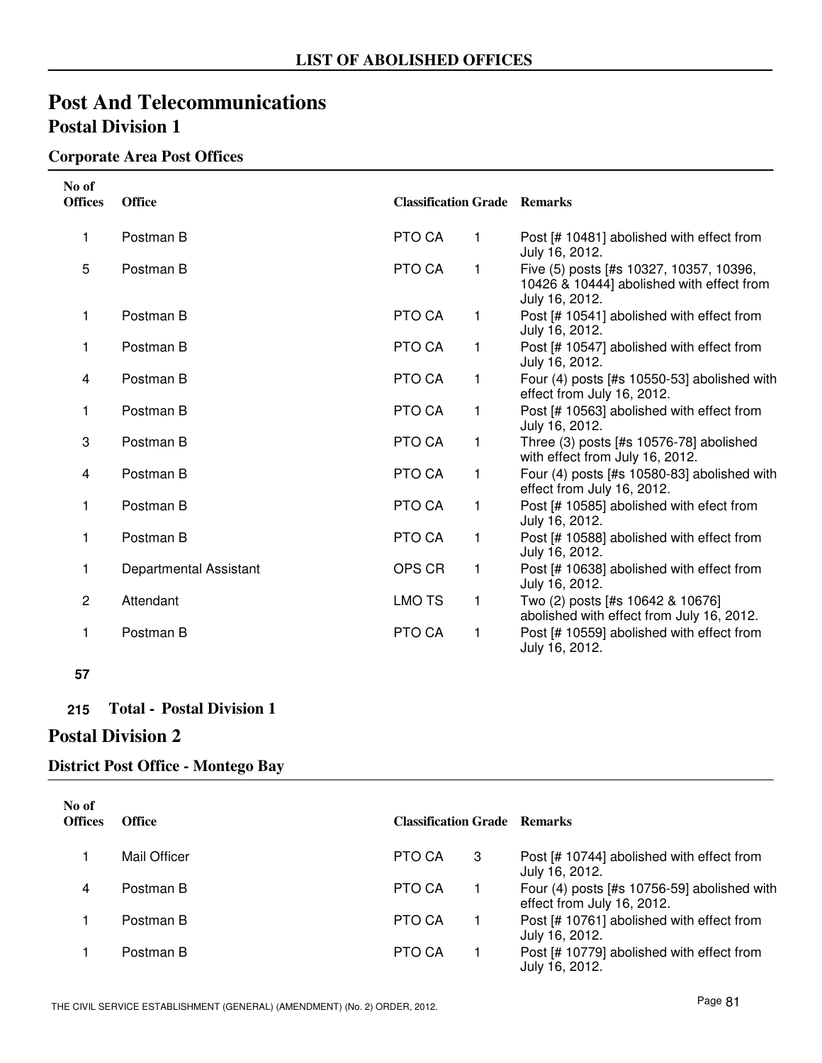# LIST OF ABOLISHED OFFICES

## Post And Telecommunications

### Postal Division 1

#### Corporate Area Post Offices

| No of Offices | Office | Classification | Grade | Remarks |
|---|---|---|---|---|
| 1 | Postman B | PTO CA | 1 | Post [# 10481] abolished with effect from July 16, 2012. |
| 5 | Postman B | PTO CA | 1 | Five (5) posts [#s 10327, 10357, 10396, 10426 & 10444] abolished with effect from July 16, 2012. |
| 1 | Postman B | PTO CA | 1 | Post [# 10541] abolished with effect from July 16, 2012. |
| 1 | Postman B | PTO CA | 1 | Post [# 10547] abolished with effect from July 16, 2012. |
| 4 | Postman B | PTO CA | 1 | Four (4) posts [#s 10550-53] abolished with effect from July 16, 2012. |
| 1 | Postman B | PTO CA | 1 | Post [# 10563] abolished with effect from July 16, 2012. |
| 3 | Postman B | PTO CA | 1 | Three (3) posts [#s 10576-78] abolished with effect from July 16, 2012. |
| 4 | Postman B | PTO CA | 1 | Four (4) posts [#s 10580-83] abolished with effect from July 16, 2012. |
| 1 | Postman B | PTO CA | 1 | Post [# 10585] abolished with efect from July 16, 2012. |
| 1 | Postman B | PTO CA | 1 | Post [# 10588] abolished with effect from July 16, 2012. |
| 1 | Departmental Assistant | OPS CR | 1 | Post [# 10638] abolished with effect from July 16, 2012. |
| 2 | Attendant | LMO TS | 1 | Two (2) posts [#s 10642 & 10676] abolished with effect from July 16, 2012. |
| 1 | Postman B | PTO CA | 1 | Post [# 10559] abolished with effect from July 16, 2012. |

**57**

**215 Total - Postal Division 1**

### Postal Division 2

#### District Post Office - Montego Bay

| No of Offices | Office | Classification | Grade | Remarks |
|---|---|---|---|---|
| 1 | Mail Officer | PTO CA | 3 | Post [# 10744] abolished with effect from July 16, 2012. |
| 4 | Postman B | PTO CA | 1 | Four (4) posts [#s 10756-59] abolished with effect from July 16, 2012. |
| 1 | Postman B | PTO CA | 1 | Post [# 10761] abolished with effect from July 16, 2012. |
| 1 | Postman B | PTO CA | 1 | Post [# 10779] abolished with effect from July 16, 2012. |

THE CIVIL SERVICE ESTABLISHMENT (GENERAL) (AMENDMENT) (No. 2) ORDER, 2012.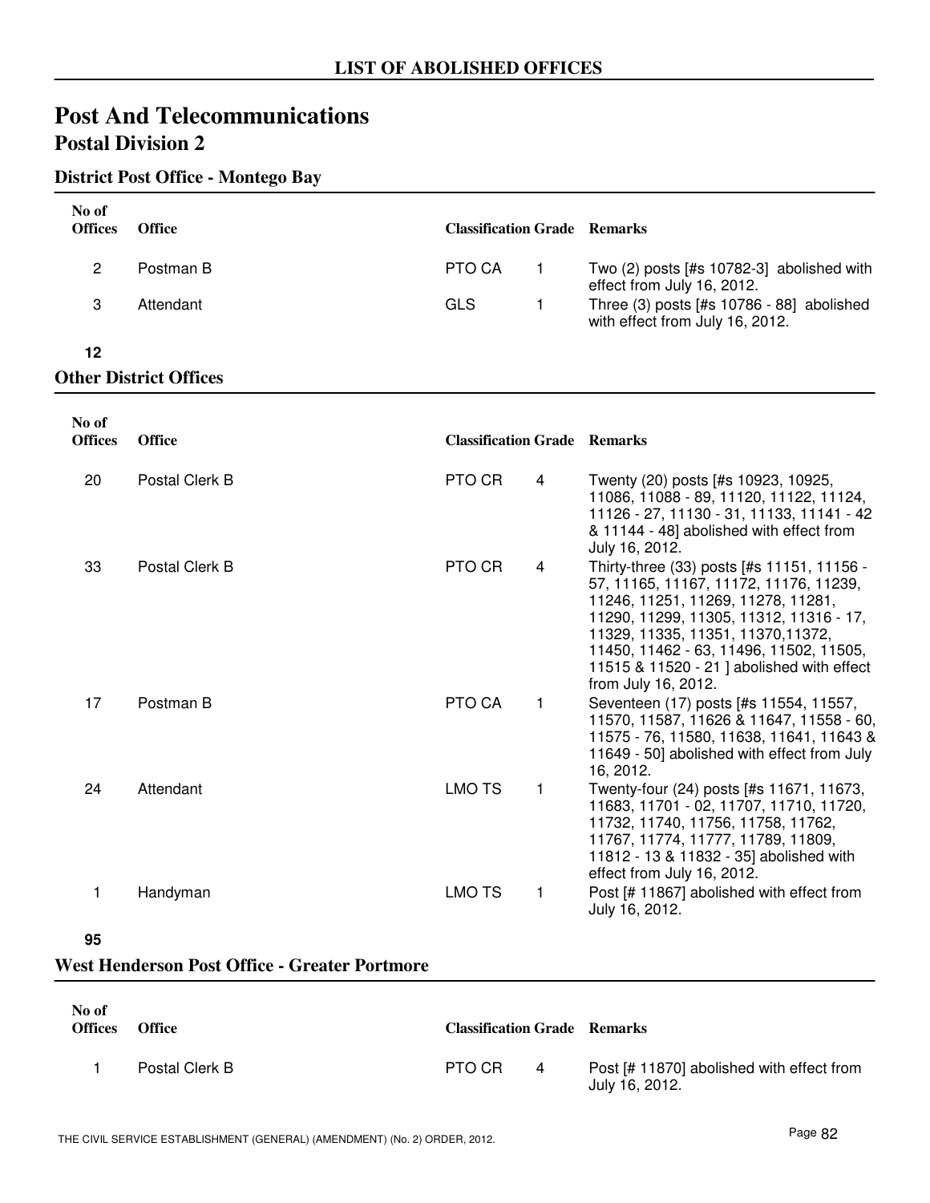# LIST OF ABOLISHED OFFICES

## Post And Telecommunications

### Postal Division 2

#### District Post Office - Montego Bay

| No of Offices | Office | Classification | Grade | Remarks |
|---|---|---|---|---|
| 2 | Postman B | PTO CA | 1 | Two (2) posts [#s 10782-3] abolished with effect from July 16, 2012. |
| 3 | Attendant | GLS | 1 | Three (3) posts [#s 10786 - 88] abolished with effect from July 16, 2012. |
| **12** | | | | |

#### Other District Offices

| No of Offices | Office | Classification | Grade | Remarks |
|---|---|---|---|---|
| 20 | Postal Clerk B | PTO CR | 4 | Twenty (20) posts [#s 10923, 10925, 11086, 11088 - 89, 11120, 11122, 11124, 11126 - 27, 11130 - 31, 11133, 11141 - 42 & 11144 - 48] abolished with effect from July 16, 2012. |
| 33 | Postal Clerk B | PTO CR | 4 | Thirty-three (33) posts [#s 11151, 11156 - 57, 11165, 11167, 11172, 11176, 11239, 11246, 11251, 11269, 11278, 11281, 11290, 11299, 11305, 11312, 11316 - 17, 11329, 11335, 11351, 11370,11372, 11450, 11462 - 63, 11496, 11502, 11505, 11515 & 11520 - 21 ] abolished with effect from July 16, 2012. |
| 17 | Postman B | PTO CA | 1 | Seventeen (17) posts [#s 11554, 11557, 11570, 11587, 11626 & 11647, 11558 - 60, 11575 - 76, 11580, 11638, 11641, 11643 & 11649 - 50] abolished with effect from July 16, 2012. |
| 24 | Attendant | LMO TS | 1 | Twenty-four (24) posts [#s 11671, 11673, 11683, 11701 - 02, 11707, 11710, 11720, 11732, 11740, 11756, 11758, 11762, 11767, 11774, 11777, 11789, 11809, 11812 - 13 & 11832 - 35] abolished with effect from July 16, 2012. |
| 1 | Handyman | LMO TS | 1 | Post [# 11867] abolished with effect from July 16, 2012. |
| **95** | | | | |

#### West Henderson Post Office - Greater Portmore

| No of Offices | Office | Classification | Grade | Remarks |
|---|---|---|---|---|
| 1 | Postal Clerk B | PTO CR | 4 | Post [# 11870] abolished with effect from July 16, 2012. |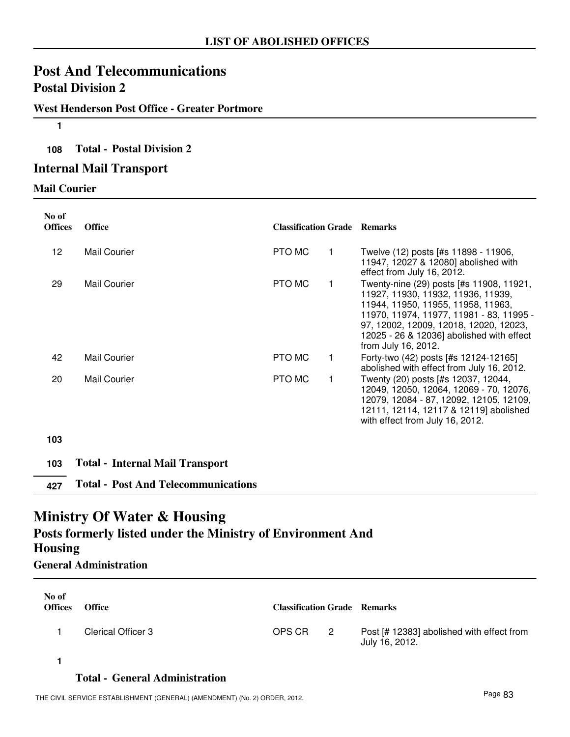# Post And Telecommunications

## Postal Division 2

### West Henderson Post Office - Greater Portmore

**1**

**108** **Total - Postal Division 2**

## Internal Mail Transport

### Mail Courier

| No of Offices | Office | Classification | Grade | Remarks |
|---|---|---|---|---|
| 12 | Mail Courier | PTO MC | 1 | Twelve (12) posts [#s 11898 - 11906, 11947, 12027 & 12080] abolished with effect from July 16, 2012. |
| 29 | Mail Courier | PTO MC | 1 | Twenty-nine (29) posts [#s 11908, 11921, 11927, 11930, 11932, 11936, 11939, 11944, 11950, 11955, 11958, 11963, 11970, 11974, 11977, 11981 - 83, 11995 - 97, 12002, 12009, 12018, 12020, 12023, 12025 - 26 & 12036] abolished with effect from July 16, 2012. |
| 42 | Mail Courier | PTO MC | 1 | Forty-two (42) posts [#s 12124-12165] abolished with effect from July 16, 2012. |
| 20 | Mail Courier | PTO MC | 1 | Twenty (20) posts [#s 12037, 12044, 12049, 12050, 12064, 12069 - 70, 12076, 12079, 12084 - 87, 12092, 12105, 12109, 12111, 12114, 12117 & 12119] abolished with effect from July 16, 2012. |

**103**

**103** **Total - Internal Mail Transport**

**427** **Total - Post And Telecommunications**

# Ministry Of Water & Housing

## Posts formerly listed under the Ministry of Environment And Housing

### General Administration

| No of Offices | Office | Classification | Grade | Remarks |
|---|---|---|---|---|
| 1 | Clerical Officer 3 | OPS CR | 2 | Post [# 12383] abolished with effect from July 16, 2012. |

**1**

**Total - General Administration**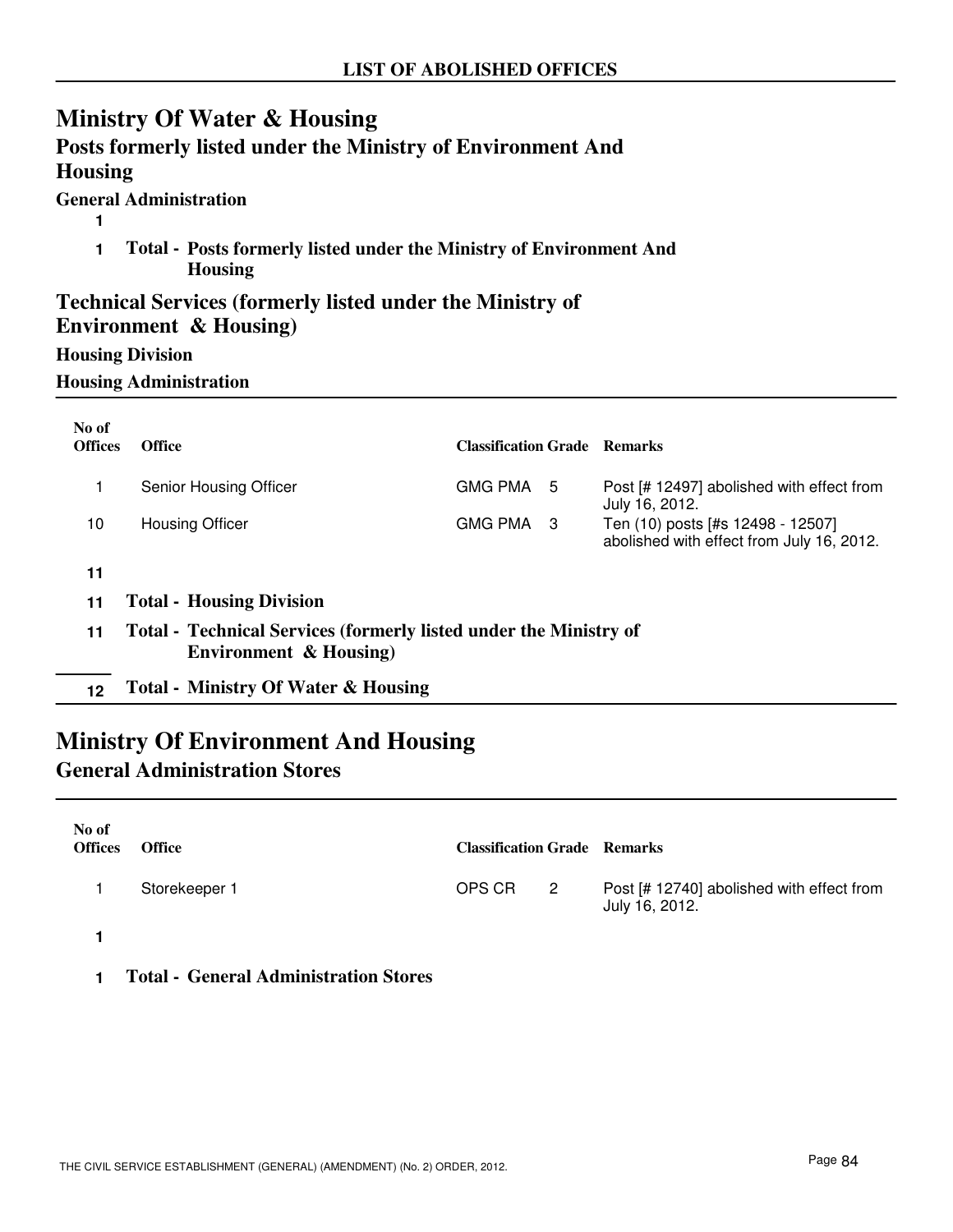## LIST OF ABOLISHED OFFICES

# Ministry Of Water & Housing

### Posts formerly listed under the Ministry of Environment And Housing

**General Administration**

1

1 **Total - Posts formerly listed under the Ministry of Environment And Housing**

### Technical Services (formerly listed under the Ministry of Environment & Housing)

**Housing Division**

**Housing Administration**

| No of Offices | Office | Classification | Grade | Remarks |
|---|---|---|---|---|
| 1 | Senior Housing Officer | GMG PMA | 5 | Post [# 12497] abolished with effect from July 16, 2012. |
| 10 | Housing Officer | GMG PMA | 3 | Ten (10) posts [#s 12498 - 12507] abolished with effect from July 16, 2012. |

11

11 **Total - Housing Division**

11 **Total - Technical Services (formerly listed under the Ministry of Environment & Housing)**

12 **Total - Ministry Of Water & Housing**

# Ministry Of Environment And Housing

### General Administration Stores

| No of Offices | Office | Classification | Grade | Remarks |
|---|---|---|---|---|
| 1 | Storekeeper 1 | OPS CR | 2 | Post [# 12740] abolished with effect from July 16, 2012. |

1

1 **Total - General Administration Stores**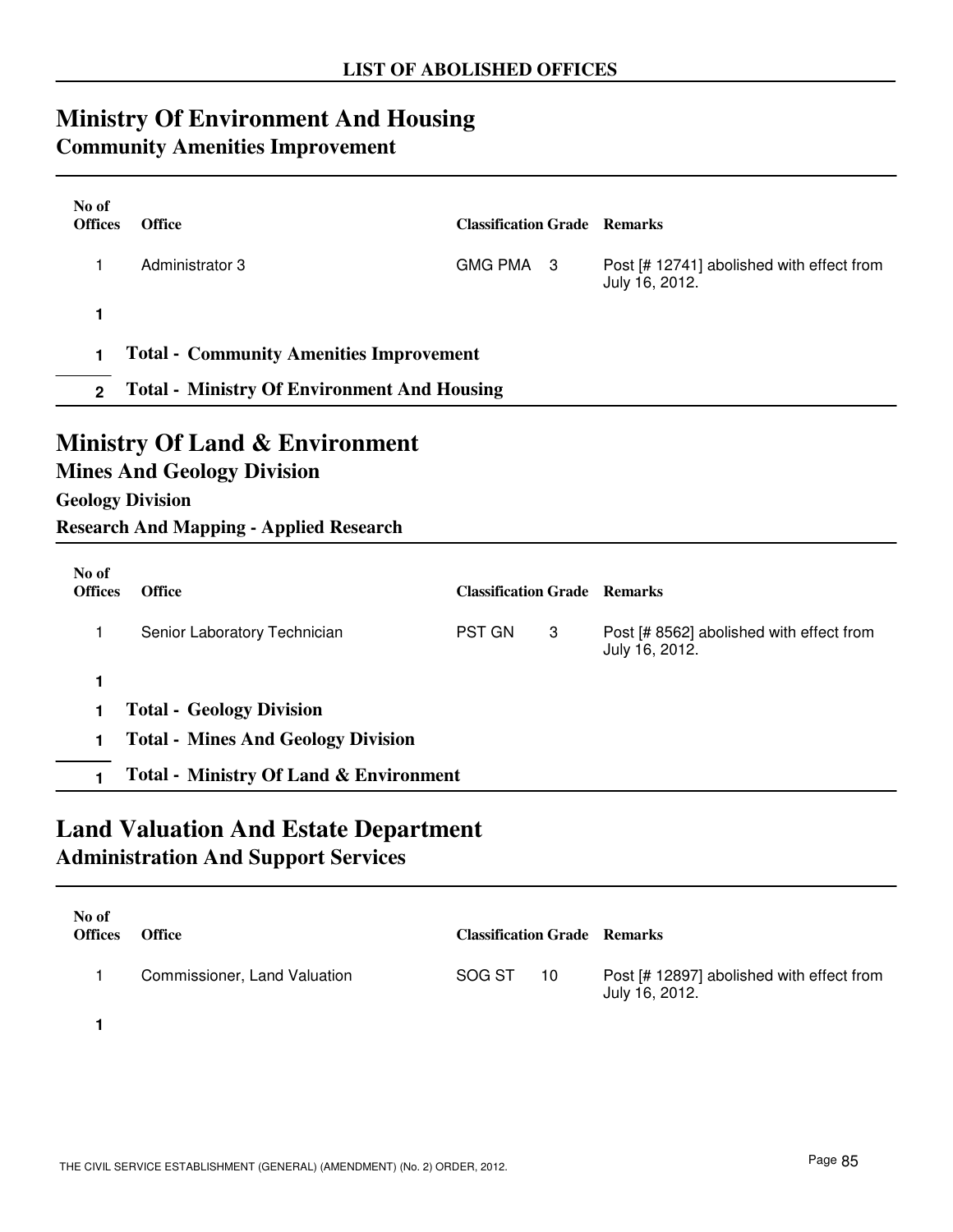**LIST OF ABOLISHED OFFICES**

# Ministry Of Environment And Housing
## Community Amenities Improvement

| No of Offices | Office | Classification | Grade | Remarks |
|---|---|---|---|---|
| 1 | Administrator 3 | GMG PMA | 3 | Post [# 12741] abolished with effect from July 16, 2012. |
| **1** | | | | |
| **1** | **Total - Community Amenities Improvement** | | | |
| **2** | **Total - Ministry Of Environment And Housing** | | | |

# Ministry Of Land & Environment
## Mines And Geology Division
### Geology Division
### Research And Mapping - Applied Research

| No of Offices | Office | Classification | Grade | Remarks |
|---|---|---|---|---|
| 1 | Senior Laboratory Technician | PST GN | 3 | Post [# 8562] abolished with effect from July 16, 2012. |
| **1** | | | | |
| **1** | **Total - Geology Division** | | | |
| **1** | **Total - Mines And Geology Division** | | | |
| **1** | **Total - Ministry Of Land & Environment** | | | |

# Land Valuation And Estate Department
## Administration And Support Services

| No of Offices | Office | Classification | Grade | Remarks |
|---|---|---|---|---|
| 1 | Commissioner, Land Valuation | SOG ST | 10 | Post [# 12897] abolished with effect from July 16, 2012. |
| **1** | | | | |

THE CIVIL SERVICE ESTABLISHMENT (GENERAL) (AMENDMENT) (No. 2) ORDER, 2012.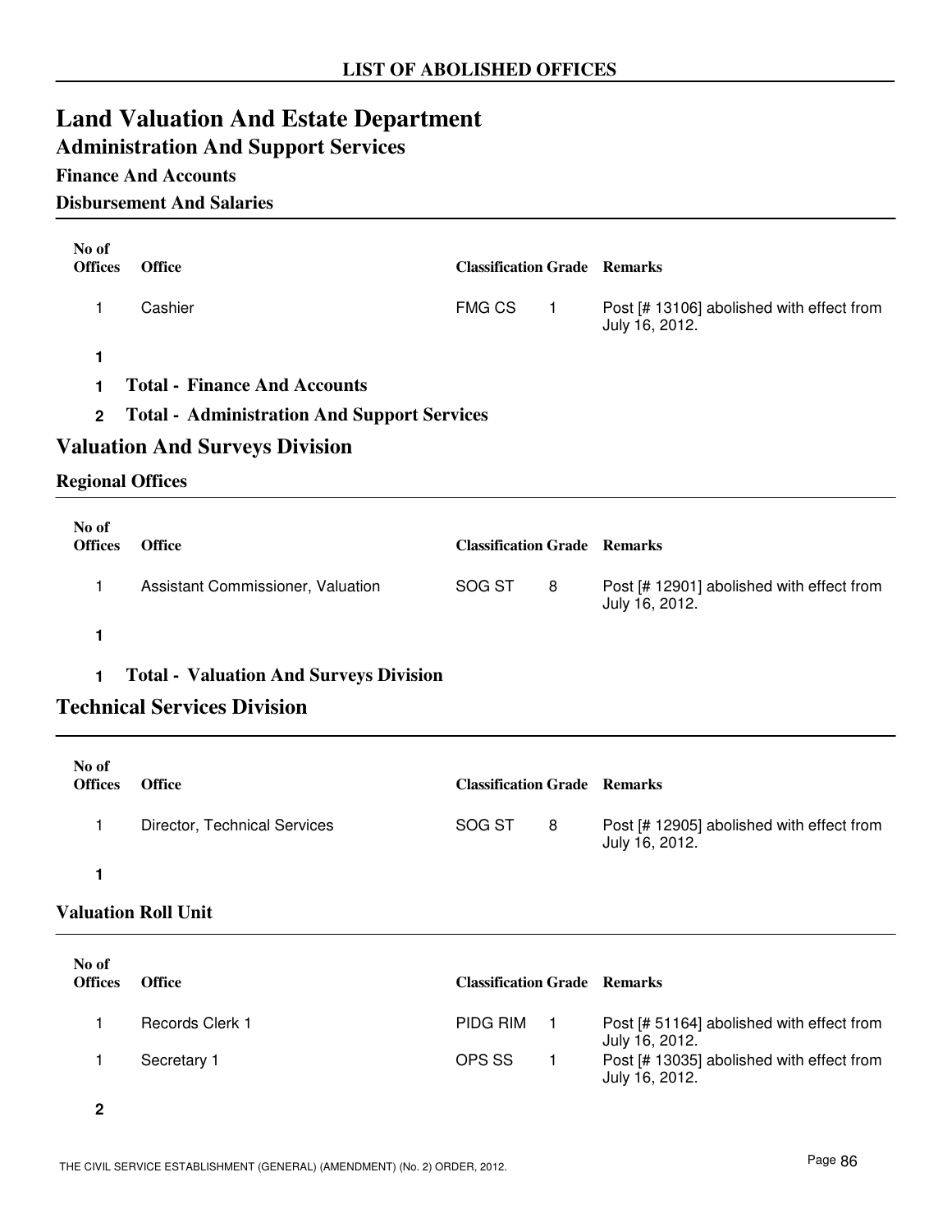## LIST OF ABOLISHED OFFICES

# Land Valuation And Estate Department

## Administration And Support Services

### Finance And Accounts

### Disbursement And Salaries

| No of Offices | Office | Classification | Grade | Remarks |
|---|---|---|---|---|
| 1 | Cashier | FMG CS | 1 | Post [# 13106] abolished with effect from July 16, 2012. |
| **1** | | | | |

**1 Total - Finance And Accounts**

**2 Total - Administration And Support Services**

## Valuation And Surveys Division

### Regional Offices

| No of Offices | Office | Classification | Grade | Remarks |
|---|---|---|---|---|
| 1 | Assistant Commissioner, Valuation | SOG ST | 8 | Post [# 12901] abolished with effect from July 16, 2012. |
| **1** | | | | |

**1 Total - Valuation And Surveys Division**

## Technical Services Division

| No of Offices | Office | Classification | Grade | Remarks |
|---|---|---|---|---|
| 1 | Director, Technical Services | SOG ST | 8 | Post [# 12905] abolished with effect from July 16, 2012. |
| **1** | | | | |

### Valuation Roll Unit

| No of Offices | Office | Classification | Grade | Remarks |
|---|---|---|---|---|
| 1 | Records Clerk 1 | PIDG RIM | 1 | Post [# 51164] abolished with effect from July 16, 2012. |
| 1 | Secretary 1 | OPS SS | 1 | Post [# 13035] abolished with effect from July 16, 2012. |
| **2** | | | | |

THE CIVIL SERVICE ESTABLISHMENT (GENERAL) (AMENDMENT) (No. 2) ORDER, 2012.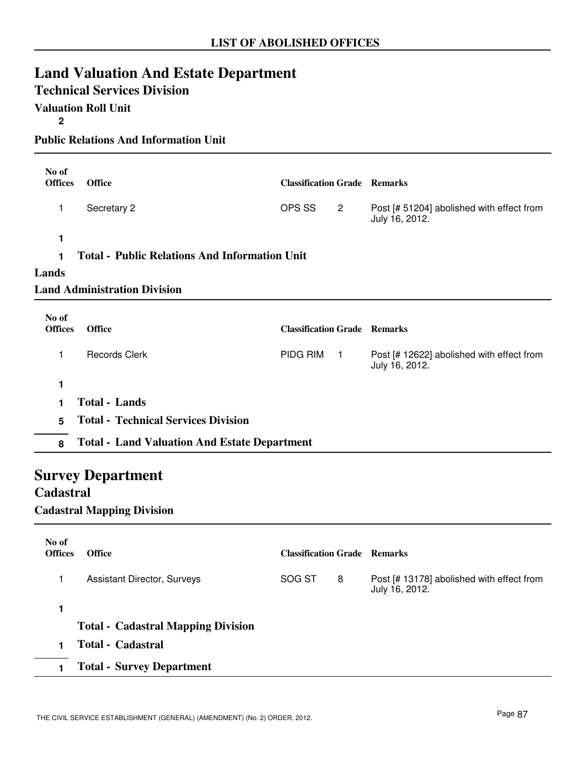## LIST OF ABOLISHED OFFICES

# Land Valuation And Estate Department

## Technical Services Division

### Valuation Roll Unit

**2**

### Public Relations And Information Unit

| No of Offices | Office | Classification | Grade | Remarks |
|---|---|---|---|---|
| 1 | Secretary 2 | OPS SS | 2 | Post [# 51204] abolished with effect from July 16, 2012. |
| **1** | | | | |
| **1** | **Total - Public Relations And Information Unit** | | | |

### Lands

### Land Administration Division

| No of Offices | Office | Classification | Grade | Remarks |
|---|---|---|---|---|
| 1 | Records Clerk | PIDG RIM | 1 | Post [# 12622] abolished with effect from July 16, 2012. |
| **1** | | | | |
| **1** | **Total - Lands** | | | |
| **5** | **Total - Technical Services Division** | | | |
| **8** | **Total - Land Valuation And Estate Department** | | | |

# Survey Department

## Cadastral

### Cadastral Mapping Division

| No of Offices | Office | Classification | Grade | Remarks |
|---|---|---|---|---|
| 1 | Assistant Director, Surveys | SOG ST | 8 | Post [# 13178] abolished with effect from July 16, 2012. |
| **1** | | | | |
| | **Total - Cadastral Mapping Division** | | | |
| **1** | **Total - Cadastral** | | | |
| **1** | **Total - Survey Department** | | | |

THE CIVIL SERVICE ESTABLISHMENT (GENERAL) (AMENDMENT) (No. 2) ORDER, 2012.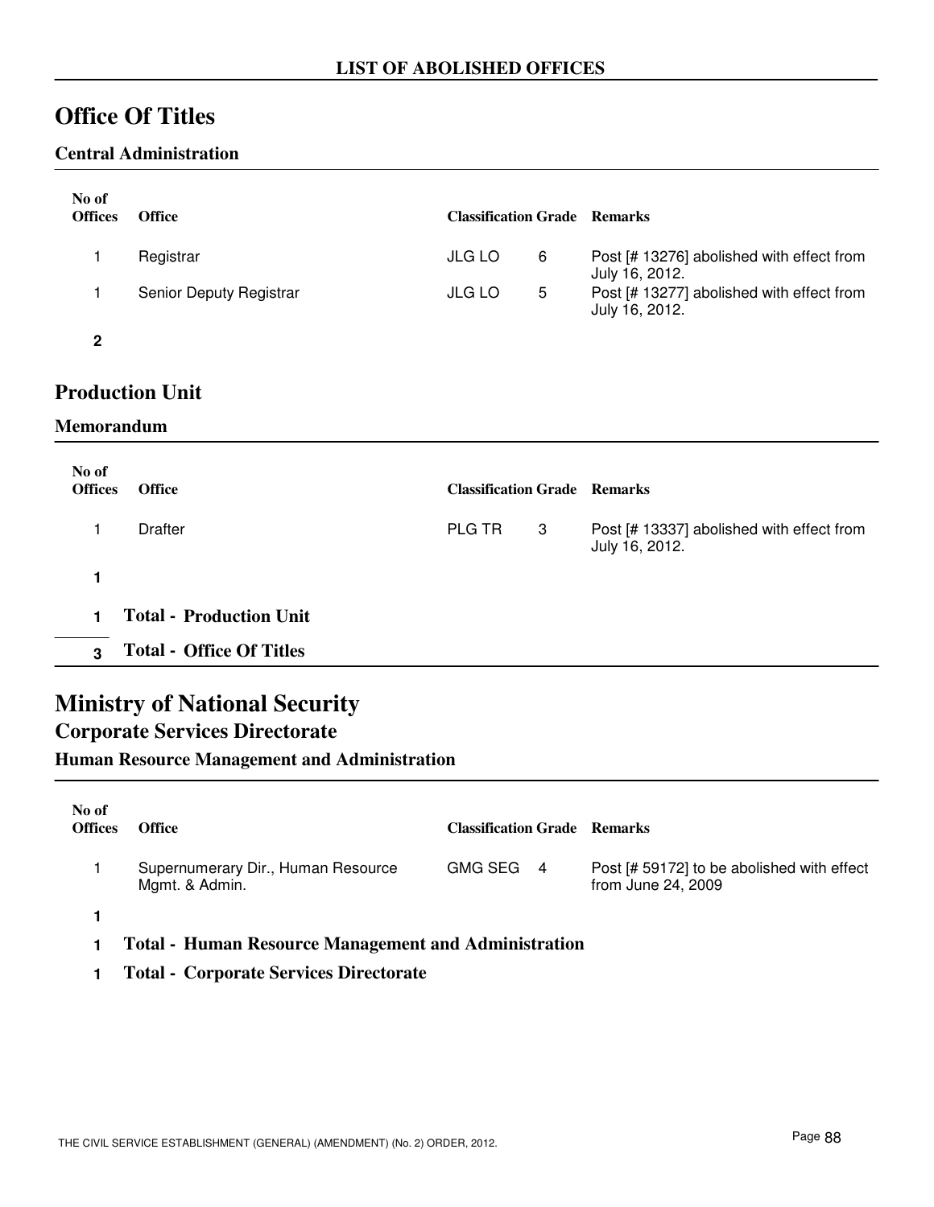## LIST OF ABOLISHED OFFICES

# Office Of Titles

### Central Administration

| No of Offices | Office | Classification | Grade | Remarks |
|---|---|---|---|---|
| 1 | Registrar | JLG LO | 6 | Post [# 13276] abolished with effect from July 16, 2012. |
| 1 | Senior Deputy Registrar | JLG LO | 5 | Post [# 13277] abolished with effect from July 16, 2012. |
| **2** | | | | |

## Production Unit

### Memorandum

| No of Offices | Office | Classification | Grade | Remarks |
|---|---|---|---|---|
| 1 | Drafter | PLG TR | 3 | Post [# 13337] abolished with effect from July 16, 2012. |
| **1** | | | | |

**1 Total - Production Unit**

**3 Total - Office Of Titles**

# Ministry of National Security

## Corporate Services Directorate

### Human Resource Management and Administration

| No of Offices | Office | Classification | Grade | Remarks |
|---|---|---|---|---|
| 1 | Supernumerary Dir., Human Resource Mgmt. & Admin. | GMG SEG | 4 | Post [# 59172] to be abolished with effect from June 24, 2009 |
| **1** | | | | |

**1 Total - Human Resource Management and Administration**

**1 Total - Corporate Services Directorate**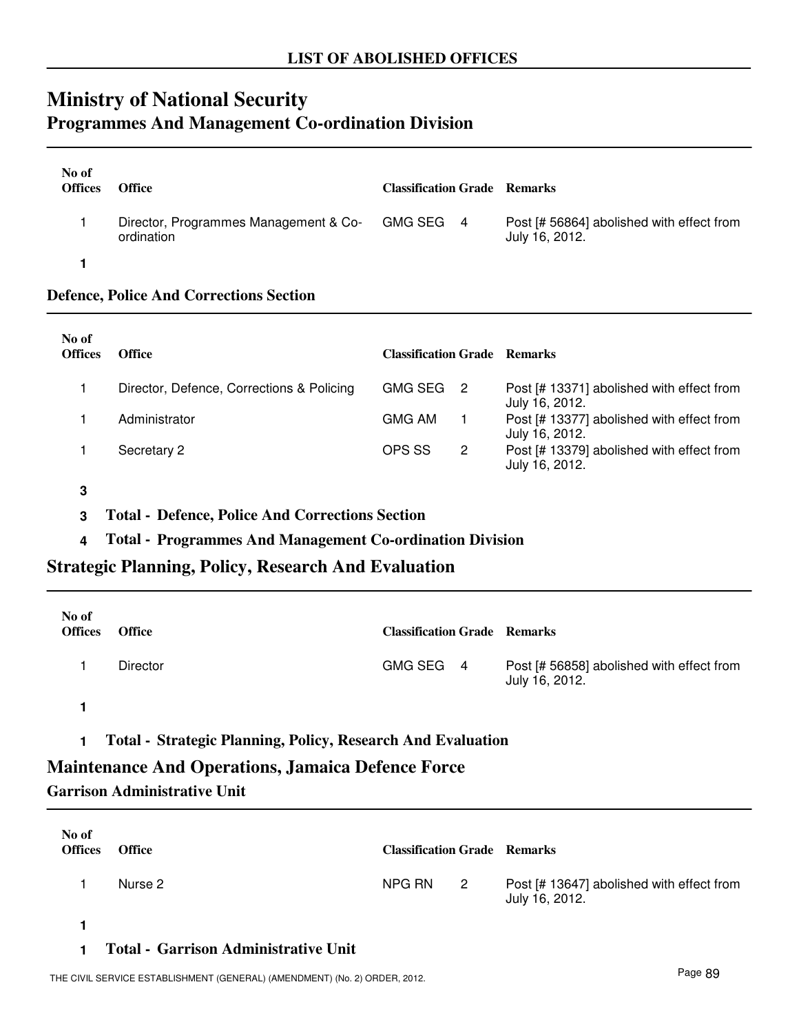**LIST OF ABOLISHED OFFICES**

# Ministry of National Security

## Programmes And Management Co-ordination Division

| No of Offices | Office | Classification | Grade | Remarks |
|---|---|---|---|---|
| 1 | Director, Programmes Management & Co-ordination | GMG SEG | 4 | Post [# 56864] abolished with effect from July 16, 2012. |
| **1** | | | | |

### Defence, Police And Corrections Section

| No of Offices | Office | Classification | Grade | Remarks |
|---|---|---|---|---|
| 1 | Director, Defence, Corrections & Policing | GMG SEG | 2 | Post [# 13371] abolished with effect from July 16, 2012. |
| 1 | Administrator | GMG AM | 1 | Post [# 13377] abolished with effect from July 16, 2012. |
| 1 | Secretary 2 | OPS SS | 2 | Post [# 13379] abolished with effect from July 16, 2012. |
| **3** | | | | |

**3 Total - Defence, Police And Corrections Section**

**4 Total - Programmes And Management Co-ordination Division**

## Strategic Planning, Policy, Research And Evaluation

| No of Offices | Office | Classification | Grade | Remarks |
|---|---|---|---|---|
| 1 | Director | GMG SEG | 4 | Post [# 56858] abolished with effect from July 16, 2012. |
| **1** | | | | |

**1 Total - Strategic Planning, Policy, Research And Evaluation**

## Maintenance And Operations, Jamaica Defence Force

### Garrison Administrative Unit

| No of Offices | Office | Classification | Grade | Remarks |
|---|---|---|---|---|
| 1 | Nurse 2 | NPG RN | 2 | Post [# 13647] abolished with effect from July 16, 2012. |
| **1** | | | | |

**1 Total - Garrison Administrative Unit**

THE CIVIL SERVICE ESTABLISHMENT (GENERAL) (AMENDMENT) (No. 2) ORDER, 2012.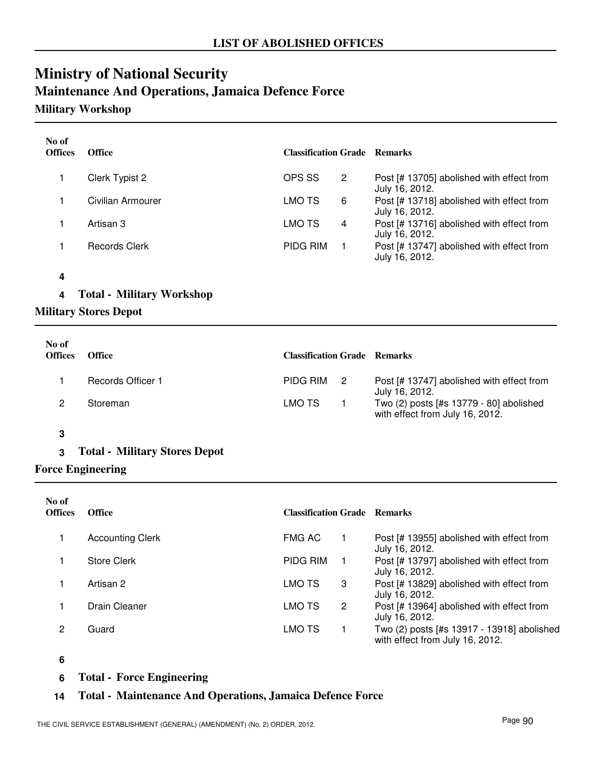# LIST OF ABOLISHED OFFICES

## Ministry of National Security

### Maintenance And Operations, Jamaica Defence Force

#### Military Workshop

| No of Offices | Office | Classification | Grade | Remarks |
|---|---|---|---|---|
| 1 | Clerk Typist 2 | OPS SS | 2 | Post [# 13705] abolished with effect from July 16, 2012. |
| 1 | Civilian Armourer | LMO TS | 6 | Post [# 13718] abolished with effect from July 16, 2012. |
| 1 | Artisan 3 | LMO TS | 4 | Post [# 13716] abolished with effect from July 16, 2012. |
| 1 | Records Clerk | PIDG RIM | 1 | Post [# 13747] abolished with effect from July 16, 2012. |
| **4** | | | | |
| **4** | **Total - Military Workshop** | | | |

#### Military Stores Depot

| No of Offices | Office | Classification | Grade | Remarks |
|---|---|---|---|---|
| 1 | Records Officer 1 | PIDG RIM | 2 | Post [# 13747] abolished with effect from July 16, 2012. |
| 2 | Storeman | LMO TS | 1 | Two (2) posts [#s 13779 - 80] abolished with effect from July 16, 2012. |
| **3** | | | | |
| **3** | **Total - Military Stores Depot** | | | |

#### Force Engineering

| No of Offices | Office | Classification | Grade | Remarks |
|---|---|---|---|---|
| 1 | Accounting Clerk | FMG AC | 1 | Post [# 13955] abolished with effect from July 16, 2012. |
| 1 | Store Clerk | PIDG RIM | 1 | Post [# 13797] abolished with effect from July 16, 2012. |
| 1 | Artisan 2 | LMO TS | 3 | Post [# 13829] abolished with effect from July 16, 2012. |
| 1 | Drain Cleaner | LMO TS | 2 | Post [# 13964] abolished with effect from July 16, 2012. |
| 2 | Guard | LMO TS | 1 | Two (2) posts [#s 13917 - 13918] abolished with effect from July 16, 2012. |
| **6** | | | | |
| **6** | **Total - Force Engineering** | | | |

**14 Total - Maintenance And Operations, Jamaica Defence Force**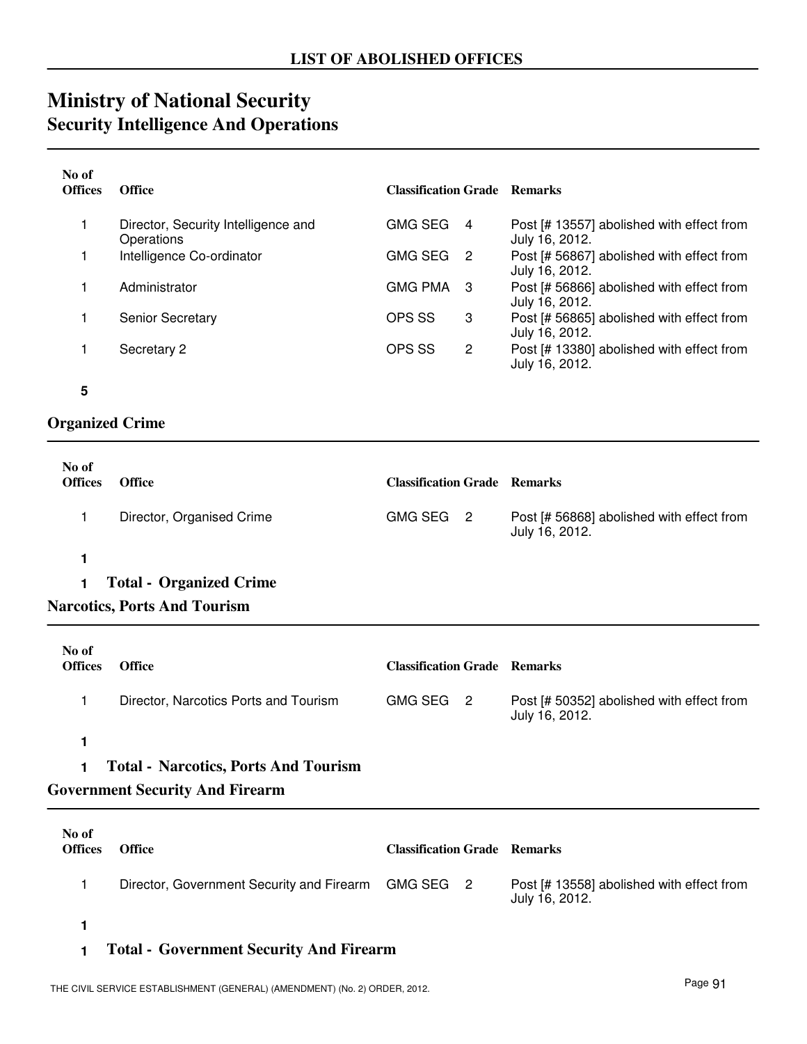## LIST OF ABOLISHED OFFICES

# Ministry of National Security

## Security Intelligence And Operations

| No of Offices | Office | Classification | Grade | Remarks |
|---|---|---|---|---|
| 1 | Director, Security Intelligence and Operations | GMG SEG | 4 | Post [# 13557] abolished with effect from July 16, 2012. |
| 1 | Intelligence Co-ordinator | GMG SEG | 2 | Post [# 56867] abolished with effect from July 16, 2012. |
| 1 | Administrator | GMG PMA | 3 | Post [# 56866] abolished with effect from July 16, 2012. |
| 1 | Senior Secretary | OPS SS | 3 | Post [# 56865] abolished with effect from July 16, 2012. |
| 1 | Secretary 2 | OPS SS | 2 | Post [# 13380] abolished with effect from July 16, 2012. |
| **5** | | | | |

## Organized Crime

| No of Offices | Office | Classification | Grade | Remarks |
|---|---|---|---|---|
| 1 | Director, Organised Crime | GMG SEG | 2 | Post [# 56868] abolished with effect from July 16, 2012. |
| **1** | | | | |

**1 Total - Organized Crime**

## Narcotics, Ports And Tourism

| No of Offices | Office | Classification | Grade | Remarks |
|---|---|---|---|---|
| 1 | Director, Narcotics Ports and Tourism | GMG SEG | 2 | Post [# 50352] abolished with effect from July 16, 2012. |
| **1** | | | | |

**1 Total - Narcotics, Ports And Tourism**

## Government Security And Firearm

| No of Offices | Office | Classification | Grade | Remarks |
|---|---|---|---|---|
| 1 | Director, Government Security and Firearm | GMG SEG | 2 | Post [# 13558] abolished with effect from July 16, 2012. |
| **1** | | | | |

**1 Total - Government Security And Firearm**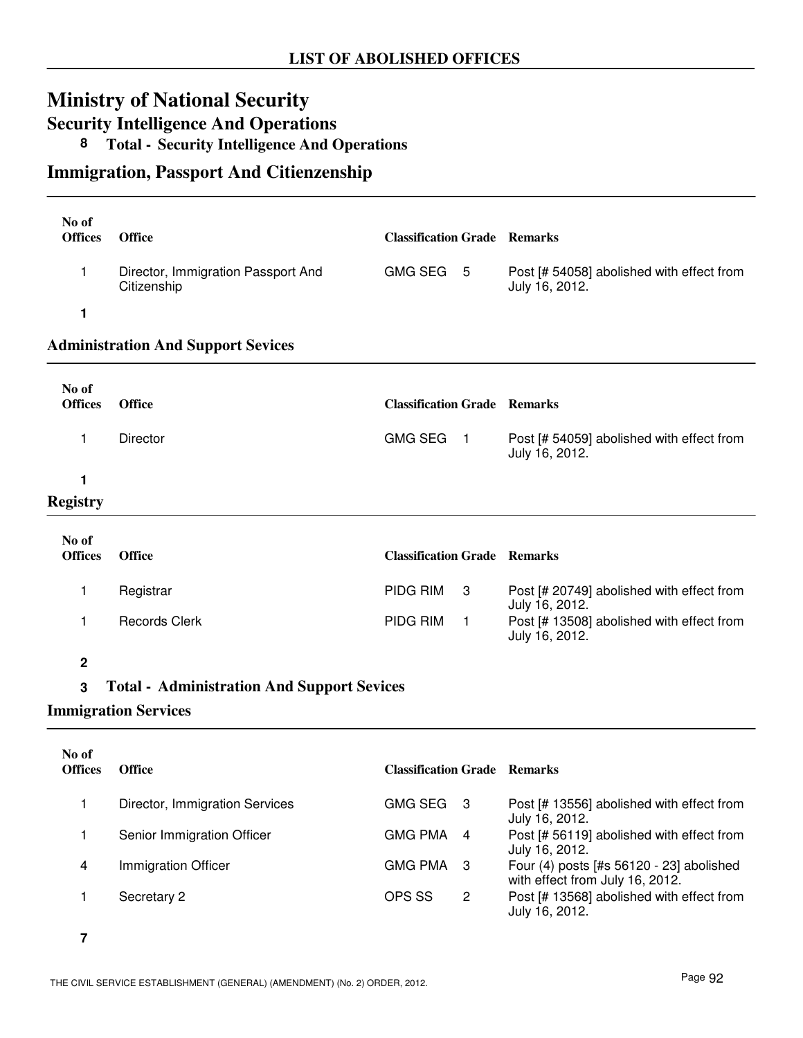## LIST OF ABOLISHED OFFICES

# Ministry of National Security

## Security Intelligence And Operations

**8 Total - Security Intelligence And Operations**

## Immigration, Passport And Citienzenship

| No of Offices | Office | Classification | Grade | Remarks |
|---|---|---|---|---|
| 1 | Director, Immigration Passport And Citizenship | GMG SEG | 5 | Post [# 54058] abolished with effect from July 16, 2012. |
| **1** | | | | |

### Administration And Support Sevices

| No of Offices | Office | Classification | Grade | Remarks |
|---|---|---|---|---|
| 1 | Director | GMG SEG | 1 | Post [# 54059] abolished with effect from July 16, 2012. |
| **1** | | | | |

### Registry

| No of Offices | Office | Classification | Grade | Remarks |
|---|---|---|---|---|
| 1 | Registrar | PIDG RIM | 3 | Post [# 20749] abolished with effect from July 16, 2012. |
| 1 | Records Clerk | PIDG RIM | 1 | Post [# 13508] abolished with effect from July 16, 2012. |
| **2** | | | | |

**3 Total - Administration And Support Sevices**

### Immigration Services

| No of Offices | Office | Classification | Grade | Remarks |
|---|---|---|---|---|
| 1 | Director, Immigration Services | GMG SEG | 3 | Post [# 13556] abolished with effect from July 16, 2012. |
| 1 | Senior Immigration Officer | GMG PMA | 4 | Post [# 56119] abolished with effect from July 16, 2012. |
| 4 | Immigration Officer | GMG PMA | 3 | Four (4) posts [#s 56120 - 23] abolished with effect from July 16, 2012. |
| 1 | Secretary 2 | OPS SS | 2 | Post [# 13568] abolished with effect from July 16, 2012. |
| **7** | | | | |

THE CIVIL SERVICE ESTABLISHMENT (GENERAL) (AMENDMENT) (No. 2) ORDER, 2012.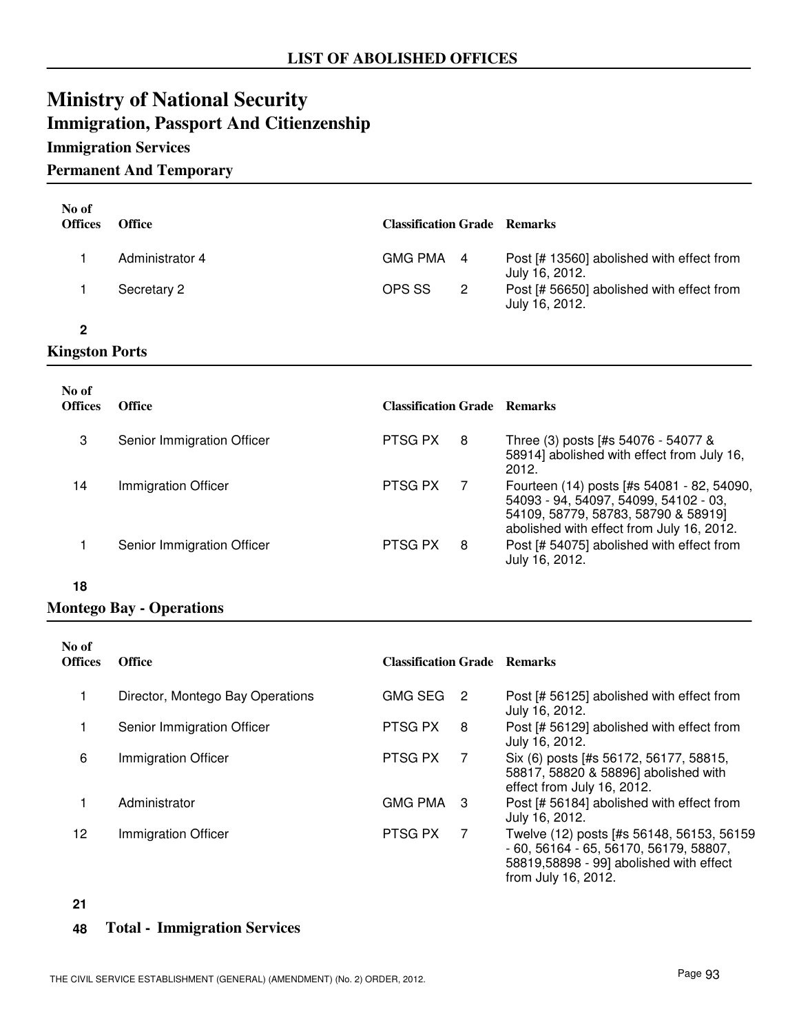## LIST OF ABOLISHED OFFICES

# Ministry of National Security

## Immigration, Passport And Citienzenship

### Immigration Services

### Permanent And Temporary

| No of Offices | Office | Classification | Grade | Remarks |
|---|---|---|---|---|
| 1 | Administrator 4 | GMG PMA | 4 | Post [# 13560] abolished with effect from July 16, 2012. |
| 1 | Secretary 2 | OPS SS | 2 | Post [# 56650] abolished with effect from July 16, 2012. |
| **2** | | | | |

### Kingston Ports

| No of Offices | Office | Classification | Grade | Remarks |
|---|---|---|---|---|
| 3 | Senior Immigration Officer | PTSG PX | 8 | Three (3) posts [#s 54076 - 54077 & 58914] abolished with effect from July 16, 2012. |
| 14 | Immigration Officer | PTSG PX | 7 | Fourteen (14) posts [#s 54081 - 82, 54090, 54093 - 94, 54097, 54099, 54102 - 03, 54109, 58779, 58783, 58790 & 58919] abolished with effect from July 16, 2012. |
| 1 | Senior Immigration Officer | PTSG PX | 8 | Post [# 54075] abolished with effect from July 16, 2012. |
| **18** | | | | |

### Montego Bay - Operations

| No of Offices | Office | Classification | Grade | Remarks |
|---|---|---|---|---|
| 1 | Director, Montego Bay Operations | GMG SEG | 2 | Post [# 56125] abolished with effect from July 16, 2012. |
| 1 | Senior Immigration Officer | PTSG PX | 8 | Post [# 56129] abolished with effect from July 16, 2012. |
| 6 | Immigration Officer | PTSG PX | 7 | Six (6) posts [#s 56172, 56177, 58815, 58817, 58820 & 58896] abolished with effect from July 16, 2012. |
| 1 | Administrator | GMG PMA | 3 | Post [# 56184] abolished with effect from July 16, 2012. |
| 12 | Immigration Officer | PTSG PX | 7 | Twelve (12) posts [#s 56148, 56153, 56159 - 60, 56164 - 65, 56170, 56179, 58807, 58819,58898 - 99] abolished with effect from July 16, 2012. |
| **21** | | | | |

**48 Total - Immigration Services**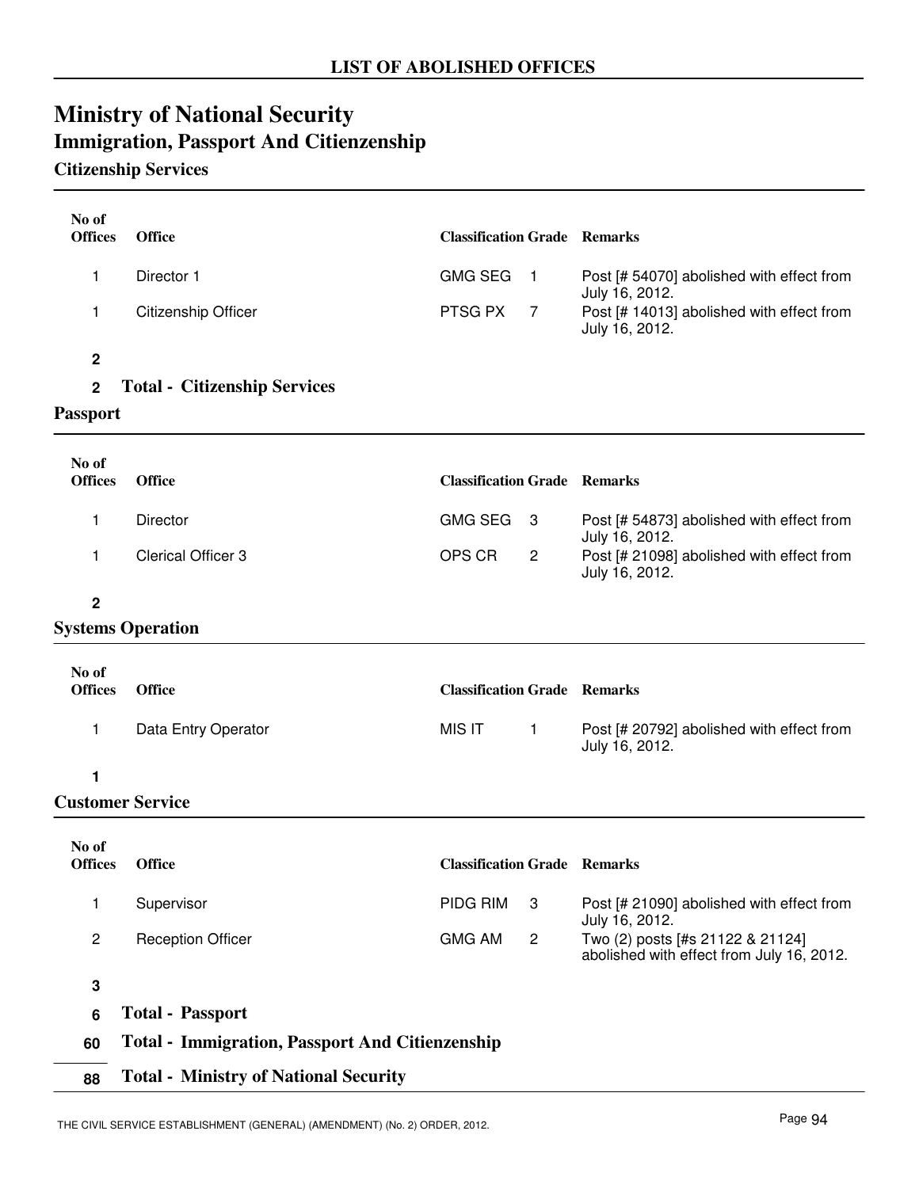**LIST OF ABOLISHED OFFICES**

# Ministry of National Security

## Immigration, Passport And Citienzenship

### Citizenship Services

| No of Offices | Office | Classification | Grade | Remarks |
|---|---|---|---|---|
| 1 | Director 1 | GMG SEG | 1 | Post [# 54070] abolished with effect from July 16, 2012. |
| 1 | Citizenship Officer | PTSG PX | 7 | Post [# 14013] abolished with effect from July 16, 2012. |
| **2** | | | | |

**2 Total - Citizenship Services**

### Passport

| No of Offices | Office | Classification | Grade | Remarks |
|---|---|---|---|---|
| 1 | Director | GMG SEG | 3 | Post [# 54873] abolished with effect from July 16, 2012. |
| 1 | Clerical Officer 3 | OPS CR | 2 | Post [# 21098] abolished with effect from July 16, 2012. |
| **2** | | | | |

### Systems Operation

| No of Offices | Office | Classification | Grade | Remarks |
|---|---|---|---|---|
| 1 | Data Entry Operator | MIS IT | 1 | Post [# 20792] abolished with effect from July 16, 2012. |
| **1** | | | | |

### Customer Service

| No of Offices | Office | Classification | Grade | Remarks |
|---|---|---|---|---|
| 1 | Supervisor | PIDG RIM | 3 | Post [# 21090] abolished with effect from July 16, 2012. |
| 2 | Reception Officer | GMG AM | 2 | Two (2) posts [#s 21122 & 21124] abolished with effect from July 16, 2012. |
| **3** | | | | |

**6 Total - Passport**

**60 Total - Immigration, Passport And Citienzenship**

**88 Total - Ministry of National Security**

THE CIVIL SERVICE ESTABLISHMENT (GENERAL) (AMENDMENT) (No. 2) ORDER, 2012.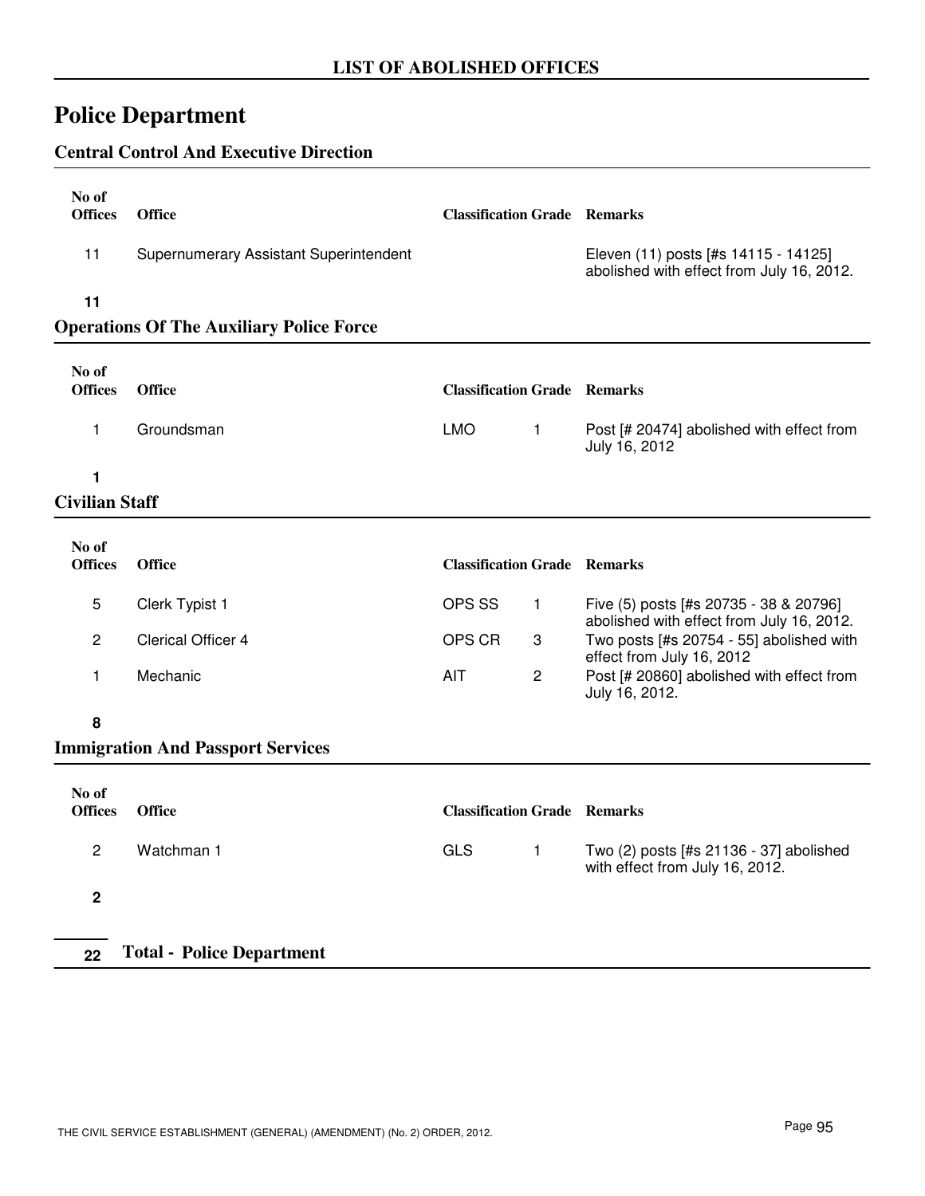# LIST OF ABOLISHED OFFICES

## Police Department

### Central Control And Executive Direction

| No of Offices | Office | Classification | Grade | Remarks |
|---|---|---|---|---|
| 11 | Supernumerary Assistant Superintendent | | | Eleven (11) posts [#s 14115 - 14125] abolished with effect from July 16, 2012. |
| **11** | | | | |

### Operations Of The Auxiliary Police Force

| No of Offices | Office | Classification | Grade | Remarks |
|---|---|---|---|---|
| 1 | Groundsman | LMO | 1 | Post [# 20474] abolished with effect from July 16, 2012 |
| **1** | | | | |

### Civilian Staff

| No of Offices | Office | Classification | Grade | Remarks |
|---|---|---|---|---|
| 5 | Clerk Typist 1 | OPS SS | 1 | Five (5) posts [#s 20735 - 38 & 20796] abolished with effect from July 16, 2012. |
| 2 | Clerical Officer 4 | OPS CR | 3 | Two posts [#s 20754 - 55] abolished with effect from July 16, 2012 |
| 1 | Mechanic | AIT | 2 | Post [# 20860] abolished with effect from July 16, 2012. |
| **8** | | | | |

### Immigration And Passport Services

| No of Offices | Office | Classification | Grade | Remarks |
|---|---|---|---|---|
| 2 | Watchman 1 | GLS | 1 | Two (2) posts [#s 21136 - 37] abolished with effect from July 16, 2012. |
| **2** | | | | |

**22** **Total - Police Department**

THE CIVIL SERVICE ESTABLISHMENT (GENERAL) (AMENDMENT) (No. 2) ORDER, 2012.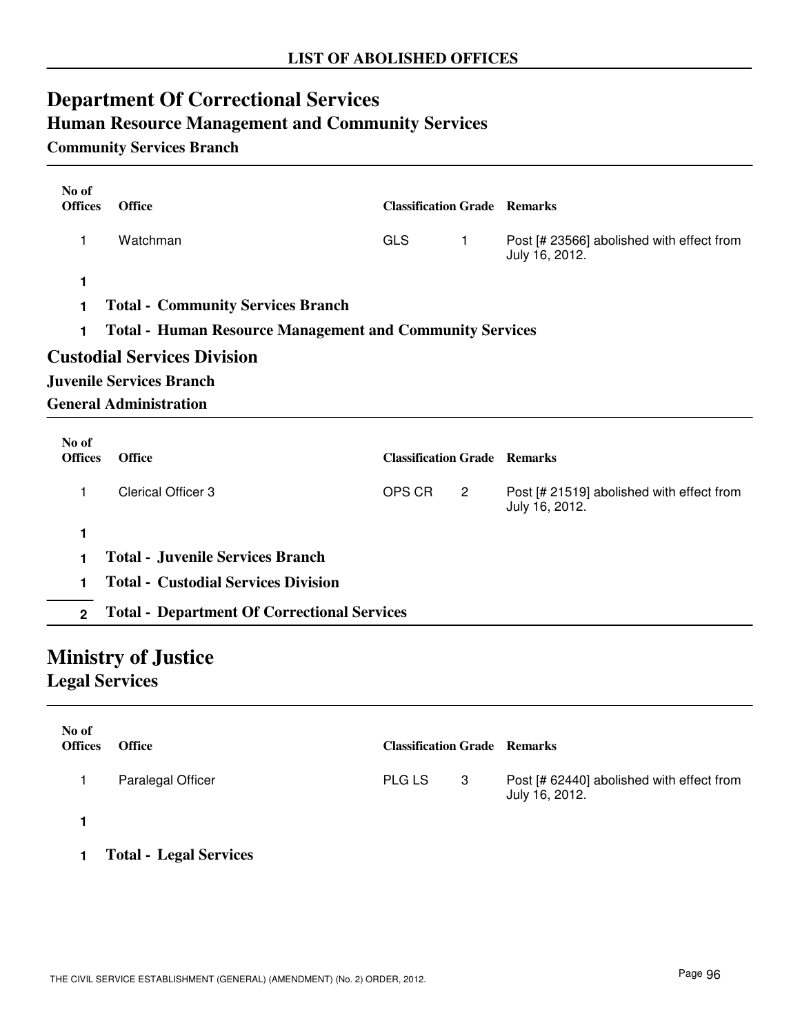## LIST OF ABOLISHED OFFICES

# Department Of Correctional Services

## Human Resource Management and Community Services

### Community Services Branch

| No of Offices | Office | Classification | Grade | Remarks |
|---|---|---|---|---|
| 1 | Watchman | GLS | 1 | Post [# 23566] abolished with effect from July 16, 2012. |
| **1** | | | | |

**1 Total - Community Services Branch**

**1 Total - Human Resource Management and Community Services**

## Custodial Services Division

### Juvenile Services Branch

### General Administration

| No of Offices | Office | Classification | Grade | Remarks |
|---|---|---|---|---|
| 1 | Clerical Officer 3 | OPS CR | 2 | Post [# 21519] abolished with effect from July 16, 2012. |
| **1** | | | | |

**1 Total - Juvenile Services Branch**

**1 Total - Custodial Services Division**

**2 Total - Department Of Correctional Services**

# Ministry of Justice

## Legal Services

| No of Offices | Office | Classification | Grade | Remarks |
|---|---|---|---|---|
| 1 | Paralegal Officer | PLG LS | 3 | Post [# 62440] abolished with effect from July 16, 2012. |
| **1** | | | | |

**1 Total - Legal Services**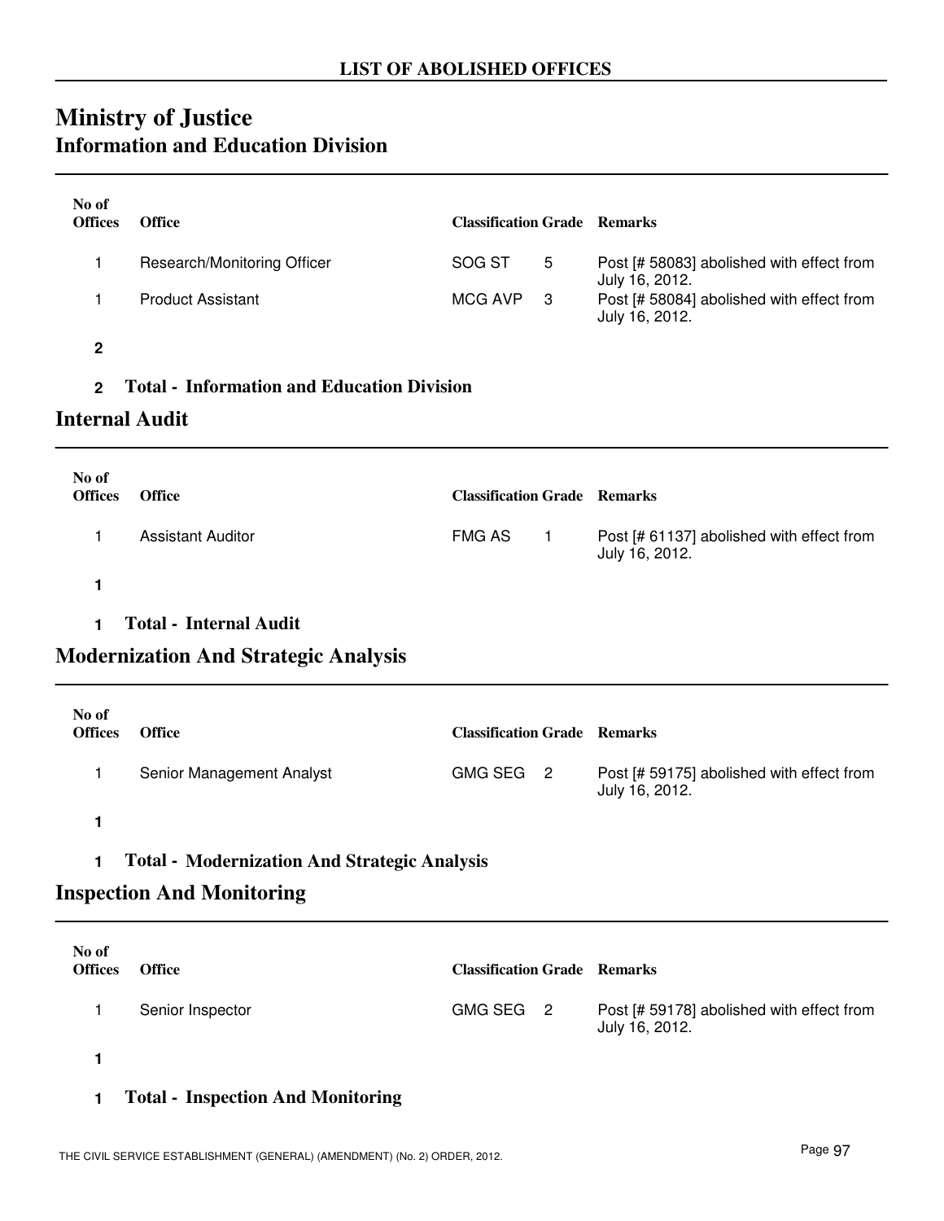LIST OF ABOLISHED OFFICES

# Ministry of Justice

## Information and Education Division

| No of Offices | Office | Classification | Grade | Remarks |
|---|---|---|---|---|
| 1 | Research/Monitoring Officer | SOG ST | 5 | Post [# 58083] abolished with effect from July 16, 2012. |
| 1 | Product Assistant | MCG AVP | 3 | Post [# 58084] abolished with effect from July 16, 2012. |
| **2** | | | | |

**2 Total - Information and Education Division**

## Internal Audit

| No of Offices | Office | Classification | Grade | Remarks |
|---|---|---|---|---|
| 1 | Assistant Auditor | FMG AS | 1 | Post [# 61137] abolished with effect from July 16, 2012. |
| **1** | | | | |

**1 Total - Internal Audit**

## Modernization And Strategic Analysis

| No of Offices | Office | Classification | Grade | Remarks |
|---|---|---|---|---|
| 1 | Senior Management Analyst | GMG SEG | 2 | Post [# 59175] abolished with effect from July 16, 2012. |
| **1** | | | | |

**1 Total - Modernization And Strategic Analysis**

## Inspection And Monitoring

| No of Offices | Office | Classification | Grade | Remarks |
|---|---|---|---|---|
| 1 | Senior Inspector | GMG SEG | 2 | Post [# 59178] abolished with effect from July 16, 2012. |
| **1** | | | | |

**1 Total - Inspection And Monitoring**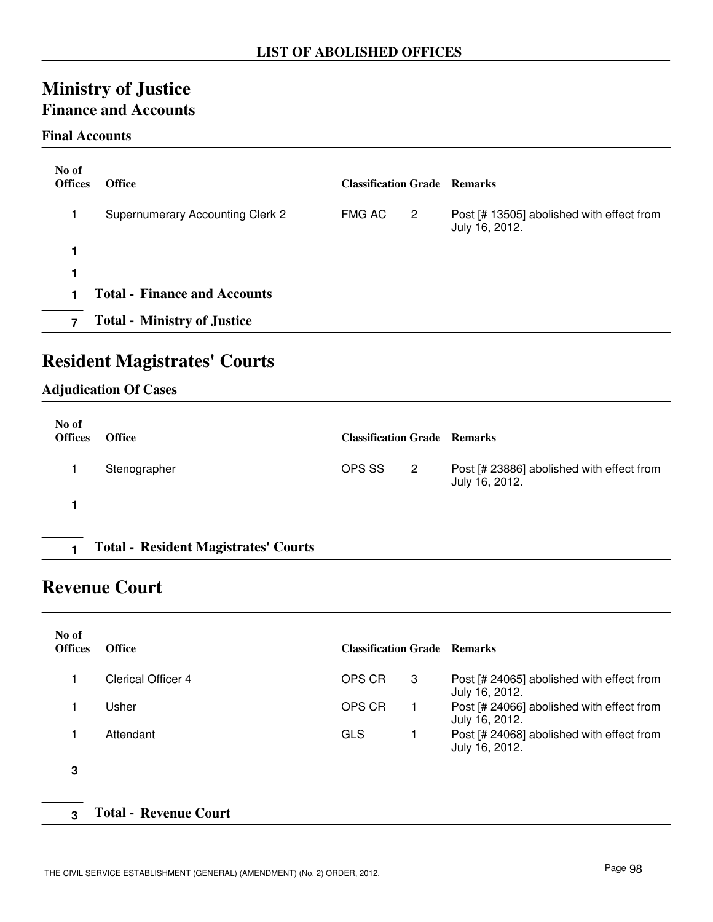**LIST OF ABOLISHED OFFICES**

# Ministry of Justice

## Finance and Accounts

### Final Accounts

| No of Offices | Office | Classification | Grade | Remarks |
|---|---|---|---|---|
| 1 | Supernumerary Accounting Clerk 2 | FMG AC | 2 | Post [# 13505] abolished with effect from July 16, 2012. |
| **1** | | | | |
| **1** | | | | |
| **1** | **Total - Finance and Accounts** | | | |
| **7** | **Total - Ministry of Justice** | | | |

# Resident Magistrates' Courts

### Adjudication Of Cases

| No of Offices | Office | Classification | Grade | Remarks |
|---|---|---|---|---|
| 1 | Stenographer | OPS SS | 2 | Post [# 23886] abolished with effect from July 16, 2012. |
| **1** | | | | |
| **1** | **Total - Resident Magistrates' Courts** | | | |

# Revenue Court

| No of Offices | Office | Classification | Grade | Remarks |
|---|---|---|---|---|
| 1 | Clerical Officer 4 | OPS CR | 3 | Post [# 24065] abolished with effect from July 16, 2012. |
| 1 | Usher | OPS CR | 1 | Post [# 24066] abolished with effect from July 16, 2012. |
| 1 | Attendant | GLS | 1 | Post [# 24068] abolished with effect from July 16, 2012. |
| **3** | | | | |
| **3** | **Total - Revenue Court** | | | |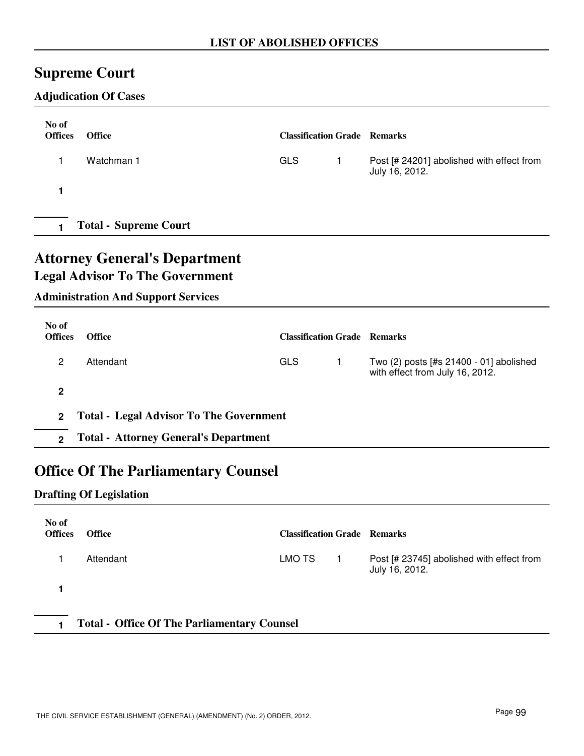**LIST OF ABOLISHED OFFICES**

# Supreme Court

### Adjudication Of Cases

| No of Offices | Office | Classification | Grade | Remarks |
|---|---|---|---|---|
| 1 | Watchman 1 | GLS | 1 | Post [# 24201] abolished with effect from July 16, 2012. |
| **1** | | | | |
| **1** | **Total - Supreme Court** | | | |

# Attorney General's Department

## Legal Advisor To The Government

### Administration And Support Services

| No of Offices | Office | Classification | Grade | Remarks |
|---|---|---|---|---|
| 2 | Attendant | GLS | 1 | Two (2) posts [#s 21400 - 01] abolished with effect from July 16, 2012. |
| **2** | | | | |
| **2** | **Total - Legal Advisor To The Government** | | | |
| **2** | **Total - Attorney General's Department** | | | |

# Office Of The Parliamentary Counsel

### Drafting Of Legislation

| No of Offices | Office | Classification | Grade | Remarks |
|---|---|---|---|---|
| 1 | Attendant | LMO TS | 1 | Post [# 23745] abolished with effect from July 16, 2012. |
| **1** | | | | |
| **1** | **Total - Office Of The Parliamentary Counsel** | | | |

THE CIVIL SERVICE ESTABLISHMENT (GENERAL) (AMENDMENT) (No. 2) ORDER, 2012.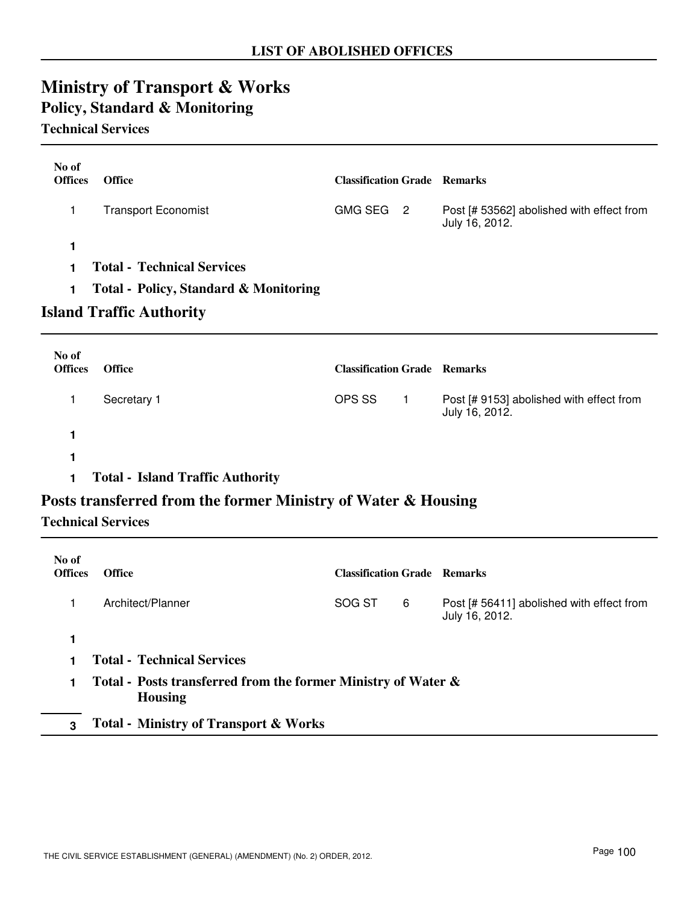## LIST OF ABOLISHED OFFICES

# Ministry of Transport & Works

## Policy, Standard & Monitoring

### Technical Services

| No of Offices | Office | Classification | Grade | Remarks |
|---|---|---|---|---|
| 1 | Transport Economist | GMG SEG | 2 | Post [# 53562] abolished with effect from July 16, 2012. |
| **1** | | | | |
| **1** | **Total - Technical Services** | | | |
| **1** | **Total - Policy, Standard & Monitoring** | | | |

## Island Traffic Authority

| No of Offices | Office | Classification | Grade | Remarks |
|---|---|---|---|---|
| 1 | Secretary 1 | OPS SS | 1 | Post [# 9153] abolished with effect from July 16, 2012. |
| **1** | | | | |
| **1** | | | | |
| **1** | **Total - Island Traffic Authority** | | | |

## Posts transferred from the former Ministry of Water & Housing

### Technical Services

| No of Offices | Office | Classification | Grade | Remarks |
|---|---|---|---|---|
| 1 | Architect/Planner | SOG ST | 6 | Post [# 56411] abolished with effect from July 16, 2012. |
| **1** | | | | |
| **1** | **Total - Technical Services** | | | |
| **1** | **Total - Posts transferred from the former Ministry of Water & Housing** | | | |
| **3** | **Total - Ministry of Transport & Works** | | | |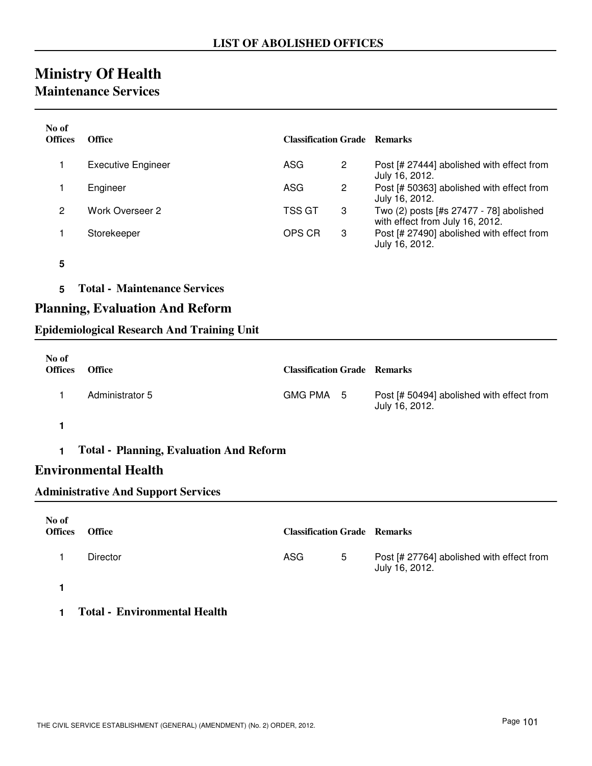**LIST OF ABOLISHED OFFICES**

# Ministry Of Health

## Maintenance Services

| No of Offices | Office | Classification | Grade | Remarks |
|---|---|---|---|---|
| 1 | Executive Engineer | ASG | 2 | Post [# 27444] abolished with effect from July 16, 2012. |
| 1 | Engineer | ASG | 2 | Post [# 50363] abolished with effect from July 16, 2012. |
| 2 | Work Overseer 2 | TSS GT | 3 | Two (2) posts [#s 27477 - 78] abolished with effect from July 16, 2012. |
| 1 | Storekeeper | OPS CR | 3 | Post [# 27490] abolished with effect from July 16, 2012. |
| **5** | | | | |

**5 Total - Maintenance Services**

## Planning, Evaluation And Reform

### Epidemiological Research And Training Unit

| No of Offices | Office | Classification | Grade | Remarks |
|---|---|---|---|---|
| 1 | Administrator 5 | GMG PMA | 5 | Post [# 50494] abolished with effect from July 16, 2012. |
| **1** | | | | |

**1 Total - Planning, Evaluation And Reform**

## Environmental Health

### Administrative And Support Services

| No of Offices | Office | Classification | Grade | Remarks |
|---|---|---|---|---|
| 1 | Director | ASG | 5 | Post [# 27764] abolished with effect from July 16, 2012. |
| **1** | | | | |

**1 Total - Environmental Health**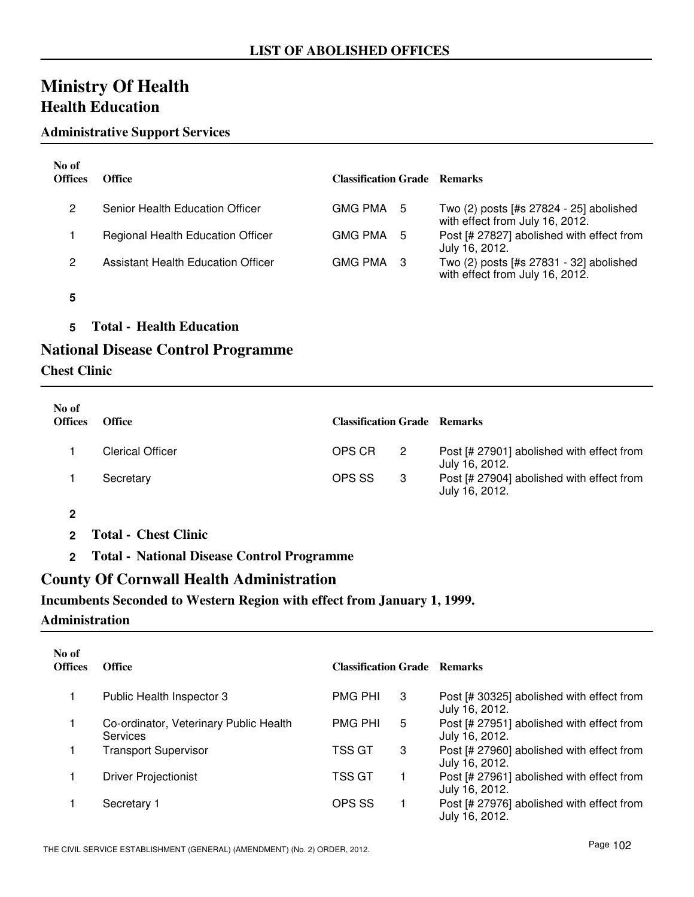**LIST OF ABOLISHED OFFICES**

# Ministry Of Health

## Health Education

### Administrative Support Services

| No of Offices | Office | Classification | Grade | Remarks |
|---|---|---|---|---|
| 2 | Senior Health Education Officer | GMG PMA | 5 | Two (2) posts [#s 27824 - 25] abolished with effect from July 16, 2012. |
| 1 | Regional Health Education Officer | GMG PMA | 5 | Post [# 27827] abolished with effect from July 16, 2012. |
| 2 | Assistant Health Education Officer | GMG PMA | 3 | Two (2) posts [#s 27831 - 32] abolished with effect from July 16, 2012. |

**5**

**5 Total - Health Education**

## National Disease Control Programme

### Chest Clinic

| No of Offices | Office | Classification | Grade | Remarks |
|---|---|---|---|---|
| 1 | Clerical Officer | OPS CR | 2 | Post [# 27901] abolished with effect from July 16, 2012. |
| 1 | Secretary | OPS SS | 3 | Post [# 27904] abolished with effect from July 16, 2012. |

**2**

**2 Total - Chest Clinic**

**2 Total - National Disease Control Programme**

## County Of Cornwall Health Administration

**Incumbents Seconded to Western Region with effect from January 1, 1999.**

### Administration

| No of Offices | Office | Classification | Grade | Remarks |
|---|---|---|---|---|
| 1 | Public Health Inspector 3 | PMG PHI | 3 | Post [# 30325] abolished with effect from July 16, 2012. |
| 1 | Co-ordinator, Veterinary Public Health Services | PMG PHI | 5 | Post [# 27951] abolished with effect from July 16, 2012. |
| 1 | Transport Supervisor | TSS GT | 3 | Post [# 27960] abolished with effect from July 16, 2012. |
| 1 | Driver Projectionist | TSS GT | 1 | Post [# 27961] abolished with effect from July 16, 2012. |
| 1 | Secretary 1 | OPS SS | 1 | Post [# 27976] abolished with effect from July 16, 2012. |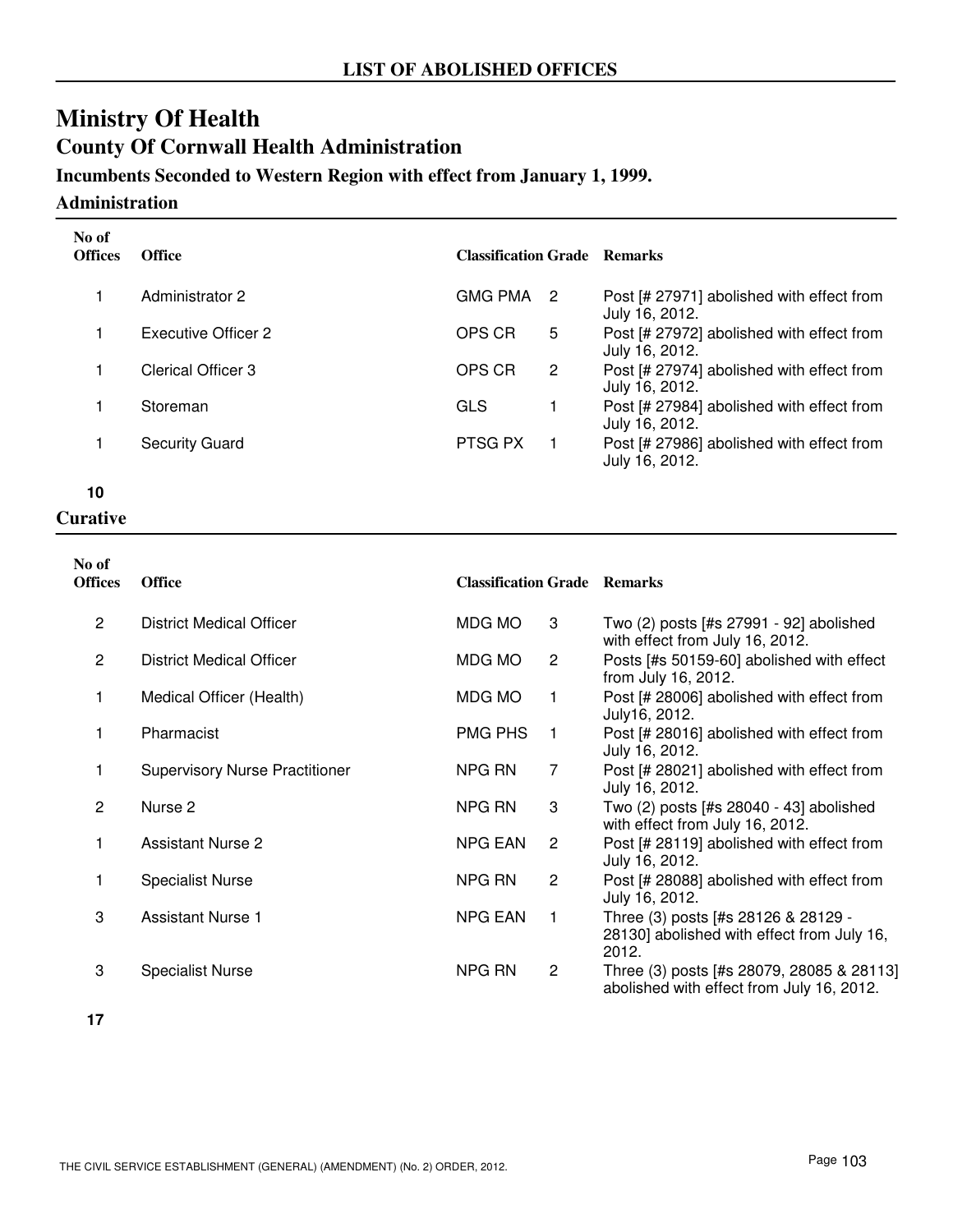## LIST OF ABOLISHED OFFICES

# Ministry Of Health

## County Of Cornwall Health Administration

### Incumbents Seconded to Western Region with effect from January 1, 1999.

### Administration

| No of Offices | Office | Classification | Grade | Remarks |
|---|---|---|---|---|
| 1 | Administrator 2 | GMG PMA | 2 | Post [# 27971] abolished with effect from July 16, 2012. |
| 1 | Executive Officer 2 | OPS CR | 5 | Post [# 27972] abolished with effect from July 16, 2012. |
| 1 | Clerical Officer 3 | OPS CR | 2 | Post [# 27974] abolished with effect from July 16, 2012. |
| 1 | Storeman | GLS | 1 | Post [# 27984] abolished with effect from July 16, 2012. |
| 1 | Security Guard | PTSG PX | 1 | Post [# 27986] abolished with effect from July 16, 2012. |
| **10** | | | | |

### Curative

| No of Offices | Office | Classification | Grade | Remarks |
|---|---|---|---|---|
| 2 | District Medical Officer | MDG MO | 3 | Two (2) posts [#s 27991 - 92] abolished with effect from July 16, 2012. |
| 2 | District Medical Officer | MDG MO | 2 | Posts [#s 50159-60] abolished with effect from July 16, 2012. |
| 1 | Medical Officer (Health) | MDG MO | 1 | Post [# 28006] abolished with effect from July16, 2012. |
| 1 | Pharmacist | PMG PHS | 1 | Post [# 28016] abolished with effect from July 16, 2012. |
| 1 | Supervisory Nurse Practitioner | NPG RN | 7 | Post [# 28021] abolished with effect from July 16, 2012. |
| 2 | Nurse 2 | NPG RN | 3 | Two (2) posts [#s 28040 - 43] abolished with effect from July 16, 2012. |
| 1 | Assistant Nurse 2 | NPG EAN | 2 | Post [# 28119] abolished with effect from July 16, 2012. |
| 1 | Specialist Nurse | NPG RN | 2 | Post [# 28088] abolished with effect from July 16, 2012. |
| 3 | Assistant Nurse 1 | NPG EAN | 1 | Three (3) posts [#s 28126 & 28129 - 28130] abolished with effect from July 16, 2012. |
| 3 | Specialist Nurse | NPG RN | 2 | Three (3) posts [#s 28079, 28085 & 28113] abolished with effect from July 16, 2012. |
| **17** | | | | |

THE CIVIL SERVICE ESTABLISHMENT (GENERAL) (AMENDMENT) (No. 2) ORDER, 2012.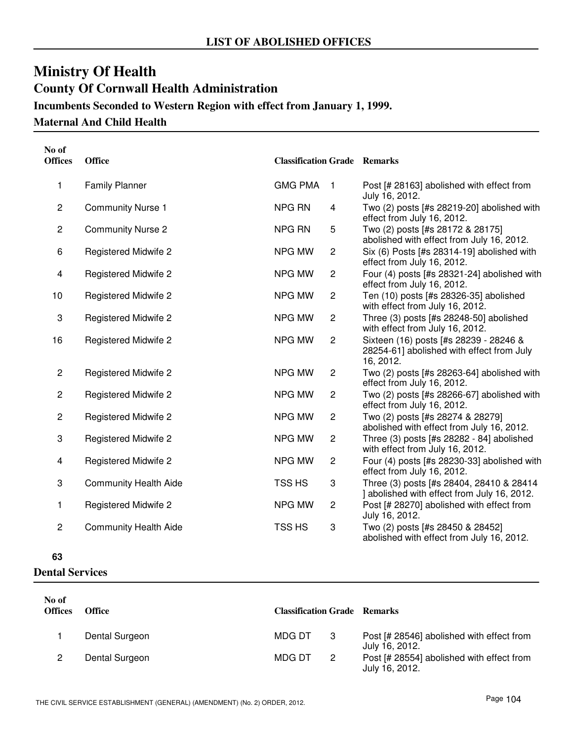## LIST OF ABOLISHED OFFICES

# Ministry Of Health

## County Of Cornwall Health Administration

### Incumbents Seconded to Western Region with effect from January 1, 1999.

### Maternal And Child Health

| No of Offices | Office | Classification | Grade | Remarks |
|---|---|---|---|---|
| 1 | Family Planner | GMG PMA | 1 | Post [# 28163] abolished with effect from July 16, 2012. |
| 2 | Community Nurse 1 | NPG RN | 4 | Two (2) posts [#s 28219-20] abolished with effect from July 16, 2012. |
| 2 | Community Nurse 2 | NPG RN | 5 | Two (2) posts [#s 28172 & 28175] abolished with effect from July 16, 2012. |
| 6 | Registered Midwife 2 | NPG MW | 2 | Six (6) Posts [#s 28314-19] abolished with effect from July 16, 2012. |
| 4 | Registered Midwife 2 | NPG MW | 2 | Four (4) posts [#s 28321-24] abolished with effect from July 16, 2012. |
| 10 | Registered Midwife 2 | NPG MW | 2 | Ten (10) posts [#s 28326-35] abolished with effect from July 16, 2012. |
| 3 | Registered Midwife 2 | NPG MW | 2 | Three (3) posts [#s 28248-50] abolished with effect from July 16, 2012. |
| 16 | Registered Midwife 2 | NPG MW | 2 | Sixteen (16) posts [#s 28239 - 28246 & 28254-61] abolished with effect from July 16, 2012. |
| 2 | Registered Midwife 2 | NPG MW | 2 | Two (2) posts [#s 28263-64] abolished with effect from July 16, 2012. |
| 2 | Registered Midwife 2 | NPG MW | 2 | Two (2) posts [#s 28266-67] abolished with effect from July 16, 2012. |
| 2 | Registered Midwife 2 | NPG MW | 2 | Two (2) posts [#s 28274 & 28279] abolished with effect from July 16, 2012. |
| 3 | Registered Midwife 2 | NPG MW | 2 | Three (3) posts [#s 28282 - 84] abolished with effect from July 16, 2012. |
| 4 | Registered Midwife 2 | NPG MW | 2 | Four (4) posts [#s 28230-33] abolished with effect from July 16, 2012. |
| 3 | Community Health Aide | TSS HS | 3 | Three (3) posts [#s 28404, 28410 & 28414 ] abolished with effect from July 16, 2012. |
| 1 | Registered Midwife 2 | NPG MW | 2 | Post [# 28270] abolished with effect from July 16, 2012. |
| 2 | Community Health Aide | TSS HS | 3 | Two (2) posts [#s 28450 & 28452] abolished with effect from July 16, 2012. |

**63**

### Dental Services

| No of Offices | Office | Classification | Grade | Remarks |
|---|---|---|---|---|
| 1 | Dental Surgeon | MDG DT | 3 | Post [# 28546] abolished with effect from July 16, 2012. |
| 2 | Dental Surgeon | MDG DT | 2 | Post [# 28554] abolished with effect from July 16, 2012. |

THE CIVIL SERVICE ESTABLISHMENT (GENERAL) (AMENDMENT) (No. 2) ORDER, 2012.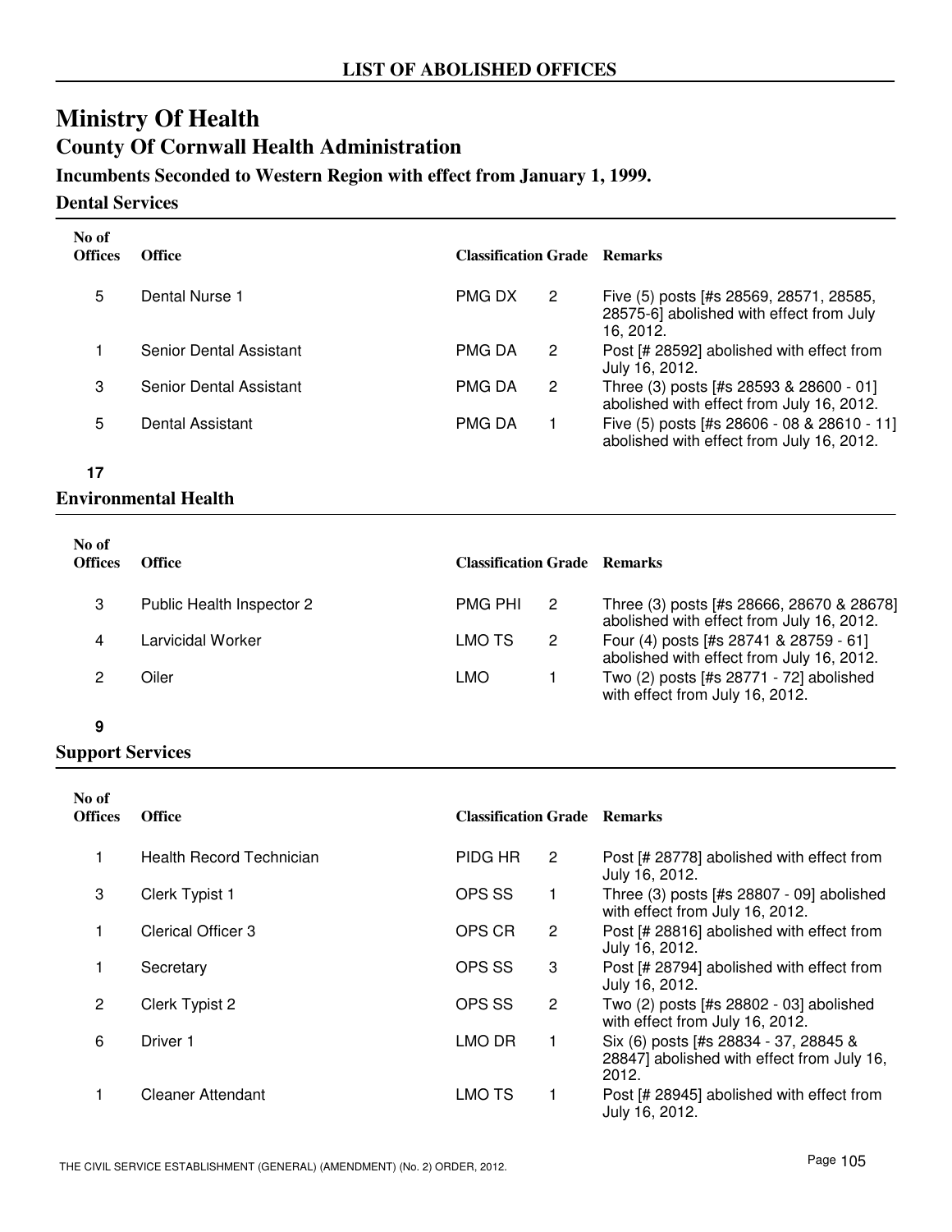## LIST OF ABOLISHED OFFICES

# Ministry Of Health

## County Of Cornwall Health Administration

### Incumbents Seconded to Western Region with effect from January 1, 1999.

### Dental Services

| No of Offices | Office | Classification | Grade | Remarks |
|---|---|---|---|---|
| 5 | Dental Nurse 1 | PMG DX | 2 | Five (5) posts [#s 28569, 28571, 28585, 28575-6] abolished with effect from July 16, 2012. |
| 1 | Senior Dental Assistant | PMG DA | 2 | Post [# 28592] abolished with effect from July 16, 2012. |
| 3 | Senior Dental Assistant | PMG DA | 2 | Three (3) posts [#s 28593 & 28600 - 01] abolished with effect from July 16, 2012. |
| 5 | Dental Assistant | PMG DA | 1 | Five (5) posts [#s 28606 - 08 & 28610 - 11] abolished with effect from July 16, 2012. |
| **17** | | | | |

### Environmental Health

| No of Offices | Office | Classification | Grade | Remarks |
|---|---|---|---|---|
| 3 | Public Health Inspector 2 | PMG PHI | 2 | Three (3) posts [#s 28666, 28670 & 28678] abolished with effect from July 16, 2012. |
| 4 | Larvicidal Worker | LMO TS | 2 | Four (4) posts [#s 28741 & 28759 - 61] abolished with effect from July 16, 2012. |
| 2 | Oiler | LMO | 1 | Two (2) posts [#s 28771 - 72] abolished with effect from July 16, 2012. |
| **9** | | | | |

### Support Services

| No of Offices | Office | Classification | Grade | Remarks |
|---|---|---|---|---|
| 1 | Health Record Technician | PIDG HR | 2 | Post [# 28778] abolished with effect from July 16, 2012. |
| 3 | Clerk Typist 1 | OPS SS | 1 | Three (3) posts [#s 28807 - 09] abolished with effect from July 16, 2012. |
| 1 | Clerical Officer 3 | OPS CR | 2 | Post [# 28816] abolished with effect from July 16, 2012. |
| 1 | Secretary | OPS SS | 3 | Post [# 28794] abolished with effect from July 16, 2012. |
| 2 | Clerk Typist 2 | OPS SS | 2 | Two (2) posts [#s 28802 - 03] abolished with effect from July 16, 2012. |
| 6 | Driver 1 | LMO DR | 1 | Six (6) posts [#s 28834 - 37, 28845 & 28847] abolished with effect from July 16, 2012. |
| 1 | Cleaner Attendant | LMO TS | 1 | Post [# 28945] abolished with effect from July 16, 2012. |

THE CIVIL SERVICE ESTABLISHMENT (GENERAL) (AMENDMENT) (No. 2) ORDER, 2012.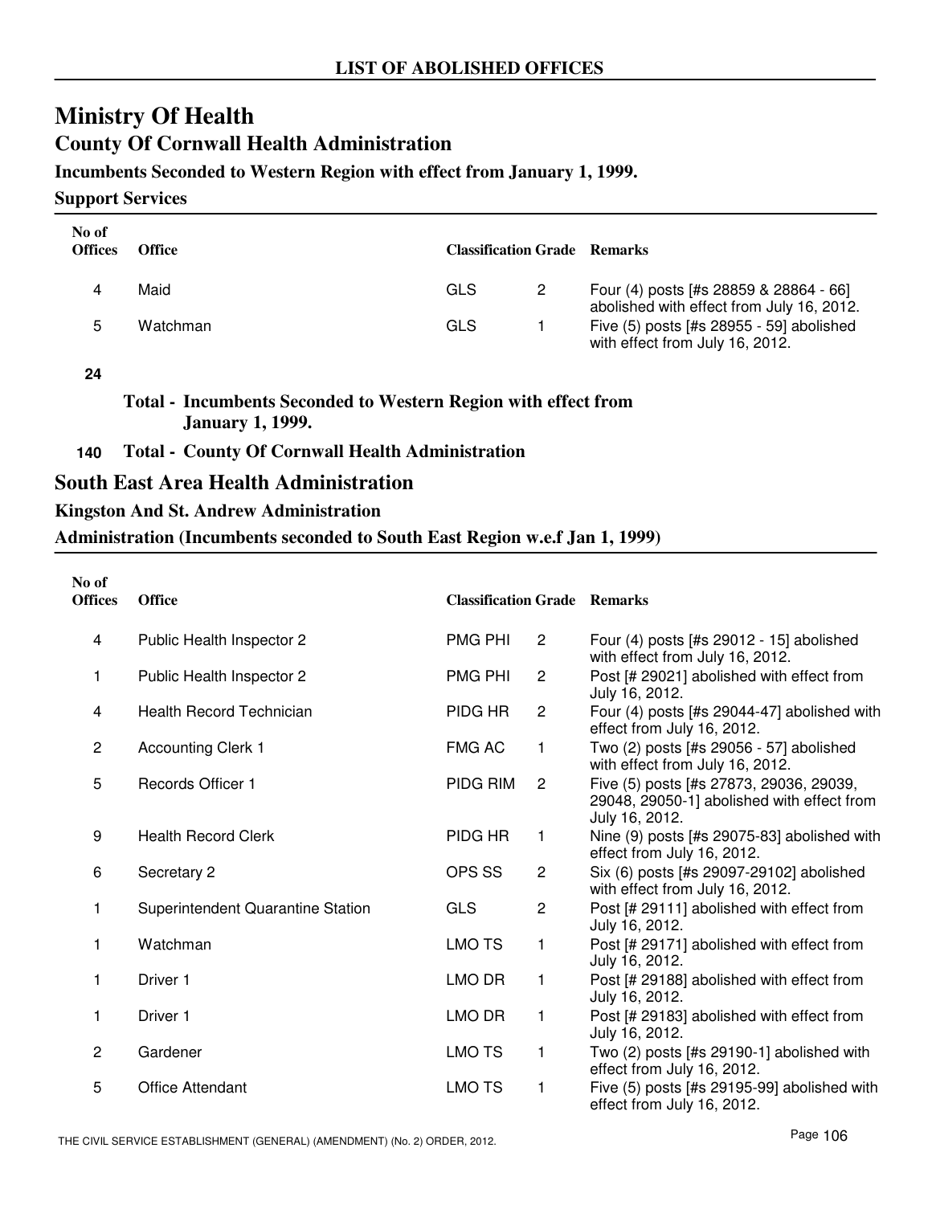# LIST OF ABOLISHED OFFICES

## Ministry Of Health

### County Of Cornwall Health Administration

**Incumbents Seconded to Western Region with effect from January 1, 1999.**

**Support Services**

| No of Offices | Office | Classification | Grade | Remarks |
|---|---|---|---|---|
| 4 | Maid | GLS | 2 | Four (4) posts [#s 28859 & 28864 - 66] abolished with effect from July 16, 2012. |
| 5 | Watchman | GLS | 1 | Five (5) posts [#s 28955 - 59] abolished with effect from July 16, 2012. |

**24** **Total - Incumbents Seconded to Western Region with effect from January 1, 1999.**

**140** **Total - County Of Cornwall Health Administration**

## South East Area Health Administration

### Kingston And St. Andrew Administration

**Administration (Incumbents seconded to South East Region w.e.f Jan 1, 1999)**

| No of Offices | Office | Classification | Grade | Remarks |
|---|---|---|---|---|
| 4 | Public Health Inspector 2 | PMG PHI | 2 | Four (4) posts [#s 29012 - 15] abolished with effect from July 16, 2012. |
| 1 | Public Health Inspector 2 | PMG PHI | 2 | Post [# 29021] abolished with effect from July 16, 2012. |
| 4 | Health Record Technician | PIDG HR | 2 | Four (4) posts [#s 29044-47] abolished with effect from July 16, 2012. |
| 2 | Accounting Clerk 1 | FMG AC | 1 | Two (2) posts [#s 29056 - 57] abolished with effect from July 16, 2012. |
| 5 | Records Officer 1 | PIDG RIM | 2 | Five (5) posts [#s 27873, 29036, 29039, 29048, 29050-1] abolished with effect from July 16, 2012. |
| 9 | Health Record Clerk | PIDG HR | 1 | Nine (9) posts [#s 29075-83] abolished with effect from July 16, 2012. |
| 6 | Secretary 2 | OPS SS | 2 | Six (6) posts [#s 29097-29102] abolished with effect from July 16, 2012. |
| 1 | Superintendent Quarantine Station | GLS | 2 | Post [# 29111] abolished with effect from July 16, 2012. |
| 1 | Watchman | LMO TS | 1 | Post [# 29171] abolished with effect from July 16, 2012. |
| 1 | Driver 1 | LMO DR | 1 | Post [# 29188] abolished with effect from July 16, 2012. |
| 1 | Driver 1 | LMO DR | 1 | Post [# 29183] abolished with effect from July 16, 2012. |
| 2 | Gardener | LMO TS | 1 | Two (2) posts [#s 29190-1] abolished with effect from July 16, 2012. |
| 5 | Office Attendant | LMO TS | 1 | Five (5) posts [#s 29195-99] abolished with effect from July 16, 2012. |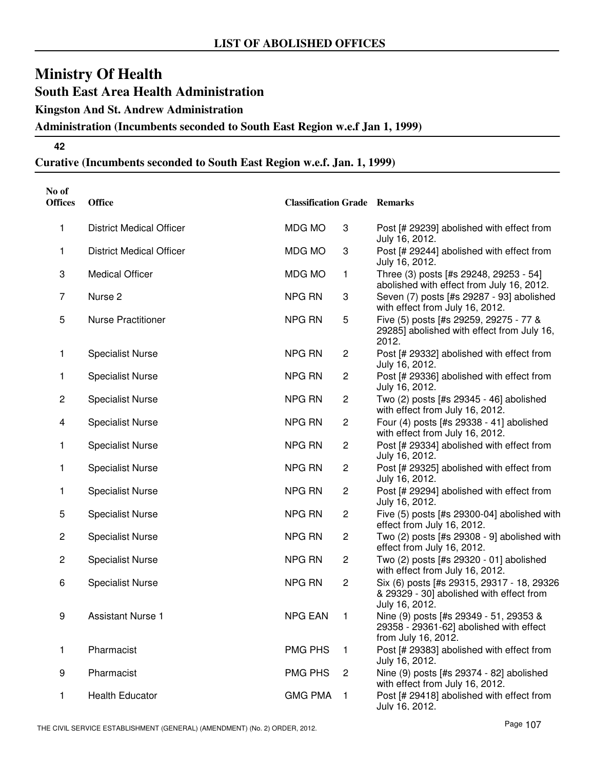# LIST OF ABOLISHED OFFICES

# Ministry Of Health

## South East Area Health Administration

### Kingston And St. Andrew Administration

### Administration (Incumbents seconded to South East Region w.e.f Jan 1, 1999)

**42**

### Curative (Incumbents seconded to South East Region w.e.f. Jan. 1, 1999)

| No of Offices | Office | Classification | Grade | Remarks |
|---|---|---|---|---|
| 1 | District Medical Officer | MDG MO | 3 | Post [# 29239] abolished with effect from July 16, 2012. |
| 1 | District Medical Officer | MDG MO | 3 | Post [# 29244] abolished with effect from July 16, 2012. |
| 3 | Medical Officer | MDG MO | 1 | Three (3) posts [#s 29248, 29253 - 54] abolished with effect from July 16, 2012. |
| 7 | Nurse 2 | NPG RN | 3 | Seven (7) posts [#s 29287 - 93] abolished with effect from July 16, 2012. |
| 5 | Nurse Practitioner | NPG RN | 5 | Five (5) posts [#s 29259, 29275 - 77 & 29285] abolished with effect from July 16, 2012. |
| 1 | Specialist Nurse | NPG RN | 2 | Post [# 29332] abolished with effect from July 16, 2012. |
| 1 | Specialist Nurse | NPG RN | 2 | Post [# 29336] abolished with effect from July 16, 2012. |
| 2 | Specialist Nurse | NPG RN | 2 | Two (2) posts [#s 29345 - 46] abolished with effect from July 16, 2012. |
| 4 | Specialist Nurse | NPG RN | 2 | Four (4) posts [#s 29338 - 41] abolished with effect from July 16, 2012. |
| 1 | Specialist Nurse | NPG RN | 2 | Post [# 29334] abolished with effect from July 16, 2012. |
| 1 | Specialist Nurse | NPG RN | 2 | Post [# 29325] abolished with effect from July 16, 2012. |
| 1 | Specialist Nurse | NPG RN | 2 | Post [# 29294] abolished with effect from July 16, 2012. |
| 5 | Specialist Nurse | NPG RN | 2 | Five (5) posts [#s 29300-04] abolished with effect from July 16, 2012. |
| 2 | Specialist Nurse | NPG RN | 2 | Two (2) posts [#s 29308 - 9] abolished with effect from July 16, 2012. |
| 2 | Specialist Nurse | NPG RN | 2 | Two (2) posts [#s 29320 - 01] abolished with effect from July 16, 2012. |
| 6 | Specialist Nurse | NPG RN | 2 | Six (6) posts [#s 29315, 29317 - 18, 29326 & 29329 - 30] abolished with effect from July 16, 2012. |
| 9 | Assistant Nurse 1 | NPG EAN | 1 | Nine (9) posts [#s 29349 - 51, 29353 & 29358 - 29361-62] abolished with effect from July 16, 2012. |
| 1 | Pharmacist | PMG PHS | 1 | Post [# 29383] abolished with effect from July 16, 2012. |
| 9 | Pharmacist | PMG PHS | 2 | Nine (9) posts [#s 29374 - 82] abolished with effect from July 16, 2012. |
| 1 | Health Educator | GMG PMA | 1 | Post [# 29418] abolished with effect from July 16, 2012. |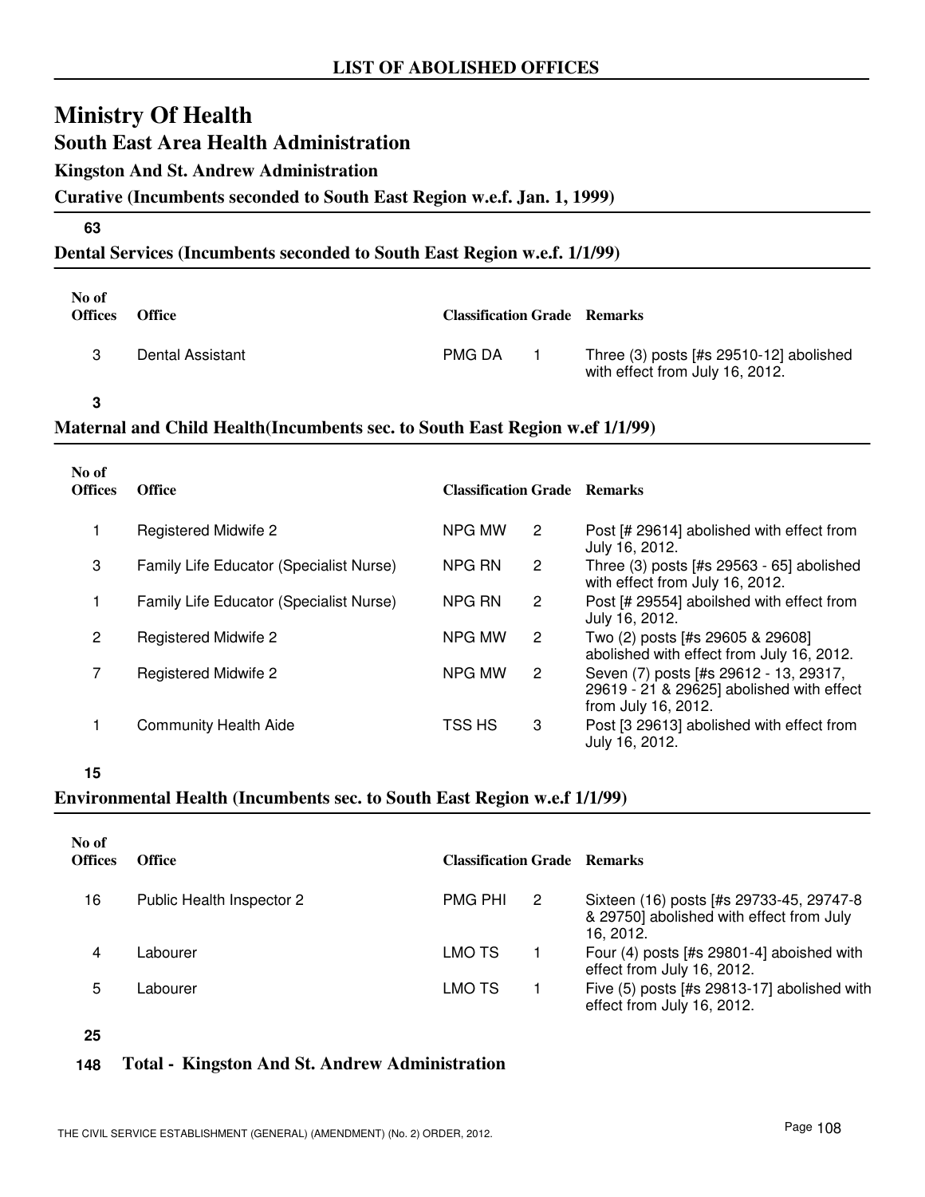## LIST OF ABOLISHED OFFICES

# Ministry Of Health

## South East Area Health Administration

### Kingston And St. Andrew Administration

**Curative (Incumbents seconded to South East Region w.e.f. Jan. 1, 1999)**

**63**

**Dental Services (Incumbents seconded to South East Region w.e.f. 1/1/99)**

| No of Offices | Office | Classification | Grade | Remarks |
|---|---|---|---|---|
| 3 | Dental Assistant | PMG DA | 1 | Three (3) posts [#s 29510-12] abolished with effect from July 16, 2012. |

**3**

**Maternal and Child Health(Incumbents sec. to South East Region w.ef 1/1/99)**

| No of Offices | Office | Classification | Grade | Remarks |
|---|---|---|---|---|
| 1 | Registered Midwife 2 | NPG MW | 2 | Post [# 29614] abolished with effect from July 16, 2012. |
| 3 | Family Life Educator (Specialist Nurse) | NPG RN | 2 | Three (3) posts [#s 29563 - 65] abolished with effect from July 16, 2012. |
| 1 | Family Life Educator (Specialist Nurse) | NPG RN | 2 | Post [# 29554] aboilshed with effect from July 16, 2012. |
| 2 | Registered Midwife 2 | NPG MW | 2 | Two (2) posts [#s 29605 & 29608] abolished with effect from July 16, 2012. |
| 7 | Registered Midwife 2 | NPG MW | 2 | Seven (7) posts [#s 29612 - 13, 29317, 29619 - 21 & 29625] abolished with effect from July 16, 2012. |
| 1 | Community Health Aide | TSS HS | 3 | Post [3 29613] abolished with effect from July 16, 2012. |

**15**

**Environmental Health (Incumbents sec. to South East Region w.e.f 1/1/99)**

| No of Offices | Office | Classification | Grade | Remarks |
|---|---|---|---|---|
| 16 | Public Health Inspector 2 | PMG PHI | 2 | Sixteen (16) posts [#s 29733-45, 29747-8 & 29750] abolished with effect from July 16, 2012. |
| 4 | Labourer | LMO TS | 1 | Four (4) posts [#s 29801-4] aboished with effect from July 16, 2012. |
| 5 | Labourer | LMO TS | 1 | Five (5) posts [#s 29813-17] abolished with effect from July 16, 2012. |

**25**

**148 Total - Kingston And St. Andrew Administration**

THE CIVIL SERVICE ESTABLISHMENT (GENERAL) (AMENDMENT) (No. 2) ORDER, 2012.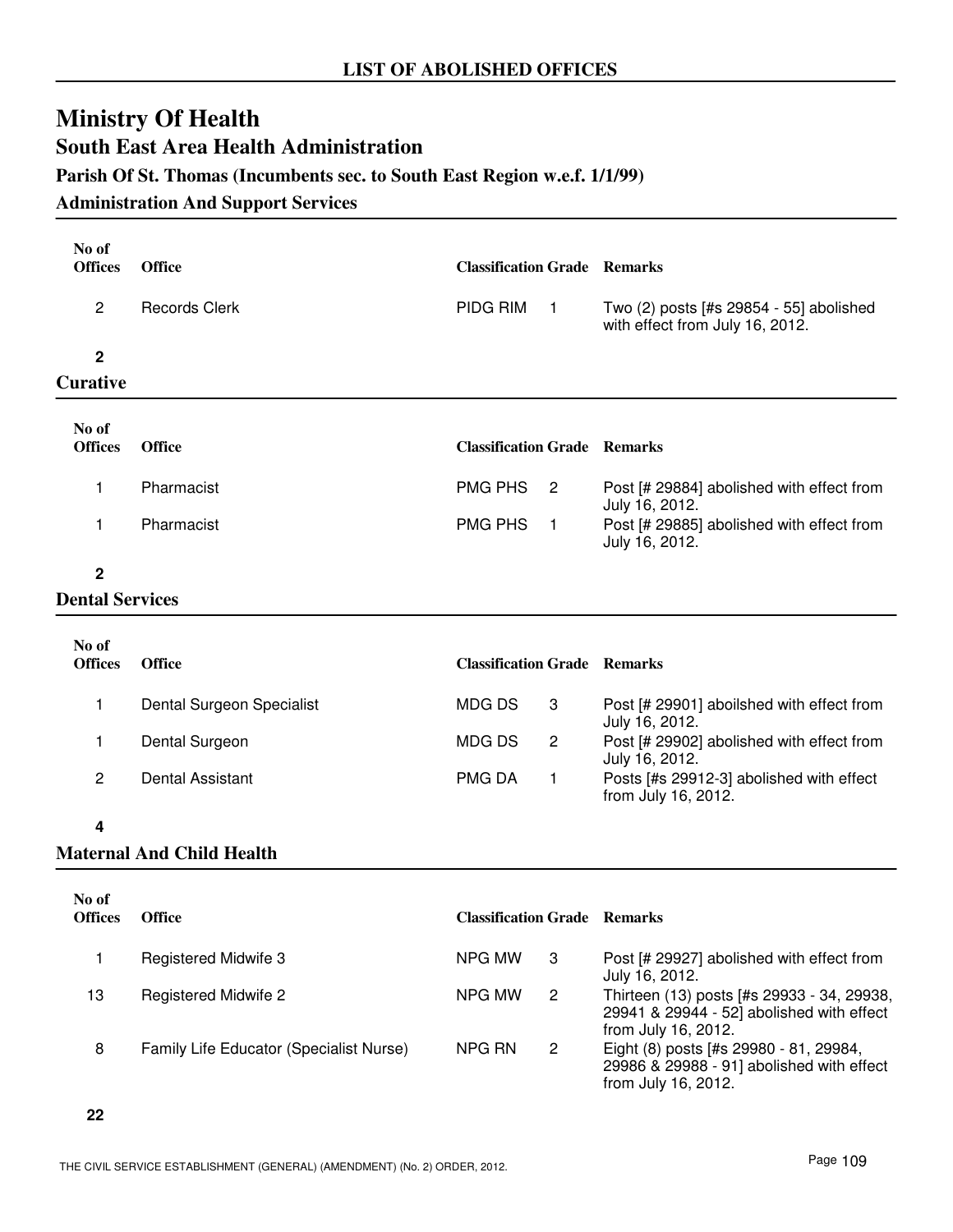## LIST OF ABOLISHED OFFICES

# Ministry Of Health

## South East Area Health Administration

### Parish Of St. Thomas (Incumbents sec. to South East Region w.e.f. 1/1/99)

#### Administration And Support Services

| No of Offices | Office | Classification | Grade | Remarks |
|---|---|---|---|---|
| 2 | Records Clerk | PIDG RIM | 1 | Two (2) posts [#s 29854 - 55] abolished with effect from July 16, 2012. |
| **2** | | | | |

#### Curative

| No of Offices | Office | Classification | Grade | Remarks |
|---|---|---|---|---|
| 1 | Pharmacist | PMG PHS | 2 | Post [# 29884] abolished with effect from July 16, 2012. |
| 1 | Pharmacist | PMG PHS | 1 | Post [# 29885] abolished with effect from July 16, 2012. |
| **2** | | | | |

#### Dental Services

| No of Offices | Office | Classification | Grade | Remarks |
|---|---|---|---|---|
| 1 | Dental Surgeon Specialist | MDG DS | 3 | Post [# 29901] aboilshed with effect from July 16, 2012. |
| 1 | Dental Surgeon | MDG DS | 2 | Post [# 29902] abolished with effect from July 16, 2012. |
| 2 | Dental Assistant | PMG DA | 1 | Posts [#s 29912-3] abolished with effect from July 16, 2012. |
| **4** | | | | |

#### Maternal And Child Health

| No of Offices | Office | Classification | Grade | Remarks |
|---|---|---|---|---|
| 1 | Registered Midwife 3 | NPG MW | 3 | Post [# 29927] abolished with effect from July 16, 2012. |
| 13 | Registered Midwife 2 | NPG MW | 2 | Thirteen (13) posts [#s 29933 - 34, 29938, 29941 & 29944 - 52] abolished with effect from July 16, 2012. |
| 8 | Family Life Educator (Specialist Nurse) | NPG RN | 2 | Eight (8) posts [#s 29980 - 81, 29984, 29986 & 29988 - 91] abolished with effect from July 16, 2012. |
| **22** | | | | |

THE CIVIL SERVICE ESTABLISHMENT (GENERAL) (AMENDMENT) (No. 2) ORDER, 2012.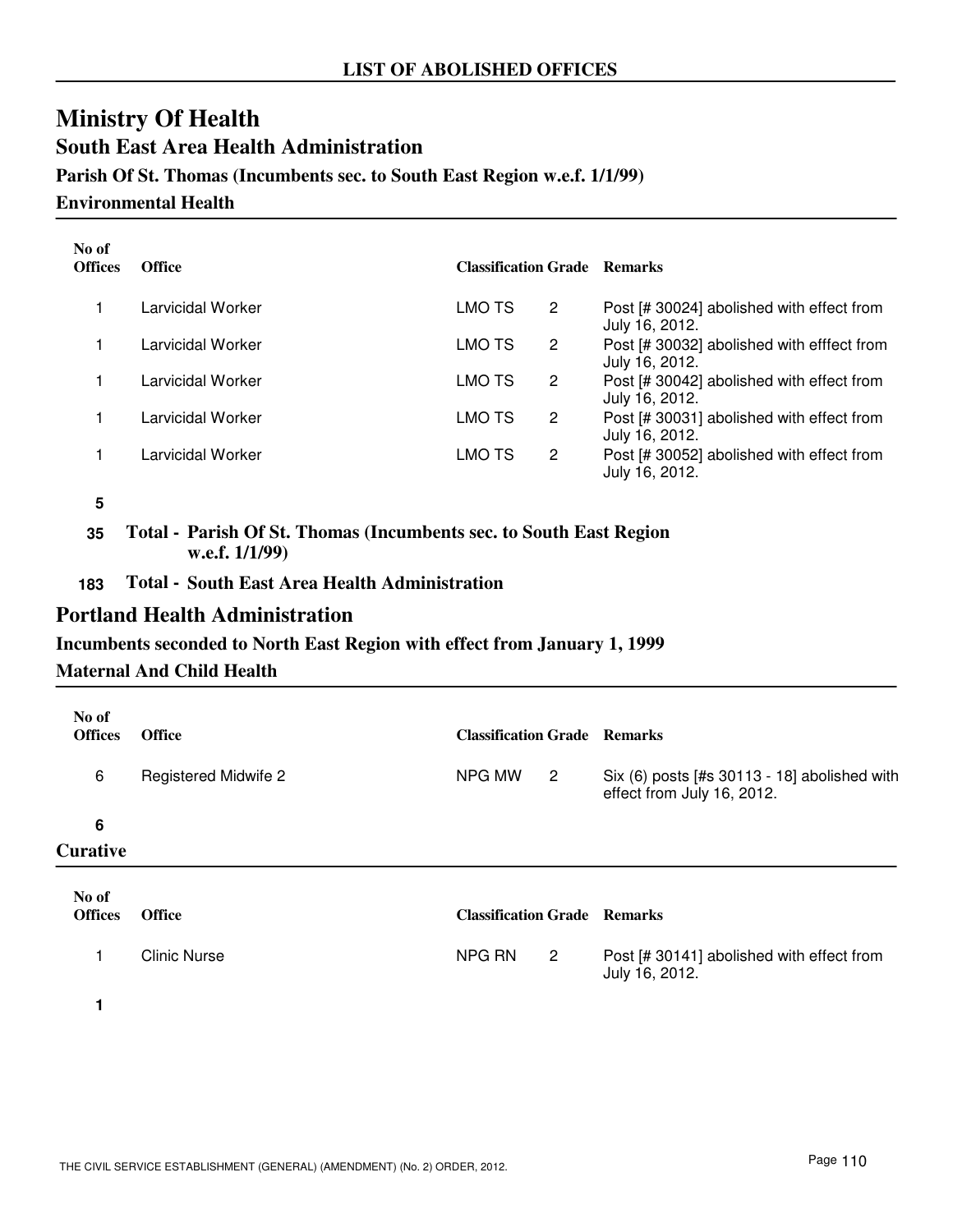# LIST OF ABOLISHED OFFICES

# Ministry Of Health

## South East Area Health Administration

### Parish Of St. Thomas (Incumbents sec. to South East Region w.e.f. 1/1/99)

### Environmental Health

| No of Offices | Office | Classification | Grade | Remarks |
|---|---|---|---|---|
| 1 | Larvicidal Worker | LMO TS | 2 | Post [# 30024] abolished with effect from July 16, 2012. |
| 1 | Larvicidal Worker | LMO TS | 2 | Post [# 30032] abolished with efffect from July 16, 2012. |
| 1 | Larvicidal Worker | LMO TS | 2 | Post [# 30042] abolished with effect from July 16, 2012. |
| 1 | Larvicidal Worker | LMO TS | 2 | Post [# 30031] abolished with effect from July 16, 2012. |
| 1 | Larvicidal Worker | LMO TS | 2 | Post [# 30052] abolished with effect from July 16, 2012. |
| **5** | | | | |

**35 Total - Parish Of St. Thomas (Incumbents sec. to South East Region w.e.f. 1/1/99)**

**183 Total - South East Area Health Administration**

## Portland Health Administration

### Incumbents seconded to North East Region with effect from January 1, 1999

### Maternal And Child Health

| No of Offices | Office | Classification | Grade | Remarks |
|---|---|---|---|---|
| 6 | Registered Midwife 2 | NPG MW | 2 | Six (6) posts [#s 30113 - 18] abolished with effect from July 16, 2012. |
| **6** | | | | |

### Curative

| No of Offices | Office | Classification | Grade | Remarks |
|---|---|---|---|---|
| 1 | Clinic Nurse | NPG RN | 2 | Post [# 30141] abolished with effect from July 16, 2012. |
| **1** | | | | |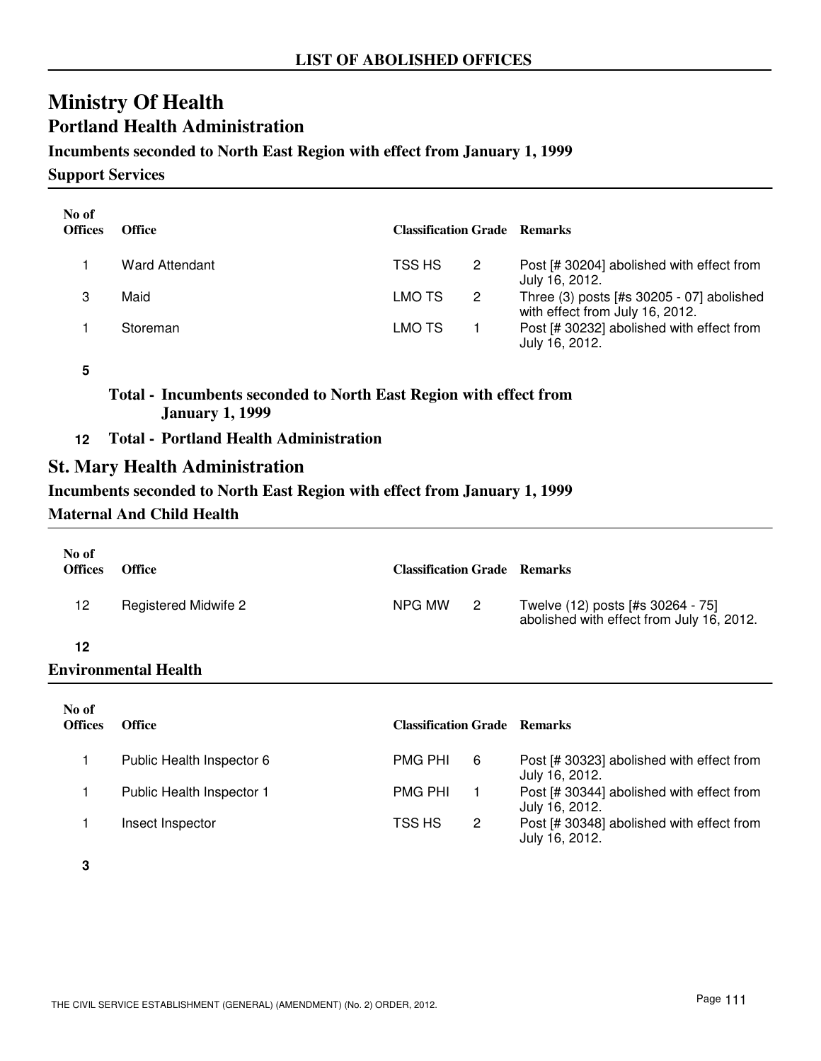# LIST OF ABOLISHED OFFICES

# Ministry Of Health

## Portland Health Administration

### Incumbents seconded to North East Region with effect from January 1, 1999

#### Support Services

| No of Offices | Office | Classification | Grade | Remarks |
|---|---|---|---|---|
| 1 | Ward Attendant | TSS HS | 2 | Post [# 30204] abolished with effect from July 16, 2012. |
| 3 | Maid | LMO TS | 2 | Three (3) posts [#s 30205 - 07] abolished with effect from July 16, 2012. |
| 1 | Storeman | LMO TS | 1 | Post [# 30232] abolished with effect from July 16, 2012. |
| **5** | | | | |

**Total - Incumbents seconded to North East Region with effect from January 1, 1999**

**12 Total - Portland Health Administration**

## St. Mary Health Administration

### Incumbents seconded to North East Region with effect from January 1, 1999

#### Maternal And Child Health

| No of Offices | Office | Classification | Grade | Remarks |
|---|---|---|---|---|
| 12 | Registered Midwife 2 | NPG MW | 2 | Twelve (12) posts [#s 30264 - 75] abolished with effect from July 16, 2012. |
| **12** | | | | |

#### Environmental Health

| No of Offices | Office | Classification | Grade | Remarks |
|---|---|---|---|---|
| 1 | Public Health Inspector 6 | PMG PHI | 6 | Post [# 30323] abolished with effect from July 16, 2012. |
| 1 | Public Health Inspector 1 | PMG PHI | 1 | Post [# 30344] abolished with effect from July 16, 2012. |
| 1 | Insect Inspector | TSS HS | 2 | Post [# 30348] abolished with effect from July 16, 2012. |
| **3** | | | | |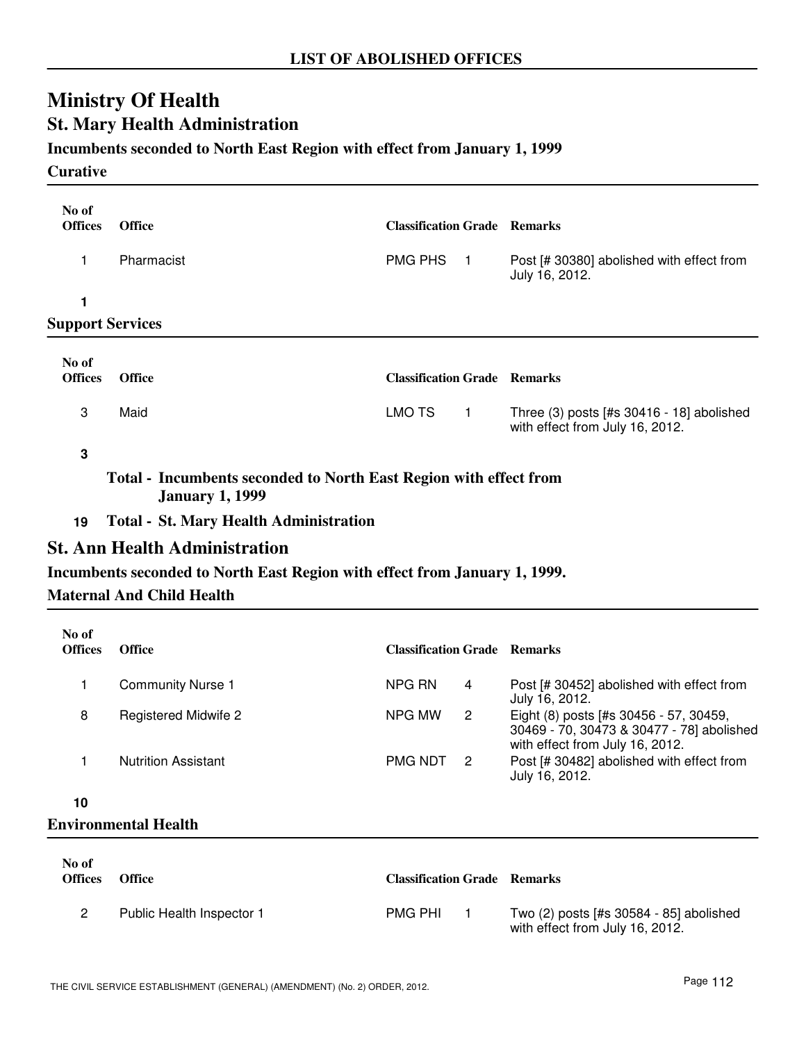# LIST OF ABOLISHED OFFICES

## Ministry Of Health

### St. Mary Health Administration

**Incumbents seconded to North East Region with effect from January 1, 1999**

**Curative**

| No of Offices | Office | Classification | Grade | Remarks |
|---|---|---|---|---|
| 1 | Pharmacist | PMG PHS | 1 | Post [# 30380] abolished with effect from July 16, 2012. |
| **1** | | | | |

**Support Services**

| No of Offices | Office | Classification | Grade | Remarks |
|---|---|---|---|---|
| 3 | Maid | LMO TS | 1 | Three (3) posts [#s 30416 - 18] abolished with effect from July 16, 2012. |
| **3** | | | | |

**Total - Incumbents seconded to North East Region with effect from January 1, 1999**

**19 Total - St. Mary Health Administration**

### St. Ann Health Administration

**Incumbents seconded to North East Region with effect from January 1, 1999.**

**Maternal And Child Health**

| No of Offices | Office | Classification | Grade | Remarks |
|---|---|---|---|---|
| 1 | Community Nurse 1 | NPG RN | 4 | Post [# 30452] abolished with effect from July 16, 2012. |
| 8 | Registered Midwife 2 | NPG MW | 2 | Eight (8) posts [#s 30456 - 57, 30459, 30469 - 70, 30473 & 30477 - 78] abolished with effect from July 16, 2012. |
| 1 | Nutrition Assistant | PMG NDT | 2 | Post [# 30482] abolished with effect from July 16, 2012. |
| **10** | | | | |

**Environmental Health**

| No of Offices | Office | Classification | Grade | Remarks |
|---|---|---|---|---|
| 2 | Public Health Inspector 1 | PMG PHI | 1 | Two (2) posts [#s 30584 - 85] abolished with effect from July 16, 2012. |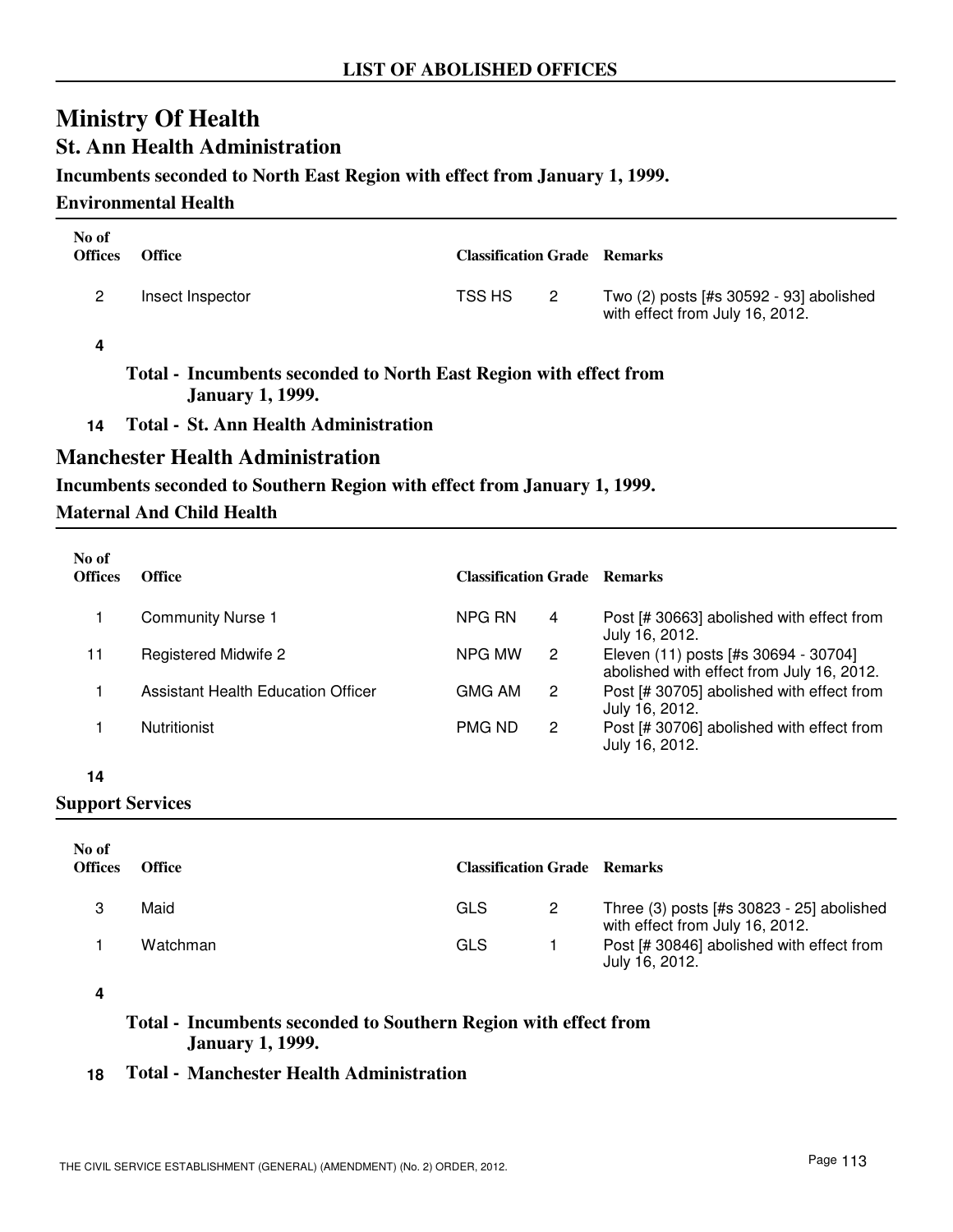## LIST OF ABOLISHED OFFICES

# Ministry Of Health

## St. Ann Health Administration

### Incumbents seconded to North East Region with effect from January 1, 1999.

#### Environmental Health

| No of Offices | Office | Classification | Grade | Remarks |
|---|---|---|---|---|
| 2 | Insect Inspector | TSS HS | 2 | Two (2) posts [#s 30592 - 93] abolished with effect from July 16, 2012. |
| **4** | | | | |

**Total - Incumbents seconded to North East Region with effect from January 1, 1999.**

**14 Total - St. Ann Health Administration**

## Manchester Health Administration

### Incumbents seconded to Southern Region with effect from January 1, 1999.

#### Maternal And Child Health

| No of Offices | Office | Classification | Grade | Remarks |
|---|---|---|---|---|
| 1 | Community Nurse 1 | NPG RN | 4 | Post [# 30663] abolished with effect from July 16, 2012. |
| 11 | Registered Midwife 2 | NPG MW | 2 | Eleven (11) posts [#s 30694 - 30704] abolished with effect from July 16, 2012. |
| 1 | Assistant Health Education Officer | GMG AM | 2 | Post [# 30705] abolished with effect from July 16, 2012. |
| 1 | Nutritionist | PMG ND | 2 | Post [# 30706] abolished with effect from July 16, 2012. |
| **14** | | | | |

#### Support Services

| No of Offices | Office | Classification | Grade | Remarks |
|---|---|---|---|---|
| 3 | Maid | GLS | 2 | Three (3) posts [#s 30823 - 25] abolished with effect from July 16, 2012. |
| 1 | Watchman | GLS | 1 | Post [# 30846] abolished with effect from July 16, 2012. |
| **4** | | | | |

**Total - Incumbents seconded to Southern Region with effect from January 1, 1999.**

**18 Total - Manchester Health Administration**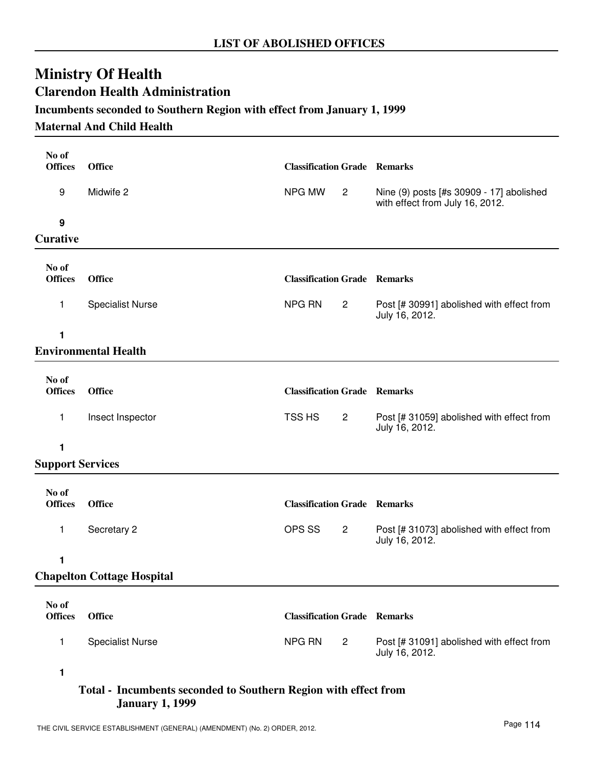## LIST OF ABOLISHED OFFICES

# Ministry Of Health

## Clarendon Health Administration

### Incumbents seconded to Southern Region with effect from January 1, 1999

### Maternal And Child Health

| No of Offices | Office | Classification | Grade | Remarks |
|---|---|---|---|---|
| 9 | Midwife 2 | NPG MW | 2 | Nine (9) posts [#s 30909 - 17] abolished with effect from July 16, 2012. |
| **9** | | | | |

### Curative

| No of Offices | Office | Classification | Grade | Remarks |
|---|---|---|---|---|
| 1 | Specialist Nurse | NPG RN | 2 | Post [# 30991] abolished with effect from July 16, 2012. |
| **1** | | | | |

### Environmental Health

| No of Offices | Office | Classification | Grade | Remarks |
|---|---|---|---|---|
| 1 | Insect Inspector | TSS HS | 2 | Post [# 31059] abolished with effect from July 16, 2012. |
| **1** | | | | |

### Support Services

| No of Offices | Office | Classification | Grade | Remarks |
|---|---|---|---|---|
| 1 | Secretary 2 | OPS SS | 2 | Post [# 31073] abolished with effect from July 16, 2012. |
| **1** | | | | |

### Chapelton Cottage Hospital

| No of Offices | Office | Classification | Grade | Remarks |
|---|---|---|---|---|
| 1 | Specialist Nurse | NPG RN | 2 | Post [# 31091] abolished with effect from July 16, 2012. |
| **1** | | | | |

**Total - Incumbents seconded to Southern Region with effect from January 1, 1999**

THE CIVIL SERVICE ESTABLISHMENT (GENERAL) (AMENDMENT) (No. 2) ORDER, 2012.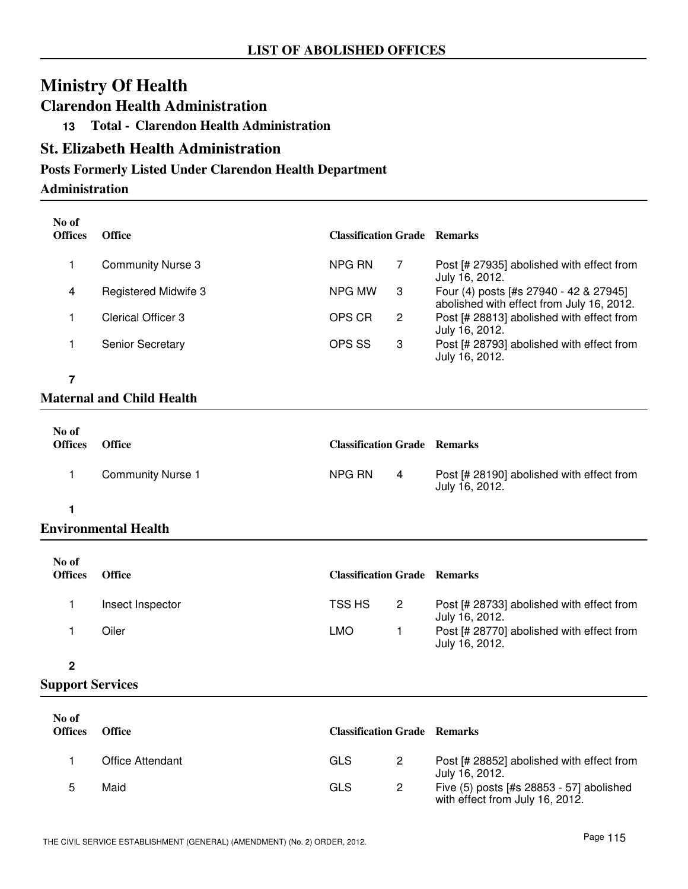## LIST OF ABOLISHED OFFICES

# Ministry Of Health

## Clarendon Health Administration

**13 Total - Clarendon Health Administration**

## St. Elizabeth Health Administration

### Posts Formerly Listed Under Clarendon Health Department

### Administration

| No of Offices | Office | Classification | Grade | Remarks |
|---|---|---|---|---|
| 1 | Community Nurse 3 | NPG RN | 7 | Post [# 27935] abolished with effect from July 16, 2012. |
| 4 | Registered Midwife 3 | NPG MW | 3 | Four (4) posts [#s 27940 - 42 & 27945] abolished with effect from July 16, 2012. |
| 1 | Clerical Officer 3 | OPS CR | 2 | Post [# 28813] abolished with effect from July 16, 2012. |
| 1 | Senior Secretary | OPS SS | 3 | Post [# 28793] abolished with effect from July 16, 2012. |
| **7** | | | | |

### Maternal and Child Health

| No of Offices | Office | Classification | Grade | Remarks |
|---|---|---|---|---|
| 1 | Community Nurse 1 | NPG RN | 4 | Post [# 28190] abolished with effect from July 16, 2012. |
| **1** | | | | |

### Environmental Health

| No of Offices | Office | Classification | Grade | Remarks |
|---|---|---|---|---|
| 1 | Insect Inspector | TSS HS | 2 | Post [# 28733] abolished with effect from July 16, 2012. |
| 1 | Oiler | LMO | 1 | Post [# 28770] abolished with effect from July 16, 2012. |
| **2** | | | | |

### Support Services

| No of Offices | Office | Classification | Grade | Remarks |
|---|---|---|---|---|
| 1 | Office Attendant | GLS | 2 | Post [# 28852] abolished with effect from July 16, 2012. |
| 5 | Maid | GLS | 2 | Five (5) posts [#s 28853 - 57] abolished with effect from July 16, 2012. |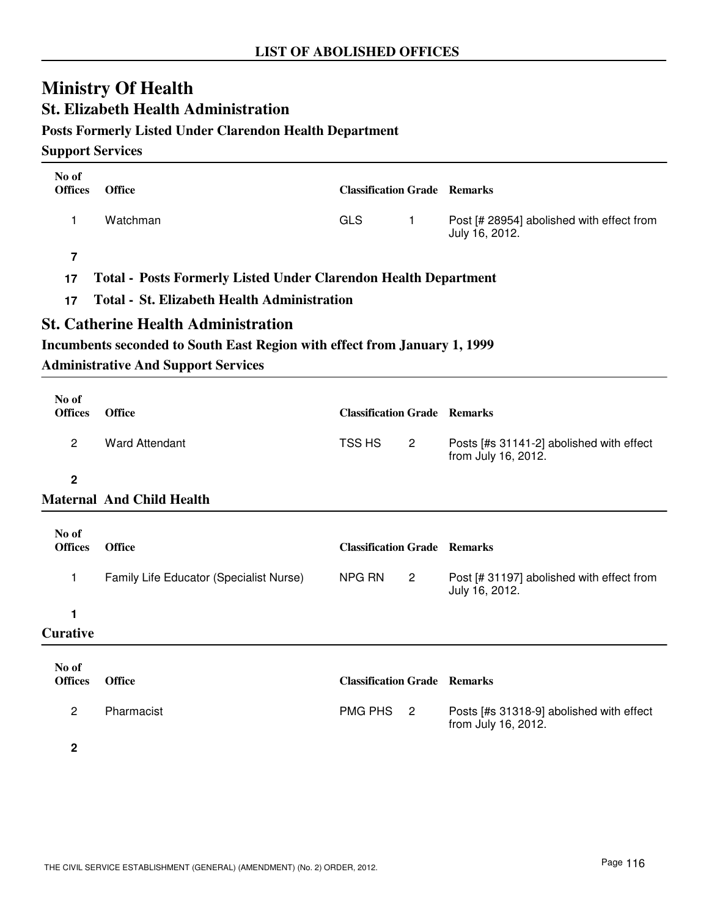LIST OF ABOLISHED OFFICES

# Ministry Of Health

## St. Elizabeth Health Administration

### Posts Formerly Listed Under Clarendon Health Department

#### Support Services

| No of Offices | Office | Classification | Grade | Remarks |
|---|---|---|---|---|
| 1 | Watchman | GLS | 1 | Post [# 28954] abolished with effect from July 16, 2012. |
| **7** | | | | |

**17 Total - Posts Formerly Listed Under Clarendon Health Department**

**17 Total - St. Elizabeth Health Administration**

## St. Catherine Health Administration

### Incumbents seconded to South East Region with effect from January 1, 1999

#### Administrative And Support Services

| No of Offices | Office | Classification | Grade | Remarks |
|---|---|---|---|---|
| 2 | Ward Attendant | TSS HS | 2 | Posts [#s 31141-2] abolished with effect from July 16, 2012. |
| **2** | | | | |

#### Maternal And Child Health

| No of Offices | Office | Classification | Grade | Remarks |
|---|---|---|---|---|
| 1 | Family Life Educator (Specialist Nurse) | NPG RN | 2 | Post [# 31197] abolished with effect from July 16, 2012. |
| **1** | | | | |

#### Curative

| No of Offices | Office | Classification | Grade | Remarks |
|---|---|---|---|---|
| 2 | Pharmacist | PMG PHS | 2 | Posts [#s 31318-9] abolished with effect from July 16, 2012. |
| **2** | | | | |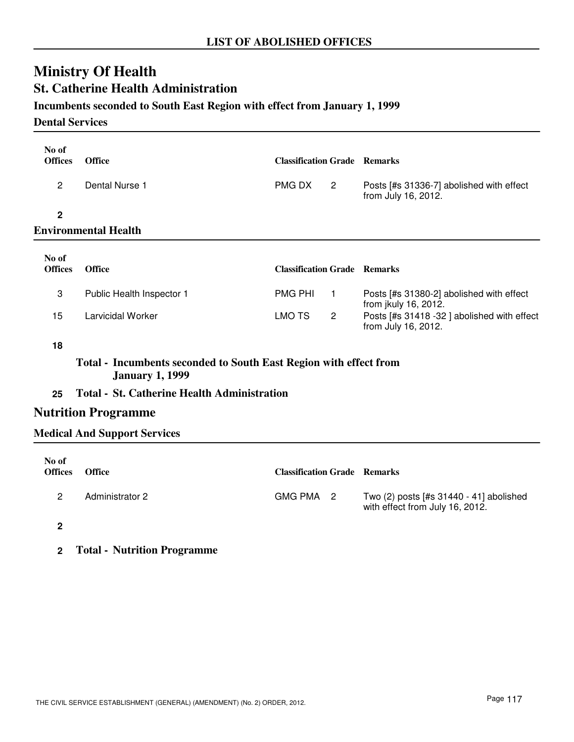## LIST OF ABOLISHED OFFICES

# Ministry Of Health

## St. Catherine Health Administration

### Incumbents seconded to South East Region with effect from January 1, 1999

#### Dental Services

| No of Offices | Office | Classification | Grade | Remarks |
|---|---|---|---|---|
| 2 | Dental Nurse 1 | PMG DX | 2 | Posts [#s 31336-7] abolished with effect from July 16, 2012. |
| **2** | | | | |

#### Environmental Health

| No of Offices | Office | Classification | Grade | Remarks |
|---|---|---|---|---|
| 3 | Public Health Inspector 1 | PMG PHI | 1 | Posts [#s 31380-2] abolished with effect from jkuly 16, 2012. |
| 15 | Larvicidal Worker | LMO TS | 2 | Posts [#s 31418 -32 ] abolished with effect from July 16, 2012. |
| **18** | | | | |

**Total - Incumbents seconded to South East Region with effect from January 1, 1999**

**25 Total - St. Catherine Health Administration**

## Nutrition Programme

#### Medical And Support Services

| No of Offices | Office | Classification | Grade | Remarks |
|---|---|---|---|---|
| 2 | Administrator 2 | GMG PMA | 2 | Two (2) posts [#s 31440 - 41] abolished with effect from July 16, 2012. |
| **2** | | | | |

**2 Total - Nutrition Programme**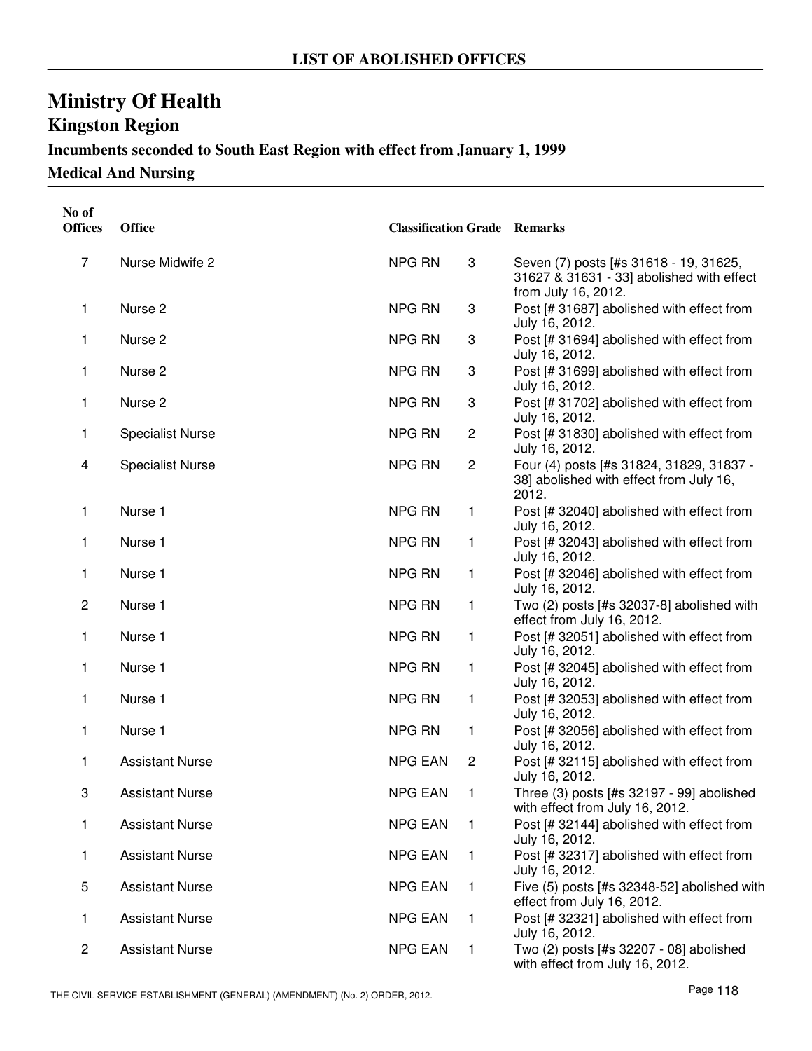## LIST OF ABOLISHED OFFICES

# Ministry Of Health

## Kingston Region

### Incumbents seconded to South East Region with effect from January 1, 1999

### Medical And Nursing

| No of Offices | Office | Classification | Grade | Remarks |
|---|---|---|---|---|
| 7 | Nurse Midwife 2 | NPG RN | 3 | Seven (7) posts [#s 31618 - 19, 31625, 31627 & 31631 - 33] abolished with effect from July 16, 2012. |
| 1 | Nurse 2 | NPG RN | 3 | Post [# 31687] abolished with effect from July 16, 2012. |
| 1 | Nurse 2 | NPG RN | 3 | Post [# 31694] abolished with effect from July 16, 2012. |
| 1 | Nurse 2 | NPG RN | 3 | Post [# 31699] abolished with effect from July 16, 2012. |
| 1 | Nurse 2 | NPG RN | 3 | Post [# 31702] abolished with effect from July 16, 2012. |
| 1 | Specialist Nurse | NPG RN | 2 | Post [# 31830] abolished with effect from July 16, 2012. |
| 4 | Specialist Nurse | NPG RN | 2 | Four (4) posts [#s 31824, 31829, 31837 - 38] abolished with effect from July 16, 2012. |
| 1 | Nurse 1 | NPG RN | 1 | Post [# 32040] abolished with effect from July 16, 2012. |
| 1 | Nurse 1 | NPG RN | 1 | Post [# 32043] abolished with effect from July 16, 2012. |
| 1 | Nurse 1 | NPG RN | 1 | Post [# 32046] abolished with effect from July 16, 2012. |
| 2 | Nurse 1 | NPG RN | 1 | Two (2) posts [#s 32037-8] abolished with effect from July 16, 2012. |
| 1 | Nurse 1 | NPG RN | 1 | Post [# 32051] abolished with effect from July 16, 2012. |
| 1 | Nurse 1 | NPG RN | 1 | Post [# 32045] abolished with effect from July 16, 2012. |
| 1 | Nurse 1 | NPG RN | 1 | Post [# 32053] abolished with effect from July 16, 2012. |
| 1 | Nurse 1 | NPG RN | 1 | Post [# 32056] abolished with effect from July 16, 2012. |
| 1 | Assistant Nurse | NPG EAN | 2 | Post [# 32115] abolished with effect from July 16, 2012. |
| 3 | Assistant Nurse | NPG EAN | 1 | Three (3) posts [#s 32197 - 99] abolished with effect from July 16, 2012. |
| 1 | Assistant Nurse | NPG EAN | 1 | Post [# 32144] abolished with effect from July 16, 2012. |
| 1 | Assistant Nurse | NPG EAN | 1 | Post [# 32317] abolished with effect from July 16, 2012. |
| 5 | Assistant Nurse | NPG EAN | 1 | Five (5) posts [#s 32348-52] abolished with effect from July 16, 2012. |
| 1 | Assistant Nurse | NPG EAN | 1 | Post [# 32321] abolished with effect from July 16, 2012. |
| 2 | Assistant Nurse | NPG EAN | 1 | Two (2) posts [#s 32207 - 08] abolished with effect from July 16, 2012. |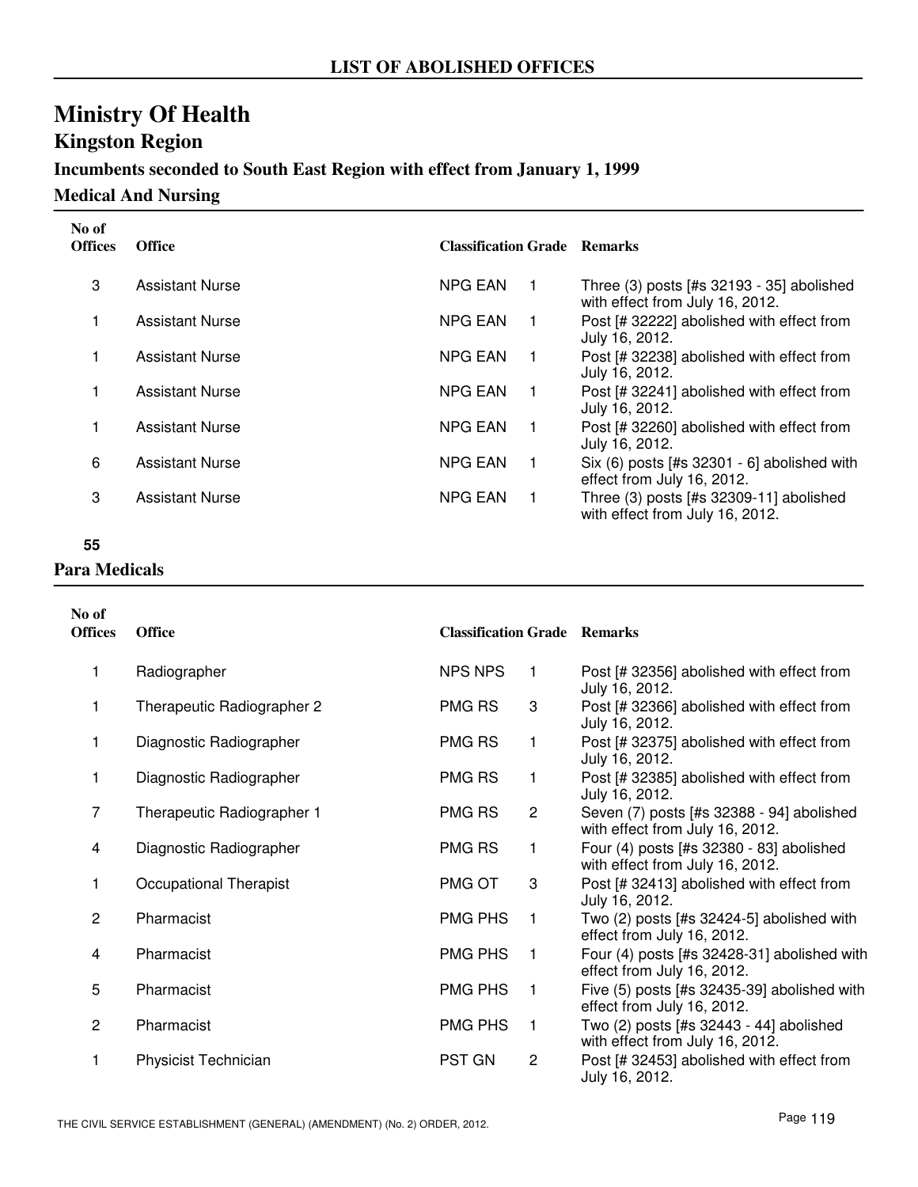## LIST OF ABOLISHED OFFICES

# Ministry Of Health

## Kingston Region

### Incumbents seconded to South East Region with effect from January 1, 1999

### Medical And Nursing

| No of Offices | Office | Classification | Grade | Remarks |
|---|---|---|---|---|
| 3 | Assistant Nurse | NPG EAN | 1 | Three (3) posts [#s 32193 - 35] abolished with effect from July 16, 2012. |
| 1 | Assistant Nurse | NPG EAN | 1 | Post [# 32222] abolished with effect from July 16, 2012. |
| 1 | Assistant Nurse | NPG EAN | 1 | Post [# 32238] abolished with effect from July 16, 2012. |
| 1 | Assistant Nurse | NPG EAN | 1 | Post [# 32241] abolished with effect from July 16, 2012. |
| 1 | Assistant Nurse | NPG EAN | 1 | Post [# 32260] abolished with effect from July 16, 2012. |
| 6 | Assistant Nurse | NPG EAN | 1 | Six (6) posts [#s 32301 - 6] abolished with effect from July 16, 2012. |
| 3 | Assistant Nurse | NPG EAN | 1 | Three (3) posts [#s 32309-11] abolished with effect from July 16, 2012. |

**55**

### Para Medicals

| No of Offices | Office | Classification | Grade | Remarks |
|---|---|---|---|---|
| 1 | Radiographer | NPS NPS | 1 | Post [# 32356] abolished with effect from July 16, 2012. |
| 1 | Therapeutic Radiographer 2 | PMG RS | 3 | Post [# 32366] abolished with effect from July 16, 2012. |
| 1 | Diagnostic Radiographer | PMG RS | 1 | Post [# 32375] abolished with effect from July 16, 2012. |
| 1 | Diagnostic Radiographer | PMG RS | 1 | Post [# 32385] abolished with effect from July 16, 2012. |
| 7 | Therapeutic Radiographer 1 | PMG RS | 2 | Seven (7) posts [#s 32388 - 94] abolished with effect from July 16, 2012. |
| 4 | Diagnostic Radiographer | PMG RS | 1 | Four (4) posts [#s 32380 - 83] abolished with effect from July 16, 2012. |
| 1 | Occupational Therapist | PMG OT | 3 | Post [# 32413] abolished with effect from July 16, 2012. |
| 2 | Pharmacist | PMG PHS | 1 | Two (2) posts [#s 32424-5] abolished with effect from July 16, 2012. |
| 4 | Pharmacist | PMG PHS | 1 | Four (4) posts [#s 32428-31] abolished with effect from July 16, 2012. |
| 5 | Pharmacist | PMG PHS | 1 | Five (5) posts [#s 32435-39] abolished with effect from July 16, 2012. |
| 2 | Pharmacist | PMG PHS | 1 | Two (2) posts [#s 32443 - 44] abolished with effect from July 16, 2012. |
| 1 | Physicist Technician | PST GN | 2 | Post [# 32453] abolished with effect from July 16, 2012. |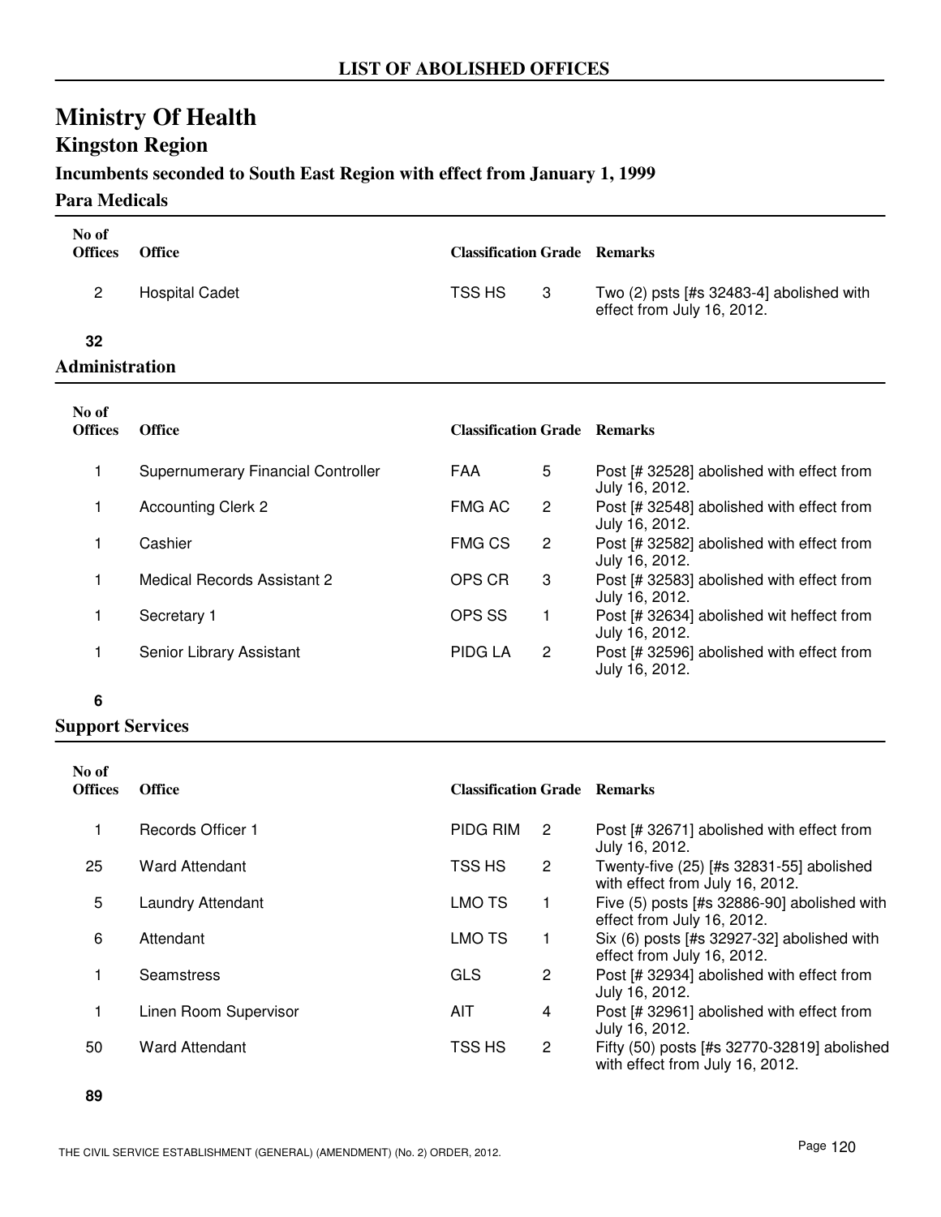# LIST OF ABOLISHED OFFICES

## Ministry Of Health

### Kingston Region

#### Incumbents seconded to South East Region with effect from January 1, 1999

#### Para Medicals

| No of Offices | Office | Classification | Grade | Remarks |
|---|---|---|---|---|
| 2 | Hospital Cadet | TSS HS | 3 | Two (2) psts [#s 32483-4] abolished with effect from July 16, 2012. |

**32**

#### Administration

| No of Offices | Office | Classification | Grade | Remarks |
|---|---|---|---|---|
| 1 | Supernumerary Financial Controller | FAA | 5 | Post [# 32528] abolished with effect from July 16, 2012. |
| 1 | Accounting Clerk 2 | FMG AC | 2 | Post [# 32548] abolished with effect from July 16, 2012. |
| 1 | Cashier | FMG CS | 2 | Post [# 32582] abolished with effect from July 16, 2012. |
| 1 | Medical Records Assistant 2 | OPS CR | 3 | Post [# 32583] abolished with effect from July 16, 2012. |
| 1 | Secretary 1 | OPS SS | 1 | Post [# 32634] abolished wit heffect from July 16, 2012. |
| 1 | Senior Library Assistant | PIDG LA | 2 | Post [# 32596] abolished with effect from July 16, 2012. |

**6**

#### Support Services

| No of Offices | Office | Classification | Grade | Remarks |
|---|---|---|---|---|
| 1 | Records Officer 1 | PIDG RIM | 2 | Post [# 32671] abolished with effect from July 16, 2012. |
| 25 | Ward Attendant | TSS HS | 2 | Twenty-five (25) [#s 32831-55] abolished with effect from July 16, 2012. |
| 5 | Laundry Attendant | LMO TS | 1 | Five (5) posts [#s 32886-90] abolished with effect from July 16, 2012. |
| 6 | Attendant | LMO TS | 1 | Six (6) posts [#s 32927-32] abolished with effect from July 16, 2012. |
| 1 | Seamstress | GLS | 2 | Post [# 32934] abolished with effect from July 16, 2012. |
| 1 | Linen Room Supervisor | AIT | 4 | Post [# 32961] abolished with effect from July 16, 2012. |
| 50 | Ward Attendant | TSS HS | 2 | Fifty (50) posts [#s 32770-32819] abolished with effect from July 16, 2012. |

**89**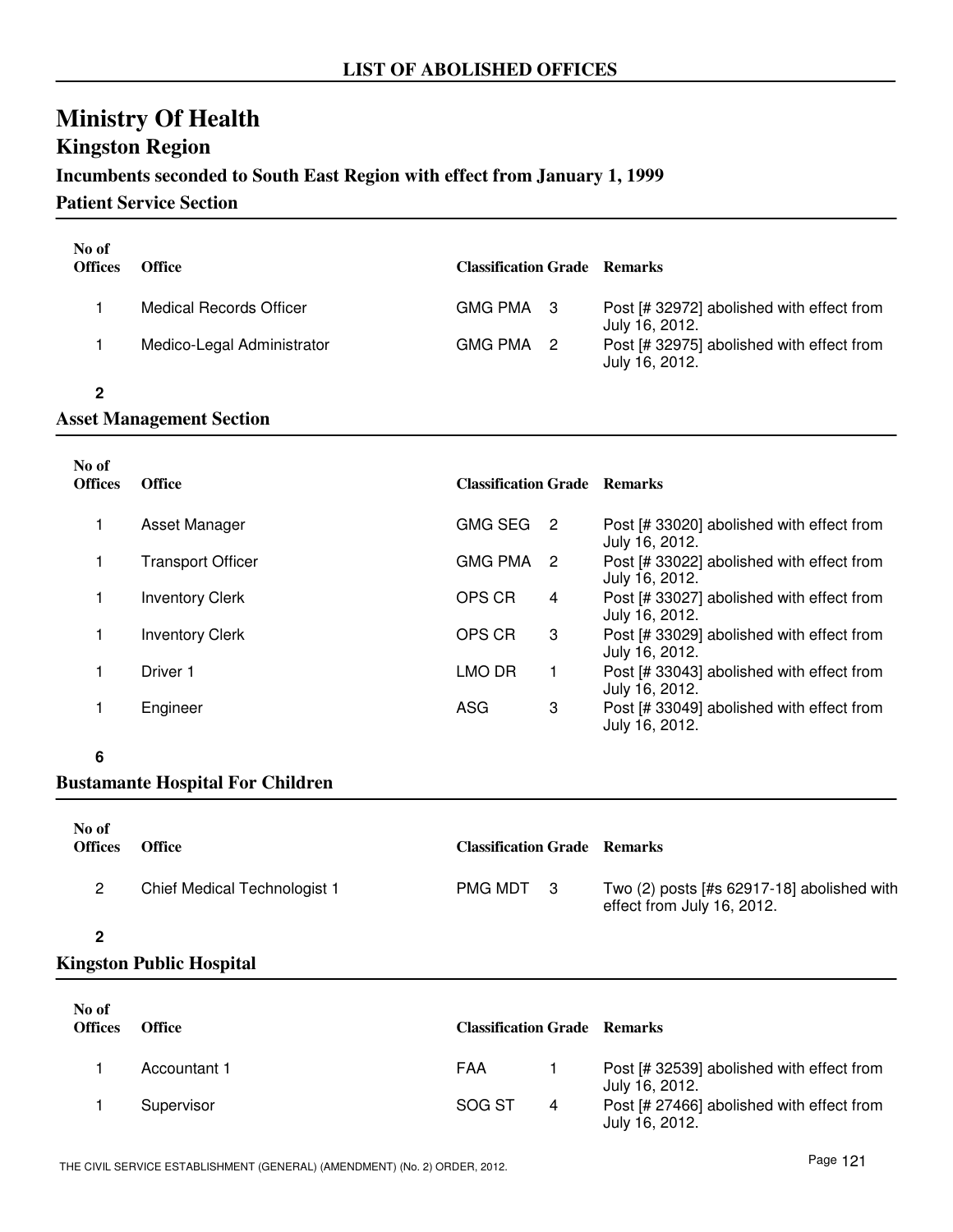# LIST OF ABOLISHED OFFICES

# Ministry Of Health

## Kingston Region

### Incumbents seconded to South East Region with effect from January 1, 1999

### Patient Service Section

| No of Offices | Office | Classification | Grade | Remarks |
|---|---|---|---|---|
| 1 | Medical Records Officer | GMG PMA | 3 | Post [# 32972] abolished with effect from July 16, 2012. |
| 1 | Medico-Legal Administrator | GMG PMA | 2 | Post [# 32975] abolished with effect from July 16, 2012. |
| **2** | | | | |

### Asset Management Section

| No of Offices | Office | Classification | Grade | Remarks |
|---|---|---|---|---|
| 1 | Asset Manager | GMG SEG | 2 | Post [# 33020] abolished with effect from July 16, 2012. |
| 1 | Transport Officer | GMG PMA | 2 | Post [# 33022] abolished with effect from July 16, 2012. |
| 1 | Inventory Clerk | OPS CR | 4 | Post [# 33027] abolished with effect from July 16, 2012. |
| 1 | Inventory Clerk | OPS CR | 3 | Post [# 33029] abolished with effect from July 16, 2012. |
| 1 | Driver 1 | LMO DR | 1 | Post [# 33043] abolished with effect from July 16, 2012. |
| 1 | Engineer | ASG | 3 | Post [# 33049] abolished with effect from July 16, 2012. |
| **6** | | | | |

### Bustamante Hospital For Children

| No of Offices | Office | Classification | Grade | Remarks |
|---|---|---|---|---|
| 2 | Chief Medical Technologist 1 | PMG MDT | 3 | Two (2) posts [#s 62917-18] abolished with effect from July 16, 2012. |
| **2** | | | | |

### Kingston Public Hospital

| No of Offices | Office | Classification | Grade | Remarks |
|---|---|---|---|---|
| 1 | Accountant 1 | FAA | 1 | Post [# 32539] abolished with effect from July 16, 2012. |
| 1 | Supervisor | SOG ST | 4 | Post [# 27466] abolished with effect from July 16, 2012. |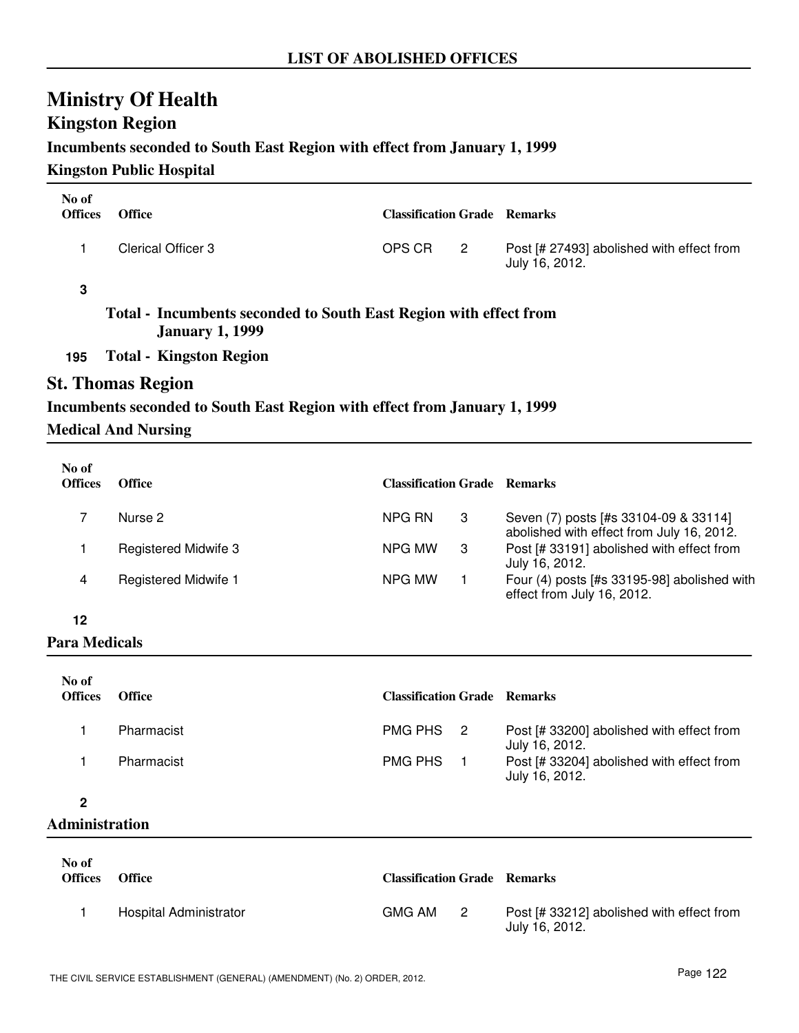# Ministry Of Health

## Kingston Region

### Incumbents seconded to South East Region with effect from January 1, 1999

#### Kingston Public Hospital

| No of Offices | Office | Classification | Grade | Remarks |
|---|---|---|---|---|
| 1 | Clerical Officer 3 | OPS CR | 2 | Post [# 27493] abolished with effect from July 16, 2012. |

**3**

**Total - Incumbents seconded to South East Region with effect from January 1, 1999**

**195 Total - Kingston Region**

## St. Thomas Region

### Incumbents seconded to South East Region with effect from January 1, 1999

#### Medical And Nursing

| No of Offices | Office | Classification | Grade | Remarks |
|---|---|---|---|---|
| 7 | Nurse 2 | NPG RN | 3 | Seven (7) posts [#s 33104-09 & 33114] abolished with effect from July 16, 2012. |
| 1 | Registered Midwife 3 | NPG MW | 3 | Post [# 33191] abolished with effect from July 16, 2012. |
| 4 | Registered Midwife 1 | NPG MW | 1 | Four (4) posts [#s 33195-98] abolished with effect from July 16, 2012. |

**12**

#### Para Medicals

| No of Offices | Office | Classification | Grade | Remarks |
|---|---|---|---|---|
| 1 | Pharmacist | PMG PHS | 2 | Post [# 33200] abolished with effect from July 16, 2012. |
| 1 | Pharmacist | PMG PHS | 1 | Post [# 33204] abolished with effect from July 16, 2012. |

**2**

#### Administration

| No of Offices | Office | Classification | Grade | Remarks |
|---|---|---|---|---|
| 1 | Hospital Administrator | GMG AM | 2 | Post [# 33212] abolished with effect from July 16, 2012. |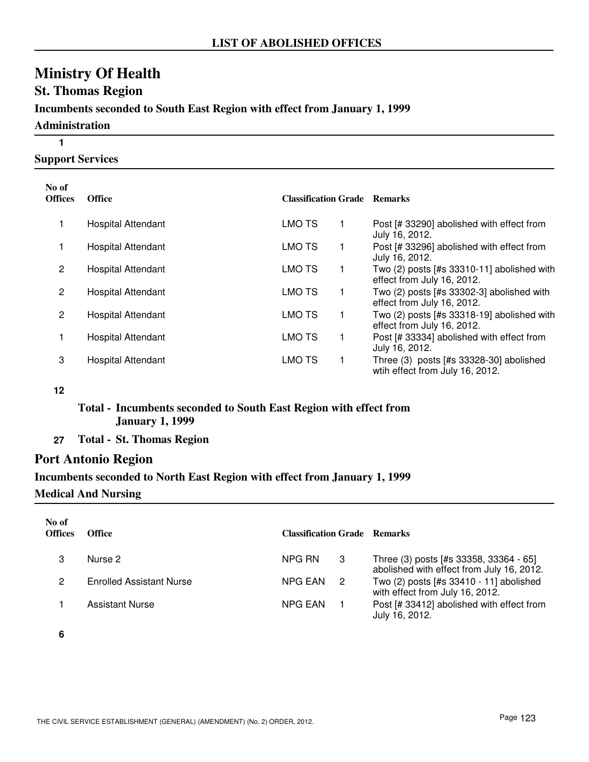## LIST OF ABOLISHED OFFICES

# Ministry Of Health

## St. Thomas Region

### Incumbents seconded to South East Region with effect from January 1, 1999

### Administration

**1**

### Support Services

| No of Offices | Office | Classification | Grade | Remarks |
|---|---|---|---|---|
| 1 | Hospital Attendant | LMO TS | 1 | Post [# 33290] abolished with effect from July 16, 2012. |
| 1 | Hospital Attendant | LMO TS | 1 | Post [# 33296] abolished with effect from July 16, 2012. |
| 2 | Hospital Attendant | LMO TS | 1 | Two (2) posts [#s 33310-11] abolished with effect from July 16, 2012. |
| 2 | Hospital Attendant | LMO TS | 1 | Two (2) posts [#s 33302-3] abolished with effect from July 16, 2012. |
| 2 | Hospital Attendant | LMO TS | 1 | Two (2) posts [#s 33318-19] abolished with effect from July 16, 2012. |
| 1 | Hospital Attendant | LMO TS | 1 | Post [# 33334] abolished with effect from July 16, 2012. |
| 3 | Hospital Attendant | LMO TS | 1 | Three (3) posts [#s 33328-30] abolished wtih effect from July 16, 2012. |

**12**

**Total - Incumbents seconded to South East Region with effect from January 1, 1999**

**27 Total - St. Thomas Region**

## Port Antonio Region

### Incumbents seconded to North East Region with effect from January 1, 1999

### Medical And Nursing

| No of Offices | Office | Classification | Grade | Remarks |
|---|---|---|---|---|
| 3 | Nurse 2 | NPG RN | 3 | Three (3) posts [#s 33358, 33364 - 65] abolished with effect from July 16, 2012. |
| 2 | Enrolled Assistant Nurse | NPG EAN | 2 | Two (2) posts [#s 33410 - 11] abolished with effect from July 16, 2012. |
| 1 | Assistant Nurse | NPG EAN | 1 | Post [# 33412] abolished with effect from July 16, 2012. |

**6**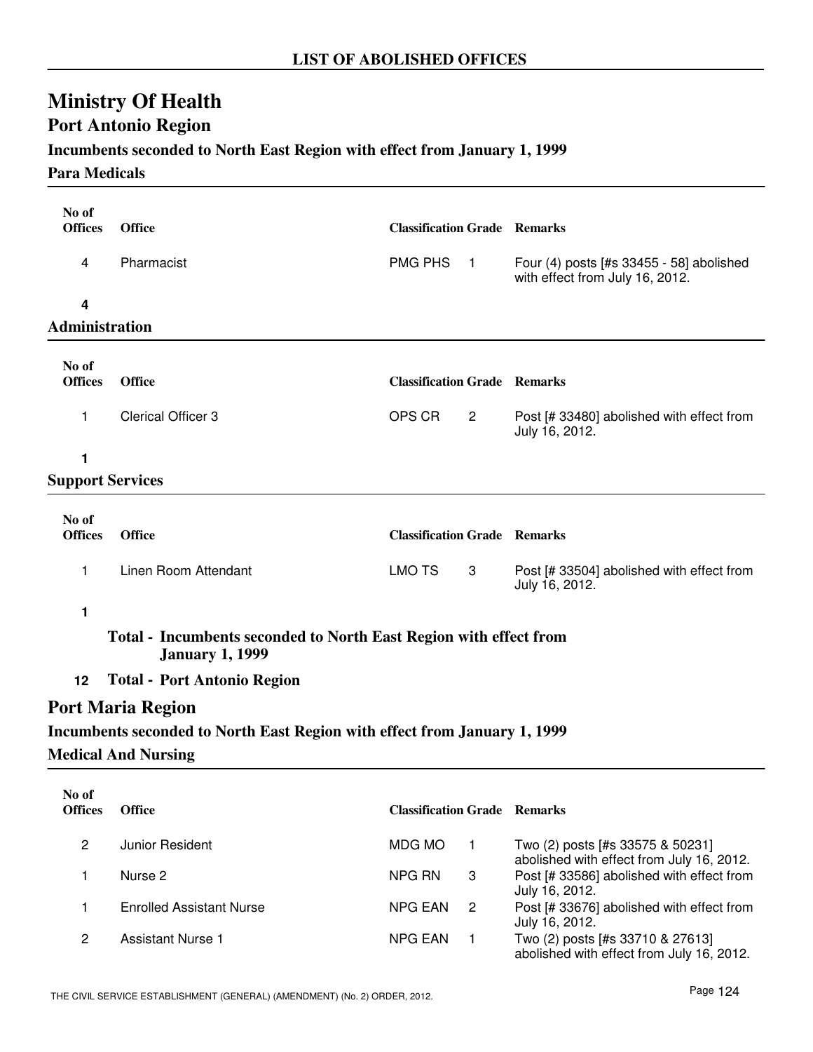## LIST OF ABOLISHED OFFICES

# Ministry Of Health

## Port Antonio Region

### Incumbents seconded to North East Region with effect from January 1, 1999

#### Para Medicals

| No of Offices | Office | Classification | Grade | Remarks |
|---|---|---|---|---|
| 4 | Pharmacist | PMG PHS | 1 | Four (4) posts [#s 33455 - 58] abolished with effect from July 16, 2012. |
| **4** | | | | |

#### Administration

| No of Offices | Office | Classification | Grade | Remarks |
|---|---|---|---|---|
| 1 | Clerical Officer 3 | OPS CR | 2 | Post [# 33480] abolished with effect from July 16, 2012. |
| **1** | | | | |

#### Support Services

| No of Offices | Office | Classification | Grade | Remarks |
|---|---|---|---|---|
| 1 | Linen Room Attendant | LMO TS | 3 | Post [# 33504] abolished with effect from July 16, 2012. |
| **1** | | | | |

**Total - Incumbents seconded to North East Region with effect from January 1, 1999**

**12 Total - Port Antonio Region**

## Port Maria Region

### Incumbents seconded to North East Region with effect from January 1, 1999

#### Medical And Nursing

| No of Offices | Office | Classification | Grade | Remarks |
|---|---|---|---|---|
| 2 | Junior Resident | MDG MO | 1 | Two (2) posts [#s 33575 & 50231] abolished with effect from July 16, 2012. |
| 1 | Nurse 2 | NPG RN | 3 | Post [# 33586] abolished with effect from July 16, 2012. |
| 1 | Enrolled Assistant Nurse | NPG EAN | 2 | Post [# 33676] abolished with effect from July 16, 2012. |
| 2 | Assistant Nurse 1 | NPG EAN | 1 | Two (2) posts [#s 33710 & 27613] abolished with effect from July 16, 2012. |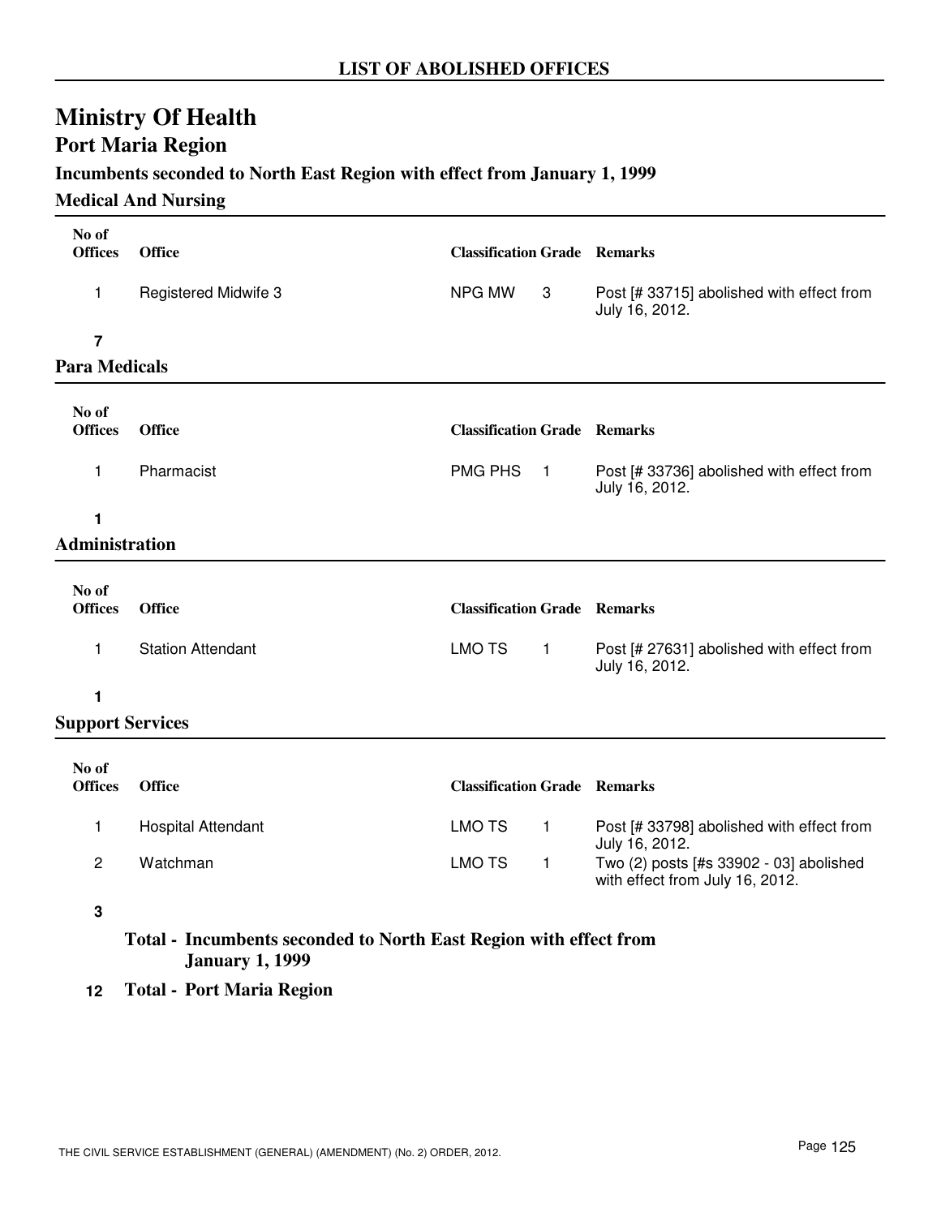## LIST OF ABOLISHED OFFICES

# Ministry Of Health

## Port Maria Region

### Incumbents seconded to North East Region with effect from January 1, 1999

### Medical And Nursing

| No of Offices | Office | Classification | Grade | Remarks |
|---|---|---|---|---|
| 1 | Registered Midwife 3 | NPG MW | 3 | Post [# 33715] abolished with effect from July 16, 2012. |
| **7** | | | | |

### Para Medicals

| No of Offices | Office | Classification | Grade | Remarks |
|---|---|---|---|---|
| 1 | Pharmacist | PMG PHS | 1 | Post [# 33736] abolished with effect from July 16, 2012. |
| **1** | | | | |

### Administration

| No of Offices | Office | Classification | Grade | Remarks |
|---|---|---|---|---|
| 1 | Station Attendant | LMO TS | 1 | Post [# 27631] abolished with effect from July 16, 2012. |
| **1** | | | | |

### Support Services

| No of Offices | Office | Classification | Grade | Remarks |
|---|---|---|---|---|
| 1 | Hospital Attendant | LMO TS | 1 | Post [# 33798] abolished with effect from July 16, 2012. |
| 2 | Watchman | LMO TS | 1 | Two (2) posts [#s 33902 - 03] abolished with effect from July 16, 2012. |
| **3** | | | | |

**Total - Incumbents seconded to North East Region with effect from January 1, 1999**

**12 Total - Port Maria Region**

THE CIVIL SERVICE ESTABLISHMENT (GENERAL) (AMENDMENT) (No. 2) ORDER, 2012.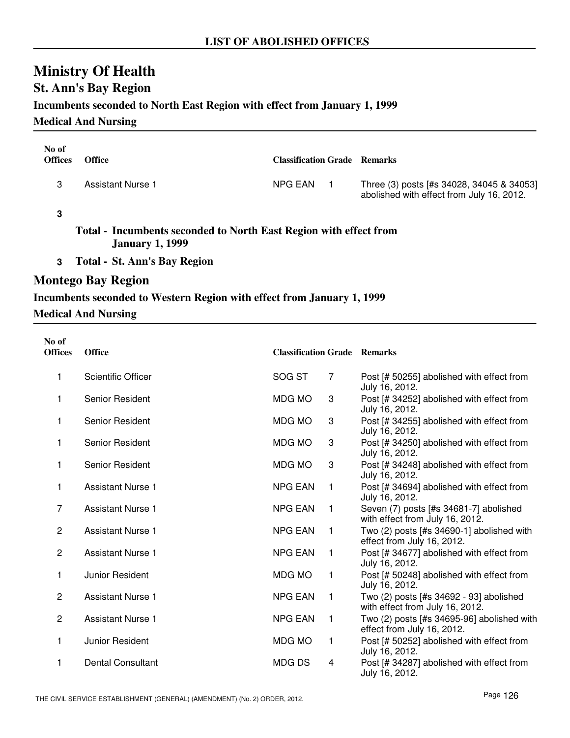## LIST OF ABOLISHED OFFICES

# Ministry Of Health

## St. Ann's Bay Region

### Incumbents seconded to North East Region with effect from January 1, 1999

### Medical And Nursing

| No of Offices | Office | Classification | Grade | Remarks |
|---|---|---|---|---|
| 3 | Assistant Nurse 1 | NPG EAN | 1 | Three (3) posts [#s 34028, 34045 & 34053] abolished with effect from July 16, 2012. |

**3**

**Total - Incumbents seconded to North East Region with effect from January 1, 1999**

**3 Total - St. Ann's Bay Region**

## Montego Bay Region

### Incumbents seconded to Western Region with effect from January 1, 1999

### Medical And Nursing

| No of Offices | Office | Classification | Grade | Remarks |
|---|---|---|---|---|
| 1 | Scientific Officer | SOG ST | 7 | Post [# 50255] abolished with effect from July 16, 2012. |
| 1 | Senior Resident | MDG MO | 3 | Post [# 34252] abolished with effect from July 16, 2012. |
| 1 | Senior Resident | MDG MO | 3 | Post [# 34255] abolished with effect from July 16, 2012. |
| 1 | Senior Resident | MDG MO | 3 | Post [# 34250] abolished with effect from July 16, 2012. |
| 1 | Senior Resident | MDG MO | 3 | Post [# 34248] abolished with effect from July 16, 2012. |
| 1 | Assistant Nurse 1 | NPG EAN | 1 | Post [# 34694] abolished with effect from July 16, 2012. |
| 7 | Assistant Nurse 1 | NPG EAN | 1 | Seven (7) posts [#s 34681-7] abolished with effect from July 16, 2012. |
| 2 | Assistant Nurse 1 | NPG EAN | 1 | Two (2) posts [#s 34690-1] abolished with effect from July 16, 2012. |
| 2 | Assistant Nurse 1 | NPG EAN | 1 | Post [# 34677] abolished with effect from July 16, 2012. |
| 1 | Junior Resident | MDG MO | 1 | Post [# 50248] abolished with effect from July 16, 2012. |
| 2 | Assistant Nurse 1 | NPG EAN | 1 | Two (2) posts [#s 34692 - 93] abolished with effect from July 16, 2012. |
| 2 | Assistant Nurse 1 | NPG EAN | 1 | Two (2) posts [#s 34695-96] abolished with effect from July 16, 2012. |
| 1 | Junior Resident | MDG MO | 1 | Post [# 50252] abolished with effect from July 16, 2012. |
| 1 | Dental Consultant | MDG DS | 4 | Post [# 34287] abolished with effect from July 16, 2012. |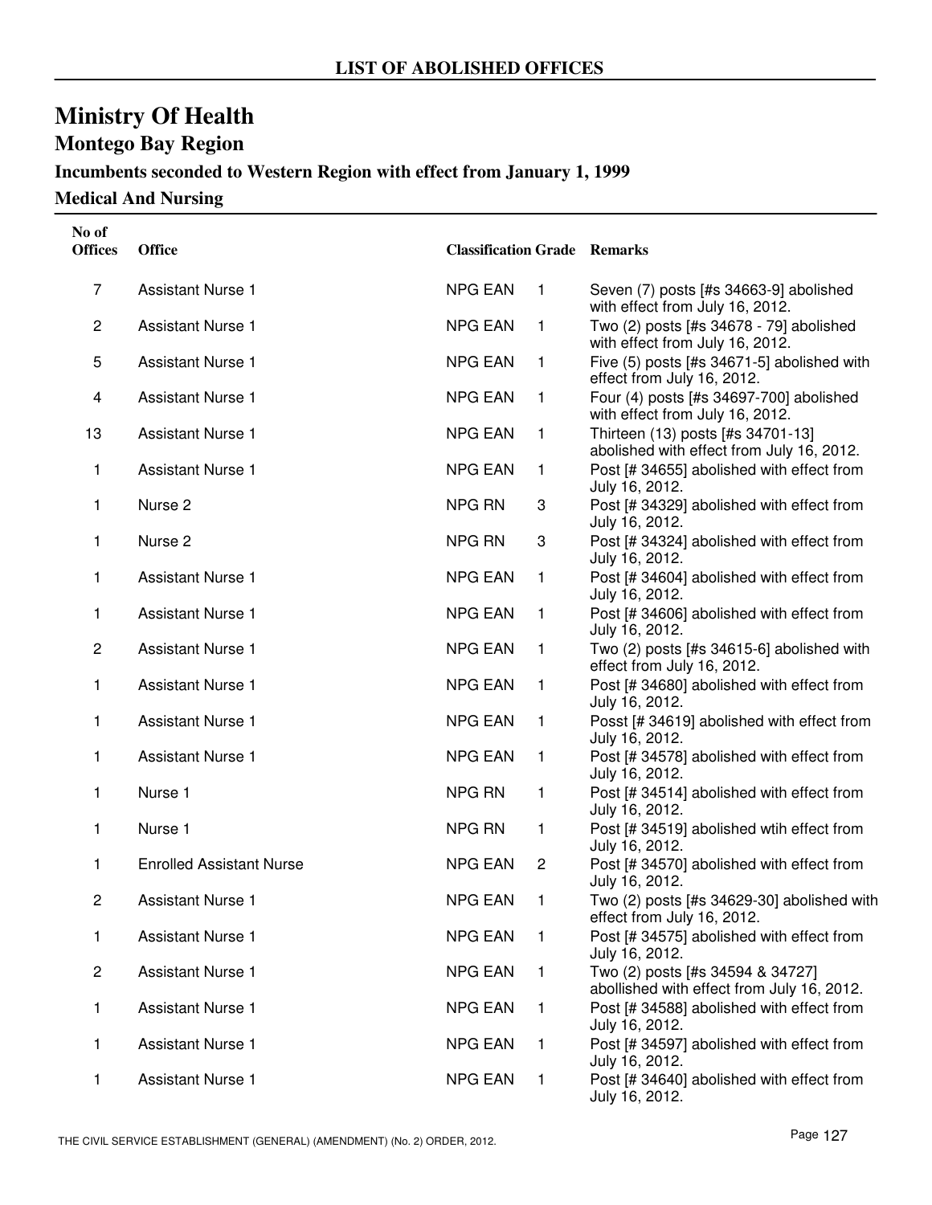## LIST OF ABOLISHED OFFICES

# Ministry Of Health

## Montego Bay Region

### Incumbents seconded to Western Region with effect from January 1, 1999

### Medical And Nursing

| No of Offices | Office | Classification | Grade | Remarks |
|---|---|---|---|---|
| 7 | Assistant Nurse 1 | NPG EAN | 1 | Seven (7) posts [#s 34663-9] abolished with effect from July 16, 2012. |
| 2 | Assistant Nurse 1 | NPG EAN | 1 | Two (2) posts [#s 34678 - 79] abolished with effect from July 16, 2012. |
| 5 | Assistant Nurse 1 | NPG EAN | 1 | Five (5) posts [#s 34671-5] abolished with effect from July 16, 2012. |
| 4 | Assistant Nurse 1 | NPG EAN | 1 | Four (4) posts [#s 34697-700] abolished with effect from July 16, 2012. |
| 13 | Assistant Nurse 1 | NPG EAN | 1 | Thirteen (13) posts [#s 34701-13] abolished with effect from July 16, 2012. |
| 1 | Assistant Nurse 1 | NPG EAN | 1 | Post [# 34655] abolished with effect from July 16, 2012. |
| 1 | Nurse 2 | NPG RN | 3 | Post [# 34329] abolished with effect from July 16, 2012. |
| 1 | Nurse 2 | NPG RN | 3 | Post [# 34324] abolished with effect from July 16, 2012. |
| 1 | Assistant Nurse 1 | NPG EAN | 1 | Post [# 34604] abolished with effect from July 16, 2012. |
| 1 | Assistant Nurse 1 | NPG EAN | 1 | Post [# 34606] abolished with effect from July 16, 2012. |
| 2 | Assistant Nurse 1 | NPG EAN | 1 | Two (2) posts [#s 34615-6] abolished with effect from July 16, 2012. |
| 1 | Assistant Nurse 1 | NPG EAN | 1 | Post [# 34680] abolished with effect from July 16, 2012. |
| 1 | Assistant Nurse 1 | NPG EAN | 1 | Posst [# 34619] abolished with effect from July 16, 2012. |
| 1 | Assistant Nurse 1 | NPG EAN | 1 | Post [# 34578] abolished with effect from July 16, 2012. |
| 1 | Nurse 1 | NPG RN | 1 | Post [# 34514] abolished with effect from July 16, 2012. |
| 1 | Nurse 1 | NPG RN | 1 | Post [# 34519] abolished wtih effect from July 16, 2012. |
| 1 | Enrolled Assistant Nurse | NPG EAN | 2 | Post [# 34570] abolished with effect from July 16, 2012. |
| 2 | Assistant Nurse 1 | NPG EAN | 1 | Two (2) posts [#s 34629-30] abolished with effect from July 16, 2012. |
| 1 | Assistant Nurse 1 | NPG EAN | 1 | Post [# 34575] abolished with effect from July 16, 2012. |
| 2 | Assistant Nurse 1 | NPG EAN | 1 | Two (2) posts [#s 34594 & 34727] abollished with effect from July 16, 2012. |
| 1 | Assistant Nurse 1 | NPG EAN | 1 | Post [# 34588] abolished with effect from July 16, 2012. |
| 1 | Assistant Nurse 1 | NPG EAN | 1 | Post [# 34597] abolished with effect from July 16, 2012. |
| 1 | Assistant Nurse 1 | NPG EAN | 1 | Post [# 34640] abolished with effect from July 16, 2012. |

THE CIVIL SERVICE ESTABLISHMENT (GENERAL) (AMENDMENT) (No. 2) ORDER, 2012.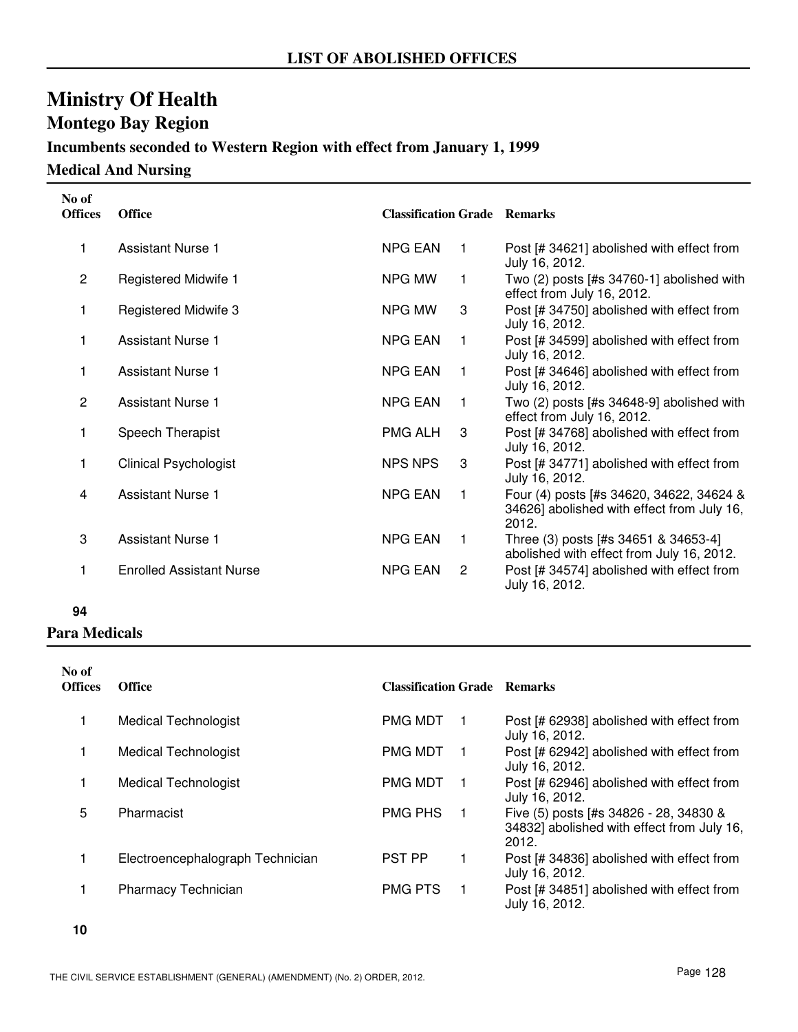## LIST OF ABOLISHED OFFICES

# Ministry Of Health

## Montego Bay Region

### Incumbents seconded to Western Region with effect from January 1, 1999

### Medical And Nursing

| No of Offices | Office | Classification | Grade | Remarks |
|---|---|---|---|---|
| 1 | Assistant Nurse 1 | NPG EAN | 1 | Post [# 34621] abolished with effect from July 16, 2012. |
| 2 | Registered Midwife 1 | NPG MW | 1 | Two (2) posts [#s 34760-1] abolished with effect from July 16, 2012. |
| 1 | Registered Midwife 3 | NPG MW | 3 | Post [# 34750] abolished with effect from July 16, 2012. |
| 1 | Assistant Nurse 1 | NPG EAN | 1 | Post [# 34599] abolished with effect from July 16, 2012. |
| 1 | Assistant Nurse 1 | NPG EAN | 1 | Post [# 34646] abolished with effect from July 16, 2012. |
| 2 | Assistant Nurse 1 | NPG EAN | 1 | Two (2) posts [#s 34648-9] abolished with effect from July 16, 2012. |
| 1 | Speech Therapist | PMG ALH | 3 | Post [# 34768] abolished with effect from July 16, 2012. |
| 1 | Clinical Psychologist | NPS NPS | 3 | Post [# 34771] abolished with effect from July 16, 2012. |
| 4 | Assistant Nurse 1 | NPG EAN | 1 | Four (4) posts [#s 34620, 34622, 34624 & 34626] abolished with effect from July 16, 2012. |
| 3 | Assistant Nurse 1 | NPG EAN | 1 | Three (3) posts [#s 34651 & 34653-4] abolished with effect from July 16, 2012. |
| 1 | Enrolled Assistant Nurse | NPG EAN | 2 | Post [# 34574] abolished with effect from July 16, 2012. |

**94**

### Para Medicals

| No of Offices | Office | Classification | Grade | Remarks |
|---|---|---|---|---|
| 1 | Medical Technologist | PMG MDT | 1 | Post [# 62938] abolished with effect from July 16, 2012. |
| 1 | Medical Technologist | PMG MDT | 1 | Post [# 62942] abolished with effect from July 16, 2012. |
| 1 | Medical Technologist | PMG MDT | 1 | Post [# 62946] abolished with effect from July 16, 2012. |
| 5 | Pharmacist | PMG PHS | 1 | Five (5) posts [#s 34826 - 28, 34830 & 34832] abolished with effect from July 16, 2012. |
| 1 | Electroencephalograph Technician | PST PP | 1 | Post [# 34836] abolished with effect from July 16, 2012. |
| 1 | Pharmacy Technician | PMG PTS | 1 | Post [# 34851] abolished with effect from July 16, 2012. |

**10**

THE CIVIL SERVICE ESTABLISHMENT (GENERAL) (AMENDMENT) (No. 2) ORDER, 2012.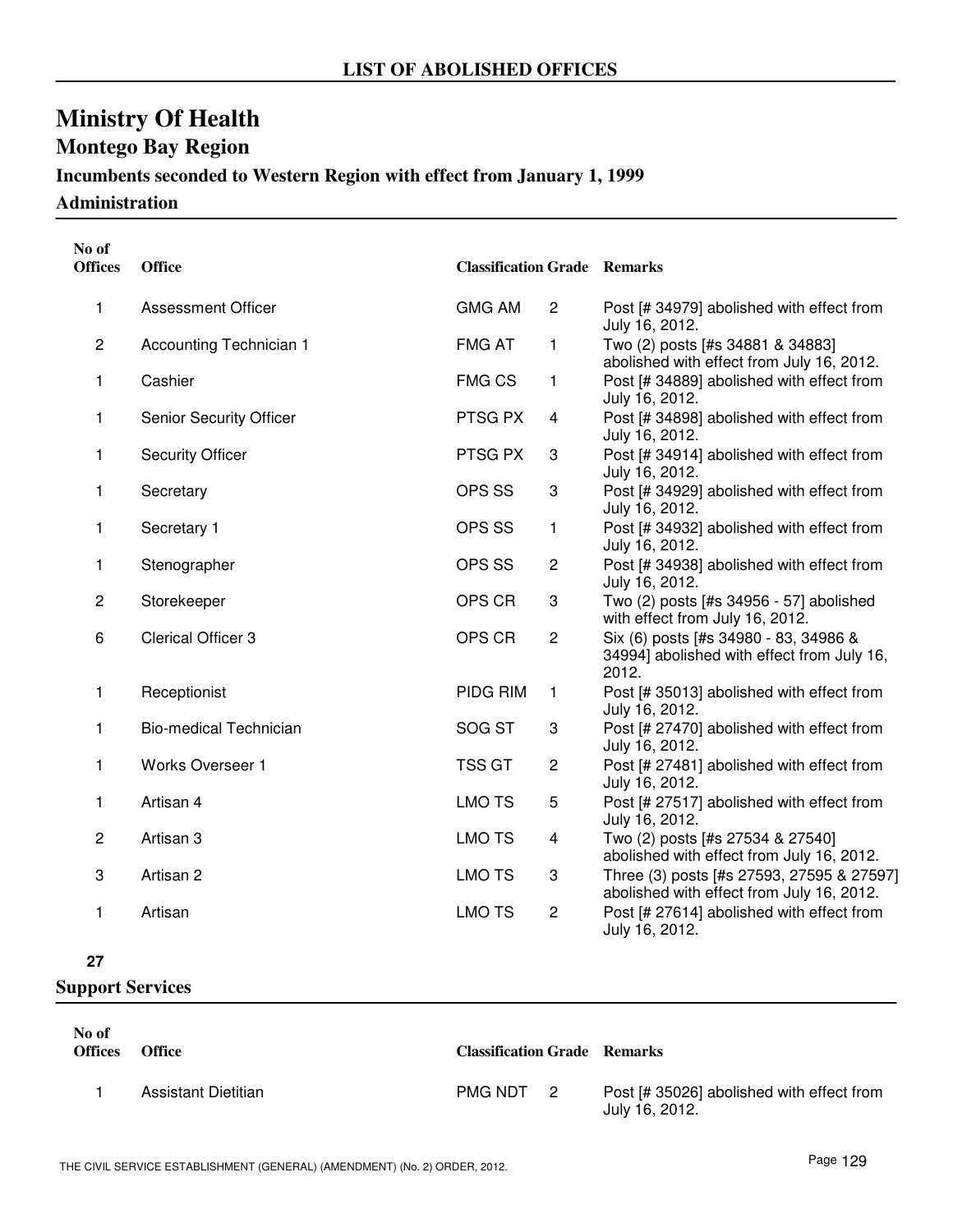## LIST OF ABOLISHED OFFICES

# Ministry Of Health

## Montego Bay Region

### Incumbents seconded to Western Region with effect from January 1, 1999

### Administration

| No of Offices | Office | Classification | Grade | Remarks |
|---|---|---|---|---|
| 1 | Assessment Officer | GMG AM | 2 | Post [# 34979] abolished with effect from July 16, 2012. |
| 2 | Accounting Technician 1 | FMG AT | 1 | Two (2) posts [#s 34881 & 34883] abolished with effect from July 16, 2012. |
| 1 | Cashier | FMG CS | 1 | Post [# 34889] abolished with effect from July 16, 2012. |
| 1 | Senior Security Officer | PTSG PX | 4 | Post [# 34898] abolished with effect from July 16, 2012. |
| 1 | Security Officer | PTSG PX | 3 | Post [# 34914] abolished with effect from July 16, 2012. |
| 1 | Secretary | OPS SS | 3 | Post [# 34929] abolished with effect from July 16, 2012. |
| 1 | Secretary 1 | OPS SS | 1 | Post [# 34932] abolished with effect from July 16, 2012. |
| 1 | Stenographer | OPS SS | 2 | Post [# 34938] abolished with effect from July 16, 2012. |
| 2 | Storekeeper | OPS CR | 3 | Two (2) posts [#s 34956 - 57] abolished with effect from July 16, 2012. |
| 6 | Clerical Officer 3 | OPS CR | 2 | Six (6) posts [#s 34980 - 83, 34986 & 34994] abolished with effect from July 16, 2012. |
| 1 | Receptionist | PIDG RIM | 1 | Post [# 35013] abolished with effect from July 16, 2012. |
| 1 | Bio-medical Technician | SOG ST | 3 | Post [# 27470] abolished with effect from July 16, 2012. |
| 1 | Works Overseer 1 | TSS GT | 2 | Post [# 27481] abolished with effect from July 16, 2012. |
| 1 | Artisan 4 | LMO TS | 5 | Post [# 27517] abolished with effect from July 16, 2012. |
| 2 | Artisan 3 | LMO TS | 4 | Two (2) posts [#s 27534 & 27540] abolished with effect from July 16, 2012. |
| 3 | Artisan 2 | LMO TS | 3 | Three (3) posts [#s 27593, 27595 & 27597] abolished with effect from July 16, 2012. |
| 1 | Artisan | LMO TS | 2 | Post [# 27614] abolished with effect from July 16, 2012. |
| **27** | | | | |

### Support Services

| No of Offices | Office | Classification | Grade | Remarks |
|---|---|---|---|---|
| 1 | Assistant Dietitian | PMG NDT | 2 | Post [# 35026] abolished with effect from July 16, 2012. |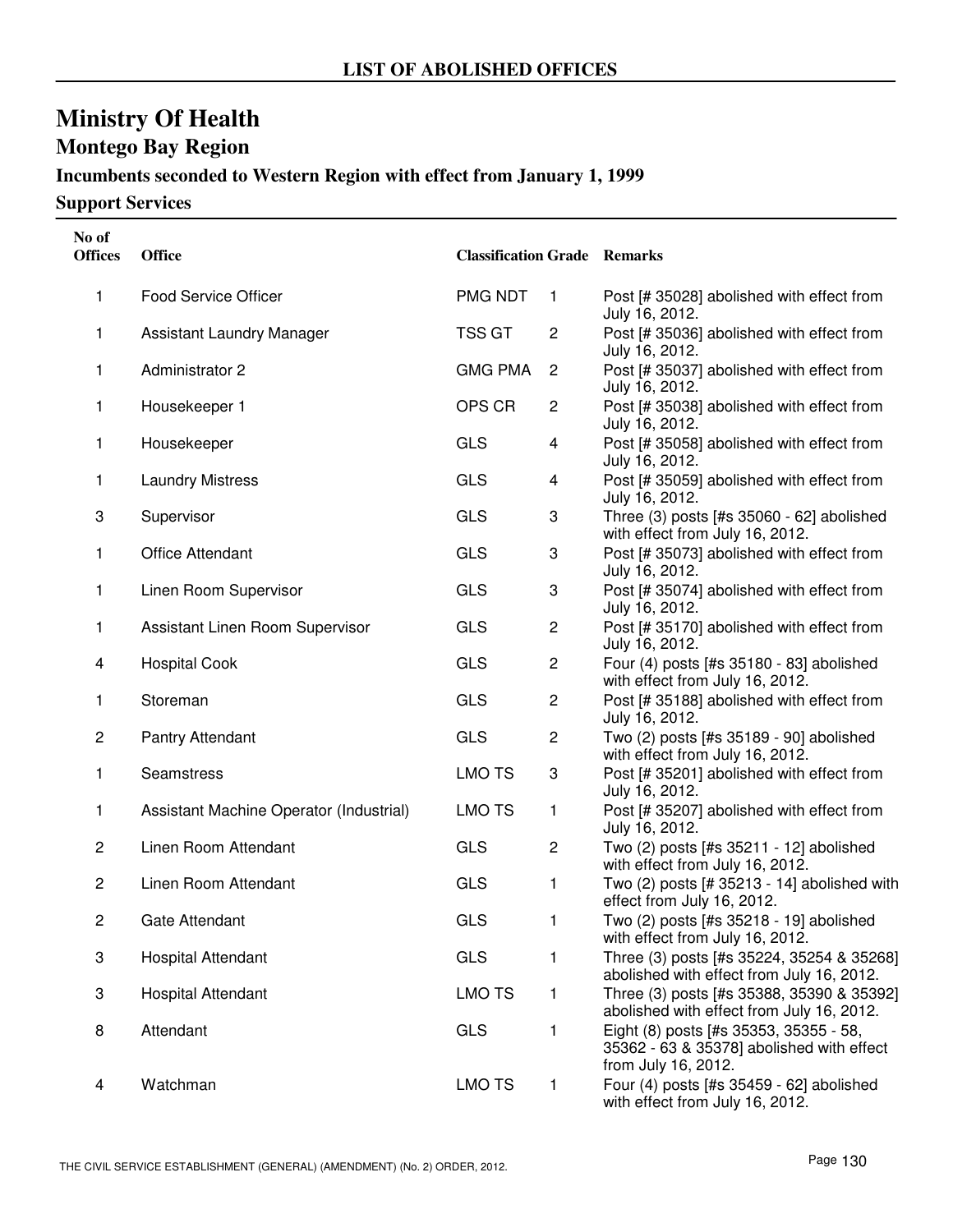# LIST OF ABOLISHED OFFICES

## Ministry Of Health

### Montego Bay Region

### Incumbents seconded to Western Region with effect from January 1, 1999

### Support Services

| No of Offices | Office | Classification | Grade | Remarks |
|---|---|---|---|---|
| 1 | Food Service Officer | PMG NDT | 1 | Post [# 35028] abolished with effect from July 16, 2012. |
| 1 | Assistant Laundry Manager | TSS GT | 2 | Post [# 35036] abolished with effect from July 16, 2012. |
| 1 | Administrator 2 | GMG PMA | 2 | Post [# 35037] abolished with effect from July 16, 2012. |
| 1 | Housekeeper 1 | OPS CR | 2 | Post [# 35038] abolished with effect from July 16, 2012. |
| 1 | Housekeeper | GLS | 4 | Post [# 35058] abolished with effect from July 16, 2012. |
| 1 | Laundry Mistress | GLS | 4 | Post [# 35059] abolished with effect from July 16, 2012. |
| 3 | Supervisor | GLS | 3 | Three (3) posts [#s 35060 - 62] abolished with effect from July 16, 2012. |
| 1 | Office Attendant | GLS | 3 | Post [# 35073] abolished with effect from July 16, 2012. |
| 1 | Linen Room Supervisor | GLS | 3 | Post [# 35074] abolished with effect from July 16, 2012. |
| 1 | Assistant Linen Room Supervisor | GLS | 2 | Post [# 35170] abolished with effect from July 16, 2012. |
| 4 | Hospital Cook | GLS | 2 | Four (4) posts [#s 35180 - 83] abolished with effect from July 16, 2012. |
| 1 | Storeman | GLS | 2 | Post [# 35188] abolished with effect from July 16, 2012. |
| 2 | Pantry Attendant | GLS | 2 | Two (2) posts [#s 35189 - 90] abolished with effect from July 16, 2012. |
| 1 | Seamstress | LMO TS | 3 | Post [# 35201] abolished with effect from July 16, 2012. |
| 1 | Assistant Machine Operator (Industrial) | LMO TS | 1 | Post [# 35207] abolished with effect from July 16, 2012. |
| 2 | Linen Room Attendant | GLS | 2 | Two (2) posts [#s 35211 - 12] abolished with effect from July 16, 2012. |
| 2 | Linen Room Attendant | GLS | 1 | Two (2) posts [# 35213 - 14] abolished with effect from July 16, 2012. |
| 2 | Gate Attendant | GLS | 1 | Two (2) posts [#s 35218 - 19] abolished with effect from July 16, 2012. |
| 3 | Hospital Attendant | GLS | 1 | Three (3) posts [#s 35224, 35254 & 35268] abolished with effect from July 16, 2012. |
| 3 | Hospital Attendant | LMO TS | 1 | Three (3) posts [#s 35388, 35390 & 35392] abolished with effect from July 16, 2012. |
| 8 | Attendant | GLS | 1 | Eight (8) posts [#s 35353, 35355 - 58, 35362 - 63 & 35378] abolished with effect from July 16, 2012. |
| 4 | Watchman | LMO TS | 1 | Four (4) posts [#s 35459 - 62] abolished with effect from July 16, 2012. |

THE CIVIL SERVICE ESTABLISHMENT (GENERAL) (AMENDMENT) (No. 2) ORDER, 2012.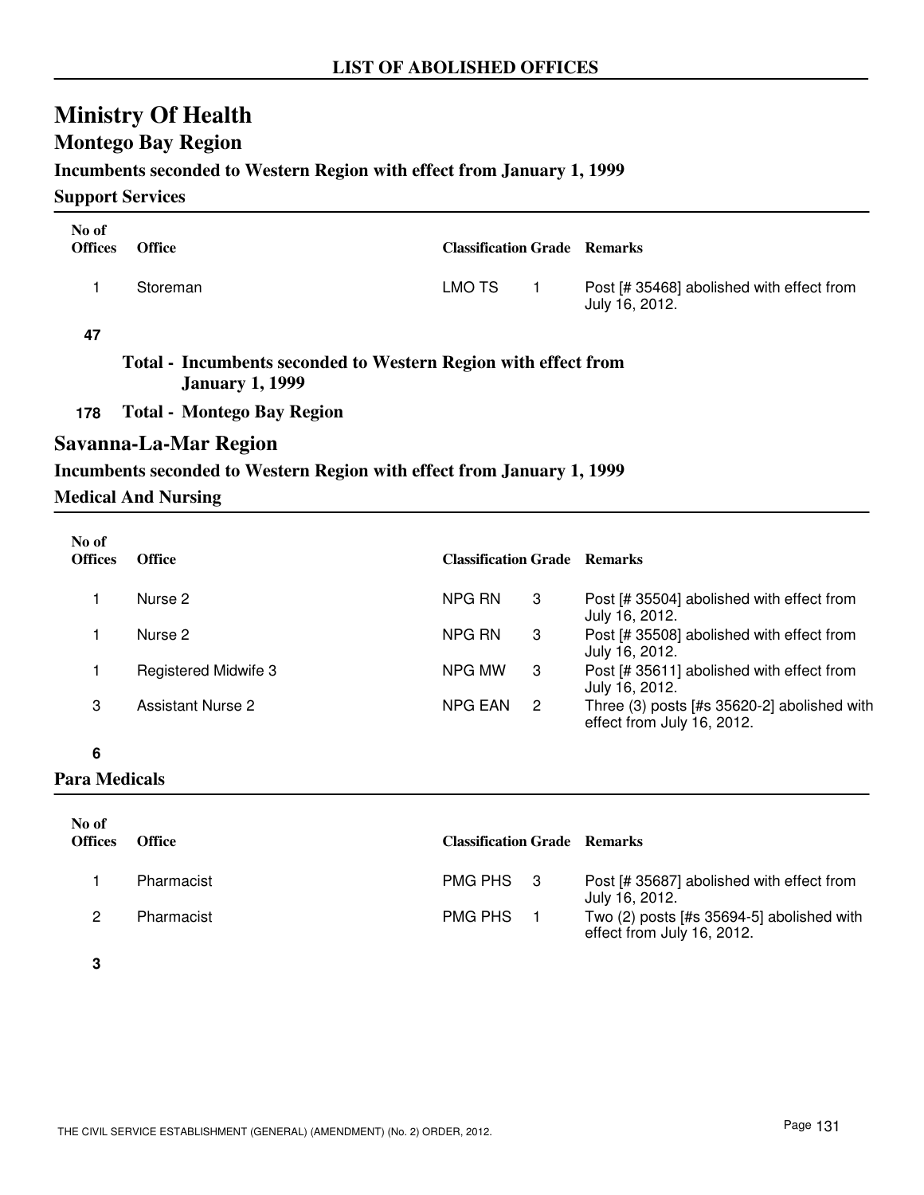# Ministry Of Health

## Montego Bay Region

### Incumbents seconded to Western Region with effect from January 1, 1999

#### Support Services

| No of Offices | Office | Classification | Grade | Remarks |
|---|---|---|---|---|
| 1 | Storeman | LMO TS | 1 | Post [# 35468] abolished with effect from July 16, 2012. |
| **47** | | | | |

**Total - Incumbents seconded to Western Region with effect from January 1, 1999**

**178 Total - Montego Bay Region**

## Savanna-La-Mar Region

### Incumbents seconded to Western Region with effect from January 1, 1999

#### Medical And Nursing

| No of Offices | Office | Classification | Grade | Remarks |
|---|---|---|---|---|
| 1 | Nurse 2 | NPG RN | 3 | Post [# 35504] abolished with effect from July 16, 2012. |
| 1 | Nurse 2 | NPG RN | 3 | Post [# 35508] abolished with effect from July 16, 2012. |
| 1 | Registered Midwife 3 | NPG MW | 3 | Post [# 35611] abolished with effect from July 16, 2012. |
| 3 | Assistant Nurse 2 | NPG EAN | 2 | Three (3) posts [#s 35620-2] abolished with effect from July 16, 2012. |
| **6** | | | | |

#### Para Medicals

| No of Offices | Office | Classification | Grade | Remarks |
|---|---|---|---|---|
| 1 | Pharmacist | PMG PHS | 3 | Post [# 35687] abolished with effect from July 16, 2012. |
| 2 | Pharmacist | PMG PHS | 1 | Two (2) posts [#s 35694-5] abolished with effect from July 16, 2012. |
| **3** | | | | |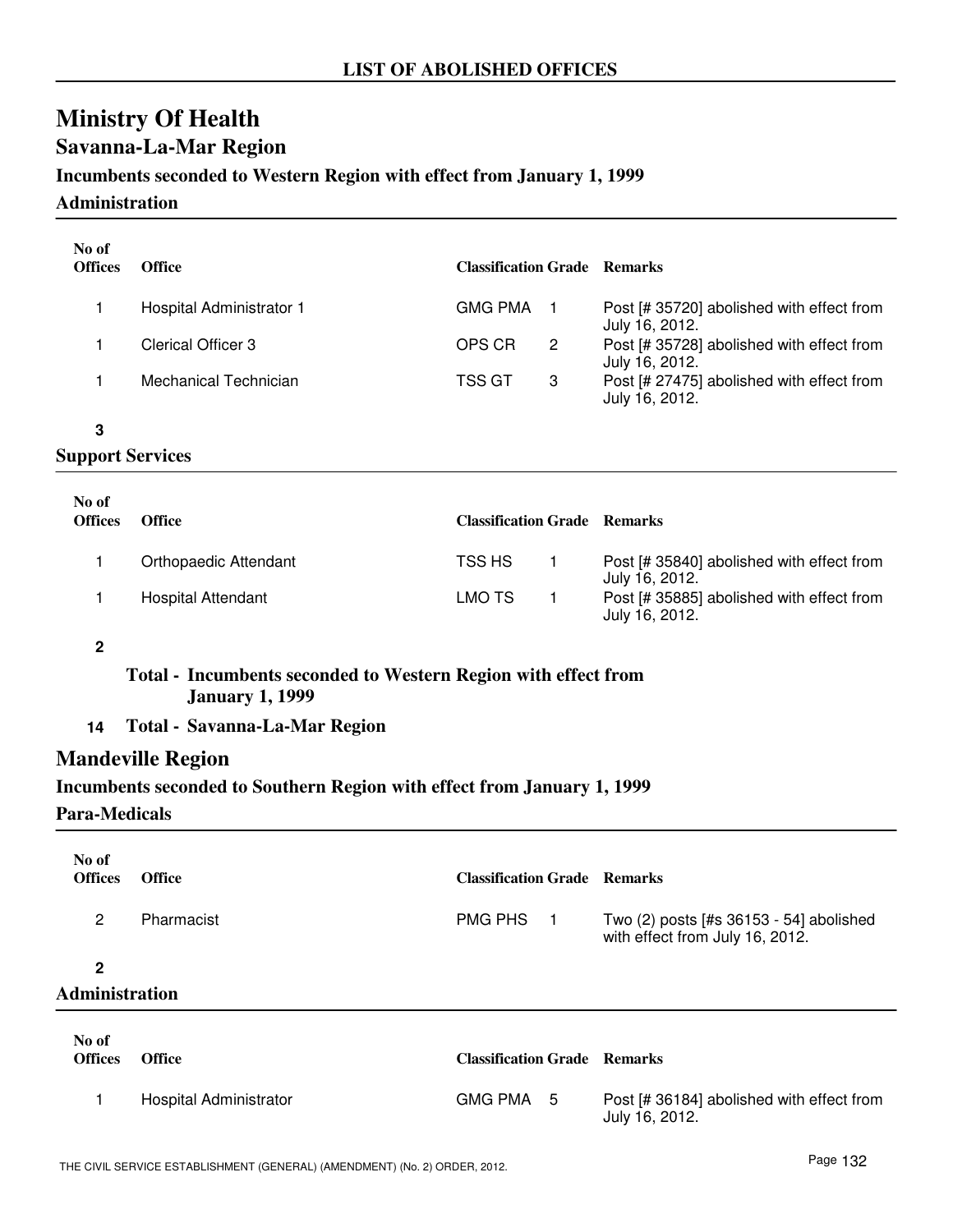## LIST OF ABOLISHED OFFICES

# Ministry Of Health

## Savanna-La-Mar Region

### Incumbents seconded to Western Region with effect from January 1, 1999

### Administration

| No of Offices | Office | Classification | Grade | Remarks |
|---|---|---|---|---|
| 1 | Hospital Administrator 1 | GMG PMA | 1 | Post [# 35720] abolished with effect from July 16, 2012. |
| 1 | Clerical Officer 3 | OPS CR | 2 | Post [# 35728] abolished with effect from July 16, 2012. |
| 1 | Mechanical Technician | TSS GT | 3 | Post [# 27475] abolished with effect from July 16, 2012. |
| **3** | | | | |

### Support Services

| No of Offices | Office | Classification | Grade | Remarks |
|---|---|---|---|---|
| 1 | Orthopaedic Attendant | TSS HS | 1 | Post [# 35840] abolished with effect from July 16, 2012. |
| 1 | Hospital Attendant | LMO TS | 1 | Post [# 35885] abolished with effect from July 16, 2012. |
| **2** | | | | |

**Total - Incumbents seconded to Western Region with effect from January 1, 1999**

**14 Total - Savanna-La-Mar Region**

## Mandeville Region

### Incumbents seconded to Southern Region with effect from January 1, 1999

### Para-Medicals

| No of Offices | Office | Classification | Grade | Remarks |
|---|---|---|---|---|
| 2 | Pharmacist | PMG PHS | 1 | Two (2) posts [#s 36153 - 54] abolished with effect from July 16, 2012. |
| **2** | | | | |

### Administration

| No of Offices | Office | Classification | Grade | Remarks |
|---|---|---|---|---|
| 1 | Hospital Administrator | GMG PMA | 5 | Post [# 36184] abolished with effect from July 16, 2012. |

THE CIVIL SERVICE ESTABLISHMENT (GENERAL) (AMENDMENT) (No. 2) ORDER, 2012.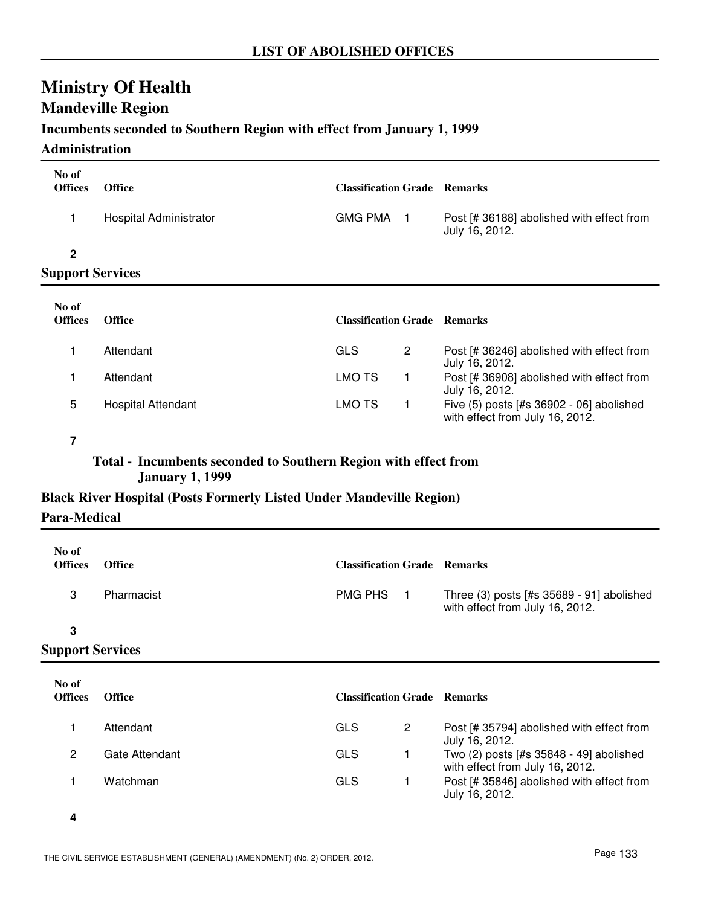# LIST OF ABOLISHED OFFICES

# Ministry Of Health

## Mandeville Region

### Incumbents seconded to Southern Region with effect from January 1, 1999

#### Administration

| No of Offices | Office | Classification | Grade | Remarks |
|---|---|---|---|---|
| 1 | Hospital Administrator | GMG PMA | 1 | Post [# 36188] abolished with effect from July 16, 2012. |
| **2** | | | | |

#### Support Services

| No of Offices | Office | Classification | Grade | Remarks |
|---|---|---|---|---|
| 1 | Attendant | GLS | 2 | Post [# 36246] abolished with effect from July 16, 2012. |
| 1 | Attendant | LMO TS | 1 | Post [# 36908] abolished with effect from July 16, 2012. |
| 5 | Hospital Attendant | LMO TS | 1 | Five (5) posts [#s 36902 - 06] abolished with effect from July 16, 2012. |
| **7** | | | | |

**Total - Incumbents seconded to Southern Region with effect from January 1, 1999**

### Black River Hospital (Posts Formerly Listed Under Mandeville Region)

#### Para-Medical

| No of Offices | Office | Classification | Grade | Remarks |
|---|---|---|---|---|
| 3 | Pharmacist | PMG PHS | 1 | Three (3) posts [#s 35689 - 91] abolished with effect from July 16, 2012. |
| **3** | | | | |

#### Support Services

| No of Offices | Office | Classification | Grade | Remarks |
|---|---|---|---|---|
| 1 | Attendant | GLS | 2 | Post [# 35794] abolished with effect from July 16, 2012. |
| 2 | Gate Attendant | GLS | 1 | Two (2) posts [#s 35848 - 49] abolished with effect from July 16, 2012. |
| 1 | Watchman | GLS | 1 | Post [# 35846] abolished with effect from July 16, 2012. |
| **4** | | | | |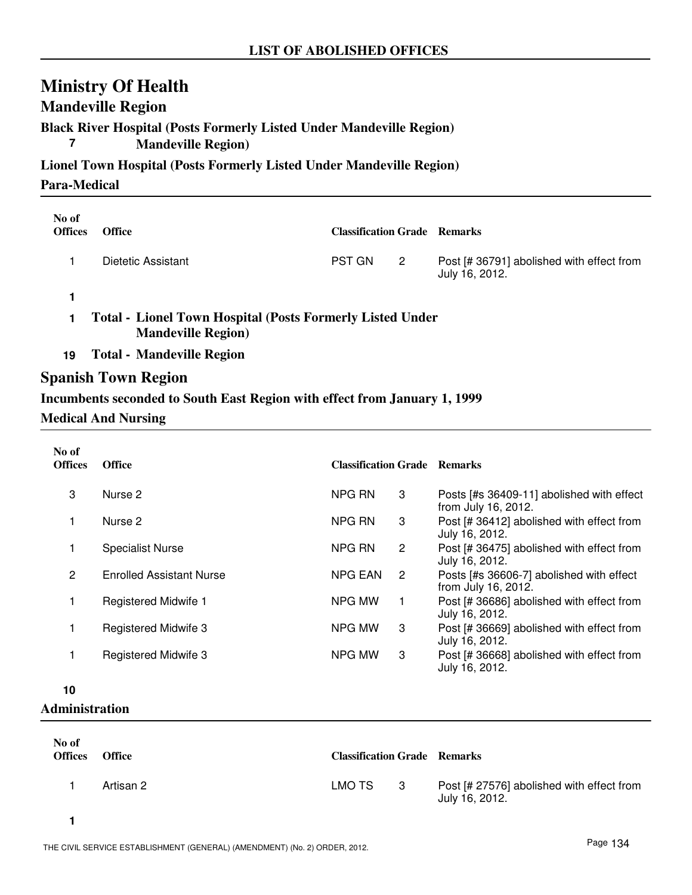# Ministry Of Health

## Mandeville Region

### Black River Hospital (Posts Formerly Listed Under Mandeville Region)

**7** **Mandeville Region)**

### Lionel Town Hospital (Posts Formerly Listed Under Mandeville Region)

### Para-Medical

| No of Offices | Office | Classification | Grade | Remarks |
|---|---|---|---|---|
| 1 | Dietetic Assistant | PST GN | 2 | Post [# 36791] abolished with effect from July 16, 2012. |
| **1** | | | | |

**1** **Total - Lionel Town Hospital (Posts Formerly Listed Under Mandeville Region)**

**19** **Total - Mandeville Region**

## Spanish Town Region

### Incumbents seconded to South East Region with effect from January 1, 1999

### Medical And Nursing

| No of Offices | Office | Classification | Grade | Remarks |
|---|---|---|---|---|
| 3 | Nurse 2 | NPG RN | 3 | Posts [#s 36409-11] abolished with effect from July 16, 2012. |
| 1 | Nurse 2 | NPG RN | 3 | Post [# 36412] abolished with effect from July 16, 2012. |
| 1 | Specialist Nurse | NPG RN | 2 | Post [# 36475] abolished with effect from July 16, 2012. |
| 2 | Enrolled Assistant Nurse | NPG EAN | 2 | Posts [#s 36606-7] abolished with effect from July 16, 2012. |
| 1 | Registered Midwife 1 | NPG MW | 1 | Post [# 36686] abolished with effect from July 16, 2012. |
| 1 | Registered Midwife 3 | NPG MW | 3 | Post [# 36669] abolished with effect from July 16, 2012. |
| 1 | Registered Midwife 3 | NPG MW | 3 | Post [# 36668] abolished with effect from July 16, 2012. |
| **10** | | | | |

### Administration

| No of Offices | Office | Classification | Grade | Remarks |
|---|---|---|---|---|
| 1 | Artisan 2 | LMO TS | 3 | Post [# 27576] abolished with effect from July 16, 2012. |
| **1** | | | | |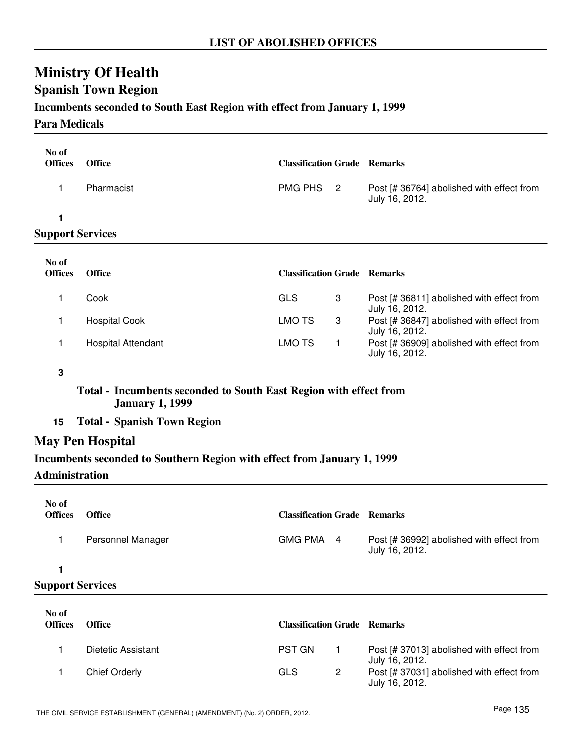## LIST OF ABOLISHED OFFICES

# Ministry Of Health

## Spanish Town Region

### Incumbents seconded to South East Region with effect from January 1, 1999

#### Para Medicals

| No of Offices | Office | Classification | Grade | Remarks |
|---|---|---|---|---|
| 1 | Pharmacist | PMG PHS | 2 | Post [# 36764] abolished with effect from July 16, 2012. |
| **1** | | | | |

#### Support Services

| No of Offices | Office | Classification | Grade | Remarks |
|---|---|---|---|---|
| 1 | Cook | GLS | 3 | Post [# 36811] abolished with effect from July 16, 2012. |
| 1 | Hospital Cook | LMO TS | 3 | Post [# 36847] abolished with effect from July 16, 2012. |
| 1 | Hospital Attendant | LMO TS | 1 | Post [# 36909] abolished with effect from July 16, 2012. |
| **3** | | | | |

**Total - Incumbents seconded to South East Region with effect from January 1, 1999**

**15 Total - Spanish Town Region**

## May Pen Hospital

### Incumbents seconded to Southern Region with effect from January 1, 1999

#### Administration

| No of Offices | Office | Classification | Grade | Remarks |
|---|---|---|---|---|
| 1 | Personnel Manager | GMG PMA | 4 | Post [# 36992] abolished with effect from July 16, 2012. |
| **1** | | | | |

#### Support Services

| No of Offices | Office | Classification | Grade | Remarks |
|---|---|---|---|---|
| 1 | Dietetic Assistant | PST GN | 1 | Post [# 37013] abolished with effect from July 16, 2012. |
| 1 | Chief Orderly | GLS | 2 | Post [# 37031] abolished with effect from July 16, 2012. |

THE CIVIL SERVICE ESTABLISHMENT (GENERAL) (AMENDMENT) (No. 2) ORDER, 2012.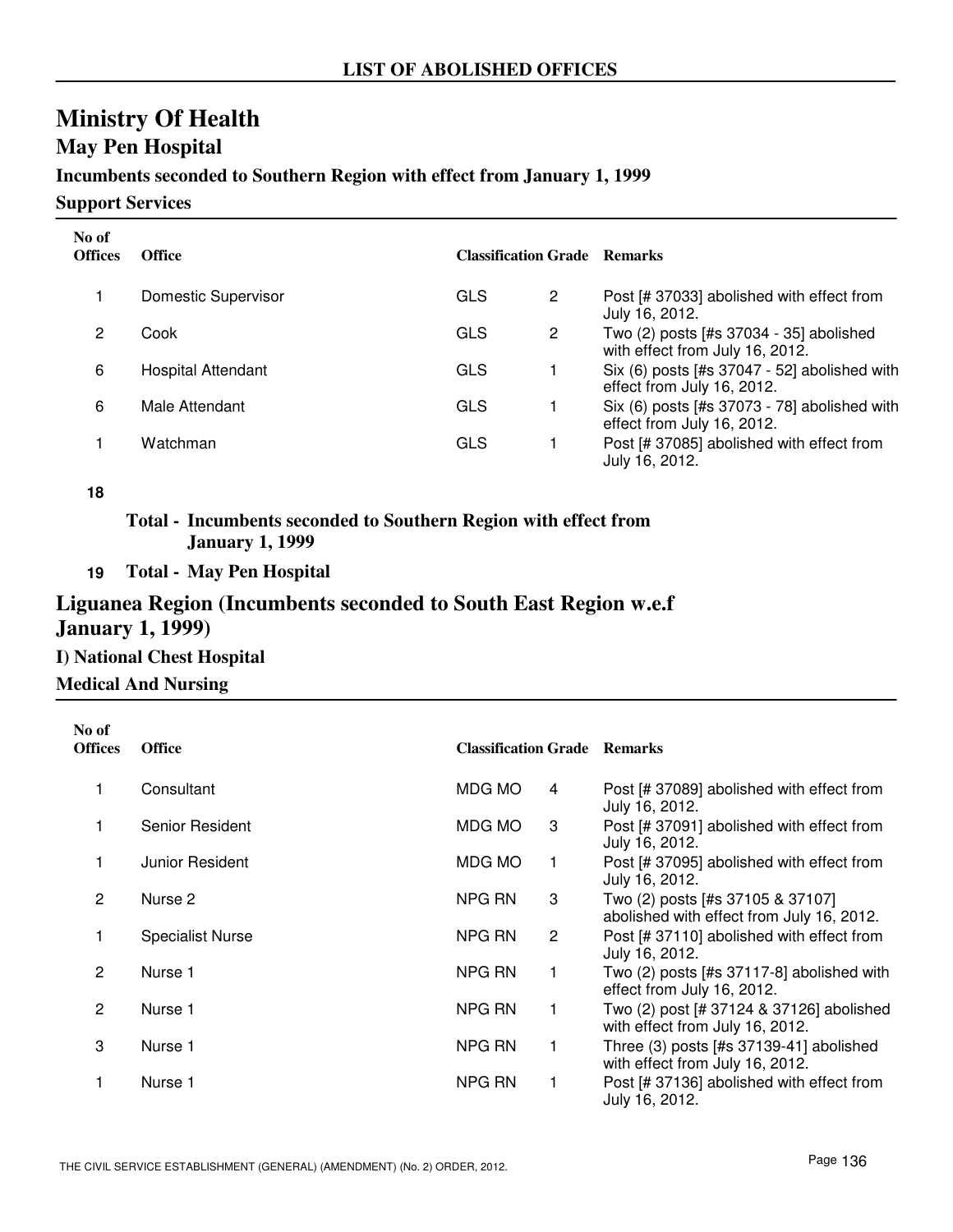## LIST OF ABOLISHED OFFICES

# Ministry Of Health

## May Pen Hospital

### Incumbents seconded to Southern Region with effect from January 1, 1999

### Support Services

| No of Offices | Office | Classification | Grade | Remarks |
|---|---|---|---|---|
| 1 | Domestic Supervisor | GLS | 2 | Post [# 37033] abolished with effect from July 16, 2012. |
| 2 | Cook | GLS | 2 | Two (2) posts [#s 37034 - 35] abolished with effect from July 16, 2012. |
| 6 | Hospital Attendant | GLS | 1 | Six (6) posts [#s 37047 - 52] abolished with effect from July 16, 2012. |
| 6 | Male Attendant | GLS | 1 | Six (6) posts [#s 37073 - 78] abolished with effect from July 16, 2012. |
| 1 | Watchman | GLS | 1 | Post [# 37085] abolished with effect from July 16, 2012. |

**18**

**Total - Incumbents seconded to Southern Region with effect from January 1, 1999**

**19 Total - May Pen Hospital**

## Liguanea Region (Incumbents seconded to South East Region w.e.f January 1, 1999)

### I) National Chest Hospital

### Medical And Nursing

| No of Offices | Office | Classification | Grade | Remarks |
|---|---|---|---|---|
| 1 | Consultant | MDG MO | 4 | Post [# 37089] abolished with effect from July 16, 2012. |
| 1 | Senior Resident | MDG MO | 3 | Post [# 37091] abolished with effect from July 16, 2012. |
| 1 | Junior Resident | MDG MO | 1 | Post [# 37095] abolished with effect from July 16, 2012. |
| 2 | Nurse 2 | NPG RN | 3 | Two (2) posts [#s 37105 & 37107] abolished with effect from July 16, 2012. |
| 1 | Specialist Nurse | NPG RN | 2 | Post [# 37110] abolished with effect from July 16, 2012. |
| 2 | Nurse 1 | NPG RN | 1 | Two (2) posts [#s 37117-8] abolished with effect from July 16, 2012. |
| 2 | Nurse 1 | NPG RN | 1 | Two (2) post [# 37124 & 37126] abolished with effect from July 16, 2012. |
| 3 | Nurse 1 | NPG RN | 1 | Three (3) posts [#s 37139-41] abolished with effect from July 16, 2012. |
| 1 | Nurse 1 | NPG RN | 1 | Post [# 37136] abolished with effect from July 16, 2012. |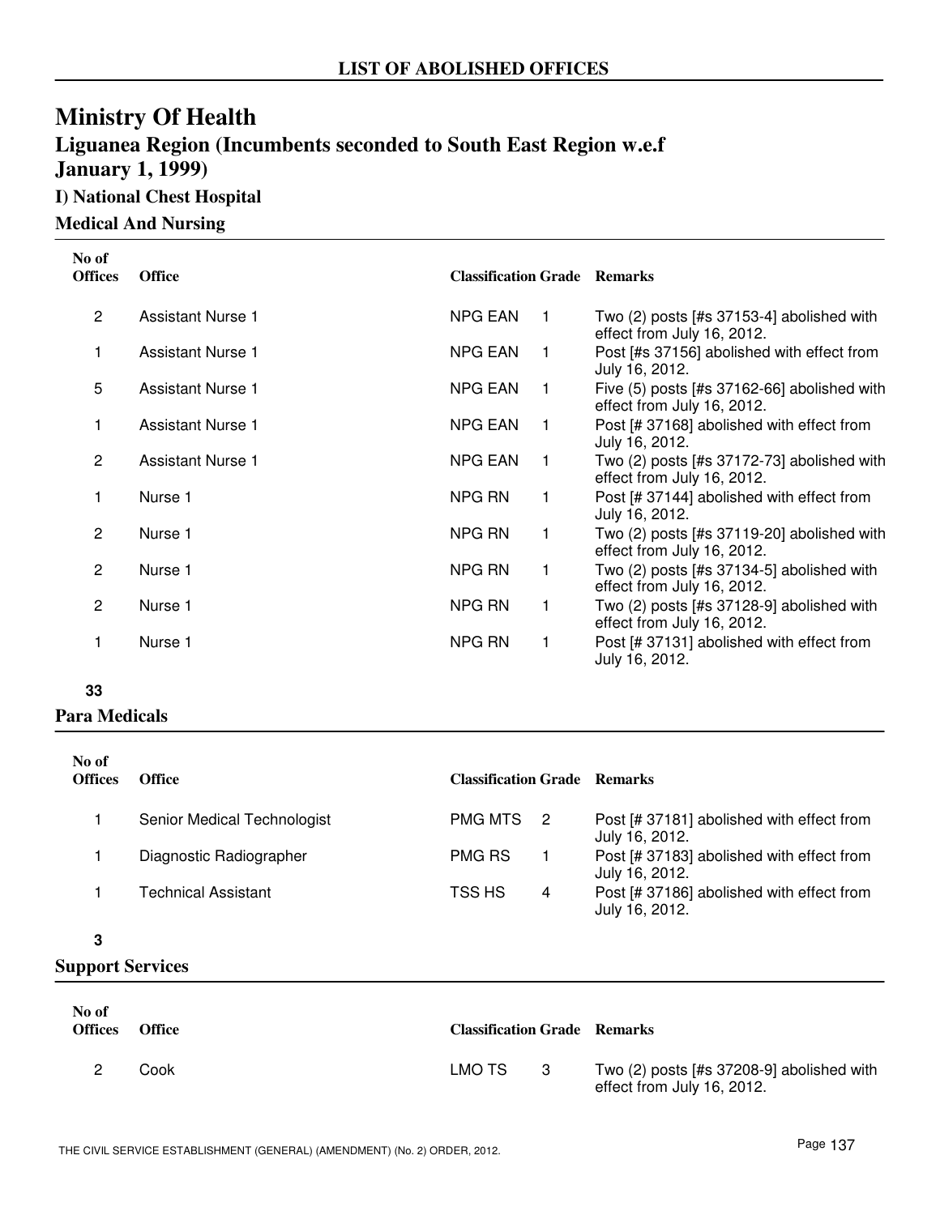LIST OF ABOLISHED OFFICES

# Ministry Of Health

## Liguanea Region (Incumbents seconded to South East Region w.e.f January 1, 1999)

### I) National Chest Hospital

#### Medical And Nursing

| No of Offices | Office | Classification | Grade | Remarks |
|---|---|---|---|---|
| 2 | Assistant Nurse 1 | NPG EAN | 1 | Two (2) posts [#s 37153-4] abolished with effect from July 16, 2012. |
| 1 | Assistant Nurse 1 | NPG EAN | 1 | Post [#s 37156] abolished with effect from July 16, 2012. |
| 5 | Assistant Nurse 1 | NPG EAN | 1 | Five (5) posts [#s 37162-66] abolished with effect from July 16, 2012. |
| 1 | Assistant Nurse 1 | NPG EAN | 1 | Post [# 37168] abolished with effect from July 16, 2012. |
| 2 | Assistant Nurse 1 | NPG EAN | 1 | Two (2) posts [#s 37172-73] abolished with effect from July 16, 2012. |
| 1 | Nurse 1 | NPG RN | 1 | Post [# 37144] abolished with effect from July 16, 2012. |
| 2 | Nurse 1 | NPG RN | 1 | Two (2) posts [#s 37119-20] abolished with effect from July 16, 2012. |
| 2 | Nurse 1 | NPG RN | 1 | Two (2) posts [#s 37134-5] abolished with effect from July 16, 2012. |
| 2 | Nurse 1 | NPG RN | 1 | Two (2) posts [#s 37128-9] abolished with effect from July 16, 2012. |
| 1 | Nurse 1 | NPG RN | 1 | Post [# 37131] abolished with effect from July 16, 2012. |

**33**

#### Para Medicals

| No of Offices | Office | Classification | Grade | Remarks |
|---|---|---|---|---|
| 1 | Senior Medical Technologist | PMG MTS | 2 | Post [# 37181] abolished with effect from July 16, 2012. |
| 1 | Diagnostic Radiographer | PMG RS | 1 | Post [# 37183] abolished with effect from July 16, 2012. |
| 1 | Technical Assistant | TSS HS | 4 | Post [# 37186] abolished with effect from July 16, 2012. |

**3**

#### Support Services

| No of Offices | Office | Classification | Grade | Remarks |
|---|---|---|---|---|
| 2 | Cook | LMO TS | 3 | Two (2) posts [#s 37208-9] abolished with effect from July 16, 2012. |

THE CIVIL SERVICE ESTABLISHMENT (GENERAL) (AMENDMENT) (No. 2) ORDER, 2012.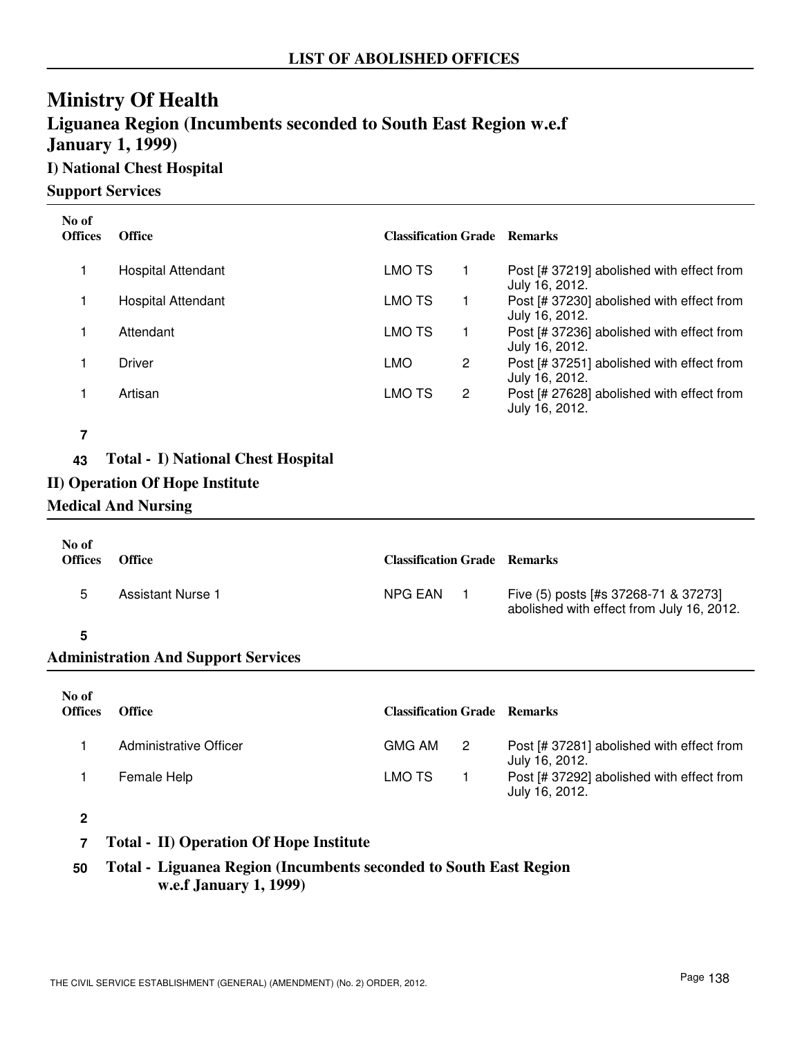## LIST OF ABOLISHED OFFICES

# Ministry Of Health

## Liguanea Region (Incumbents seconded to South East Region w.e.f January 1, 1999)

### I) National Chest Hospital

### Support Services

| No of Offices | Office | Classification | Grade | Remarks |
|---|---|---|---|---|
| 1 | Hospital Attendant | LMO TS | 1 | Post [# 37219] abolished with effect from July 16, 2012. |
| 1 | Hospital Attendant | LMO TS | 1 | Post [# 37230] abolished with effect from July 16, 2012. |
| 1 | Attendant | LMO TS | 1 | Post [# 37236] abolished with effect from July 16, 2012. |
| 1 | Driver | LMO | 2 | Post [# 37251] abolished with effect from July 16, 2012. |
| 1 | Artisan | LMO TS | 2 | Post [# 27628] abolished with effect from July 16, 2012. |

**7**

**43 Total - I) National Chest Hospital**

### II) Operation Of Hope Institute

### Medical And Nursing

| No of Offices | Office | Classification | Grade | Remarks |
|---|---|---|---|---|
| 5 | Assistant Nurse 1 | NPG EAN | 1 | Five (5) posts [#s 37268-71 & 37273] abolished with effect from July 16, 2012. |

**5**

### Administration And Support Services

| No of Offices | Office | Classification | Grade | Remarks |
|---|---|---|---|---|
| 1 | Administrative Officer | GMG AM | 2 | Post [# 37281] abolished with effect from July 16, 2012. |
| 1 | Female Help | LMO TS | 1 | Post [# 37292] abolished with effect from July 16, 2012. |

**2**

**7 Total - II) Operation Of Hope Institute**

**50 Total - Liguanea Region (Incumbents seconded to South East Region w.e.f January 1, 1999)**

THE CIVIL SERVICE ESTABLISHMENT (GENERAL) (AMENDMENT) (No. 2) ORDER, 2012.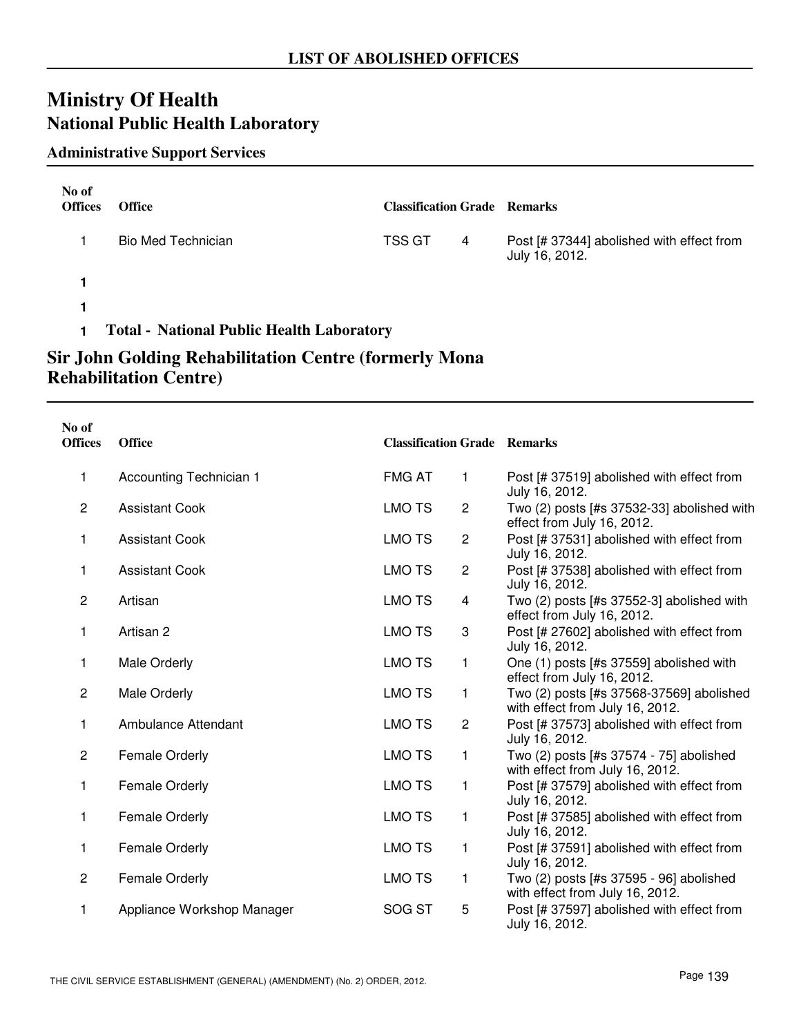## LIST OF ABOLISHED OFFICES

# Ministry Of Health

## National Public Health Laboratory

### Administrative Support Services

| No of Offices | Office | Classification | Grade | Remarks |
|---|---|---|---|---|
| 1 | Bio Med Technician | TSS GT | 4 | Post [# 37344] abolished with effect from July 16, 2012. |
| **1** | | | | |
| **1** | | | | |
| **1** | **Total - National Public Health Laboratory** | | | |

## Sir John Golding Rehabilitation Centre (formerly Mona Rehabilitation Centre)

| No of Offices | Office | Classification | Grade | Remarks |
|---|---|---|---|---|
| 1 | Accounting Technician 1 | FMG AT | 1 | Post [# 37519] abolished with effect from July 16, 2012. |
| 2 | Assistant Cook | LMO TS | 2 | Two (2) posts [#s 37532-33] abolished with effect from July 16, 2012. |
| 1 | Assistant Cook | LMO TS | 2 | Post [# 37531] abolished with effect from July 16, 2012. |
| 1 | Assistant Cook | LMO TS | 2 | Post [# 37538] abolished with effect from July 16, 2012. |
| 2 | Artisan | LMO TS | 4 | Two (2) posts [#s 37552-3] abolished with effect from July 16, 2012. |
| 1 | Artisan 2 | LMO TS | 3 | Post [# 27602] abolished with effect from July 16, 2012. |
| 1 | Male Orderly | LMO TS | 1 | One (1) posts [#s 37559] abolished with effect from July 16, 2012. |
| 2 | Male Orderly | LMO TS | 1 | Two (2) posts [#s 37568-37569] abolished with effect from July 16, 2012. |
| 1 | Ambulance Attendant | LMO TS | 2 | Post [# 37573] abolished with effect from July 16, 2012. |
| 2 | Female Orderly | LMO TS | 1 | Two (2) posts [#s 37574 - 75] abolished with effect from July 16, 2012. |
| 1 | Female Orderly | LMO TS | 1 | Post [# 37579] abolished with effect from July 16, 2012. |
| 1 | Female Orderly | LMO TS | 1 | Post [# 37585] abolished with effect from July 16, 2012. |
| 1 | Female Orderly | LMO TS | 1 | Post [# 37591] abolished with effect from July 16, 2012. |
| 2 | Female Orderly | LMO TS | 1 | Two (2) posts [#s 37595 - 96] abolished with effect from July 16, 2012. |
| 1 | Appliance Workshop Manager | SOG ST | 5 | Post [# 37597] abolished with effect from July 16, 2012. |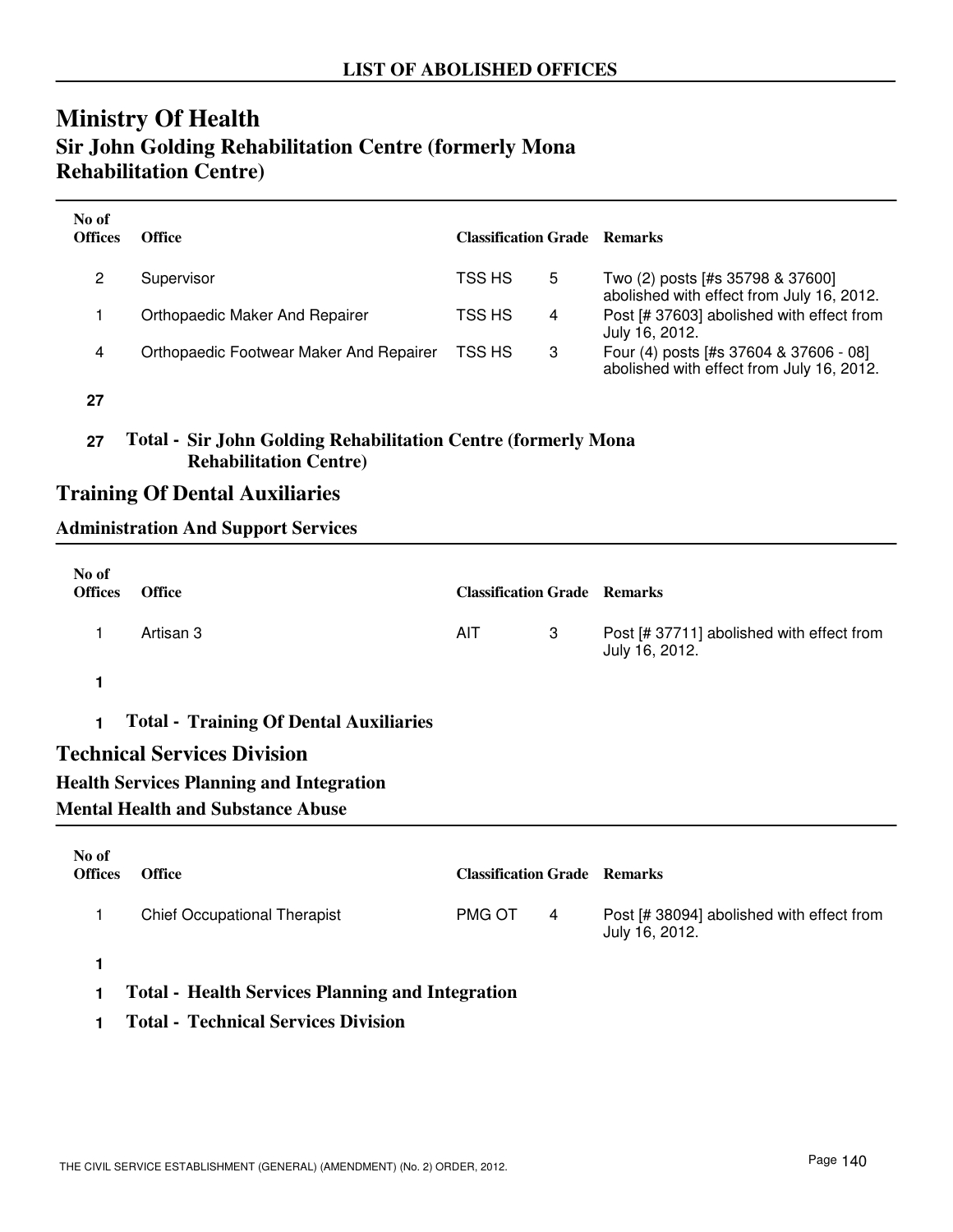## LIST OF ABOLISHED OFFICES

# Ministry Of Health

## Sir John Golding Rehabilitation Centre (formerly Mona Rehabilitation Centre)

| No of Offices | Office | Classification | Grade | Remarks |
|---|---|---|---|---|
| 2 | Supervisor | TSS HS | 5 | Two (2) posts [#s 35798 & 37600] abolished with effect from July 16, 2012. |
| 1 | Orthopaedic Maker And Repairer | TSS HS | 4 | Post [# 37603] abolished with effect from July 16, 2012. |
| 4 | Orthopaedic Footwear Maker And Repairer | TSS HS | 3 | Four (4) posts [#s 37604 & 37606 - 08] abolished with effect from July 16, 2012. |
| **27** | | | | |

**27 Total - Sir John Golding Rehabilitation Centre (formerly Mona Rehabilitation Centre)**

## Training Of Dental Auxiliaries

### Administration And Support Services

| No of Offices | Office | Classification | Grade | Remarks |
|---|---|---|---|---|
| 1 | Artisan 3 | AIT | 3 | Post [# 37711] abolished with effect from July 16, 2012. |
| **1** | | | | |

**1 Total - Training Of Dental Auxiliaries**

## Technical Services Division

### Health Services Planning and Integration

### Mental Health and Substance Abuse

| No of Offices | Office | Classification | Grade | Remarks |
|---|---|---|---|---|
| 1 | Chief Occupational Therapist | PMG OT | 4 | Post [# 38094] abolished with effect from July 16, 2012. |
| **1** | | | | |

**1 Total - Health Services Planning and Integration**

**1 Total - Technical Services Division**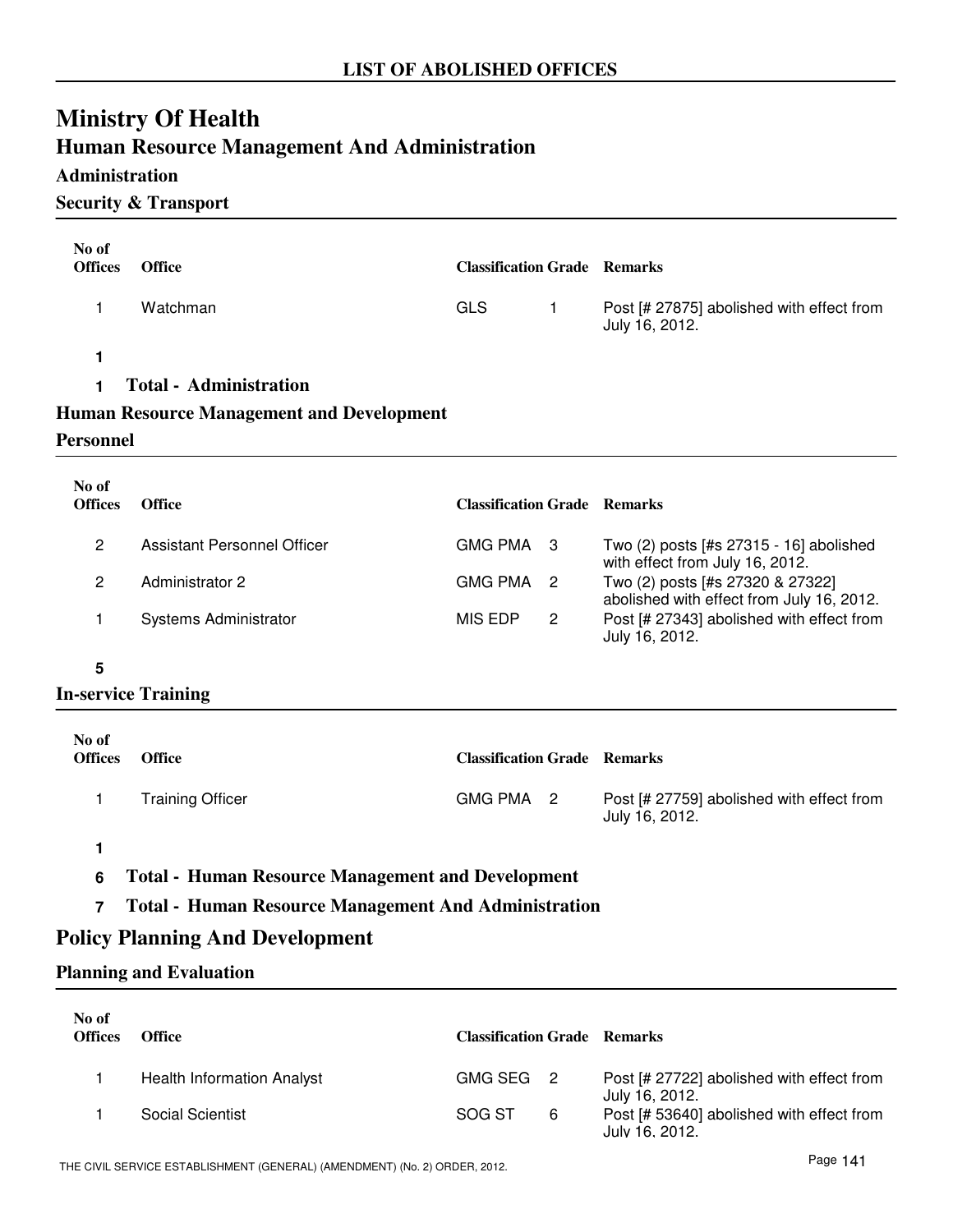## LIST OF ABOLISHED OFFICES

# Ministry Of Health

## Human Resource Management And Administration

### Administration

#### Security & Transport

| No of Offices | Office | Classification | Grade | Remarks |
|---|---|---|---|---|
| 1 | Watchman | GLS | 1 | Post [# 27875] abolished with effect from July 16, 2012. |
| **1** | | | | |

**1 Total - Administration**

### Human Resource Management and Development

#### Personnel

| No of Offices | Office | Classification | Grade | Remarks |
|---|---|---|---|---|
| 2 | Assistant Personnel Officer | GMG PMA | 3 | Two (2) posts [#s 27315 - 16] abolished with effect from July 16, 2012. |
| 2 | Administrator 2 | GMG PMA | 2 | Two (2) posts [#s 27320 & 27322] abolished with effect from July 16, 2012. |
| 1 | Systems Administrator | MIS EDP | 2 | Post [# 27343] abolished with effect from July 16, 2012. |
| **5** | | | | |

#### In-service Training

| No of Offices | Office | Classification | Grade | Remarks |
|---|---|---|---|---|
| 1 | Training Officer | GMG PMA | 2 | Post [# 27759] abolished with effect from July 16, 2012. |
| **1** | | | | |

**6 Total - Human Resource Management and Development**

**7 Total - Human Resource Management And Administration**

## Policy Planning And Development

#### Planning and Evaluation

| No of Offices | Office | Classification | Grade | Remarks |
|---|---|---|---|---|
| 1 | Health Information Analyst | GMG SEG | 2 | Post [# 27722] abolished with effect from July 16, 2012. |
| 1 | Social Scientist | SOG ST | 6 | Post [# 53640] abolished with effect from July 16, 2012. |

THE CIVIL SERVICE ESTABLISHMENT (GENERAL) (AMENDMENT) (No. 2) ORDER, 2012.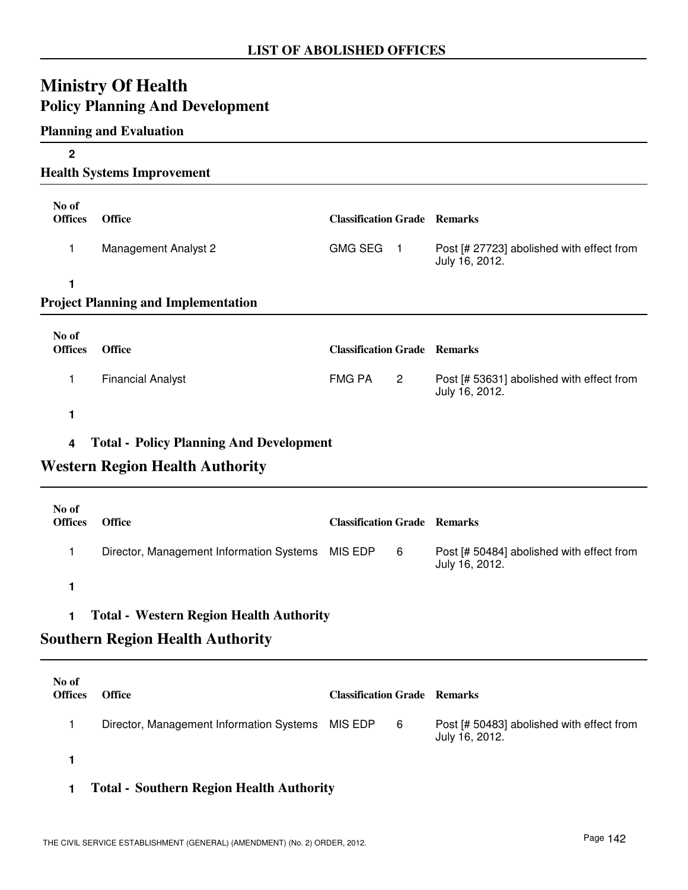# LIST OF ABOLISHED OFFICES

## Ministry Of Health

### Policy Planning And Development

#### Planning and Evaluation

**2**

#### Health Systems Improvement

| No of Offices | Office | Classification | Grade | Remarks |
|---|---|---|---|---|
| 1 | Management Analyst 2 | GMG SEG | 1 | Post [# 27723] abolished with effect from July 16, 2012. |

**1**

#### Project Planning and Implementation

| No of Offices | Office | Classification | Grade | Remarks |
|---|---|---|---|---|
| 1 | Financial Analyst | FMG PA | 2 | Post [# 53631] abolished with effect from July 16, 2012. |

**1**

**4 Total - Policy Planning And Development**

### Western Region Health Authority

| No of Offices | Office | Classification | Grade | Remarks |
|---|---|---|---|---|
| 1 | Director, Management Information Systems | MIS EDP | 6 | Post [# 50484] abolished with effect from July 16, 2012. |

**1**

**1 Total - Western Region Health Authority**

### Southern Region Health Authority

| No of Offices | Office | Classification | Grade | Remarks |
|---|---|---|---|---|
| 1 | Director, Management Information Systems | MIS EDP | 6 | Post [# 50483] abolished with effect from July 16, 2012. |

**1**

**1 Total - Southern Region Health Authority**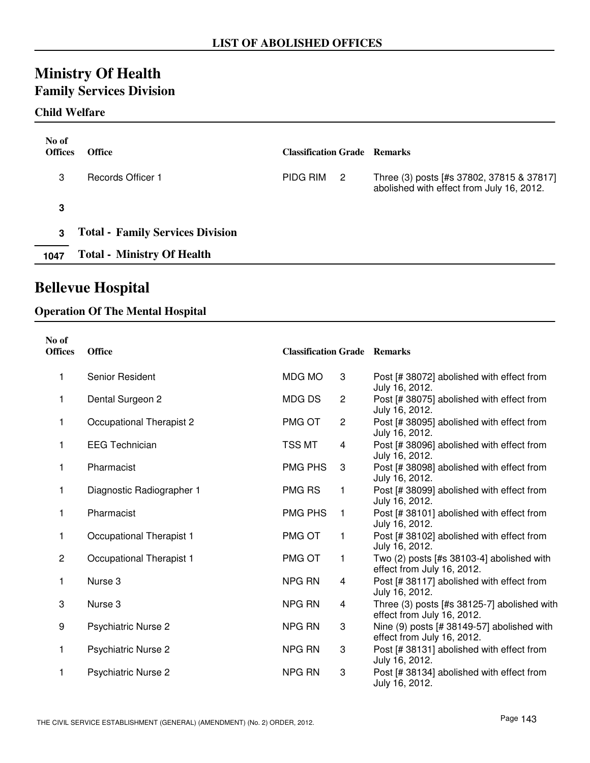## LIST OF ABOLISHED OFFICES

# Ministry Of Health

## Family Services Division

### Child Welfare

| No of Offices | Office | Classification | Grade | Remarks |
|---|---|---|---|---|
| 3 | Records Officer 1 | PIDG RIM | 2 | Three (3) posts [#s 37802, 37815 & 37817] abolished with effect from July 16, 2012. |
| **3** | | | | |
| **3** | **Total - Family Services Division** | | | |
| **1047** | **Total - Ministry Of Health** | | | |

# Bellevue Hospital

### Operation Of The Mental Hospital

| No of Offices | Office | Classification | Grade | Remarks |
|---|---|---|---|---|
| 1 | Senior Resident | MDG MO | 3 | Post [# 38072] abolished with effect from July 16, 2012. |
| 1 | Dental Surgeon 2 | MDG DS | 2 | Post [# 38075] abolished with effect from July 16, 2012. |
| 1 | Occupational Therapist 2 | PMG OT | 2 | Post [# 38095] abolished with effect from July 16, 2012. |
| 1 | EEG Technician | TSS MT | 4 | Post [# 38096] abolished with effect from July 16, 2012. |
| 1 | Pharmacist | PMG PHS | 3 | Post [# 38098] abolished with effect from July 16, 2012. |
| 1 | Diagnostic Radiographer 1 | PMG RS | 1 | Post [# 38099] abolished with effect from July 16, 2012. |
| 1 | Pharmacist | PMG PHS | 1 | Post [# 38101] abolished with effect from July 16, 2012. |
| 1 | Occupational Therapist 1 | PMG OT | 1 | Post [# 38102] abolished with effect from July 16, 2012. |
| 2 | Occupational Therapist 1 | PMG OT | 1 | Two (2) posts [#s 38103-4] abolished with effect from July 16, 2012. |
| 1 | Nurse 3 | NPG RN | 4 | Post [# 38117] abolished with effect from July 16, 2012. |
| 3 | Nurse 3 | NPG RN | 4 | Three (3) posts [#s 38125-7] abolished with effect from July 16, 2012. |
| 9 | Psychiatric Nurse 2 | NPG RN | 3 | Nine (9) posts [# 38149-57] abolished with effect from July 16, 2012. |
| 1 | Psychiatric Nurse 2 | NPG RN | 3 | Post [# 38131] abolished with effect from July 16, 2012. |
| 1 | Psychiatric Nurse 2 | NPG RN | 3 | Post [# 38134] abolished with effect from July 16, 2012. |

THE CIVIL SERVICE ESTABLISHMENT (GENERAL) (AMENDMENT) (No. 2) ORDER, 2012.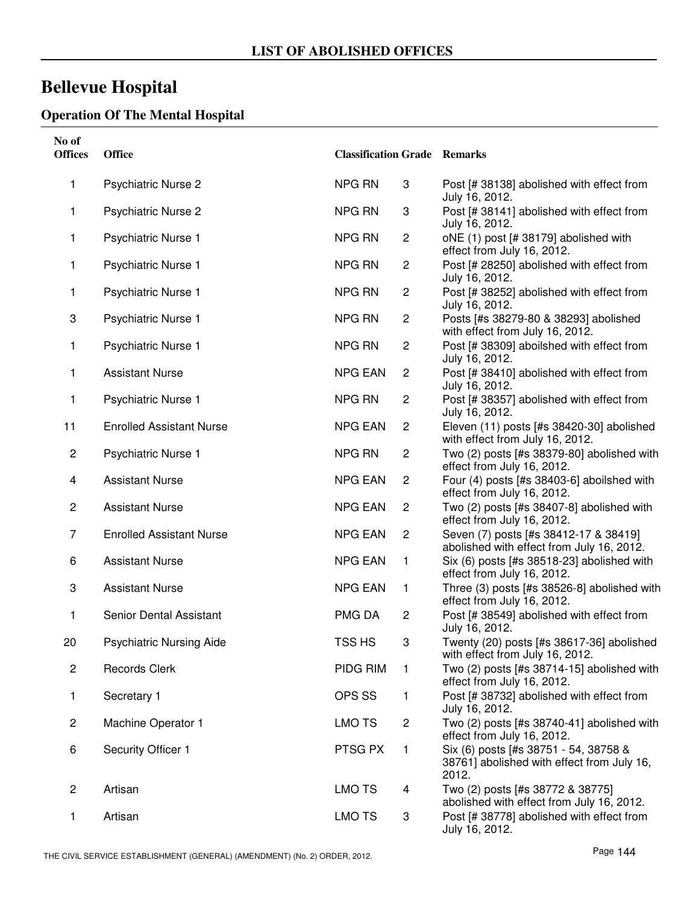## LIST OF ABOLISHED OFFICES

# Bellevue Hospital

### Operation Of The Mental Hospital

| No of Offices | Office | Classification | Grade | Remarks |
|---|---|---|---|---|
| 1 | Psychiatric Nurse 2 | NPG RN | 3 | Post [# 38138] abolished with effect from July 16, 2012. |
| 1 | Psychiatric Nurse 2 | NPG RN | 3 | Post [# 38141] abolished with effect from July 16, 2012. |
| 1 | Psychiatric Nurse 1 | NPG RN | 2 | oNE (1) post [# 38179] abolished with effect from July 16, 2012. |
| 1 | Psychiatric Nurse 1 | NPG RN | 2 | Post [# 28250] abolished with effect from July 16, 2012. |
| 1 | Psychiatric Nurse 1 | NPG RN | 2 | Post [# 38252] abolished with effect from July 16, 2012. |
| 3 | Psychiatric Nurse 1 | NPG RN | 2 | Posts [#s 38279-80 & 38293] abolished with effect from July 16, 2012. |
| 1 | Psychiatric Nurse 1 | NPG RN | 2 | Post [# 38309] aboilshed with effect from July 16, 2012. |
| 1 | Assistant Nurse | NPG EAN | 2 | Post [# 38410] abolished with effect from July 16, 2012. |
| 1 | Psychiatric Nurse 1 | NPG RN | 2 | Post [# 38357] abolished with effect from July 16, 2012. |
| 11 | Enrolled Assistant Nurse | NPG EAN | 2 | Eleven (11) posts [#s 38420-30] abolished with effect from July 16, 2012. |
| 2 | Psychiatric Nurse 1 | NPG RN | 2 | Two (2) posts [#s 38379-80] abolished with effect from July 16, 2012. |
| 4 | Assistant Nurse | NPG EAN | 2 | Four (4) posts [#s 38403-6] aboilshed with effect from July 16, 2012. |
| 2 | Assistant Nurse | NPG EAN | 2 | Two (2) posts [#s 38407-8] abolished with effect from July 16, 2012. |
| 7 | Enrolled Assistant Nurse | NPG EAN | 2 | Seven (7) posts [#s 38412-17 & 38419] abolished with effect from July 16, 2012. |
| 6 | Assistant Nurse | NPG EAN | 1 | Six (6) posts [#s 38518-23] abolished with effect from July 16, 2012. |
| 3 | Assistant Nurse | NPG EAN | 1 | Three (3) posts [#s 38526-8] abolished with effect from July 16, 2012. |
| 1 | Senior Dental Assistant | PMG DA | 2 | Post [# 38549] abolished with effect from July 16, 2012. |
| 20 | Psychiatric Nursing Aide | TSS HS | 3 | Twenty (20) posts [#s 38617-36] abolished with effect from July 16, 2012. |
| 2 | Records Clerk | PIDG RIM | 1 | Two (2) posts [#s 38714-15] abolished with effect from July 16, 2012. |
| 1 | Secretary 1 | OPS SS | 1 | Post [# 38732] abolished with effect from July 16, 2012. |
| 2 | Machine Operator 1 | LMO TS | 2 | Two (2) posts [#s 38740-41] abolished with effect from July 16, 2012. |
| 6 | Security Officer 1 | PTSG PX | 1 | Six (6) posts [#s 38751 - 54, 38758 & 38761] abolished with effect from July 16, 2012. |
| 2 | Artisan | LMO TS | 4 | Two (2) posts [#s 38772 & 38775] abolished with effect from July 16, 2012. |
| 1 | Artisan | LMO TS | 3 | Post [# 38778] abolished with effect from July 16, 2012. |

THE CIVIL SERVICE ESTABLISHMENT (GENERAL) (AMENDMENT) (No. 2) ORDER, 2012.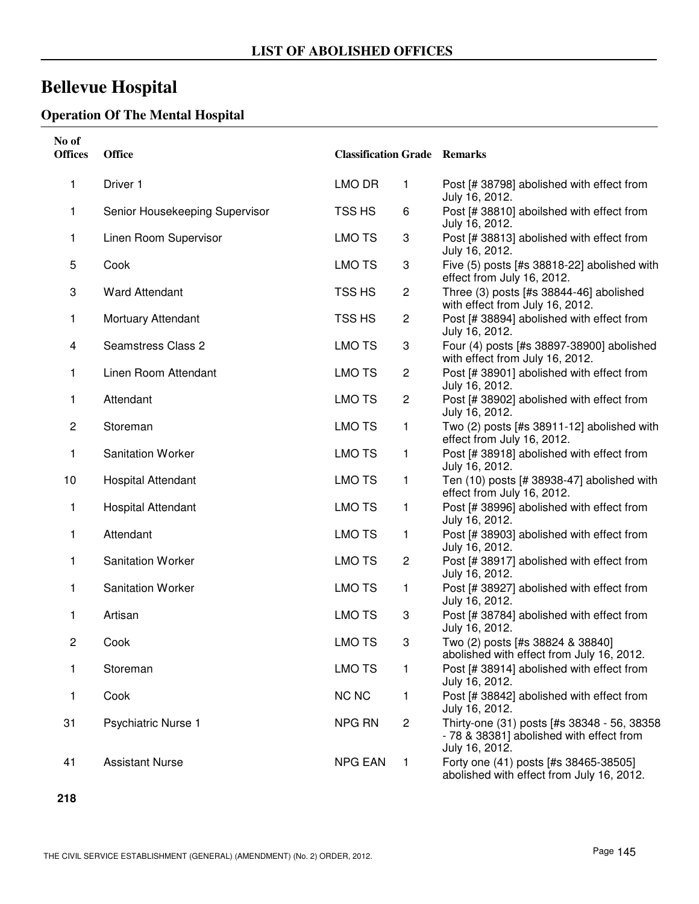## LIST OF ABOLISHED OFFICES

# Bellevue Hospital

### Operation Of The Mental Hospital

| No of Offices | Office | Classification | Grade | Remarks |
|---|---|---|---|---|
| 1 | Driver 1 | LMO DR | 1 | Post [# 38798] abolished with effect from July 16, 2012. |
| 1 | Senior Housekeeping Supervisor | TSS HS | 6 | Post [# 38810] aboilshed with effect from July 16, 2012. |
| 1 | Linen Room Supervisor | LMO TS | 3 | Post [# 38813] abolished with effect from July 16, 2012. |
| 5 | Cook | LMO TS | 3 | Five (5) posts [#s 38818-22] abolished with effect from July 16, 2012. |
| 3 | Ward Attendant | TSS HS | 2 | Three (3) posts [#s 38844-46] abolished with effect from July 16, 2012. |
| 1 | Mortuary Attendant | TSS HS | 2 | Post [# 38894] abolished with effect from July 16, 2012. |
| 4 | Seamstress Class 2 | LMO TS | 3 | Four (4) posts [#s 38897-38900] abolished with effect from July 16, 2012. |
| 1 | Linen Room Attendant | LMO TS | 2 | Post [# 38901] abolished with effect from July 16, 2012. |
| 1 | Attendant | LMO TS | 2 | Post [# 38902] abolished with effect from July 16, 2012. |
| 2 | Storeman | LMO TS | 1 | Two (2) posts [#s 38911-12] abolished with effect from July 16, 2012. |
| 1 | Sanitation Worker | LMO TS | 1 | Post [# 38918] abolished with effect from July 16, 2012. |
| 10 | Hospital Attendant | LMO TS | 1 | Ten (10) posts [# 38938-47] abolished with effect from July 16, 2012. |
| 1 | Hospital Attendant | LMO TS | 1 | Post [# 38996] abolished with effect from July 16, 2012. |
| 1 | Attendant | LMO TS | 1 | Post [# 38903] abolished with effect from July 16, 2012. |
| 1 | Sanitation Worker | LMO TS | 2 | Post [# 38917] abolished with effect from July 16, 2012. |
| 1 | Sanitation Worker | LMO TS | 1 | Post [# 38927] abolished with effect from July 16, 2012. |
| 1 | Artisan | LMO TS | 3 | Post [# 38784] abolished with effect from July 16, 2012. |
| 2 | Cook | LMO TS | 3 | Two (2) posts [#s 38824 & 38840] abolished with effect from July 16, 2012. |
| 1 | Storeman | LMO TS | 1 | Post [# 38914] abolished with effect from July 16, 2012. |
| 1 | Cook | NC NC | 1 | Post [# 38842] abolished with effect from July 16, 2012. |
| 31 | Psychiatric Nurse 1 | NPG RN | 2 | Thirty-one (31) posts [#s 38348 - 56, 38358 - 78 & 38381] abolished with effect from July 16, 2012. |
| 41 | Assistant Nurse | NPG EAN | 1 | Forty one (41) posts [#s 38465-38505] abolished with effect from July 16, 2012. |
| **218** | | | | |

THE CIVIL SERVICE ESTABLISHMENT (GENERAL) (AMENDMENT) (No. 2) ORDER, 2012.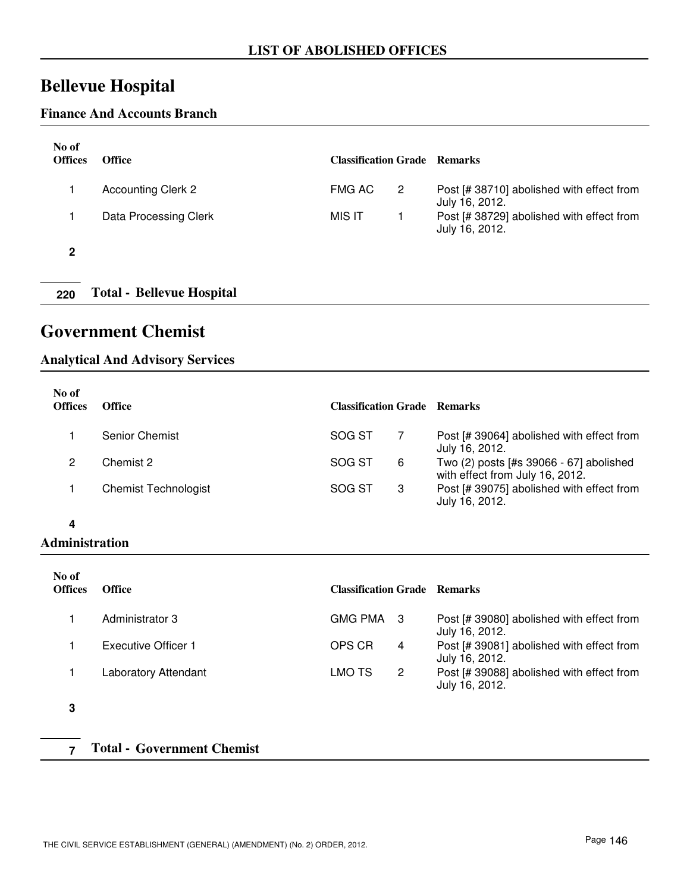## LIST OF ABOLISHED OFFICES

# Bellevue Hospital

### Finance And Accounts Branch

| No of Offices | Office | Classification | Grade | Remarks |
|---|---|---|---|---|
| 1 | Accounting Clerk 2 | FMG AC | 2 | Post [# 38710] abolished with effect from July 16, 2012. |
| 1 | Data Processing Clerk | MIS IT | 1 | Post [# 38729] abolished with effect from July 16, 2012. |
| **2** | | | | |

| | |
|---|---|
| **220** | **Total - Bellevue Hospital** |

# Government Chemist

### Analytical And Advisory Services

| No of Offices | Office | Classification | Grade | Remarks |
|---|---|---|---|---|
| 1 | Senior Chemist | SOG ST | 7 | Post [# 39064] abolished with effect from July 16, 2012. |
| 2 | Chemist 2 | SOG ST | 6 | Two (2) posts [#s 39066 - 67] abolished with effect from July 16, 2012. |
| 1 | Chemist Technologist | SOG ST | 3 | Post [# 39075] abolished with effect from July 16, 2012. |
| **4** | | | | |

### Administration

| No of Offices | Office | Classification | Grade | Remarks |
|---|---|---|---|---|
| 1 | Administrator 3 | GMG PMA | 3 | Post [# 39080] abolished with effect from July 16, 2012. |
| 1 | Executive Officer 1 | OPS CR | 4 | Post [# 39081] abolished with effect from July 16, 2012. |
| 1 | Laboratory Attendant | LMO TS | 2 | Post [# 39088] abolished with effect from July 16, 2012. |
| **3** | | | | |

| | |
|---|---|
| **7** | **Total - Government Chemist** |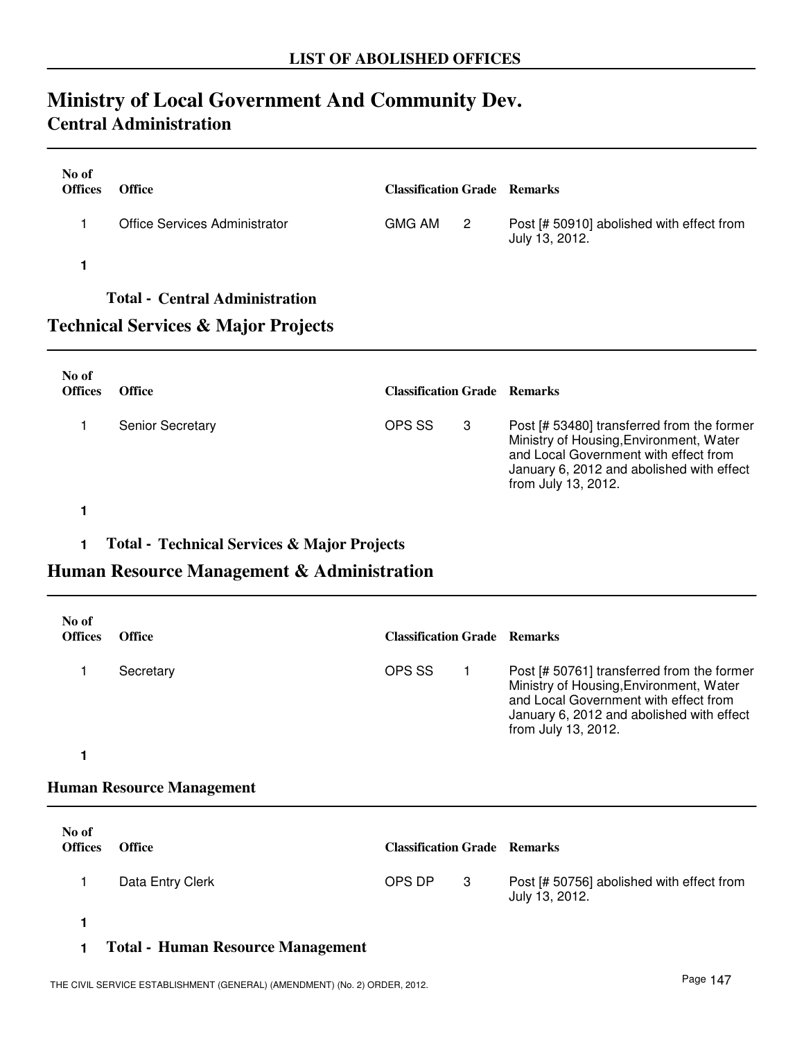## LIST OF ABOLISHED OFFICES

# Ministry of Local Government And Community Dev.

## Central Administration

| No of Offices | Office | Classification | Grade | Remarks |
|---|---|---|---|---|
| 1 | Office Services Administrator | GMG AM | 2 | Post [# 50910] abolished with effect from July 13, 2012. |
| 1 | | | | |

**Total - Central Administration**

## Technical Services & Major Projects

| No of Offices | Office | Classification | Grade | Remarks |
|---|---|---|---|---|
| 1 | Senior Secretary | OPS SS | 3 | Post [# 53480] transferred from the former Ministry of Housing,Environment, Water and Local Government with effect from January 6, 2012 and abolished with effect from July 13, 2012. |
| 1 | | | | |

**1 Total - Technical Services & Major Projects**

## Human Resource Management & Administration

| No of Offices | Office | Classification | Grade | Remarks |
|---|---|---|---|---|
| 1 | Secretary | OPS SS | 1 | Post [# 50761] transferred from the former Ministry of Housing,Environment, Water and Local Government with effect from January 6, 2012 and abolished with effect from July 13, 2012. |
| 1 | | | | |

### Human Resource Management

| No of Offices | Office | Classification | Grade | Remarks |
|---|---|---|---|---|
| 1 | Data Entry Clerk | OPS DP | 3 | Post [# 50756] abolished with effect from July 13, 2012. |
| 1 | | | | |

**1 Total - Human Resource Management**

THE CIVIL SERVICE ESTABLISHMENT (GENERAL) (AMENDMENT) (No. 2) ORDER, 2012.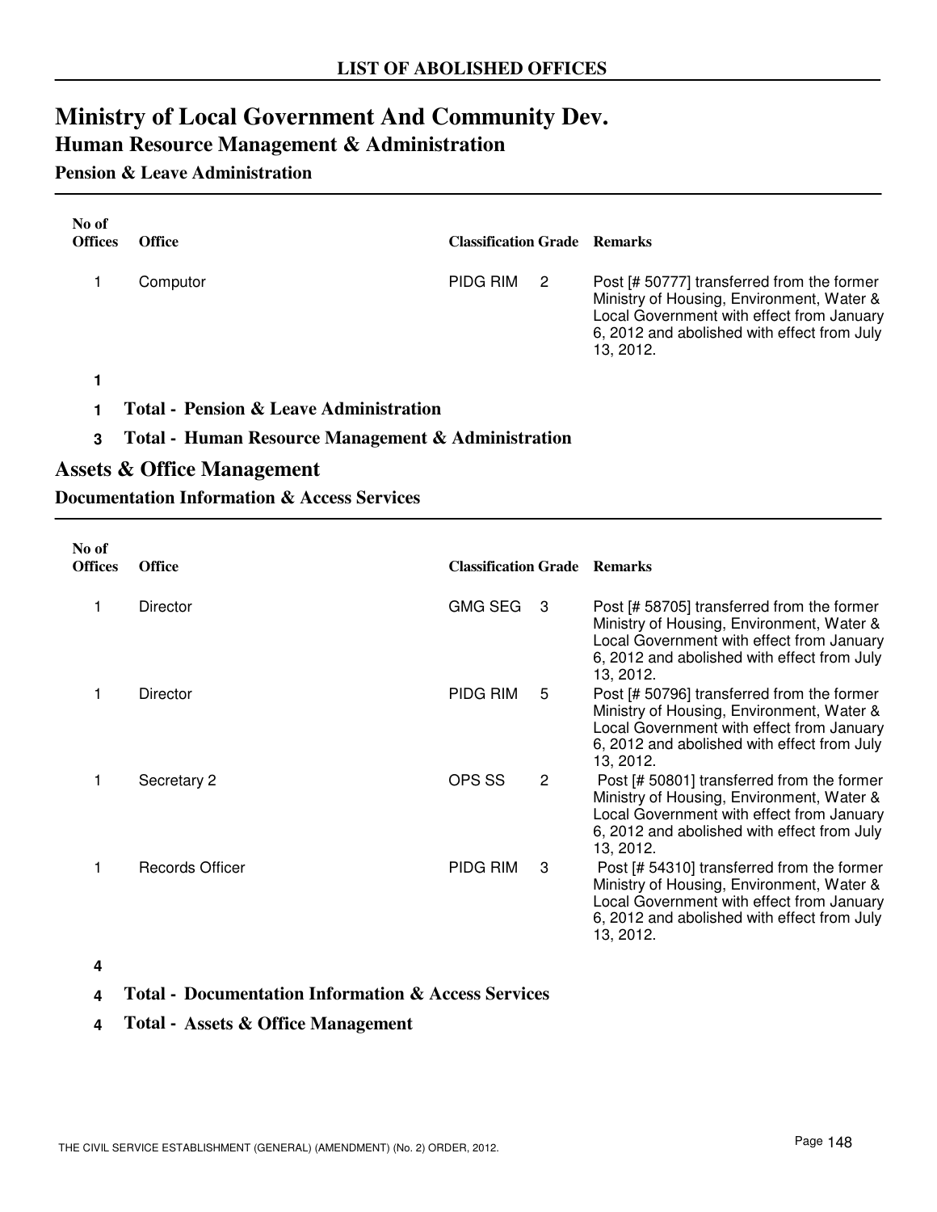## LIST OF ABOLISHED OFFICES

# Ministry of Local Government And Community Dev.

## Human Resource Management & Administration

### Pension & Leave Administration

| No of Offices | Office | Classification | Grade | Remarks |
|---|---|---|---|---|
| 1 | Computor | PIDG RIM | 2 | Post [# 50777] transferred from the former Ministry of Housing, Environment, Water & Local Government with effect from January 6, 2012 and abolished with effect from July 13, 2012. |
| **1** | | | | |

**1 Total - Pension & Leave Administration**

**3 Total - Human Resource Management & Administration**

## Assets & Office Management

### Documentation Information & Access Services

| No of Offices | Office | Classification | Grade | Remarks |
|---|---|---|---|---|
| 1 | Director | GMG SEG | 3 | Post [# 58705] transferred from the former Ministry of Housing, Environment, Water & Local Government with effect from January 6, 2012 and abolished with effect from July 13, 2012. |
| 1 | Director | PIDG RIM | 5 | Post [# 50796] transferred from the former Ministry of Housing, Environment, Water & Local Government with effect from January 6, 2012 and abolished with effect from July 13, 2012. |
| 1 | Secretary 2 | OPS SS | 2 | Post [# 50801] transferred from the former Ministry of Housing, Environment, Water & Local Government with effect from January 6, 2012 and abolished with effect from July 13, 2012. |
| 1 | Records Officer | PIDG RIM | 3 | Post [# 54310] transferred from the former Ministry of Housing, Environment, Water & Local Government with effect from January 6, 2012 and abolished with effect from July 13, 2012. |
| **4** | | | | |

**4 Total - Documentation Information & Access Services**

**4 Total - Assets & Office Management**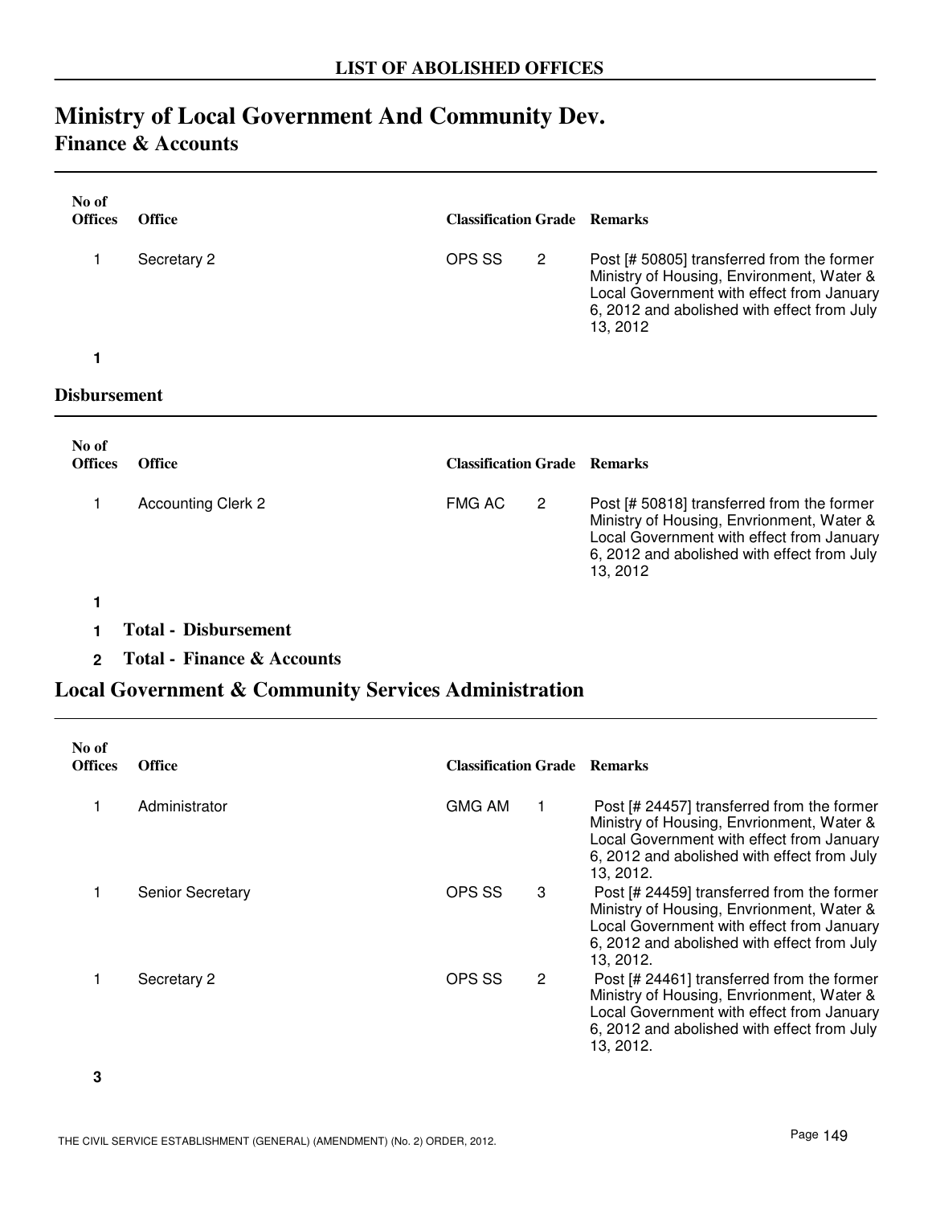# LIST OF ABOLISHED OFFICES

## Ministry of Local Government And Community Dev.

### Finance & Accounts

| No of Offices | Office | Classification | Grade | Remarks |
|---|---|---|---|---|
| 1 | Secretary 2 | OPS SS | 2 | Post [# 50805] transferred from the former Ministry of Housing, Environment, Water & Local Government with effect from January 6, 2012 and abolished with effect from July 13, 2012 |
| **1** | | | | |

### Disbursement

| No of Offices | Office | Classification | Grade | Remarks |
|---|---|---|---|---|
| 1 | Accounting Clerk 2 | FMG AC | 2 | Post [# 50818] transferred from the former Ministry of Housing, Envrionment, Water & Local Government with effect from January 6, 2012 and abolished with effect from July 13, 2012 |
| **1** | | | | |

**1 Total - Disbursement**

**2 Total - Finance & Accounts**

### Local Government & Community Services Administration

| No of Offices | Office | Classification | Grade | Remarks |
|---|---|---|---|---|
| 1 | Administrator | GMG AM | 1 | Post [# 24457] transferred from the former Ministry of Housing, Envrionment, Water & Local Government with effect from January 6, 2012 and abolished with effect from July 13, 2012. |
| 1 | Senior Secretary | OPS SS | 3 | Post [# 24459] transferred from the former Ministry of Housing, Envrionment, Water & Local Government with effect from January 6, 2012 and abolished with effect from July 13, 2012. |
| 1 | Secretary 2 | OPS SS | 2 | Post [# 24461] transferred from the former Ministry of Housing, Envrionment, Water & Local Government with effect from January 6, 2012 and abolished with effect from July 13, 2012. |
| **3** | | | | |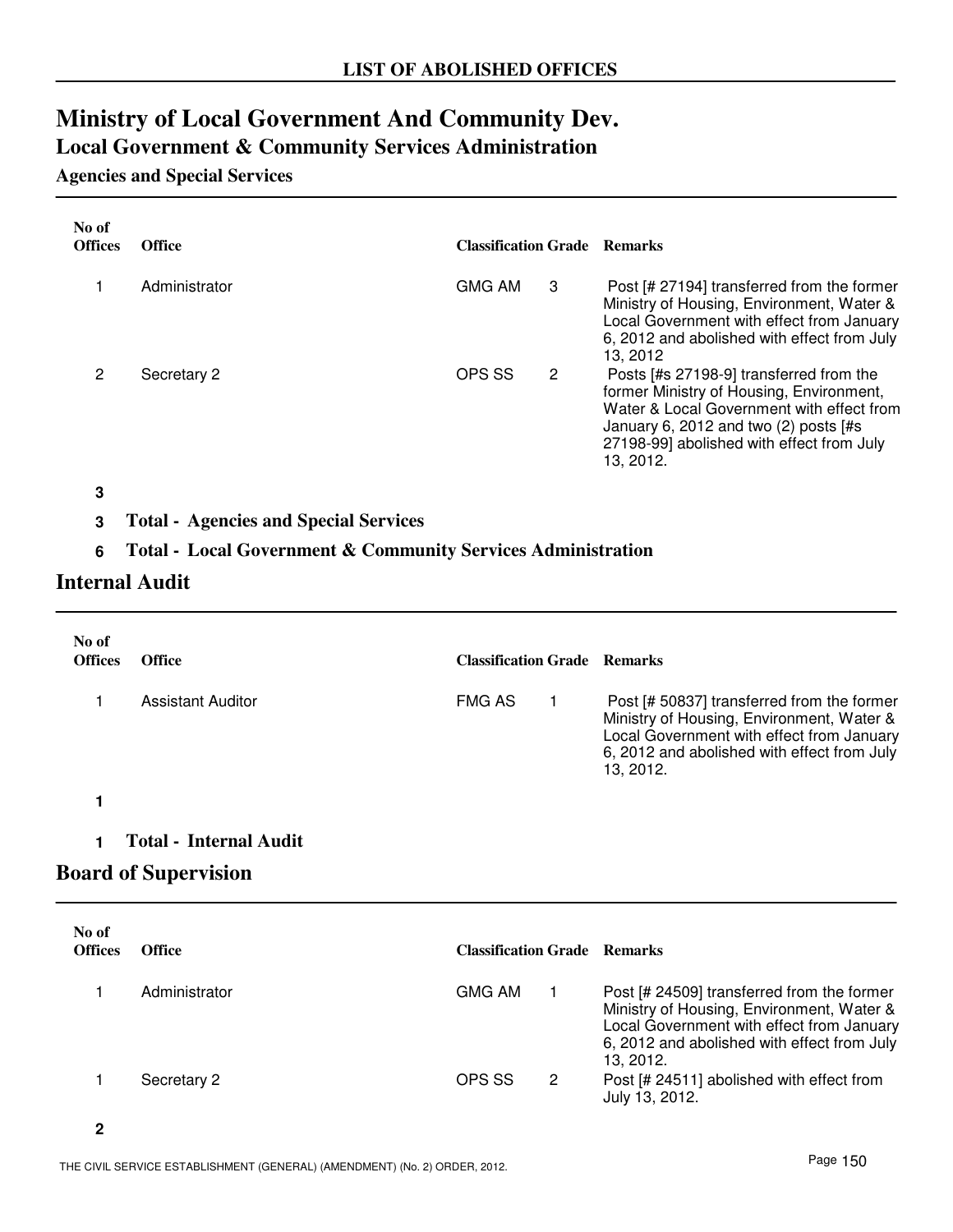## LIST OF ABOLISHED OFFICES

# Ministry of Local Government And Community Dev.

## Local Government & Community Services Administration

### Agencies and Special Services

| No of Offices | Office | Classification | Grade | Remarks |
|---|---|---|---|---|
| 1 | Administrator | GMG AM | 3 | Post [# 27194] transferred from the former Ministry of Housing, Environment, Water & Local Government with effect from January 6, 2012 and abolished with effect from July 13, 2012 |
| 2 | Secretary 2 | OPS SS | 2 | Posts [#s 27198-9] transferred from the former Ministry of Housing, Environment, Water & Local Government with effect from January 6, 2012 and two (2) posts [#s 27198-99] abolished with effect from July 13, 2012. |
| **3** | | | | |

**3 Total - Agencies and Special Services**

**6 Total - Local Government & Community Services Administration**

## Internal Audit

| No of Offices | Office | Classification | Grade | Remarks |
|---|---|---|---|---|
| 1 | Assistant Auditor | FMG AS | 1 | Post [# 50837] transferred from the former Ministry of Housing, Environment, Water & Local Government with effect from January 6, 2012 and abolished with effect from July 13, 2012. |
| **1** | | | | |

**1 Total - Internal Audit**

## Board of Supervision

| No of Offices | Office | Classification | Grade | Remarks |
|---|---|---|---|---|
| 1 | Administrator | GMG AM | 1 | Post [# 24509] transferred from the former Ministry of Housing, Environment, Water & Local Government with effect from January 6, 2012 and abolished with effect from July 13, 2012. |
| 1 | Secretary 2 | OPS SS | 2 | Post [# 24511] abolished with effect from July 13, 2012. |
| **2** | | | | |

THE CIVIL SERVICE ESTABLISHMENT (GENERAL) (AMENDMENT) (No. 2) ORDER, 2012.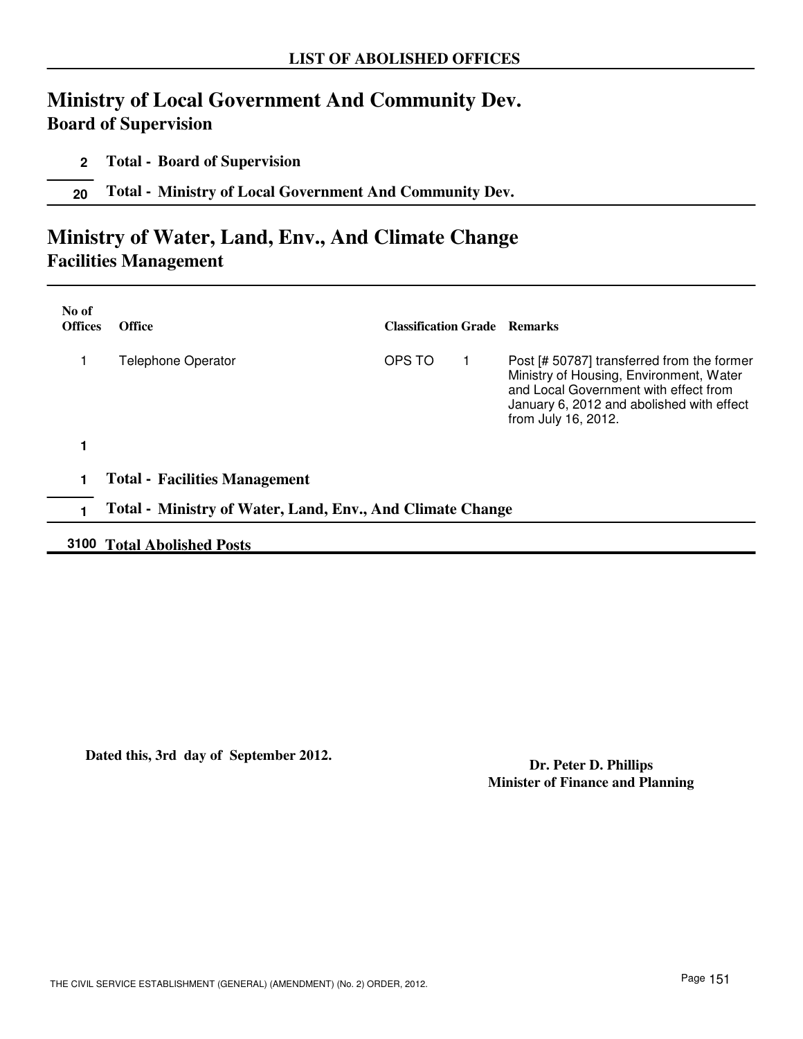# Ministry of Local Government And Community Dev.

## Board of Supervision

**2 Total - Board of Supervision**

**20 Total - Ministry of Local Government And Community Dev.**

# Ministry of Water, Land, Env., And Climate Change

## Facilities Management

| No of Offices | Office | Classification | Grade | Remarks |
|---|---|---|---|---|
| 1 | Telephone Operator | OPS TO | 1 | Post [# 50787] transferred from the former Ministry of Housing, Environment, Water and Local Government with effect from January 6, 2012 and abolished with effect from July 16, 2012. |
| **1** | | | | |

**1 Total - Facilities Management**

**1 Total - Ministry of Water, Land, Env., And Climate Change**

**3100 Total Abolished Posts**

**Dated this, 3rd day of September 2012.**

**Dr. Peter D. Phillips**
**Minister of Finance and Planning**